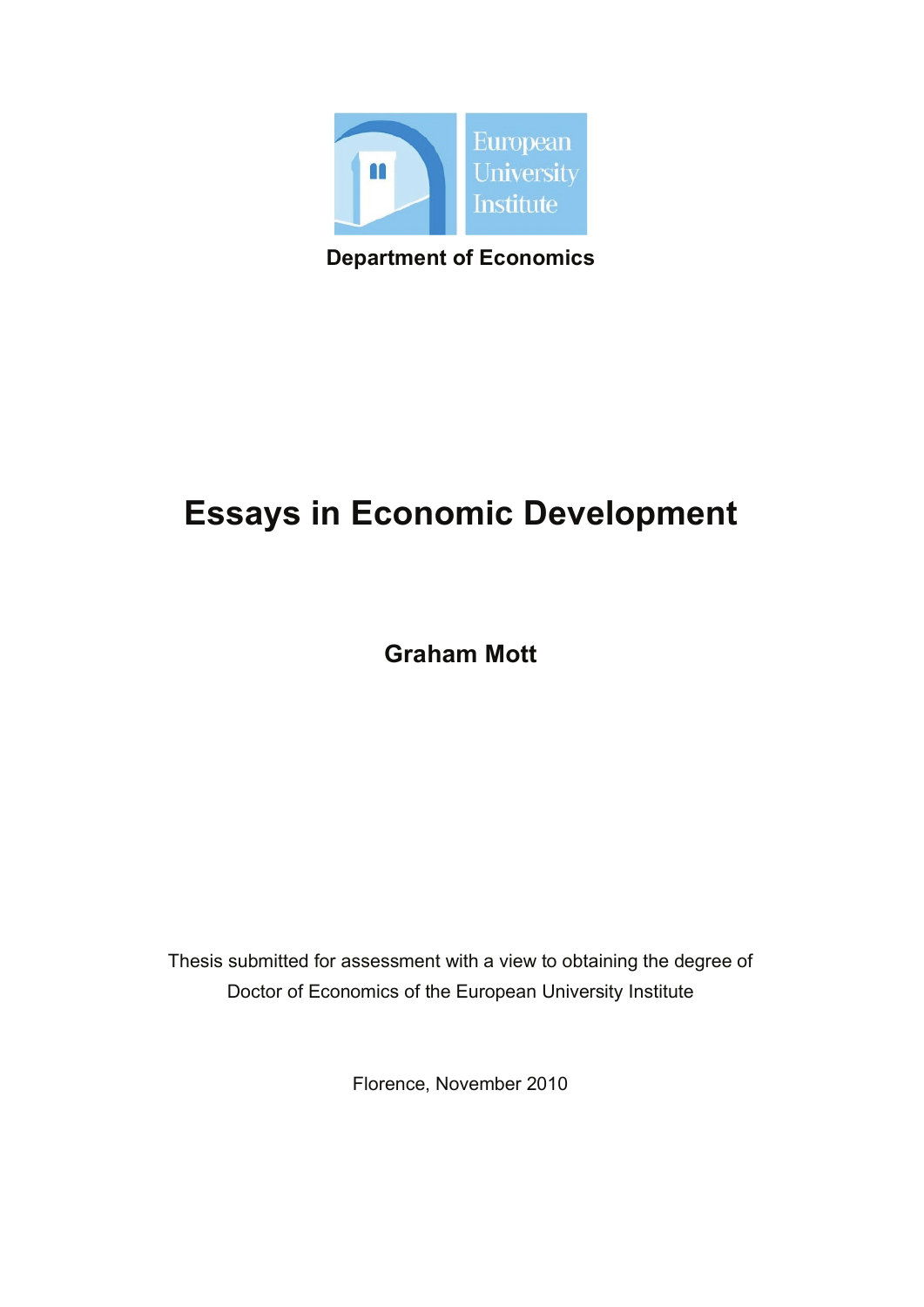European University Institute

**Department of Economics**

# Essays in Economic Development

**Graham Mott**

Thesis submitted for assessment with a view to obtaining the degree of Doctor of Economics of the European University Institute

Florence, November 2010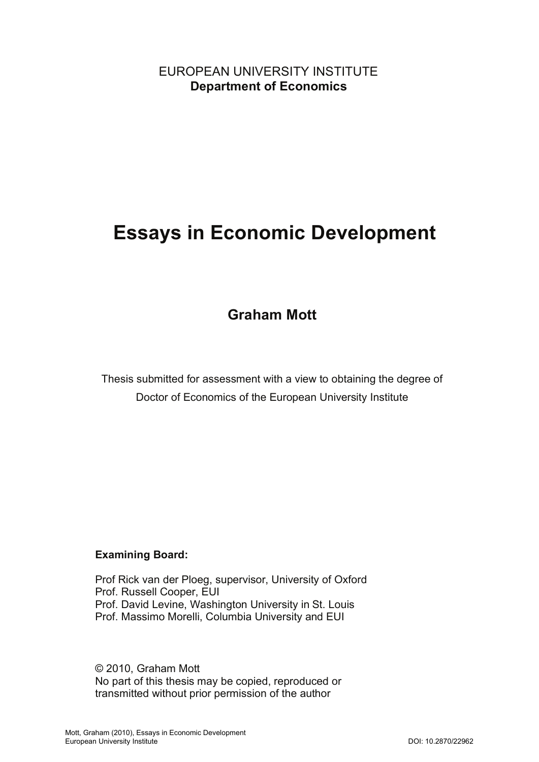EUROPEAN UNIVERSITY INSTITUTE
**Department of Economics**

# Essays in Economic Development

## Graham Mott

Thesis submitted for assessment with a view to obtaining the degree of Doctor of Economics of the European University Institute

**Examining Board:**

Prof Rick van der Ploeg, supervisor, University of Oxford
Prof. Russell Cooper, EUI
Prof. David Levine, Washington University in St. Louis
Prof. Massimo Morelli, Columbia University and EUI

© 2010, Graham Mott
No part of this thesis may be copied, reproduced or transmitted without prior permission of the author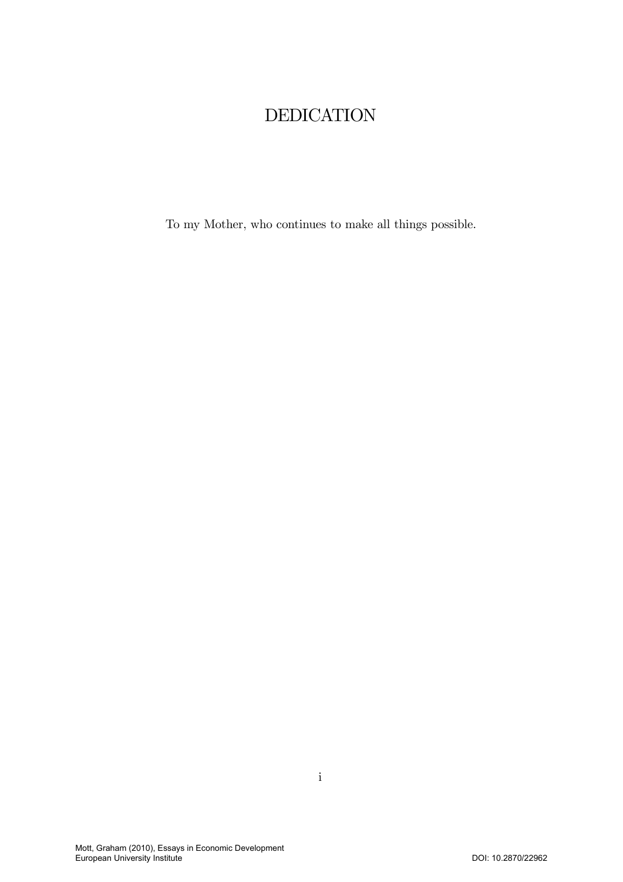# DEDICATION

To my Mother, who continues to make all things possible.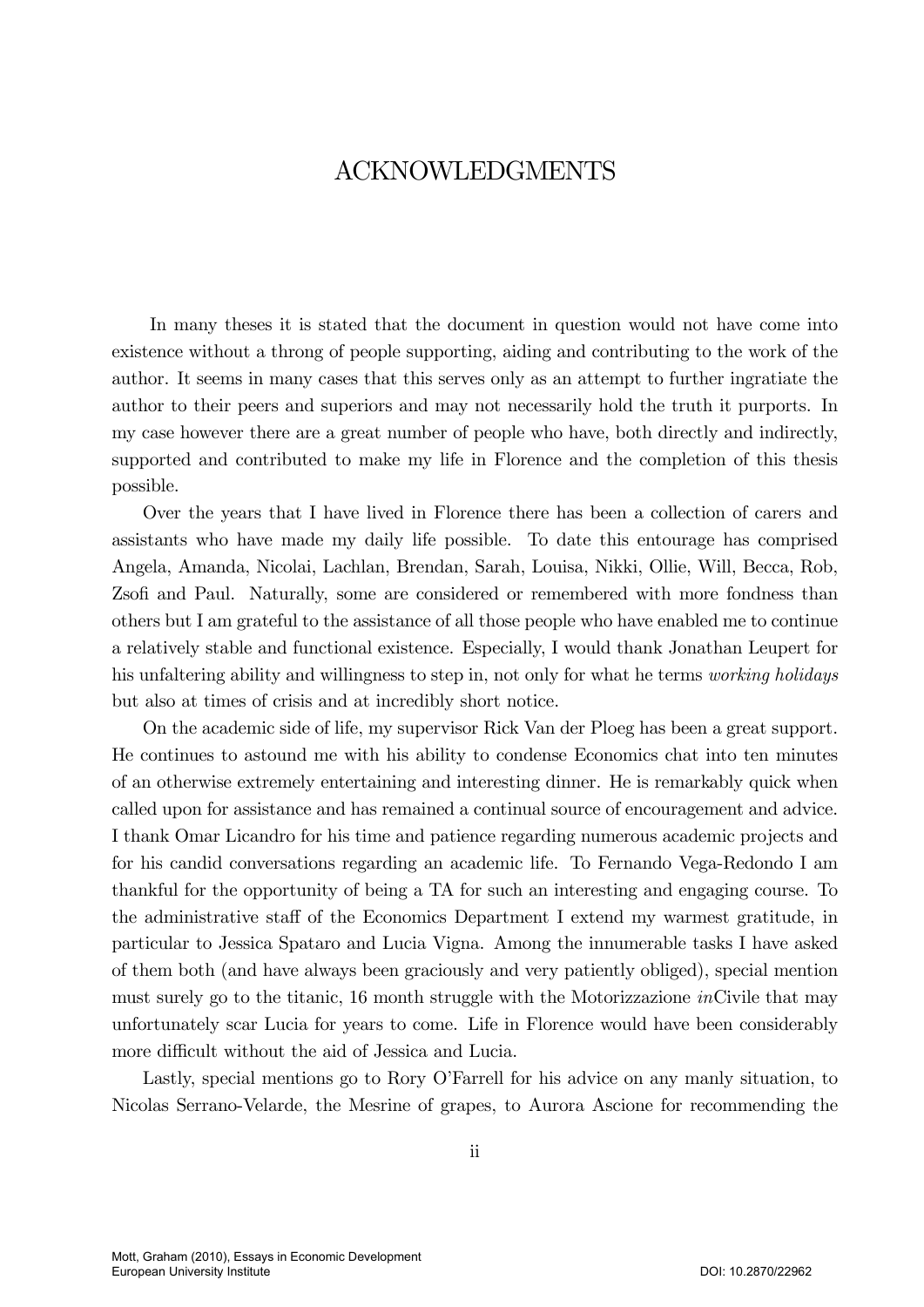# ACKNOWLEDGMENTS

In many theses it is stated that the document in question would not have come into existence without a throng of people supporting, aiding and contributing to the work of the author. It seems in many cases that this serves only as an attempt to further ingratiate the author to their peers and superiors and may not necessarily hold the truth it purports. In my case however there are a great number of people who have, both directly and indirectly, supported and contributed to make my life in Florence and the completion of this thesis possible.

Over the years that I have lived in Florence there has been a collection of carers and assistants who have made my daily life possible. To date this entourage has comprised Angela, Amanda, Nicolai, Lachlan, Brendan, Sarah, Louisa, Nikki, Ollie, Will, Becca, Rob, Zsofi and Paul. Naturally, some are considered or remembered with more fondness than others but I am grateful to the assistance of all those people who have enabled me to continue a relatively stable and functional existence. Especially, I would thank Jonathan Leupert for his unfaltering ability and willingness to step in, not only for what he terms *working holidays* but also at times of crisis and at incredibly short notice.

On the academic side of life, my supervisor Rick Van der Ploeg has been a great support. He continues to astound me with his ability to condense Economics chat into ten minutes of an otherwise extremely entertaining and interesting dinner. He is remarkably quick when called upon for assistance and has remained a continual source of encouragement and advice. I thank Omar Licandro for his time and patience regarding numerous academic projects and for his candid conversations regarding an academic life. To Fernando Vega-Redondo I am thankful for the opportunity of being a TA for such an interesting and engaging course. To the administrative staff of the Economics Department I extend my warmest gratitude, in particular to Jessica Spataro and Lucia Vigna. Among the innumerable tasks I have asked of them both (and have always been graciously and very patiently obliged), special mention must surely go to the titanic, 16 month struggle with the Motorizzazione *in*Civile that may unfortunately scar Lucia for years to come. Life in Florence would have been considerably more difficult without the aid of Jessica and Lucia.

Lastly, special mentions go to Rory O'Farrell for his advice on any manly situation, to Nicolas Serrano-Velarde, the Mesrine of grapes, to Aurora Ascione for recommending the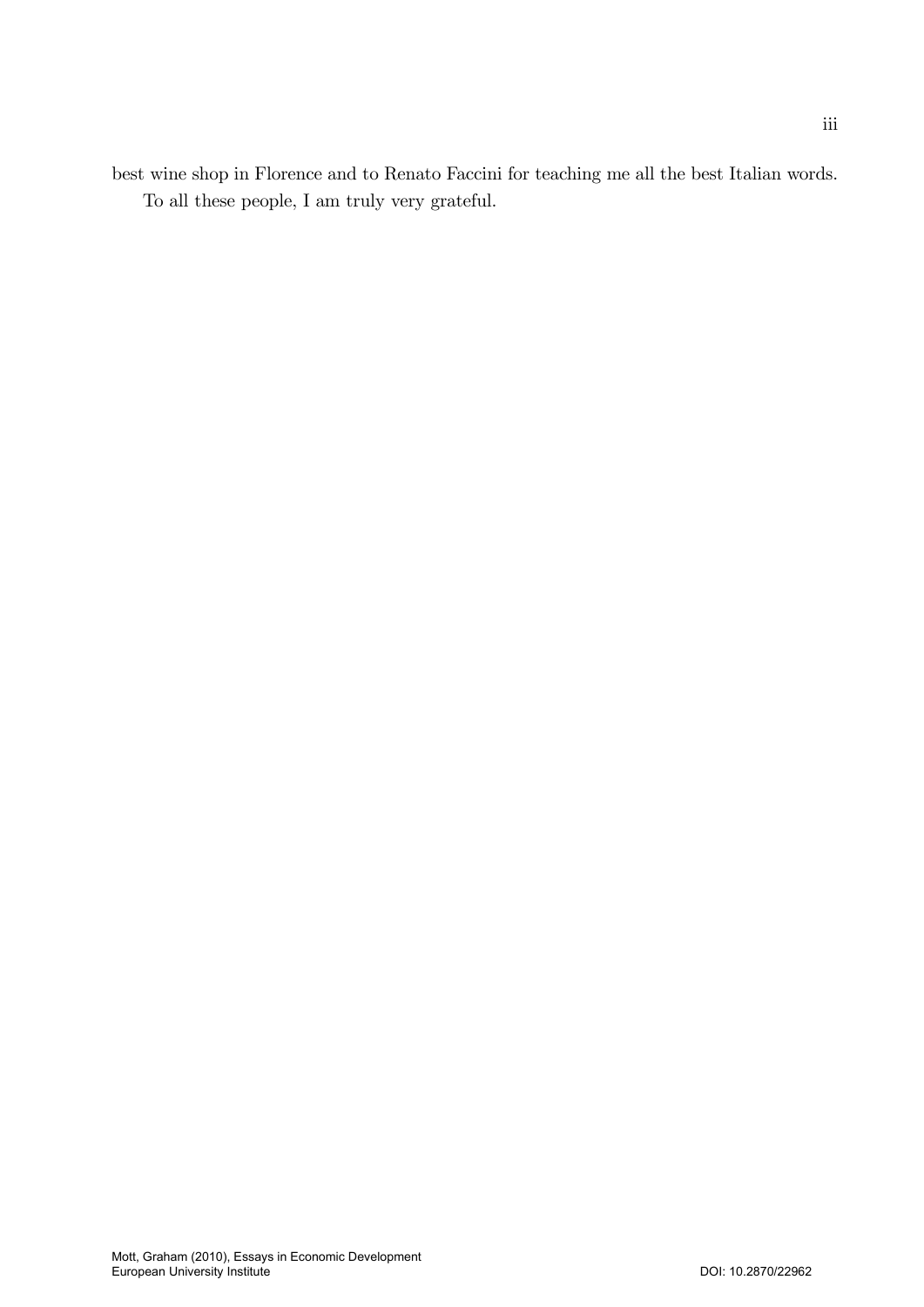best wine shop in Florence and to Renato Faccini for teaching me all the best Italian words.

To all these people, I am truly very grateful.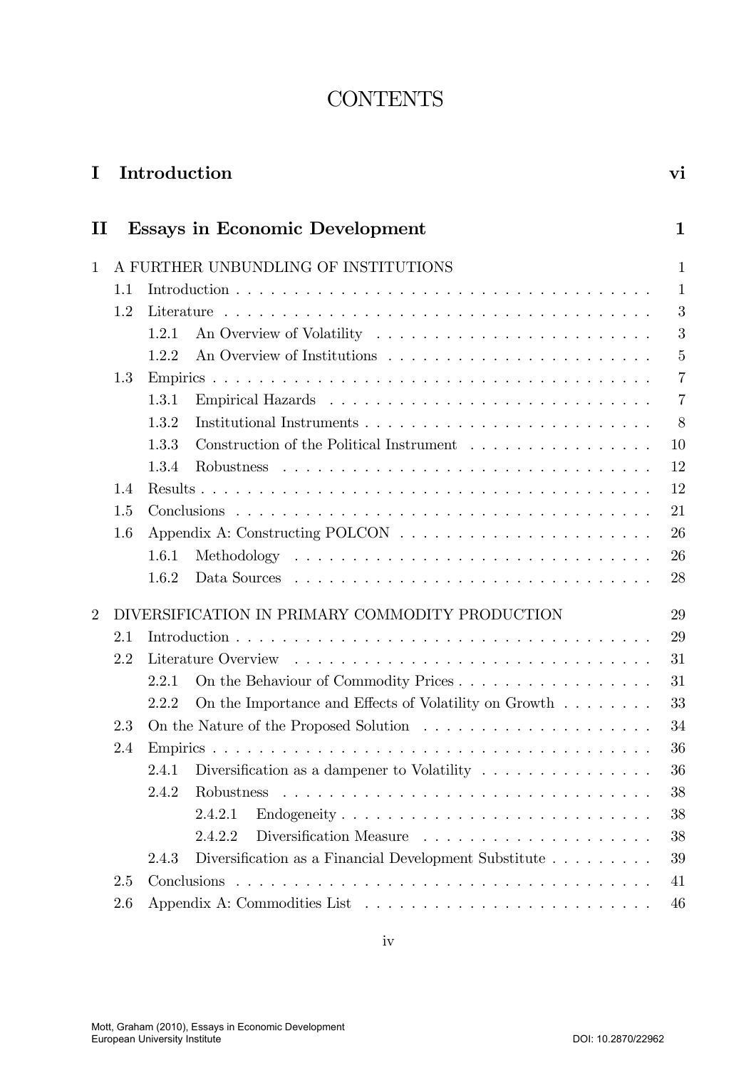# CONTENTS

**I Introduction** **vi**

**II Essays in Economic Development** **1**

1 A FURTHER UNBUNDLING OF INSTITUTIONS 1
- 1.1 Introduction 1
- 1.2 Literature 3
  - 1.2.1 An Overview of Volatility 3
  - 1.2.2 An Overview of Institutions 5
- 1.3 Empirics 7
  - 1.3.1 Empirical Hazards 7
  - 1.3.2 Institutional Instruments 8
  - 1.3.3 Construction of the Political Instrument 10
  - 1.3.4 Robustness 12
- 1.4 Results 12
- 1.5 Conclusions 21
- 1.6 Appendix A: Constructing POLCON 26
  - 1.6.1 Methodology 26
  - 1.6.2 Data Sources 28

2 DIVERSIFICATION IN PRIMARY COMMODITY PRODUCTION 29
- 2.1 Introduction 29
- 2.2 Literature Overview 31
  - 2.2.1 On the Behaviour of Commodity Prices 31
  - 2.2.2 On the Importance and Effects of Volatility on Growth 33
- 2.3 On the Nature of the Proposed Solution 34
- 2.4 Empirics 36
  - 2.4.1 Diversification as a dampener to Volatility 36
  - 2.4.2 Robustness 38
    - 2.4.2.1 Endogeneity 38
    - 2.4.2.2 Diversification Measure 38
  - 2.4.3 Diversification as a Financial Development Substitute 39
- 2.5 Conclusions 41
- 2.6 Appendix A: Commodities List 46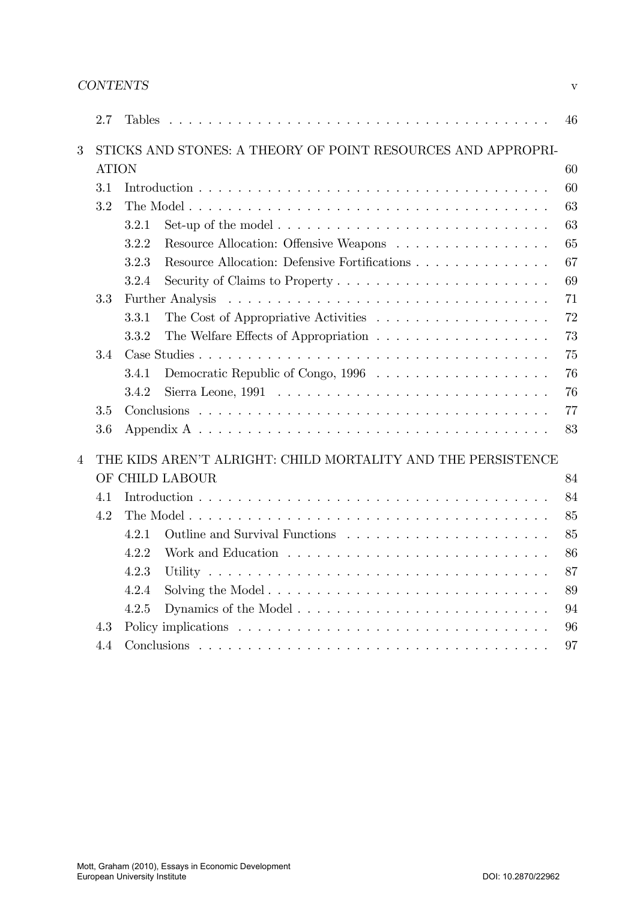2.7 Tables . . . . . . . . . . 46

3 STICKS AND STONES: A THEORY OF POINT RESOURCES AND APPROPRIATION 60

3.1 Introduction . . . . . . . . . . 60

3.2 The Model . . . . . . . . . . 63

3.2.1 Set-up of the model . . . . . . . . . . 63

3.2.2 Resource Allocation: Offensive Weapons . . . . . . . . . . 65

3.2.3 Resource Allocation: Defensive Fortifications . . . . . . . . . . 67

3.2.4 Security of Claims to Property . . . . . . . . . . 69

3.3 Further Analysis . . . . . . . . . . 71

3.3.1 The Cost of Appropriative Activities . . . . . . . . . . 72

3.3.2 The Welfare Effects of Appropriation . . . . . . . . . . 73

3.4 Case Studies . . . . . . . . . . 75

3.4.1 Democratic Republic of Congo, 1996 . . . . . . . . . . 76

3.4.2 Sierra Leone, 1991 . . . . . . . . . . 76

3.5 Conclusions . . . . . . . . . . 77

3.6 Appendix A . . . . . . . . . . 83

4 THE KIDS AREN'T ALRIGHT: CHILD MORTALITY AND THE PERSISTENCE OF CHILD LABOUR 84

4.1 Introduction . . . . . . . . . . 84

4.2 The Model . . . . . . . . . . 85

4.2.1 Outline and Survival Functions . . . . . . . . . . 85

4.2.2 Work and Education . . . . . . . . . . 86

4.2.3 Utility . . . . . . . . . . 87

4.2.4 Solving the Model . . . . . . . . . . 89

4.2.5 Dynamics of the Model . . . . . . . . . . 94

4.3 Policy implications . . . . . . . . . . 96

4.4 Conclusions . . . . . . . . . . 97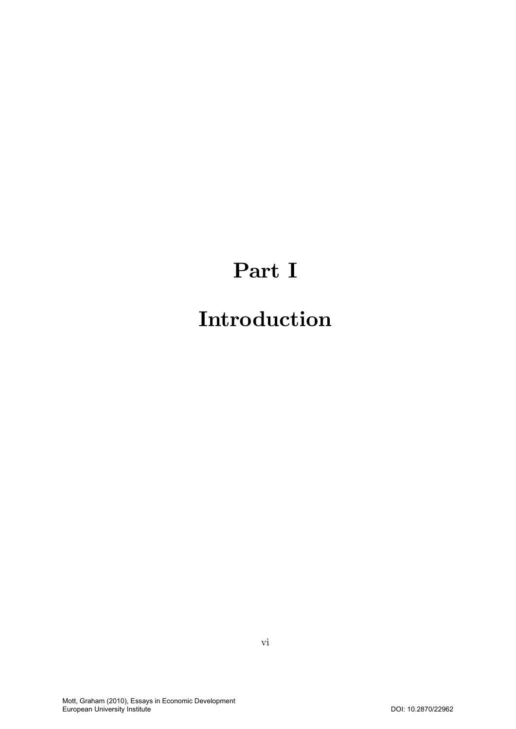# Part I

# Introduction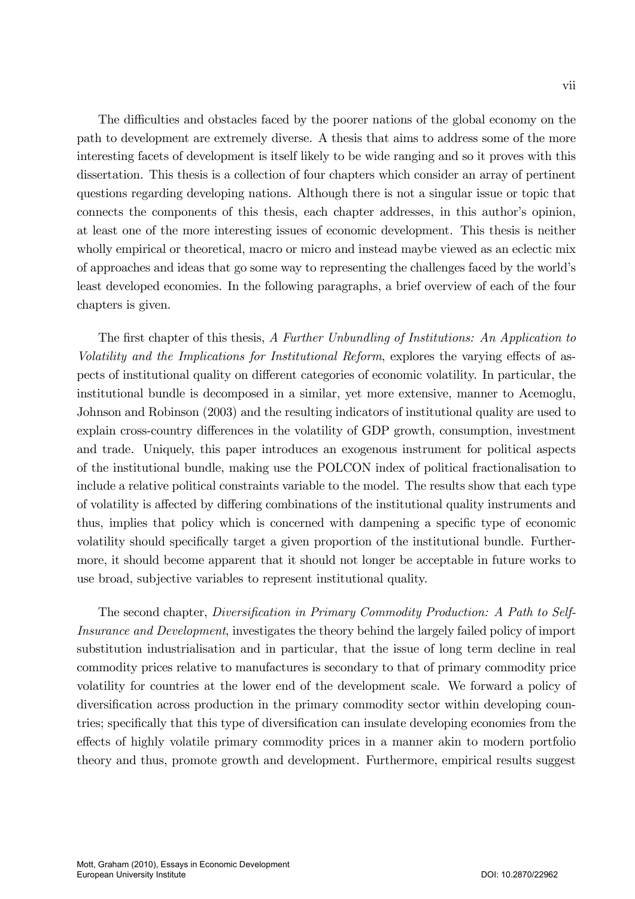The difficulties and obstacles faced by the poorer nations of the global economy on the path to development are extremely diverse. A thesis that aims to address some of the more interesting facets of development is itself likely to be wide ranging and so it proves with this dissertation. This thesis is a collection of four chapters which consider an array of pertinent questions regarding developing nations. Although there is not a singular issue or topic that connects the components of this thesis, each chapter addresses, in this author's opinion, at least one of the more interesting issues of economic development. This thesis is neither wholly empirical or theoretical, macro or micro and instead maybe viewed as an eclectic mix of approaches and ideas that go some way to representing the challenges faced by the world's least developed economies. In the following paragraphs, a brief overview of each of the four chapters is given.

The first chapter of this thesis, *A Further Unbundling of Institutions: An Application to Volatility and the Implications for Institutional Reform*, explores the varying effects of aspects of institutional quality on different categories of economic volatility. In particular, the institutional bundle is decomposed in a similar, yet more extensive, manner to Acemoglu, Johnson and Robinson (2003) and the resulting indicators of institutional quality are used to explain cross-country differences in the volatility of GDP growth, consumption, investment and trade. Uniquely, this paper introduces an exogenous instrument for political aspects of the institutional bundle, making use the POLCON index of political fractionalisation to include a relative political constraints variable to the model. The results show that each type of volatility is affected by differing combinations of the institutional quality instruments and thus, implies that policy which is concerned with dampening a specific type of economic volatility should specifically target a given proportion of the institutional bundle. Furthermore, it should become apparent that it should not longer be acceptable in future works to use broad, subjective variables to represent institutional quality.

The second chapter, *Diversification in Primary Commodity Production: A Path to Self-Insurance and Development*, investigates the theory behind the largely failed policy of import substitution industrialisation and in particular, that the issue of long term decline in real commodity prices relative to manufactures is secondary to that of primary commodity price volatility for countries at the lower end of the development scale. We forward a policy of diversification across production in the primary commodity sector within developing countries; specifically that this type of diversification can insulate developing economies from the effects of highly volatile primary commodity prices in a manner akin to modern portfolio theory and thus, promote growth and development. Furthermore, empirical results suggest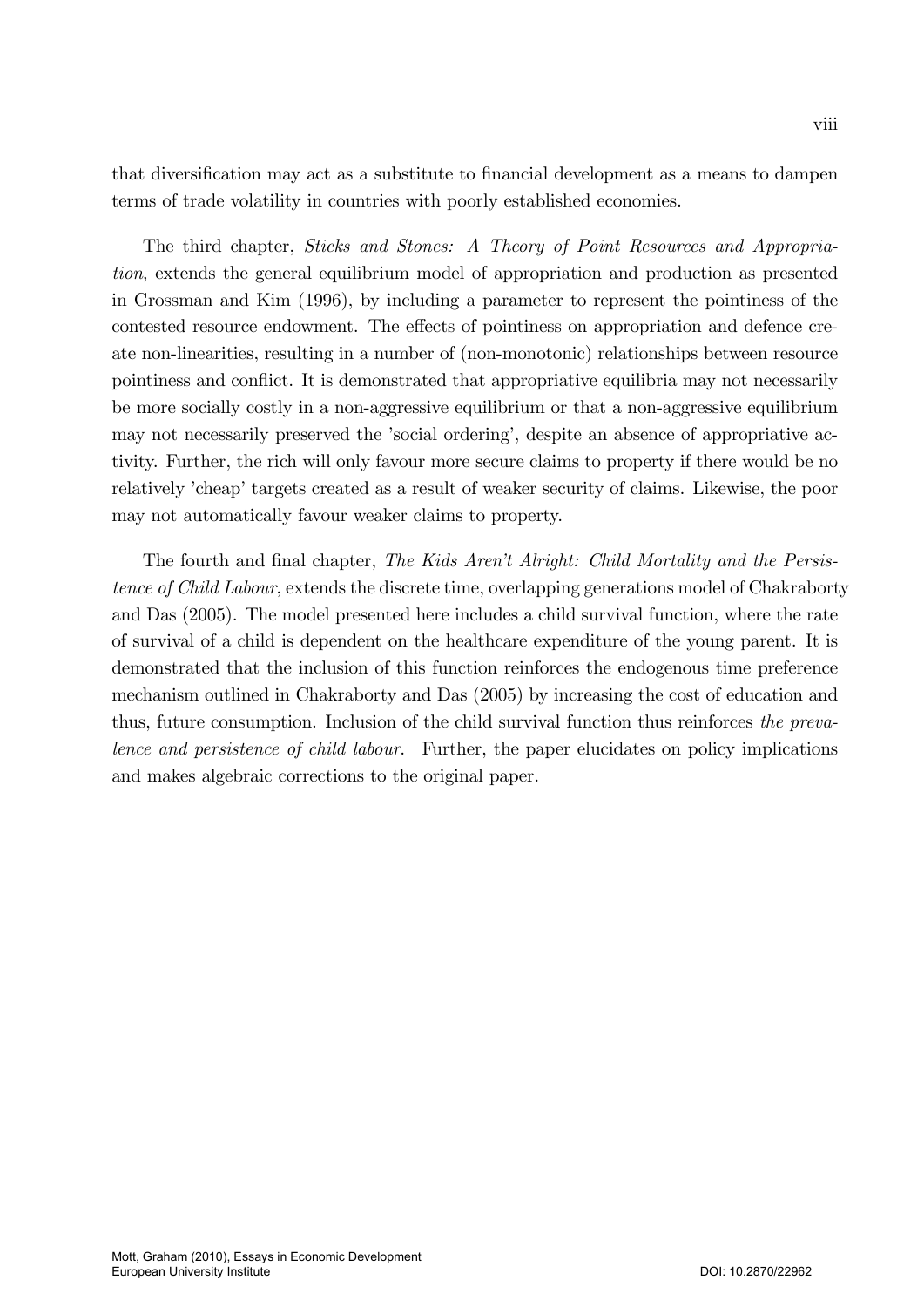that diversification may act as a substitute to financial development as a means to dampen terms of trade volatility in countries with poorly established economies.

The third chapter, *Sticks and Stones: A Theory of Point Resources and Appropriation*, extends the general equilibrium model of appropriation and production as presented in Grossman and Kim (1996), by including a parameter to represent the pointiness of the contested resource endowment. The effects of pointiness on appropriation and defence create non-linearities, resulting in a number of (non-monotonic) relationships between resource pointiness and conflict. It is demonstrated that appropriative equilibria may not necessarily be more socially costly in a non-aggressive equilibrium or that a non-aggressive equilibrium may not necessarily preserved the 'social ordering', despite an absence of appropriative activity. Further, the rich will only favour more secure claims to property if there would be no relatively 'cheap' targets created as a result of weaker security of claims. Likewise, the poor may not automatically favour weaker claims to property.

The fourth and final chapter, *The Kids Aren't Alright: Child Mortality and the Persistence of Child Labour*, extends the discrete time, overlapping generations model of Chakraborty and Das (2005). The model presented here includes a child survival function, where the rate of survival of a child is dependent on the healthcare expenditure of the young parent. It is demonstrated that the inclusion of this function reinforces the endogenous time preference mechanism outlined in Chakraborty and Das (2005) by increasing the cost of education and thus, future consumption. Inclusion of the child survival function thus reinforces *the prevalence and persistence of child labour*. Further, the paper elucidates on policy implications and makes algebraic corrections to the original paper.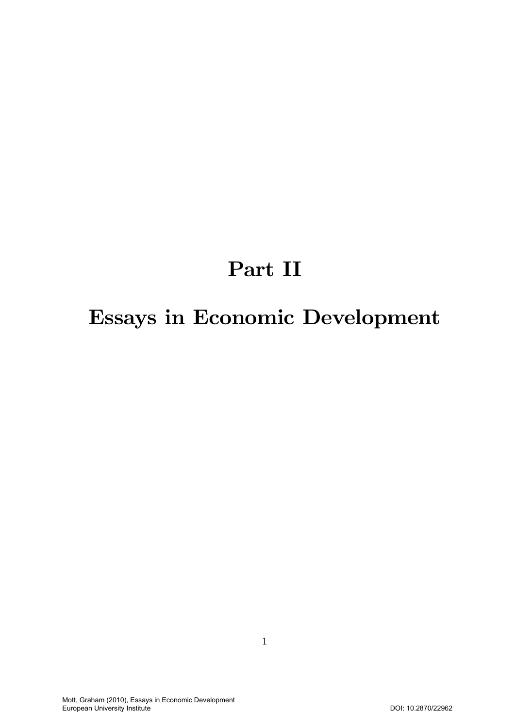# Part II

# Essays in Economic Development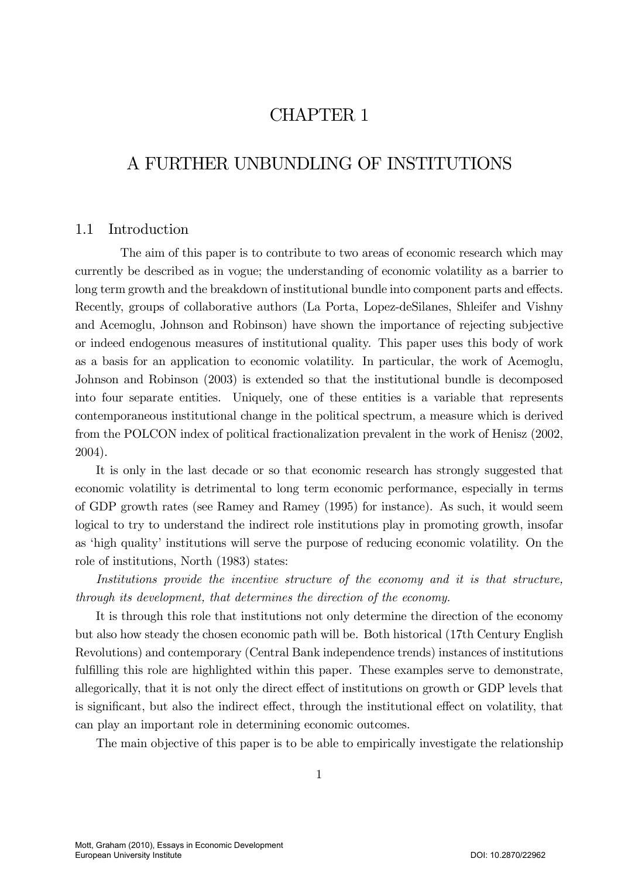# CHAPTER 1

# A FURTHER UNBUNDLING OF INSTITUTIONS

## 1.1 Introduction

The aim of this paper is to contribute to two areas of economic research which may currently be described as in vogue; the understanding of economic volatility as a barrier to long term growth and the breakdown of institutional bundle into component parts and effects. Recently, groups of collaborative authors (La Porta, Lopez-deSilanes, Shleifer and Vishny and Acemoglu, Johnson and Robinson) have shown the importance of rejecting subjective or indeed endogenous measures of institutional quality. This paper uses this body of work as a basis for an application to economic volatility. In particular, the work of Acemoglu, Johnson and Robinson (2003) is extended so that the institutional bundle is decomposed into four separate entities. Uniquely, one of these entities is a variable that represents contemporaneous institutional change in the political spectrum, a measure which is derived from the POLCON index of political fractionalization prevalent in the work of Henisz (2002, 2004).

It is only in the last decade or so that economic research has strongly suggested that economic volatility is detrimental to long term economic performance, especially in terms of GDP growth rates (see Ramey and Ramey (1995) for instance). As such, it would seem logical to try to understand the indirect role institutions play in promoting growth, insofar as 'high quality' institutions will serve the purpose of reducing economic volatility. On the role of institutions, North (1983) states:

*Institutions provide the incentive structure of the economy and it is that structure, through its development, that determines the direction of the economy.*

It is through this role that institutions not only determine the direction of the economy but also how steady the chosen economic path will be. Both historical (17th Century English Revolutions) and contemporary (Central Bank independence trends) instances of institutions fulfilling this role are highlighted within this paper. These examples serve to demonstrate, allegorically, that it is not only the direct effect of institutions on growth or GDP levels that is significant, but also the indirect effect, through the institutional effect on volatility, that can play an important role in determining economic outcomes.

The main objective of this paper is to be able to empirically investigate the relationship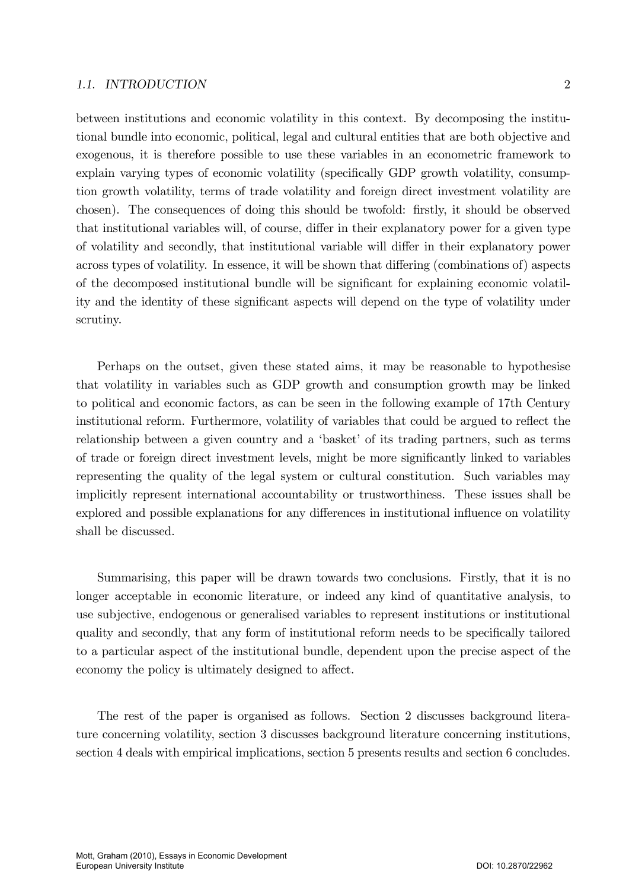between institutions and economic volatility in this context. By decomposing the institutional bundle into economic, political, legal and cultural entities that are both objective and exogenous, it is therefore possible to use these variables in an econometric framework to explain varying types of economic volatility (specifically GDP growth volatility, consumption growth volatility, terms of trade volatility and foreign direct investment volatility are chosen). The consequences of doing this should be twofold: firstly, it should be observed that institutional variables will, of course, differ in their explanatory power for a given type of volatility and secondly, that institutional variable will differ in their explanatory power across types of volatility. In essence, it will be shown that differing (combinations of) aspects of the decomposed institutional bundle will be significant for explaining economic volatility and the identity of these significant aspects will depend on the type of volatility under scrutiny.

Perhaps on the outset, given these stated aims, it may be reasonable to hypothesise that volatility in variables such as GDP growth and consumption growth may be linked to political and economic factors, as can be seen in the following example of 17th Century institutional reform. Furthermore, volatility of variables that could be argued to reflect the relationship between a given country and a 'basket' of its trading partners, such as terms of trade or foreign direct investment levels, might be more significantly linked to variables representing the quality of the legal system or cultural constitution. Such variables may implicitly represent international accountability or trustworthiness. These issues shall be explored and possible explanations for any differences in institutional influence on volatility shall be discussed.

Summarising, this paper will be drawn towards two conclusions. Firstly, that it is no longer acceptable in economic literature, or indeed any kind of quantitative analysis, to use subjective, endogenous or generalised variables to represent institutions or institutional quality and secondly, that any form of institutional reform needs to be specifically tailored to a particular aspect of the institutional bundle, dependent upon the precise aspect of the economy the policy is ultimately designed to affect.

The rest of the paper is organised as follows. Section 2 discusses background literature concerning volatility, section 3 discusses background literature concerning institutions, section 4 deals with empirical implications, section 5 presents results and section 6 concludes.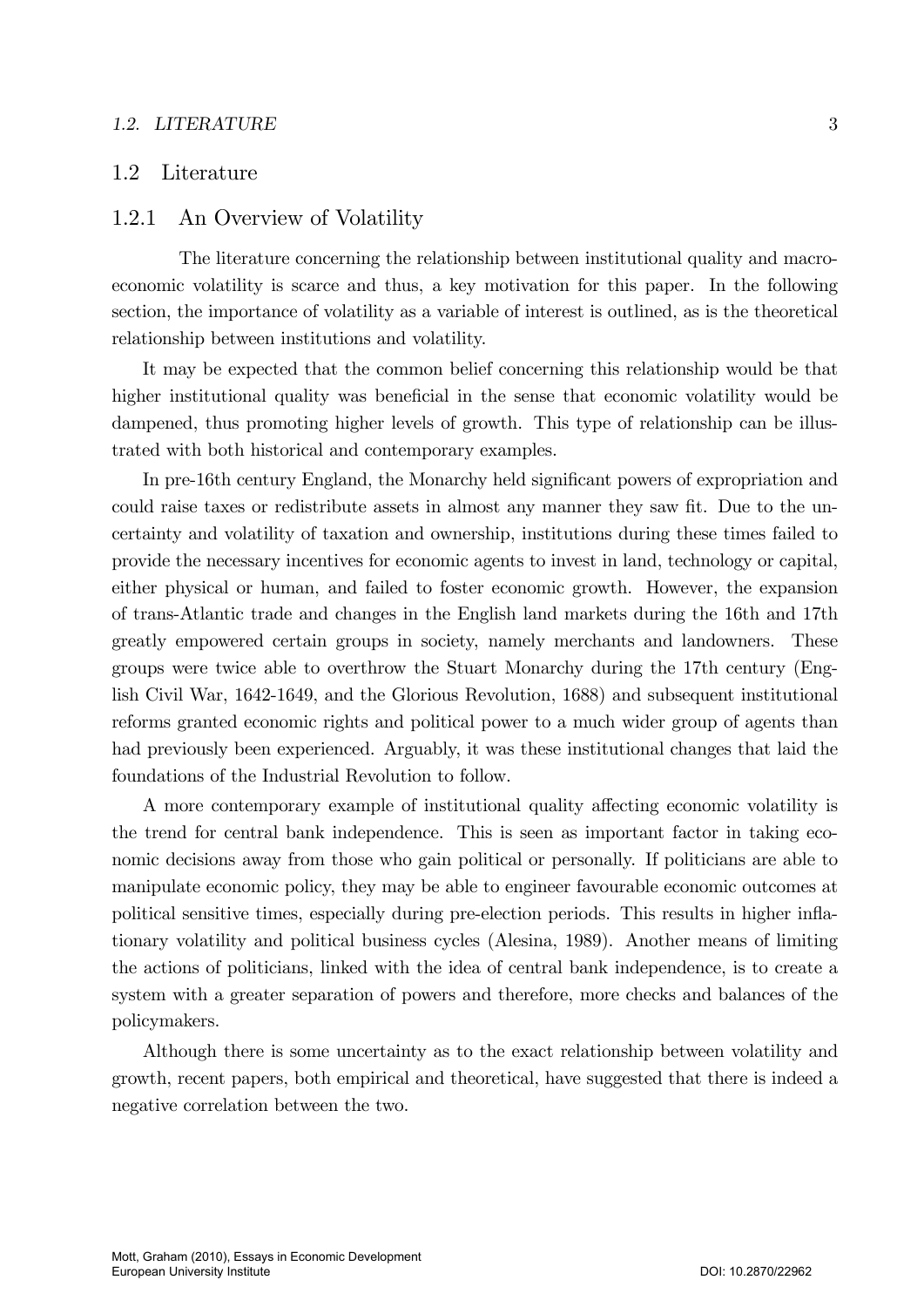## 1.2 Literature

### 1.2.1 An Overview of Volatility

The literature concerning the relationship between institutional quality and macroeconomic volatility is scarce and thus, a key motivation for this paper. In the following section, the importance of volatility as a variable of interest is outlined, as is the theoretical relationship between institutions and volatility.

It may be expected that the common belief concerning this relationship would be that higher institutional quality was beneficial in the sense that economic volatility would be dampened, thus promoting higher levels of growth. This type of relationship can be illustrated with both historical and contemporary examples.

In pre-16th century England, the Monarchy held significant powers of expropriation and could raise taxes or redistribute assets in almost any manner they saw fit. Due to the uncertainty and volatility of taxation and ownership, institutions during these times failed to provide the necessary incentives for economic agents to invest in land, technology or capital, either physical or human, and failed to foster economic growth. However, the expansion of trans-Atlantic trade and changes in the English land markets during the 16th and 17th greatly empowered certain groups in society, namely merchants and landowners. These groups were twice able to overthrow the Stuart Monarchy during the 17th century (English Civil War, 1642-1649, and the Glorious Revolution, 1688) and subsequent institutional reforms granted economic rights and political power to a much wider group of agents than had previously been experienced. Arguably, it was these institutional changes that laid the foundations of the Industrial Revolution to follow.

A more contemporary example of institutional quality affecting economic volatility is the trend for central bank independence. This is seen as important factor in taking economic decisions away from those who gain political or personally. If politicians are able to manipulate economic policy, they may be able to engineer favourable economic outcomes at political sensitive times, especially during pre-election periods. This results in higher inflationary volatility and political business cycles (Alesina, 1989). Another means of limiting the actions of politicians, linked with the idea of central bank independence, is to create a system with a greater separation of powers and therefore, more checks and balances of the policymakers.

Although there is some uncertainty as to the exact relationship between volatility and growth, recent papers, both empirical and theoretical, have suggested that there is indeed a negative correlation between the two.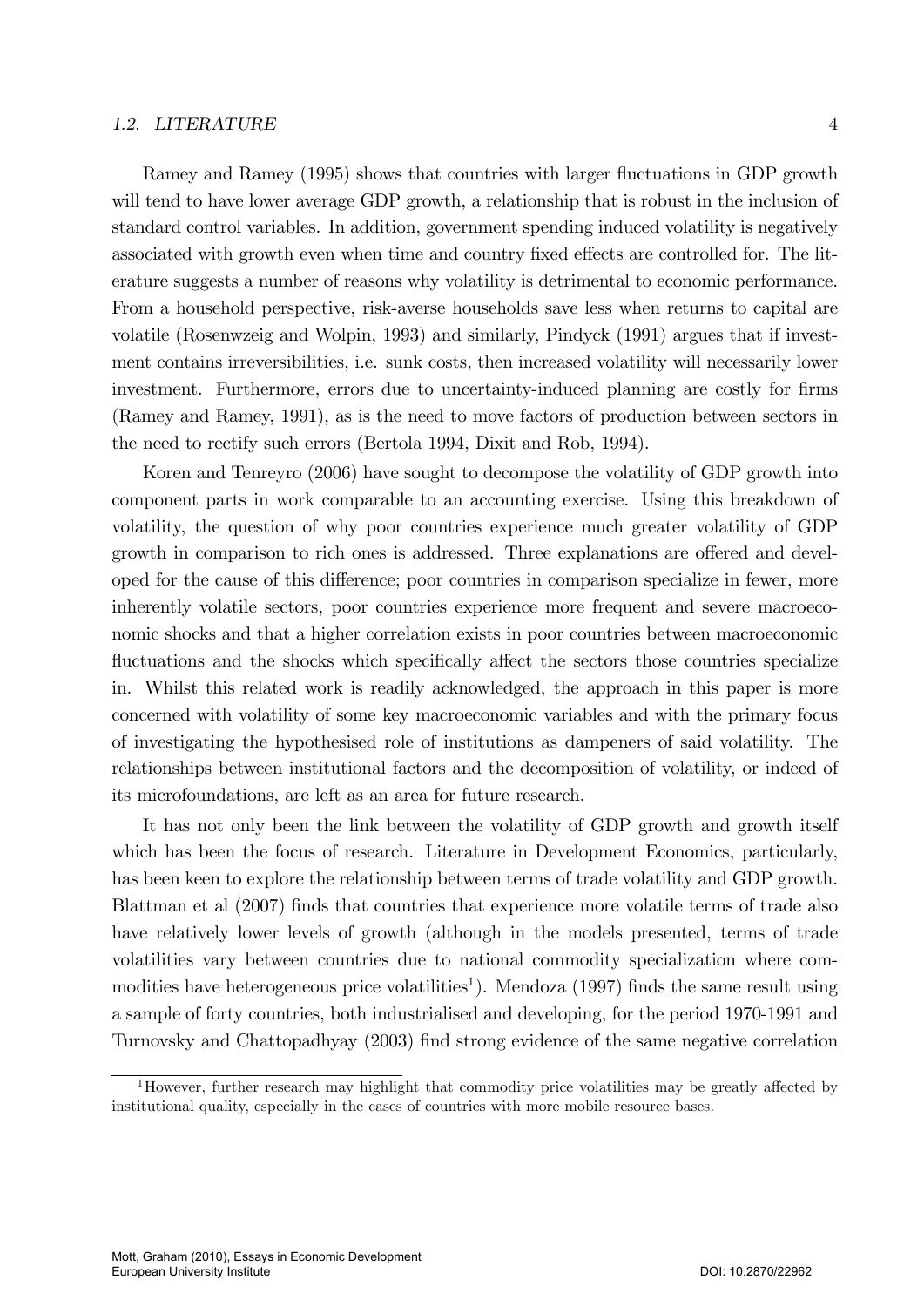Ramey and Ramey (1995) shows that countries with larger fluctuations in GDP growth will tend to have lower average GDP growth, a relationship that is robust in the inclusion of standard control variables. In addition, government spending induced volatility is negatively associated with growth even when time and country fixed effects are controlled for. The literature suggests a number of reasons why volatility is detrimental to economic performance. From a household perspective, risk-averse households save less when returns to capital are volatile (Rosenwzeig and Wolpin, 1993) and similarly, Pindyck (1991) argues that if investment contains irreversibilities, i.e. sunk costs, then increased volatility will necessarily lower investment. Furthermore, errors due to uncertainty-induced planning are costly for firms (Ramey and Ramey, 1991), as is the need to move factors of production between sectors in the need to rectify such errors (Bertola 1994, Dixit and Rob, 1994).

Koren and Tenreyro (2006) have sought to decompose the volatility of GDP growth into component parts in work comparable to an accounting exercise. Using this breakdown of volatility, the question of why poor countries experience much greater volatility of GDP growth in comparison to rich ones is addressed. Three explanations are offered and developed for the cause of this difference; poor countries in comparison specialize in fewer, more inherently volatile sectors, poor countries experience more frequent and severe macroeconomic shocks and that a higher correlation exists in poor countries between macroeconomic fluctuations and the shocks which specifically affect the sectors those countries specialize in. Whilst this related work is readily acknowledged, the approach in this paper is more concerned with volatility of some key macroeconomic variables and with the primary focus of investigating the hypothesised role of institutions as dampeners of said volatility. The relationships between institutional factors and the decomposition of volatility, or indeed of its microfoundations, are left as an area for future research.

It has not only been the link between the volatility of GDP growth and growth itself which has been the focus of research. Literature in Development Economics, particularly, has been keen to explore the relationship between terms of trade volatility and GDP growth. Blattman et al (2007) finds that countries that experience more volatile terms of trade also have relatively lower levels of growth (although in the models presented, terms of trade volatilities vary between countries due to national commodity specialization where commodities have heterogeneous price volatilities[1]). Mendoza (1997) finds the same result using a sample of forty countries, both industrialised and developing, for the period 1970-1991 and Turnovsky and Chattopadhyay (2003) find strong evidence of the same negative correlation

[1] However, further research may highlight that commodity price volatilities may be greatly affected by institutional quality, especially in the cases of countries with more mobile resource bases.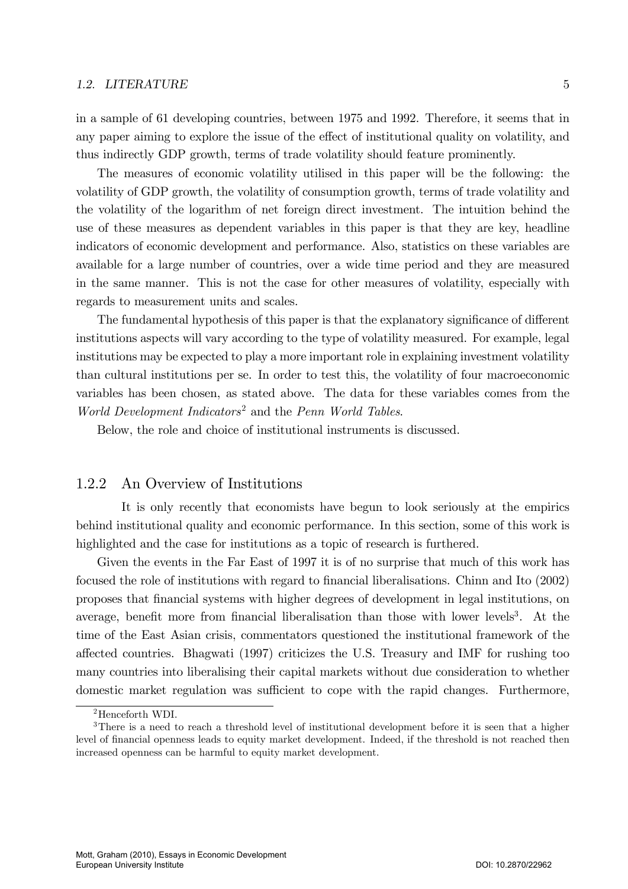in a sample of 61 developing countries, between 1975 and 1992. Therefore, it seems that in any paper aiming to explore the issue of the effect of institutional quality on volatility, and thus indirectly GDP growth, terms of trade volatility should feature prominently.

The measures of economic volatility utilised in this paper will be the following: the volatility of GDP growth, the volatility of consumption growth, terms of trade volatility and the volatility of the logarithm of net foreign direct investment. The intuition behind the use of these measures as dependent variables in this paper is that they are key, headline indicators of economic development and performance. Also, statistics on these variables are available for a large number of countries, over a wide time period and they are measured in the same manner. This is not the case for other measures of volatility, especially with regards to measurement units and scales.

The fundamental hypothesis of this paper is that the explanatory significance of different institutions aspects will vary according to the type of volatility measured. For example, legal institutions may be expected to play a more important role in explaining investment volatility than cultural institutions per se. In order to test this, the volatility of four macroeconomic variables has been chosen, as stated above. The data for these variables comes from the *World Development Indicators*[2] and the *Penn World Tables*.

Below, the role and choice of institutional instruments is discussed.

### 1.2.2 An Overview of Institutions

It is only recently that economists have begun to look seriously at the empirics behind institutional quality and economic performance. In this section, some of this work is highlighted and the case for institutions as a topic of research is furthered.

Given the events in the Far East of 1997 it is of no surprise that much of this work has focused the role of institutions with regard to financial liberalisations. Chinn and Ito (2002) proposes that financial systems with higher degrees of development in legal institutions, on average, benefit more from financial liberalisation than those with lower levels[3]. At the time of the East Asian crisis, commentators questioned the institutional framework of the affected countries. Bhagwati (1997) criticizes the U.S. Treasury and IMF for rushing too many countries into liberalising their capital markets without due consideration to whether domestic market regulation was sufficient to cope with the rapid changes. Furthermore,

[2] Henceforth WDI.

[3] There is a need to reach a threshold level of institutional development before it is seen that a higher level of financial openness leads to equity market development. Indeed, if the threshold is not reached then increased openness can be harmful to equity market development.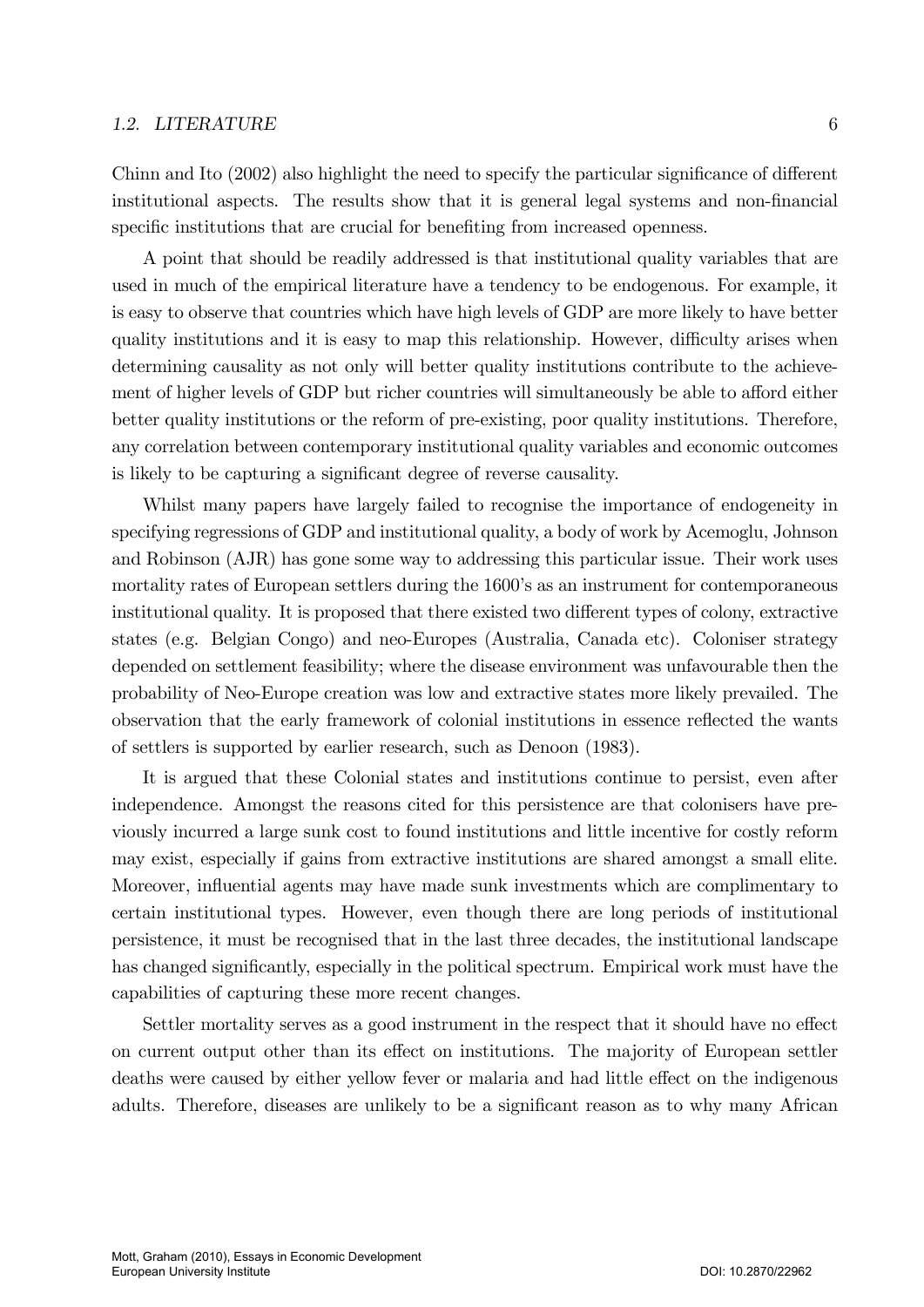Chinn and Ito (2002) also highlight the need to specify the particular significance of different institutional aspects. The results show that it is general legal systems and non-financial specific institutions that are crucial for benefiting from increased openness.

A point that should be readily addressed is that institutional quality variables that are used in much of the empirical literature have a tendency to be endogenous. For example, it is easy to observe that countries which have high levels of GDP are more likely to have better quality institutions and it is easy to map this relationship. However, difficulty arises when determining causality as not only will better quality institutions contribute to the achievement of higher levels of GDP but richer countries will simultaneously be able to afford either better quality institutions or the reform of pre-existing, poor quality institutions. Therefore, any correlation between contemporary institutional quality variables and economic outcomes is likely to be capturing a significant degree of reverse causality.

Whilst many papers have largely failed to recognise the importance of endogeneity in specifying regressions of GDP and institutional quality, a body of work by Acemoglu, Johnson and Robinson (AJR) has gone some way to addressing this particular issue. Their work uses mortality rates of European settlers during the 1600's as an instrument for contemporaneous institutional quality. It is proposed that there existed two different types of colony, extractive states (e.g. Belgian Congo) and neo-Europes (Australia, Canada etc). Coloniser strategy depended on settlement feasibility; where the disease environment was unfavourable then the probability of Neo-Europe creation was low and extractive states more likely prevailed. The observation that the early framework of colonial institutions in essence reflected the wants of settlers is supported by earlier research, such as Denoon (1983).

It is argued that these Colonial states and institutions continue to persist, even after independence. Amongst the reasons cited for this persistence are that colonisers have previously incurred a large sunk cost to found institutions and little incentive for costly reform may exist, especially if gains from extractive institutions are shared amongst a small elite. Moreover, influential agents may have made sunk investments which are complimentary to certain institutional types. However, even though there are long periods of institutional persistence, it must be recognised that in the last three decades, the institutional landscape has changed significantly, especially in the political spectrum. Empirical work must have the capabilities of capturing these more recent changes.

Settler mortality serves as a good instrument in the respect that it should have no effect on current output other than its effect on institutions. The majority of European settler deaths were caused by either yellow fever or malaria and had little effect on the indigenous adults. Therefore, diseases are unlikely to be a significant reason as to why many African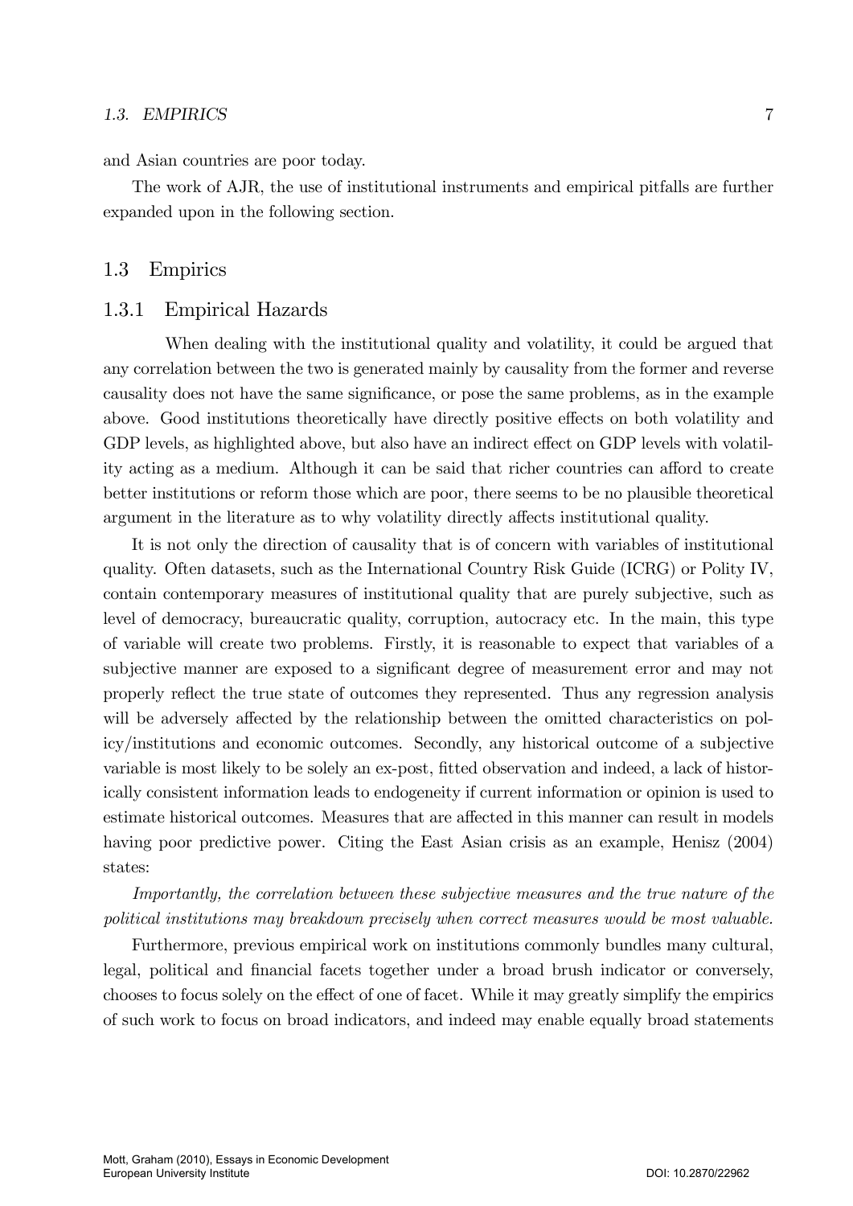and Asian countries are poor today.

The work of AJR, the use of institutional instruments and empirical pitfalls are further expanded upon in the following section.

## 1.3 Empirics

### 1.3.1 Empirical Hazards

When dealing with the institutional quality and volatility, it could be argued that any correlation between the two is generated mainly by causality from the former and reverse causality does not have the same significance, or pose the same problems, as in the example above. Good institutions theoretically have directly positive effects on both volatility and GDP levels, as highlighted above, but also have an indirect effect on GDP levels with volatility acting as a medium. Although it can be said that richer countries can afford to create better institutions or reform those which are poor, there seems to be no plausible theoretical argument in the literature as to why volatility directly affects institutional quality.

It is not only the direction of causality that is of concern with variables of institutional quality. Often datasets, such as the International Country Risk Guide (ICRG) or Polity IV, contain contemporary measures of institutional quality that are purely subjective, such as level of democracy, bureaucratic quality, corruption, autocracy etc. In the main, this type of variable will create two problems. Firstly, it is reasonable to expect that variables of a subjective manner are exposed to a significant degree of measurement error and may not properly reflect the true state of outcomes they represented. Thus any regression analysis will be adversely affected by the relationship between the omitted characteristics on policy/institutions and economic outcomes. Secondly, any historical outcome of a subjective variable is most likely to be solely an ex-post, fitted observation and indeed, a lack of historically consistent information leads to endogeneity if current information or opinion is used to estimate historical outcomes. Measures that are affected in this manner can result in models having poor predictive power. Citing the East Asian crisis as an example, Henisz (2004) states:

*Importantly, the correlation between these subjective measures and the true nature of the political institutions may breakdown precisely when correct measures would be most valuable.*

Furthermore, previous empirical work on institutions commonly bundles many cultural, legal, political and financial facets together under a broad brush indicator or conversely, chooses to focus solely on the effect of one of facet. While it may greatly simplify the empirics of such work to focus on broad indicators, and indeed may enable equally broad statements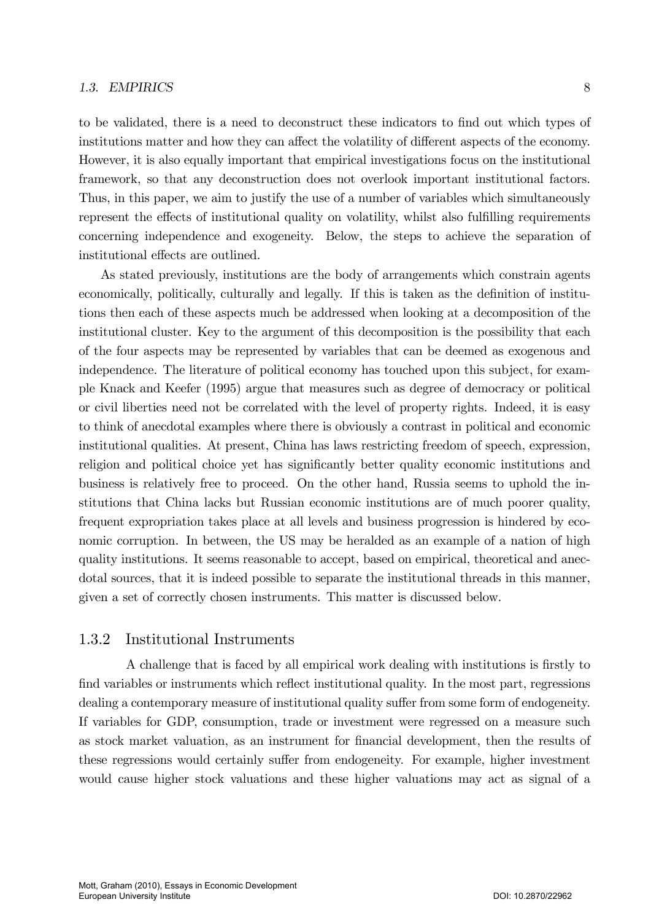to be validated, there is a need to deconstruct these indicators to find out which types of institutions matter and how they can affect the volatility of different aspects of the economy. However, it is also equally important that empirical investigations focus on the institutional framework, so that any deconstruction does not overlook important institutional factors. Thus, in this paper, we aim to justify the use of a number of variables which simultaneously represent the effects of institutional quality on volatility, whilst also fulfilling requirements concerning independence and exogeneity. Below, the steps to achieve the separation of institutional effects are outlined.

As stated previously, institutions are the body of arrangements which constrain agents economically, politically, culturally and legally. If this is taken as the definition of institutions then each of these aspects much be addressed when looking at a decomposition of the institutional cluster. Key to the argument of this decomposition is the possibility that each of the four aspects may be represented by variables that can be deemed as exogenous and independence. The literature of political economy has touched upon this subject, for example Knack and Keefer (1995) argue that measures such as degree of democracy or political or civil liberties need not be correlated with the level of property rights. Indeed, it is easy to think of anecdotal examples where there is obviously a contrast in political and economic institutional qualities. At present, China has laws restricting freedom of speech, expression, religion and political choice yet has significantly better quality economic institutions and business is relatively free to proceed. On the other hand, Russia seems to uphold the institutions that China lacks but Russian economic institutions are of much poorer quality, frequent expropriation takes place at all levels and business progression is hindered by economic corruption. In between, the US may be heralded as an example of a nation of high quality institutions. It seems reasonable to accept, based on empirical, theoretical and anecdotal sources, that it is indeed possible to separate the institutional threads in this manner, given a set of correctly chosen instruments. This matter is discussed below.

### 1.3.2 Institutional Instruments

A challenge that is faced by all empirical work dealing with institutions is firstly to find variables or instruments which reflect institutional quality. In the most part, regressions dealing a contemporary measure of institutional quality suffer from some form of endogeneity. If variables for GDP, consumption, trade or investment were regressed on a measure such as stock market valuation, as an instrument for financial development, then the results of these regressions would certainly suffer from endogeneity. For example, higher investment would cause higher stock valuations and these higher valuations may act as signal of a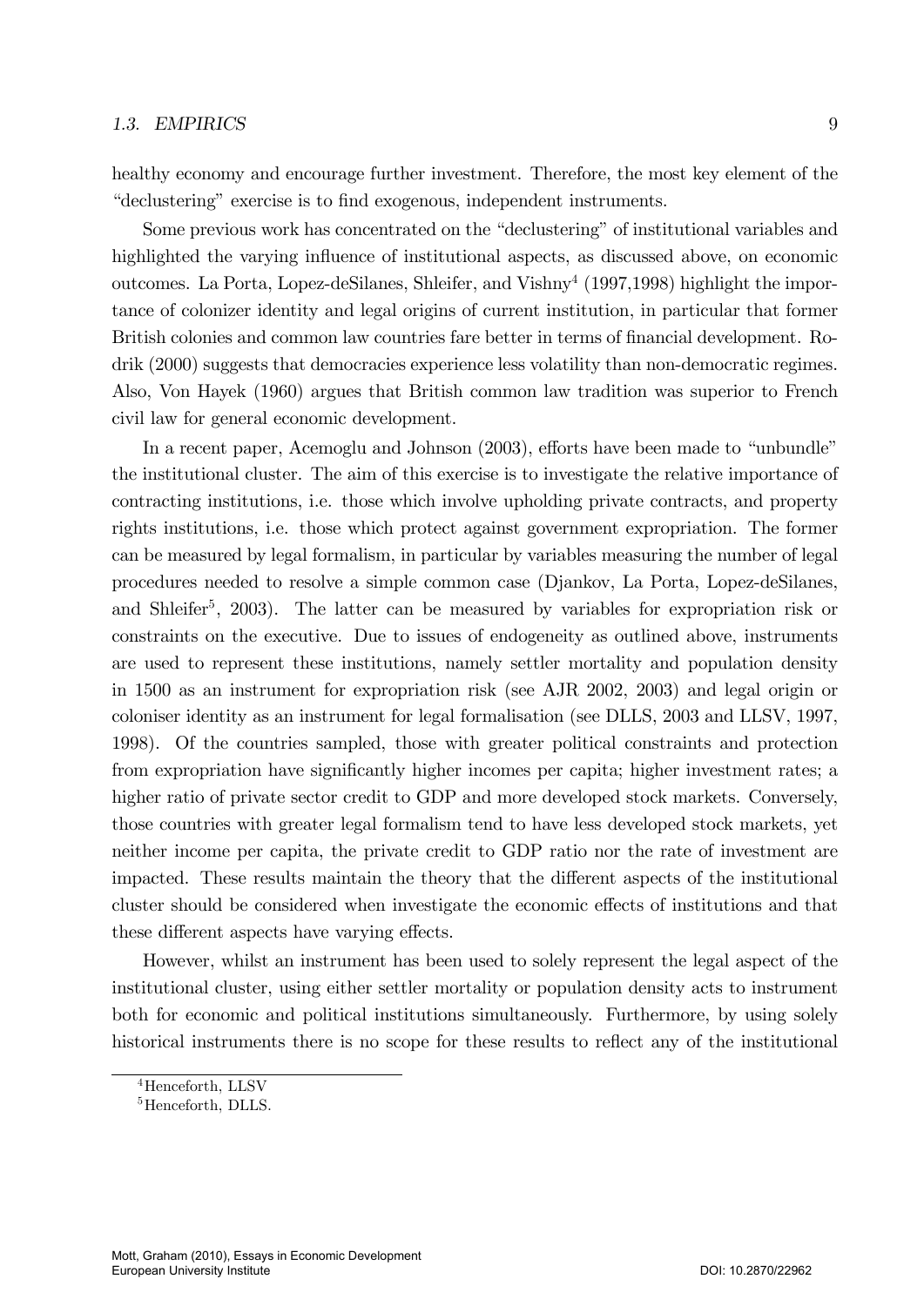healthy economy and encourage further investment. Therefore, the most key element of the "declustering" exercise is to find exogenous, independent instruments.

Some previous work has concentrated on the "declustering" of institutional variables and highlighted the varying influence of institutional aspects, as discussed above, on economic outcomes. La Porta, Lopez-deSilanes, Shleifer, and Vishny[4] (1997,1998) highlight the importance of colonizer identity and legal origins of current institution, in particular that former British colonies and common law countries fare better in terms of financial development. Rodrik (2000) suggests that democracies experience less volatility than non-democratic regimes. Also, Von Hayek (1960) argues that British common law tradition was superior to French civil law for general economic development.

In a recent paper, Acemoglu and Johnson (2003), efforts have been made to "unbundle" the institutional cluster. The aim of this exercise is to investigate the relative importance of contracting institutions, i.e. those which involve upholding private contracts, and property rights institutions, i.e. those which protect against government expropriation. The former can be measured by legal formalism, in particular by variables measuring the number of legal procedures needed to resolve a simple common case (Djankov, La Porta, Lopez-deSilanes, and Shleifer[5], 2003). The latter can be measured by variables for expropriation risk or constraints on the executive. Due to issues of endogeneity as outlined above, instruments are used to represent these institutions, namely settler mortality and population density in 1500 as an instrument for expropriation risk (see AJR 2002, 2003) and legal origin or coloniser identity as an instrument for legal formalisation (see DLLS, 2003 and LLSV, 1997, 1998). Of the countries sampled, those with greater political constraints and protection from expropriation have significantly higher incomes per capita; higher investment rates; a higher ratio of private sector credit to GDP and more developed stock markets. Conversely, those countries with greater legal formalism tend to have less developed stock markets, yet neither income per capita, the private credit to GDP ratio nor the rate of investment are impacted. These results maintain the theory that the different aspects of the institutional cluster should be considered when investigate the economic effects of institutions and that these different aspects have varying effects.

However, whilst an instrument has been used to solely represent the legal aspect of the institutional cluster, using either settler mortality or population density acts to instrument both for economic and political institutions simultaneously. Furthermore, by using solely historical instruments there is no scope for these results to reflect any of the institutional

[4] Henceforth, LLSV

[5] Henceforth, DLLS.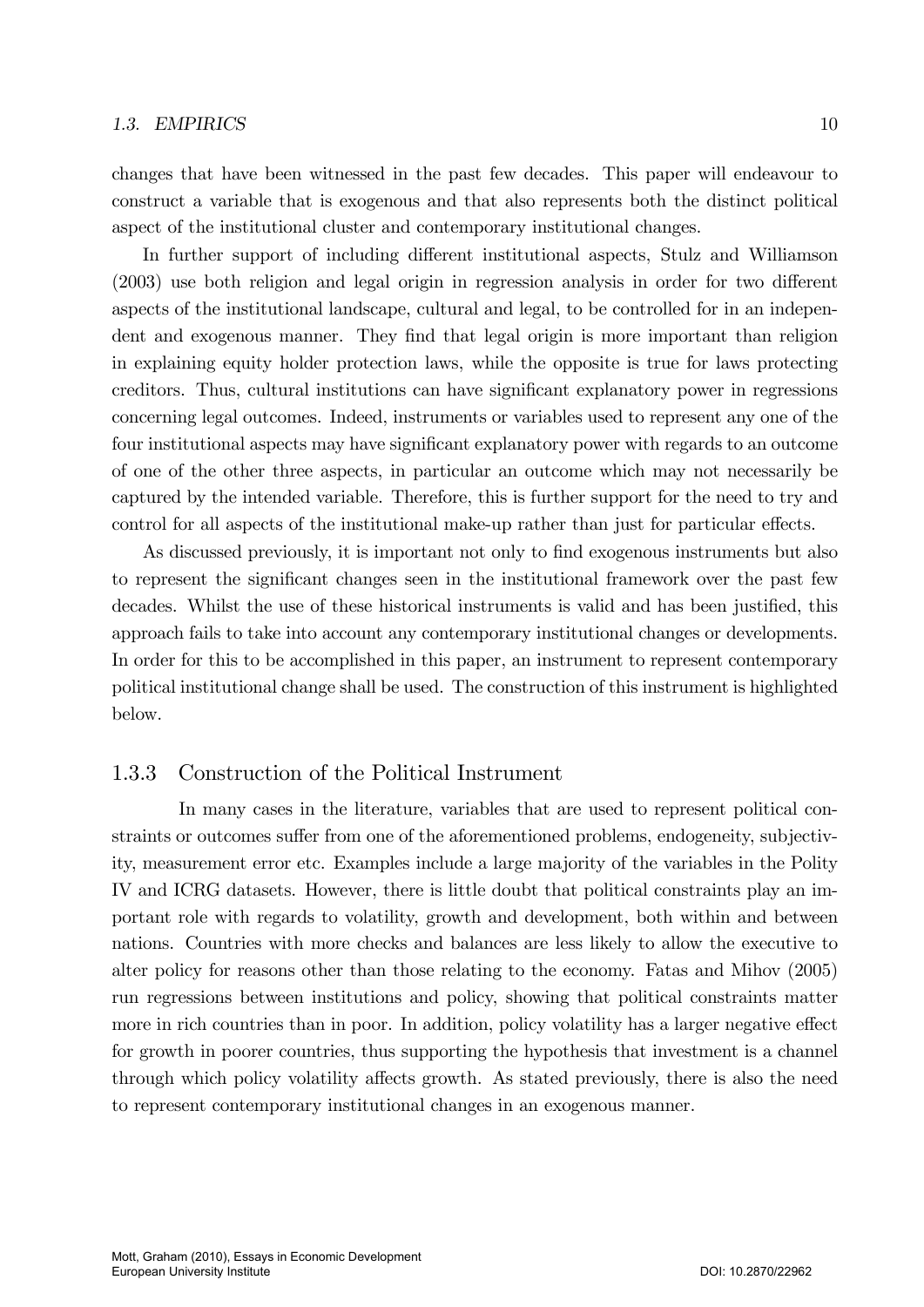changes that have been witnessed in the past few decades. This paper will endeavour to construct a variable that is exogenous and that also represents both the distinct political aspect of the institutional cluster and contemporary institutional changes.

In further support of including different institutional aspects, Stulz and Williamson (2003) use both religion and legal origin in regression analysis in order for two different aspects of the institutional landscape, cultural and legal, to be controlled for in an independent and exogenous manner. They find that legal origin is more important than religion in explaining equity holder protection laws, while the opposite is true for laws protecting creditors. Thus, cultural institutions can have significant explanatory power in regressions concerning legal outcomes. Indeed, instruments or variables used to represent any one of the four institutional aspects may have significant explanatory power with regards to an outcome of one of the other three aspects, in particular an outcome which may not necessarily be captured by the intended variable. Therefore, this is further support for the need to try and control for all aspects of the institutional make-up rather than just for particular effects.

As discussed previously, it is important not only to find exogenous instruments but also to represent the significant changes seen in the institutional framework over the past few decades. Whilst the use of these historical instruments is valid and has been justified, this approach fails to take into account any contemporary institutional changes or developments. In order for this to be accomplished in this paper, an instrument to represent contemporary political institutional change shall be used. The construction of this instrument is highlighted below.

### 1.3.3 Construction of the Political Instrument

In many cases in the literature, variables that are used to represent political constraints or outcomes suffer from one of the aforementioned problems, endogeneity, subjectivity, measurement error etc. Examples include a large majority of the variables in the Polity IV and ICRG datasets. However, there is little doubt that political constraints play an important role with regards to volatility, growth and development, both within and between nations. Countries with more checks and balances are less likely to allow the executive to alter policy for reasons other than those relating to the economy. Fatas and Mihov (2005) run regressions between institutions and policy, showing that political constraints matter more in rich countries than in poor. In addition, policy volatility has a larger negative effect for growth in poorer countries, thus supporting the hypothesis that investment is a channel through which policy volatility affects growth. As stated previously, there is also the need to represent contemporary institutional changes in an exogenous manner.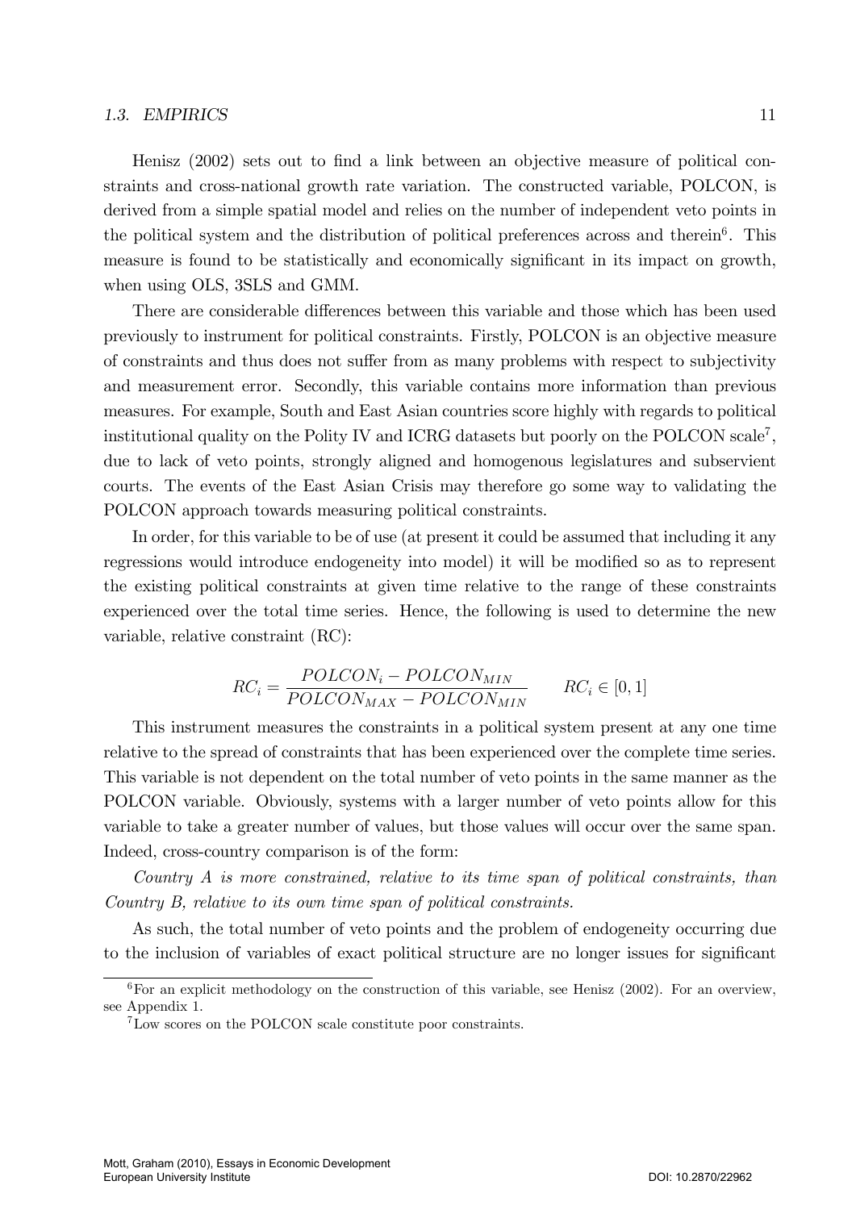Henisz (2002) sets out to find a link between an objective measure of political constraints and cross-national growth rate variation. The constructed variable, POLCON, is derived from a simple spatial model and relies on the number of independent veto points in the political system and the distribution of political preferences across and therein[6]. This measure is found to be statistically and economically significant in its impact on growth, when using OLS, 3SLS and GMM.

There are considerable differences between this variable and those which has been used previously to instrument for political constraints. Firstly, POLCON is an objective measure of constraints and thus does not suffer from as many problems with respect to subjectivity and measurement error. Secondly, this variable contains more information than previous measures. For example, South and East Asian countries score highly with regards to political institutional quality on the Polity IV and ICRG datasets but poorly on the POLCON scale[7], due to lack of veto points, strongly aligned and homogenous legislatures and subservient courts. The events of the East Asian Crisis may therefore go some way to validating the POLCON approach towards measuring political constraints.

In order, for this variable to be of use (at present it could be assumed that including it any regressions would introduce endogeneity into model) it will be modified so as to represent the existing political constraints at given time relative to the range of these constraints experienced over the total time series. Hence, the following is used to determine the new variable, relative constraint (RC):

$$RC_i = \frac{POLCON_i - POLCON_{MIN}}{POLCON_{MAX} - POLCON_{MIN}} \qquad RC_i \in [0, 1]$$

This instrument measures the constraints in a political system present at any one time relative to the spread of constraints that has been experienced over the complete time series. This variable is not dependent on the total number of veto points in the same manner as the POLCON variable. Obviously, systems with a larger number of veto points allow for this variable to take a greater number of values, but those values will occur over the same span. Indeed, cross-country comparison is of the form:

*Country A is more constrained, relative to its time span of political constraints, than Country B, relative to its own time span of political constraints.*

As such, the total number of veto points and the problem of endogeneity occurring due to the inclusion of variables of exact political structure are no longer issues for significant

[6] For an explicit methodology on the construction of this variable, see Henisz (2002). For an overview, see Appendix 1.

[7] Low scores on the POLCON scale constitute poor constraints.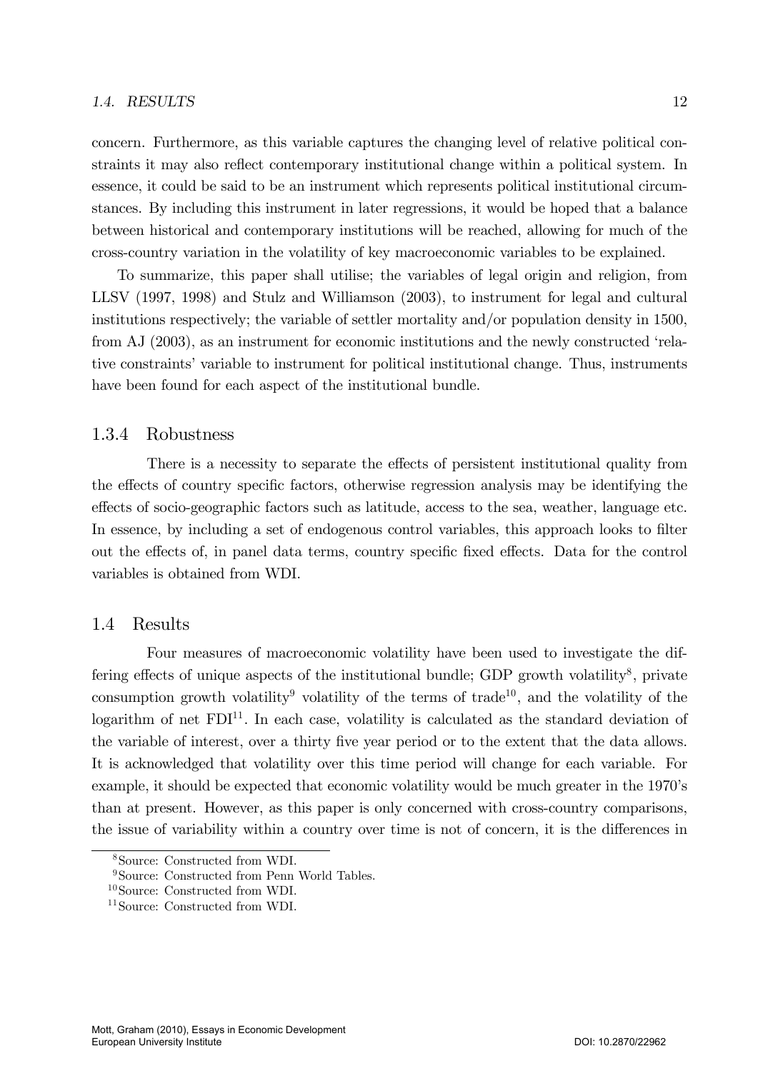concern. Furthermore, as this variable captures the changing level of relative political constraints it may also reflect contemporary institutional change within a political system. In essence, it could be said to be an instrument which represents political institutional circumstances. By including this instrument in later regressions, it would be hoped that a balance between historical and contemporary institutions will be reached, allowing for much of the cross-country variation in the volatility of key macroeconomic variables to be explained.

To summarize, this paper shall utilise; the variables of legal origin and religion, from LLSV (1997, 1998) and Stulz and Williamson (2003), to instrument for legal and cultural institutions respectively; the variable of settler mortality and/or population density in 1500, from AJ (2003), as an instrument for economic institutions and the newly constructed 'relative constraints' variable to instrument for political institutional change. Thus, instruments have been found for each aspect of the institutional bundle.

### 1.3.4 Robustness

There is a necessity to separate the effects of persistent institutional quality from the effects of country specific factors, otherwise regression analysis may be identifying the effects of socio-geographic factors such as latitude, access to the sea, weather, language etc. In essence, by including a set of endogenous control variables, this approach looks to filter out the effects of, in panel data terms, country specific fixed effects. Data for the control variables is obtained from WDI.

## 1.4 Results

Four measures of macroeconomic volatility have been used to investigate the differing effects of unique aspects of the institutional bundle; GDP growth volatility[8], private consumption growth volatility[9] volatility of the terms of trade[10], and the volatility of the logarithm of net FDI[11]. In each case, volatility is calculated as the standard deviation of the variable of interest, over a thirty five year period or to the extent that the data allows. It is acknowledged that volatility over this time period will change for each variable. For example, it should be expected that economic volatility would be much greater in the 1970's than at present. However, as this paper is only concerned with cross-country comparisons, the issue of variability within a country over time is not of concern, it is the differences in

[8] Source: Constructed from WDI.

[9] Source: Constructed from Penn World Tables.

[10] Source: Constructed from WDI.

[11] Source: Constructed from WDI.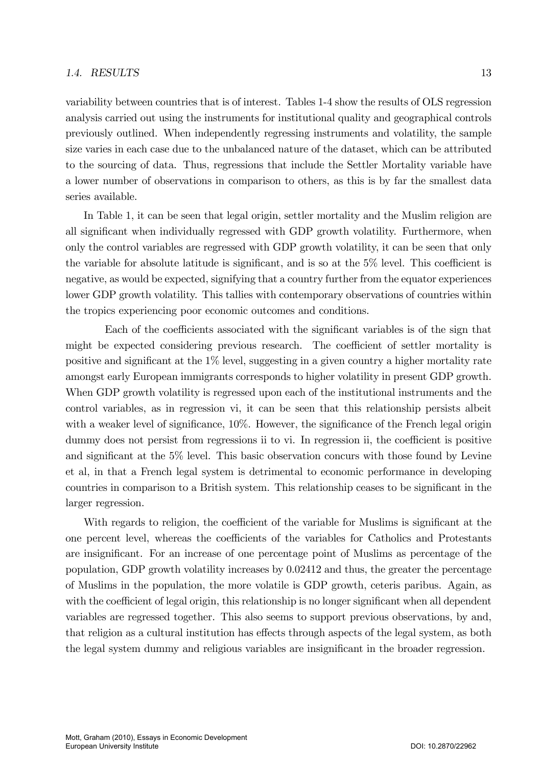variability between countries that is of interest. Tables 1-4 show the results of OLS regression analysis carried out using the instruments for institutional quality and geographical controls previously outlined. When independently regressing instruments and volatility, the sample size varies in each case due to the unbalanced nature of the dataset, which can be attributed to the sourcing of data. Thus, regressions that include the Settler Mortality variable have a lower number of observations in comparison to others, as this is by far the smallest data series available.

In Table 1, it can be seen that legal origin, settler mortality and the Muslim religion are all significant when individually regressed with GDP growth volatility. Furthermore, when only the control variables are regressed with GDP growth volatility, it can be seen that only the variable for absolute latitude is significant, and is so at the 5% level. This coefficient is negative, as would be expected, signifying that a country further from the equator experiences lower GDP growth volatility. This tallies with contemporary observations of countries within the tropics experiencing poor economic outcomes and conditions.

Each of the coefficients associated with the significant variables is of the sign that might be expected considering previous research. The coefficient of settler mortality is positive and significant at the 1% level, suggesting in a given country a higher mortality rate amongst early European immigrants corresponds to higher volatility in present GDP growth. When GDP growth volatility is regressed upon each of the institutional instruments and the control variables, as in regression vi, it can be seen that this relationship persists albeit with a weaker level of significance, 10%. However, the significance of the French legal origin dummy does not persist from regressions ii to vi. In regression ii, the coefficient is positive and significant at the 5% level. This basic observation concurs with those found by Levine et al, in that a French legal system is detrimental to economic performance in developing countries in comparison to a British system. This relationship ceases to be significant in the larger regression.

With regards to religion, the coefficient of the variable for Muslims is significant at the one percent level, whereas the coefficients of the variables for Catholics and Protestants are insignificant. For an increase of one percentage point of Muslims as percentage of the population, GDP growth volatility increases by 0.02412 and thus, the greater the percentage of Muslims in the population, the more volatile is GDP growth, ceteris paribus. Again, as with the coefficient of legal origin, this relationship is no longer significant when all dependent variables are regressed together. This also seems to support previous observations, by and, that religion as a cultural institution has effects through aspects of the legal system, as both the legal system dummy and religious variables are insignificant in the broader regression.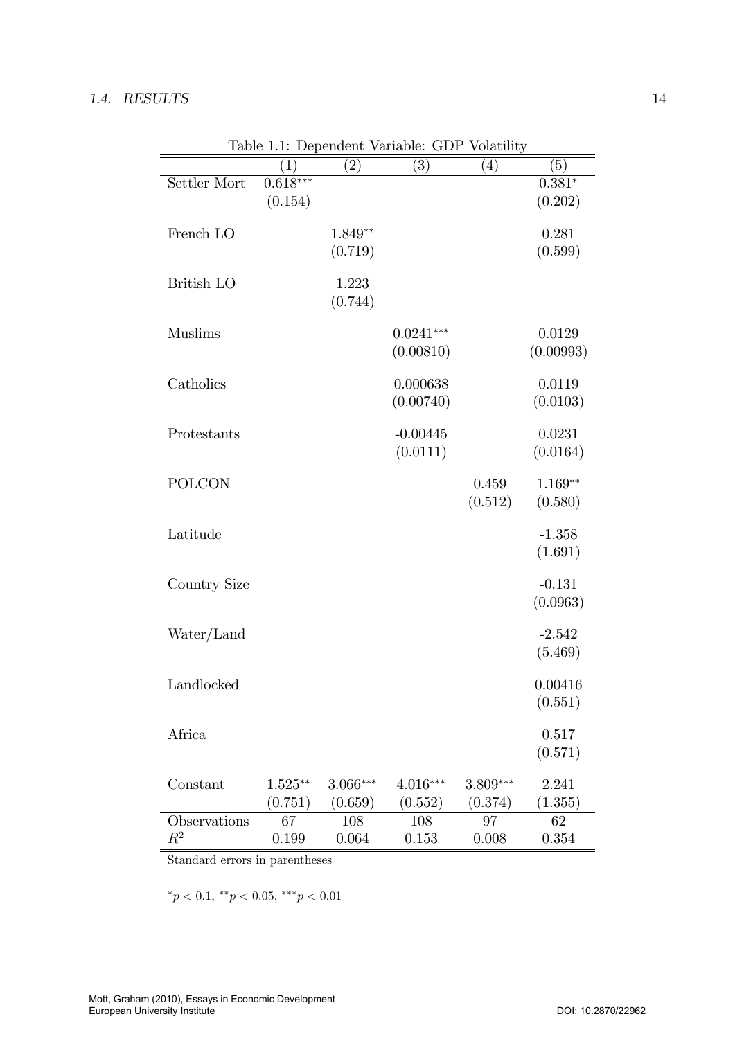Table 1.1: Dependent Variable: GDP Volatility

| | (1) | (2) | (3) | (4) | (5) |
|---|---|---|---|---|---|
| Settler Mort | 0.618*** | | | | 0.381* |
| | (0.154) | | | | (0.202) |
| French LO | | 1.849** | | | 0.281 |
| | | (0.719) | | | (0.599) |
| British LO | | 1.223 | | | |
| | | (0.744) | | | |
| Muslims | | | 0.0241*** | | 0.0129 |
| | | | (0.00810) | | (0.00993) |
| Catholics | | | 0.000638 | | 0.0119 |
| | | | (0.00740) | | (0.0103) |
| Protestants | | | -0.00445 | | 0.0231 |
| | | | (0.0111) | | (0.0164) |
| POLCON | | | | 0.459 | 1.169** |
| | | | | (0.512) | (0.580) |
| Latitude | | | | | -1.358 |
| | | | | | (1.691) |
| Country Size | | | | | -0.131 |
| | | | | | (0.0963) |
| Water/Land | | | | | -2.542 |
| | | | | | (5.469) |
| Landlocked | | | | | 0.00416 |
| | | | | | (0.551) |
| Africa | | | | | 0.517 |
| | | | | | (0.571) |
| Constant | 1.525** | 3.066*** | 4.016*** | 3.809*** | 2.241 |
| | (0.751) | (0.659) | (0.552) | (0.374) | (1.355) |
| Observations | 67 | 108 | 108 | 97 | 62 |
| $R^2$ | 0.199 | 0.064 | 0.153 | 0.008 | 0.354 |

Standard errors in parentheses

$^{*}p < 0.1$, $^{**}p < 0.05$, $^{***}p < 0.01$

Mott, Graham (2010), Essays in Economic Development
European University Institute DOI: 10.2870/22962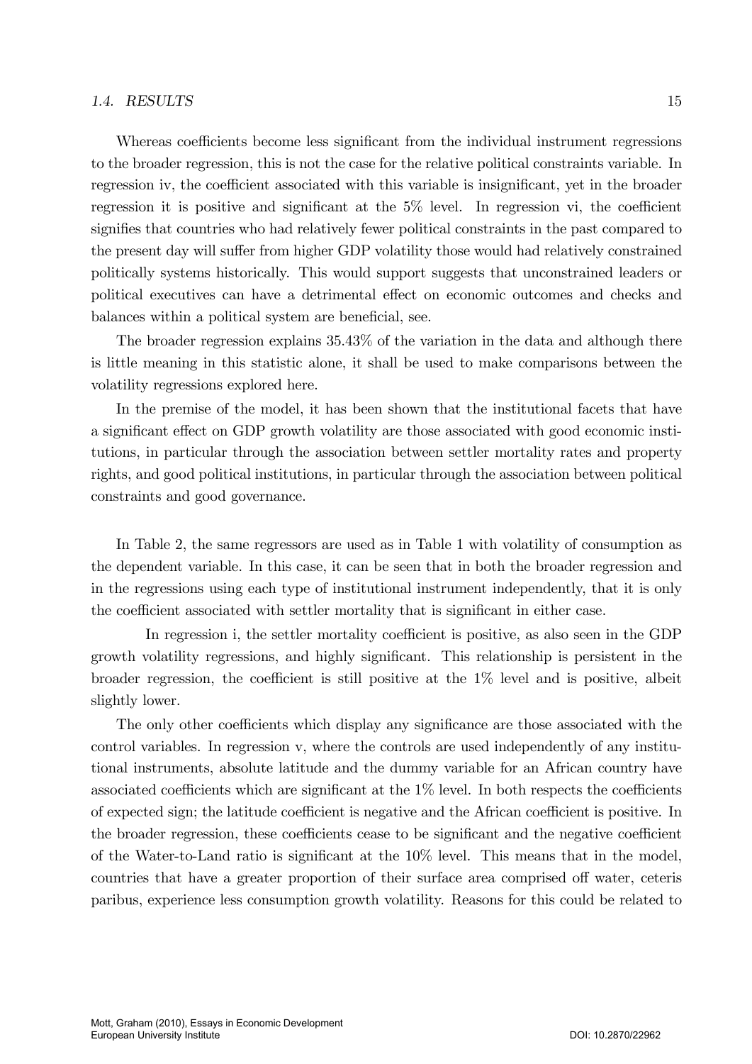Whereas coefficients become less significant from the individual instrument regressions to the broader regression, this is not the case for the relative political constraints variable. In regression iv, the coefficient associated with this variable is insignificant, yet in the broader regression it is positive and significant at the 5% level. In regression vi, the coefficient signifies that countries who had relatively fewer political constraints in the past compared to the present day will suffer from higher GDP volatility those would had relatively constrained politically systems historically. This would support suggests that unconstrained leaders or political executives can have a detrimental effect on economic outcomes and checks and balances within a political system are beneficial, see.

The broader regression explains 35.43% of the variation in the data and although there is little meaning in this statistic alone, it shall be used to make comparisons between the volatility regressions explored here.

In the premise of the model, it has been shown that the institutional facets that have a significant effect on GDP growth volatility are those associated with good economic institutions, in particular through the association between settler mortality rates and property rights, and good political institutions, in particular through the association between political constraints and good governance.

In Table 2, the same regressors are used as in Table 1 with volatility of consumption as the dependent variable. In this case, it can be seen that in both the broader regression and in the regressions using each type of institutional instrument independently, that it is only the coefficient associated with settler mortality that is significant in either case.

In regression i, the settler mortality coefficient is positive, as also seen in the GDP growth volatility regressions, and highly significant. This relationship is persistent in the broader regression, the coefficient is still positive at the 1% level and is positive, albeit slightly lower.

The only other coefficients which display any significance are those associated with the control variables. In regression v, where the controls are used independently of any institutional instruments, absolute latitude and the dummy variable for an African country have associated coefficients which are significant at the 1% level. In both respects the coefficients of expected sign; the latitude coefficient is negative and the African coefficient is positive. In the broader regression, these coefficients cease to be significant and the negative coefficient of the Water-to-Land ratio is significant at the 10% level. This means that in the model, countries that have a greater proportion of their surface area comprised off water, ceteris paribus, experience less consumption growth volatility. Reasons for this could be related to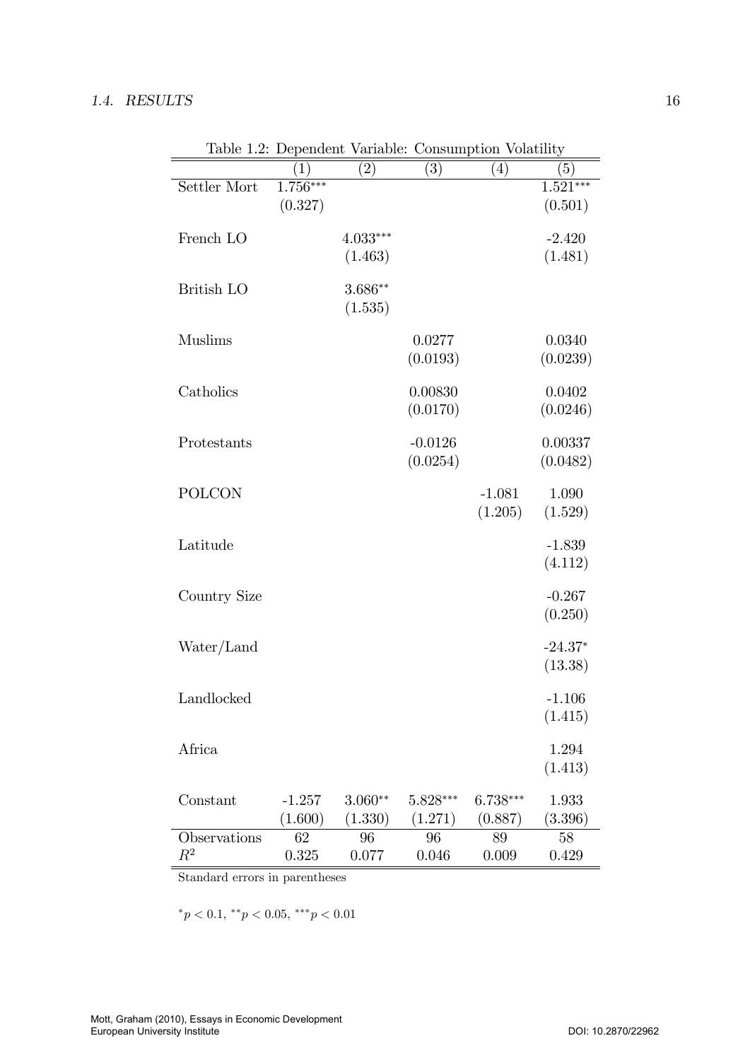Table 1.2: Dependent Variable: Consumption Volatility

| | (1) | (2) | (3) | (4) | (5) |
|---|---|---|---|---|---|
| Settler Mort | 1.756*** | | | | 1.521*** |
| | (0.327) | | | | (0.501) |
| French LO | | 4.033*** | | | -2.420 |
| | | (1.463) | | | (1.481) |
| British LO | | 3.686** | | | |
| | | (1.535) | | | |
| Muslims | | | 0.0277 | | 0.0340 |
| | | | (0.0193) | | (0.0239) |
| Catholics | | | 0.00830 | | 0.0402 |
| | | | (0.0170) | | (0.0246) |
| Protestants | | | -0.0126 | | 0.00337 |
| | | | (0.0254) | | (0.0482) |
| POLCON | | | | -1.081 | 1.090 |
| | | | | (1.205) | (1.529) |
| Latitude | | | | | -1.839 |
| | | | | | (4.112) |
| Country Size | | | | | -0.267 |
| | | | | | (0.250) |
| Water/Land | | | | | -24.37* |
| | | | | | (13.38) |
| Landlocked | | | | | -1.106 |
| | | | | | (1.415) |
| Africa | | | | | 1.294 |
| | | | | | (1.413) |
| Constant | -1.257 | 3.060** | 5.828*** | 6.738*** | 1.933 |
| | (1.600) | (1.330) | (1.271) | (0.887) | (3.396) |
| Observations | 62 | 96 | 96 | 89 | 58 |
| $R^2$ | 0.325 | 0.077 | 0.046 | 0.009 | 0.429 |

Standard errors in parentheses

$^{*}p < 0.1$, $^{**}p < 0.05$, $^{***}p < 0.01$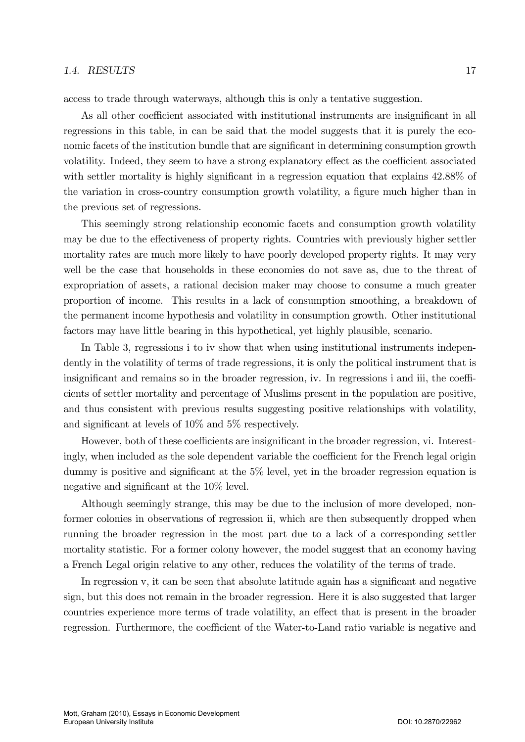access to trade through waterways, although this is only a tentative suggestion.

As all other coefficient associated with institutional instruments are insignificant in all regressions in this table, in can be said that the model suggests that it is purely the economic facets of the institution bundle that are significant in determining consumption growth volatility. Indeed, they seem to have a strong explanatory effect as the coefficient associated with settler mortality is highly significant in a regression equation that explains 42.88% of the variation in cross-country consumption growth volatility, a figure much higher than in the previous set of regressions.

This seemingly strong relationship economic facets and consumption growth volatility may be due to the effectiveness of property rights. Countries with previously higher settler mortality rates are much more likely to have poorly developed property rights. It may very well be the case that households in these economies do not save as, due to the threat of expropriation of assets, a rational decision maker may choose to consume a much greater proportion of income. This results in a lack of consumption smoothing, a breakdown of the permanent income hypothesis and volatility in consumption growth. Other institutional factors may have little bearing in this hypothetical, yet highly plausible, scenario.

In Table 3, regressions i to iv show that when using institutional instruments independently in the volatility of terms of trade regressions, it is only the political instrument that is insignificant and remains so in the broader regression, iv. In regressions i and iii, the coefficients of settler mortality and percentage of Muslims present in the population are positive, and thus consistent with previous results suggesting positive relationships with volatility, and significant at levels of 10% and 5% respectively.

However, both of these coefficients are insignificant in the broader regression, vi. Interestingly, when included as the sole dependent variable the coefficient for the French legal origin dummy is positive and significant at the 5% level, yet in the broader regression equation is negative and significant at the 10% level.

Although seemingly strange, this may be due to the inclusion of more developed, non-former colonies in observations of regression ii, which are then subsequently dropped when running the broader regression in the most part due to a lack of a corresponding settler mortality statistic. For a former colony however, the model suggest that an economy having a French Legal origin relative to any other, reduces the volatility of the terms of trade.

In regression v, it can be seen that absolute latitude again has a significant and negative sign, but this does not remain in the broader regression. Here it is also suggested that larger countries experience more terms of trade volatility, an effect that is present in the broader regression. Furthermore, the coefficient of the Water-to-Land ratio variable is negative and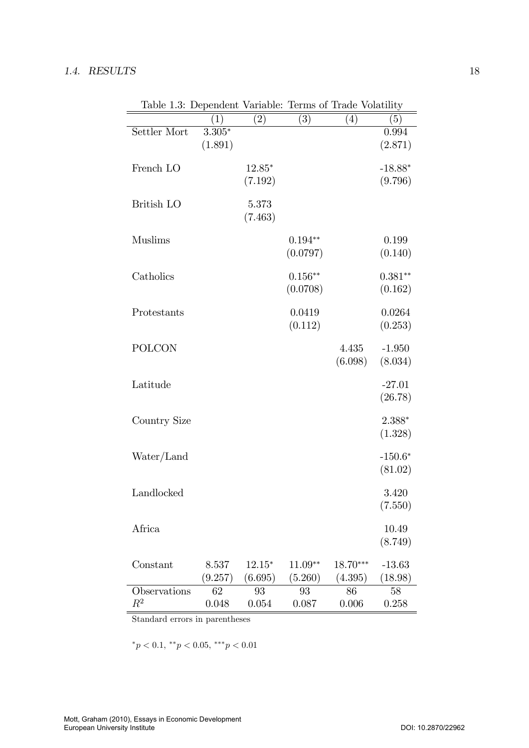Table 1.3: Dependent Variable: Terms of Trade Volatility

| | (1) | (2) | (3) | (4) | (5) |
|---|---|---|---|---|---|
| Settler Mort | 3.305* | | | | 0.994 |
| | (1.891) | | | | (2.871) |
| French LO | | 12.85* | | | -18.88* |
| | | (7.192) | | | (9.796) |
| British LO | | 5.373 | | | |
| | | (7.463) | | | |
| Muslims | | | 0.194** | | 0.199 |
| | | | (0.0797) | | (0.140) |
| Catholics | | | 0.156** | | 0.381** |
| | | | (0.0708) | | (0.162) |
| Protestants | | | 0.0419 | | 0.0264 |
| | | | (0.112) | | (0.253) |
| POLCON | | | | 4.435 | -1.950 |
| | | | | (6.098) | (8.034) |
| Latitude | | | | | -27.01 |
| | | | | | (26.78) |
| Country Size | | | | | 2.388* |
| | | | | | (1.328) |
| Water/Land | | | | | -150.6* |
| | | | | | (81.02) |
| Landlocked | | | | | 3.420 |
| | | | | | (7.550) |
| Africa | | | | | 10.49 |
| | | | | | (8.749) |
| Constant | 8.537 | 12.15* | 11.09** | 18.70*** | -13.63 |
| | (9.257) | (6.695) | (5.260) | (4.395) | (18.98) |
| Observations | 62 | 93 | 93 | 86 | 58 |
| $R^2$ | 0.048 | 0.054 | 0.087 | 0.006 | 0.258 |

Standard errors in parentheses

$^{*}p < 0.1$, $^{**}p < 0.05$, $^{***}p < 0.01$

Mott, Graham (2010), Essays in Economic Development
European University Institute DOI: 10.2870/22962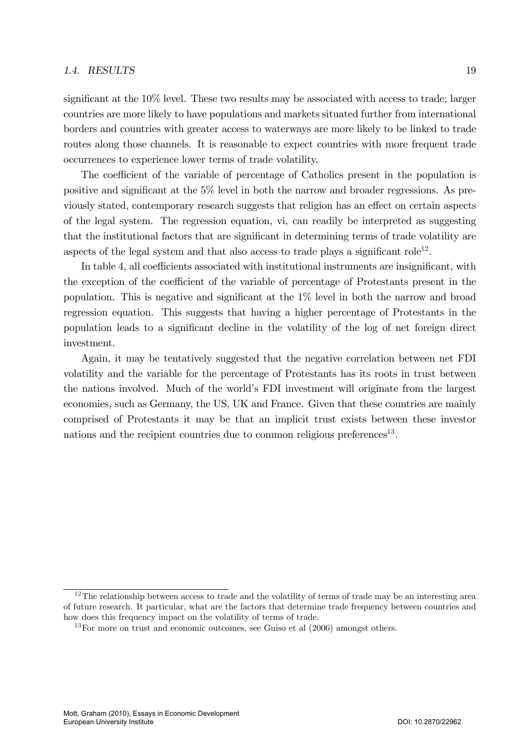significant at the 10% level. These two results may be associated with access to trade; larger countries are more likely to have populations and markets situated further from international borders and countries with greater access to waterways are more likely to be linked to trade routes along those channels. It is reasonable to expect countries with more frequent trade occurrences to experience lower terms of trade volatility.

The coefficient of the variable of percentage of Catholics present in the population is positive and significant at the 5% level in both the narrow and broader regressions. As previously stated, contemporary research suggests that religion has an effect on certain aspects of the legal system. The regression equation, vi, can readily be interpreted as suggesting that the institutional factors that are significant in determining terms of trade volatility are aspects of the legal system and that also access to trade plays a significant role[12].

In table 4, all coefficients associated with institutional instruments are insignificant, with the exception of the coefficient of the variable of percentage of Protestants present in the population. This is negative and significant at the 1% level in both the narrow and broad regression equation. This suggests that having a higher percentage of Protestants in the population leads to a significant decline in the volatility of the log of net foreign direct investment.

Again, it may be tentatively suggested that the negative correlation between net FDI volatility and the variable for the percentage of Protestants has its roots in trust between the nations involved. Much of the world's FDI investment will originate from the largest economies, such as Germany, the US, UK and France. Given that these countries are mainly comprised of Protestants it may be that an implicit trust exists between these investor nations and the recipient countries due to common religious preferences[13].

---

[12] The relationship between access to trade and the volatility of terms of trade may be an interesting area of future research. It particular, what are the factors that determine trade frequency between countries and how does this frequency impact on the volatility of terms of trade.

[13] For more on trust and economic outcomes, see Guiso et al (2006) amongst others.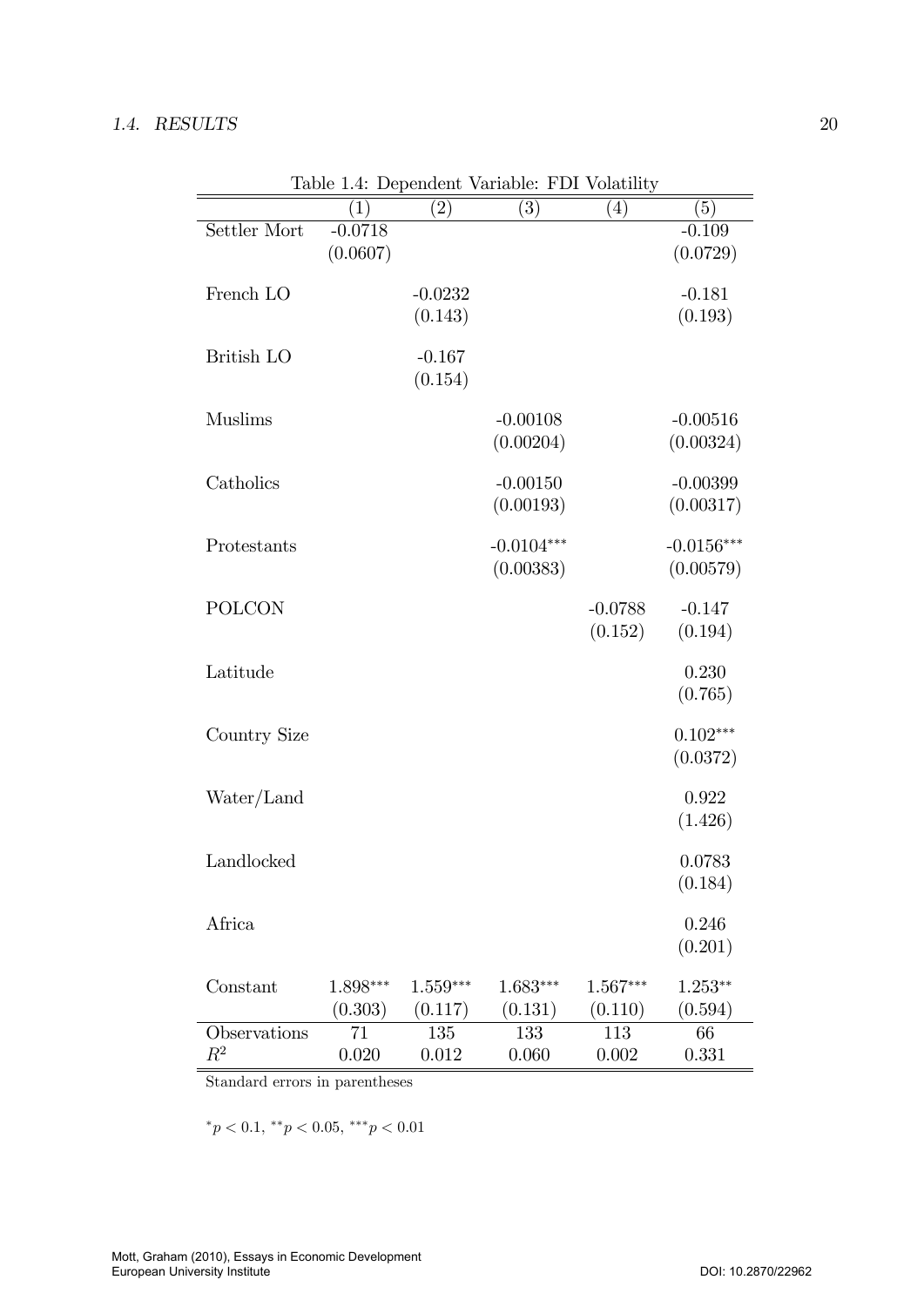Table 1.4: Dependent Variable: FDI Volatility

| | (1) | (2) | (3) | (4) | (5) |
|---|---|---|---|---|---|
| Settler Mort | -0.0718 | | | | -0.109 |
| | (0.0607) | | | | (0.0729) |
| French LO | | -0.0232 | | | -0.181 |
| | | (0.143) | | | (0.193) |
| British LO | | -0.167 | | | |
| | | (0.154) | | | |
| Muslims | | | -0.00108 | | -0.00516 |
| | | | (0.00204) | | (0.00324) |
| Catholics | | | -0.00150 | | -0.00399 |
| | | | (0.00193) | | (0.00317) |
| Protestants | | | -0.0104*** | | -0.0156*** |
| | | | (0.00383) | | (0.00579) |
| POLCON | | | | -0.0788 | -0.147 |
| | | | | (0.152) | (0.194) |
| Latitude | | | | | 0.230 |
| | | | | | (0.765) |
| Country Size | | | | | 0.102*** |
| | | | | | (0.0372) |
| Water/Land | | | | | 0.922 |
| | | | | | (1.426) |
| Landlocked | | | | | 0.0783 |
| | | | | | (0.184) |
| Africa | | | | | 0.246 |
| | | | | | (0.201) |
| Constant | 1.898*** | 1.559*** | 1.683*** | 1.567*** | 1.253** |
| | (0.303) | (0.117) | (0.131) | (0.110) | (0.594) |
| Observations | 71 | 135 | 133 | 113 | 66 |
| $R^2$ | 0.020 | 0.012 | 0.060 | 0.002 | 0.331 |

Standard errors in parentheses

$^{*}p < 0.1$, $^{**}p < 0.05$, $^{***}p < 0.01$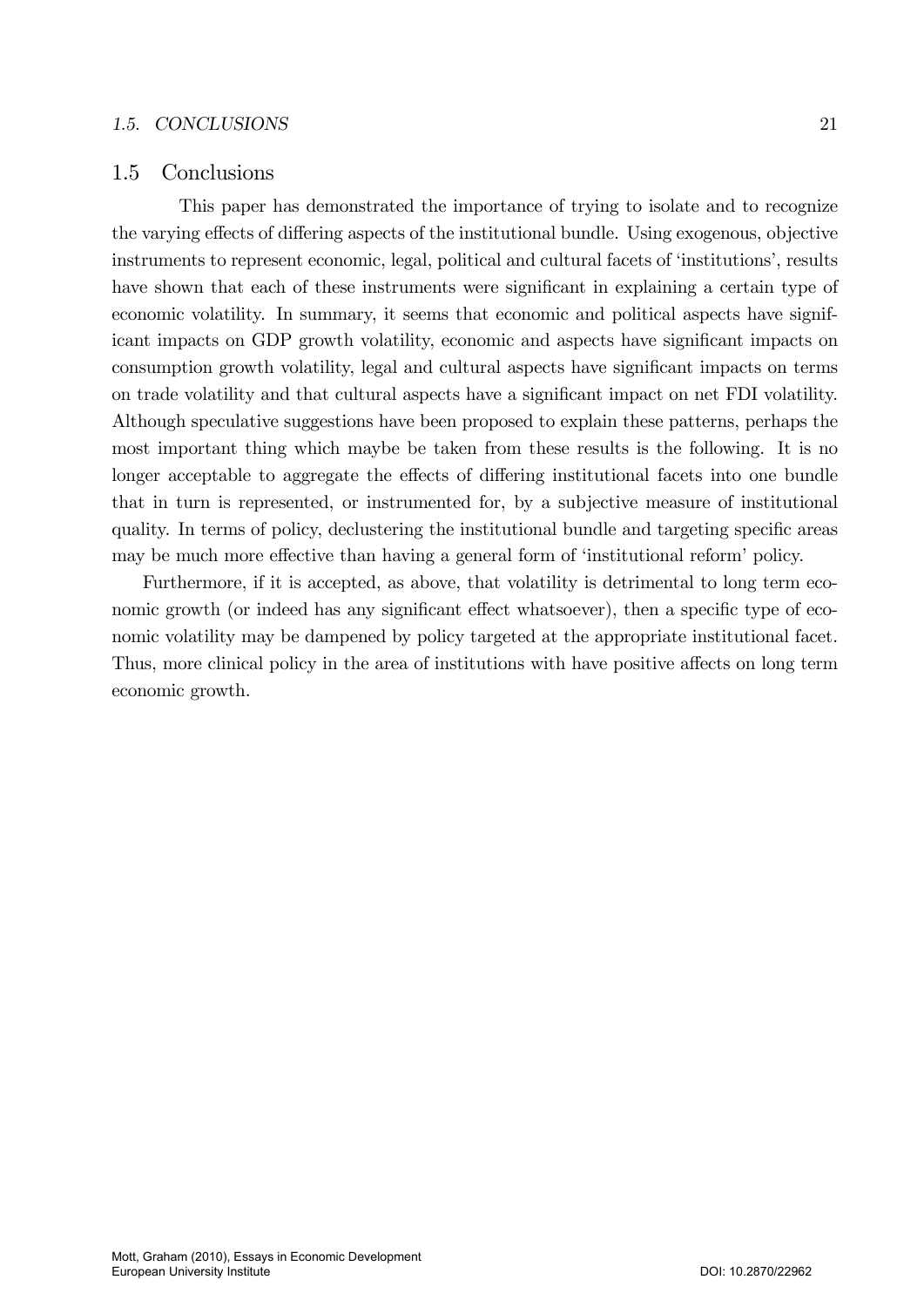## 1.5 Conclusions

This paper has demonstrated the importance of trying to isolate and to recognize the varying effects of differing aspects of the institutional bundle. Using exogenous, objective instruments to represent economic, legal, political and cultural facets of 'institutions', results have shown that each of these instruments were significant in explaining a certain type of economic volatility. In summary, it seems that economic and political aspects have significant impacts on GDP growth volatility, economic and aspects have significant impacts on consumption growth volatility, legal and cultural aspects have significant impacts on terms on trade volatility and that cultural aspects have a significant impact on net FDI volatility. Although speculative suggestions have been proposed to explain these patterns, perhaps the most important thing which maybe be taken from these results is the following. It is no longer acceptable to aggregate the effects of differing institutional facets into one bundle that in turn is represented, or instrumented for, by a subjective measure of institutional quality. In terms of policy, declustering the institutional bundle and targeting specific areas may be much more effective than having a general form of 'institutional reform' policy.

Furthermore, if it is accepted, as above, that volatility is detrimental to long term economic growth (or indeed has any significant effect whatsoever), then a specific type of economic volatility may be dampened by policy targeted at the appropriate institutional facet. Thus, more clinical policy in the area of institutions with have positive affects on long term economic growth.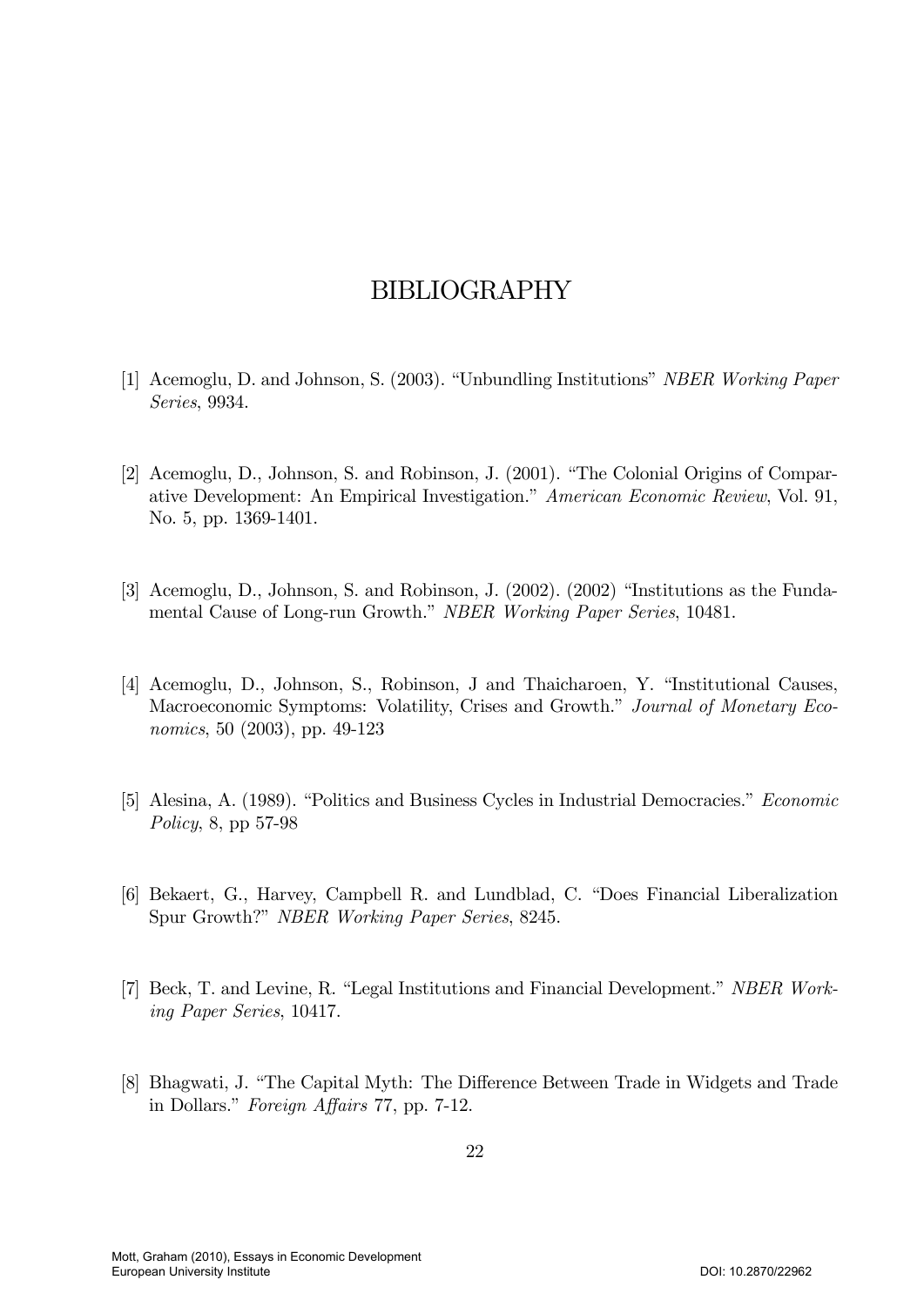# BIBLIOGRAPHY

[1] Acemoglu, D. and Johnson, S. (2003). "Unbundling Institutions" *NBER Working Paper Series*, 9934.

[2] Acemoglu, D., Johnson, S. and Robinson, J. (2001). "The Colonial Origins of Comparative Development: An Empirical Investigation." *American Economic Review*, Vol. 91, No. 5, pp. 1369-1401.

[3] Acemoglu, D., Johnson, S. and Robinson, J. (2002). (2002) "Institutions as the Fundamental Cause of Long-run Growth." *NBER Working Paper Series*, 10481.

[4] Acemoglu, D., Johnson, S., Robinson, J and Thaicharoen, Y. "Institutional Causes, Macroeconomic Symptoms: Volatility, Crises and Growth." *Journal of Monetary Economics*, 50 (2003), pp. 49-123

[5] Alesina, A. (1989). "Politics and Business Cycles in Industrial Democracies." *Economic Policy*, 8, pp 57-98

[6] Bekaert, G., Harvey, Campbell R. and Lundblad, C. "Does Financial Liberalization Spur Growth?" *NBER Working Paper Series*, 8245.

[7] Beck, T. and Levine, R. "Legal Institutions and Financial Development." *NBER Working Paper Series*, 10417.

[8] Bhagwati, J. "The Capital Myth: The Difference Between Trade in Widgets and Trade in Dollars." *Foreign Affairs* 77, pp. 7-12.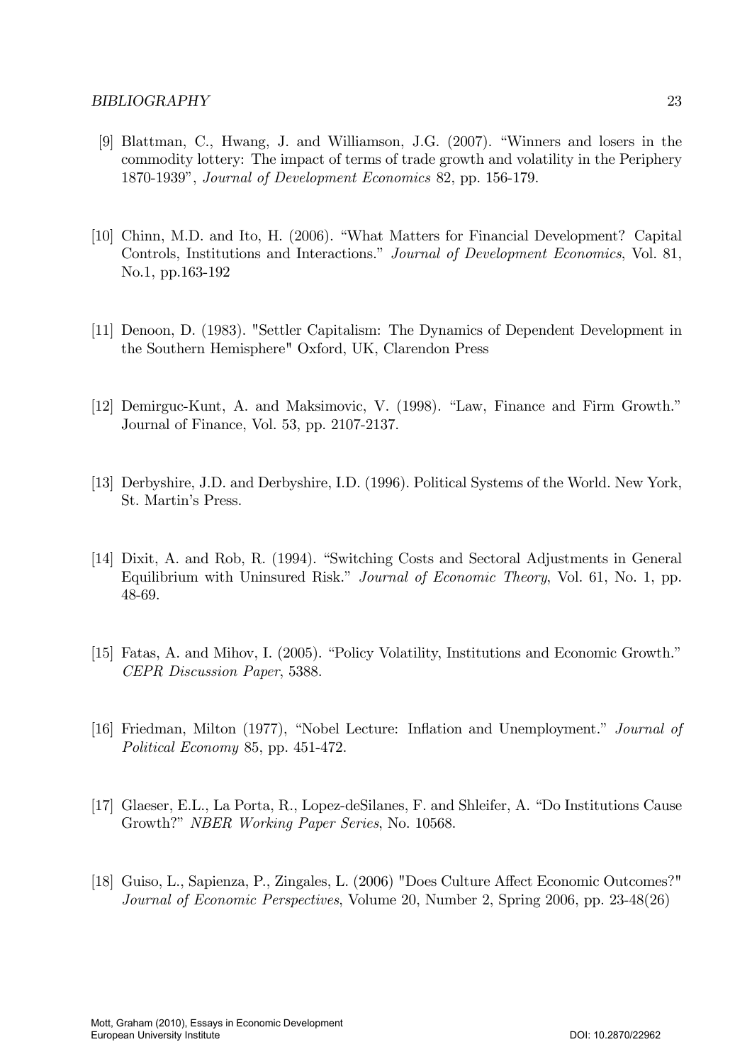[9] Blattman, C., Hwang, J. and Williamson, J.G. (2007). "Winners and losers in the commodity lottery: The impact of terms of trade growth and volatility in the Periphery 1870-1939", *Journal of Development Economics* 82, pp. 156-179.

[10] Chinn, M.D. and Ito, H. (2006). "What Matters for Financial Development? Capital Controls, Institutions and Interactions." *Journal of Development Economics*, Vol. 81, No.1, pp.163-192

[11] Denoon, D. (1983). "Settler Capitalism: The Dynamics of Dependent Development in the Southern Hemisphere" Oxford, UK, Clarendon Press

[12] Demirguc-Kunt, A. and Maksimovic, V. (1998). "Law, Finance and Firm Growth." Journal of Finance, Vol. 53, pp. 2107-2137.

[13] Derbyshire, J.D. and Derbyshire, I.D. (1996). Political Systems of the World. New York, St. Martin's Press.

[14] Dixit, A. and Rob, R. (1994). "Switching Costs and Sectoral Adjustments in General Equilibrium with Uninsured Risk." *Journal of Economic Theory*, Vol. 61, No. 1, pp. 48-69.

[15] Fatas, A. and Mihov, I. (2005). "Policy Volatility, Institutions and Economic Growth." *CEPR Discussion Paper*, 5388.

[16] Friedman, Milton (1977), "Nobel Lecture: Inflation and Unemployment." *Journal of Political Economy* 85, pp. 451-472.

[17] Glaeser, E.L., La Porta, R., Lopez-deSilanes, F. and Shleifer, A. "Do Institutions Cause Growth?" *NBER Working Paper Series*, No. 10568.

[18] Guiso, L., Sapienza, P., Zingales, L. (2006) "Does Culture Affect Economic Outcomes?" *Journal of Economic Perspectives*, Volume 20, Number 2, Spring 2006, pp. 23-48(26)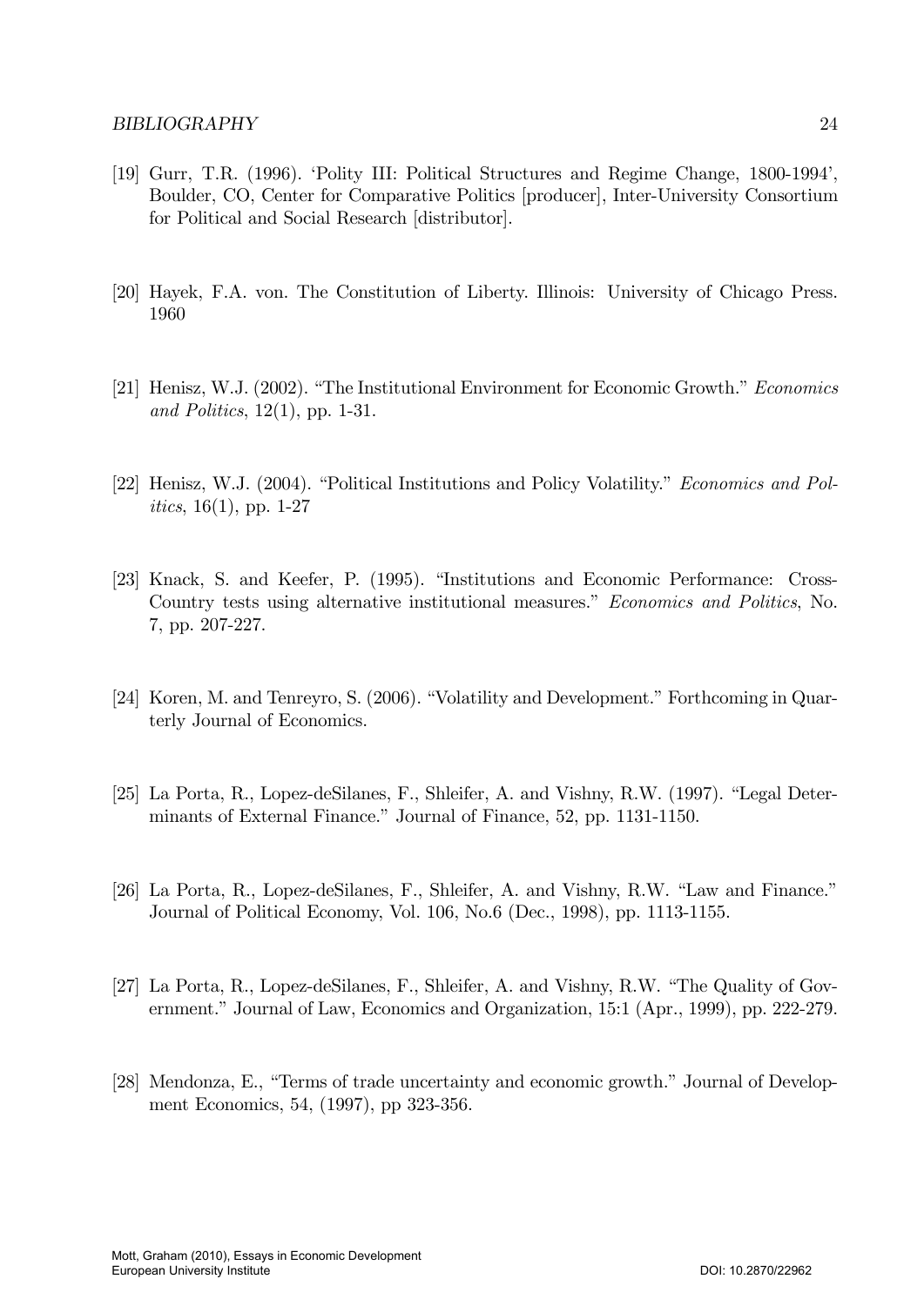[19] Gurr, T.R. (1996). 'Polity III: Political Structures and Regime Change, 1800-1994', Boulder, CO, Center for Comparative Politics [producer], Inter-University Consortium for Political and Social Research [distributor].

[20] Hayek, F.A. von. The Constitution of Liberty. Illinois: University of Chicago Press. 1960

[21] Henisz, W.J. (2002). "The Institutional Environment for Economic Growth." *Economics and Politics*, 12(1), pp. 1-31.

[22] Henisz, W.J. (2004). "Political Institutions and Policy Volatility." *Economics and Politics*, 16(1), pp. 1-27

[23] Knack, S. and Keefer, P. (1995). "Institutions and Economic Performance: Cross-Country tests using alternative institutional measures." *Economics and Politics*, No. 7, pp. 207-227.

[24] Koren, M. and Tenreyro, S. (2006). "Volatility and Development." Forthcoming in Quarterly Journal of Economics.

[25] La Porta, R., Lopez-deSilanes, F., Shleifer, A. and Vishny, R.W. (1997). "Legal Determinants of External Finance." Journal of Finance, 52, pp. 1131-1150.

[26] La Porta, R., Lopez-deSilanes, F., Shleifer, A. and Vishny, R.W. "Law and Finance." Journal of Political Economy, Vol. 106, No.6 (Dec., 1998), pp. 1113-1155.

[27] La Porta, R., Lopez-deSilanes, F., Shleifer, A. and Vishny, R.W. "The Quality of Government." Journal of Law, Economics and Organization, 15:1 (Apr., 1999), pp. 222-279.

[28] Mendonza, E., "Terms of trade uncertainty and economic growth." Journal of Development Economics, 54, (1997), pp 323-356.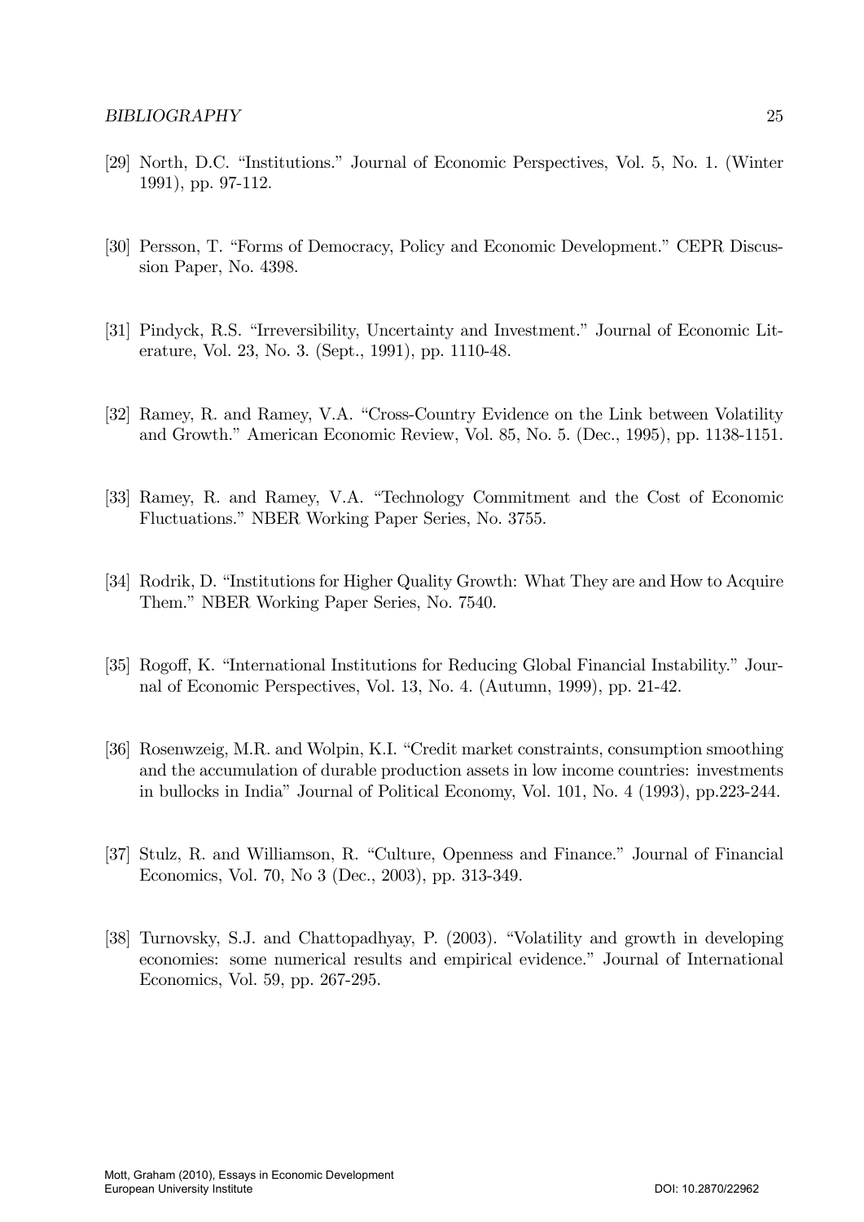[29] North, D.C. "Institutions." Journal of Economic Perspectives, Vol. 5, No. 1. (Winter 1991), pp. 97-112.

[30] Persson, T. "Forms of Democracy, Policy and Economic Development." CEPR Discussion Paper, No. 4398.

[31] Pindyck, R.S. "Irreversibility, Uncertainty and Investment." Journal of Economic Literature, Vol. 23, No. 3. (Sept., 1991), pp. 1110-48.

[32] Ramey, R. and Ramey, V.A. "Cross-Country Evidence on the Link between Volatility and Growth." American Economic Review, Vol. 85, No. 5. (Dec., 1995), pp. 1138-1151.

[33] Ramey, R. and Ramey, V.A. "Technology Commitment and the Cost of Economic Fluctuations." NBER Working Paper Series, No. 3755.

[34] Rodrik, D. "Institutions for Higher Quality Growth: What They are and How to Acquire Them." NBER Working Paper Series, No. 7540.

[35] Rogoff, K. "International Institutions for Reducing Global Financial Instability." Journal of Economic Perspectives, Vol. 13, No. 4. (Autumn, 1999), pp. 21-42.

[36] Rosenwzeig, M.R. and Wolpin, K.I. "Credit market constraints, consumption smoothing and the accumulation of durable production assets in low income countries: investments in bullocks in India" Journal of Political Economy, Vol. 101, No. 4 (1993), pp.223-244.

[37] Stulz, R. and Williamson, R. "Culture, Openness and Finance." Journal of Financial Economics, Vol. 70, No 3 (Dec., 2003), pp. 313-349.

[38] Turnovsky, S.J. and Chattopadhyay, P. (2003). "Volatility and growth in developing economies: some numerical results and empirical evidence." Journal of International Economics, Vol. 59, pp. 267-295.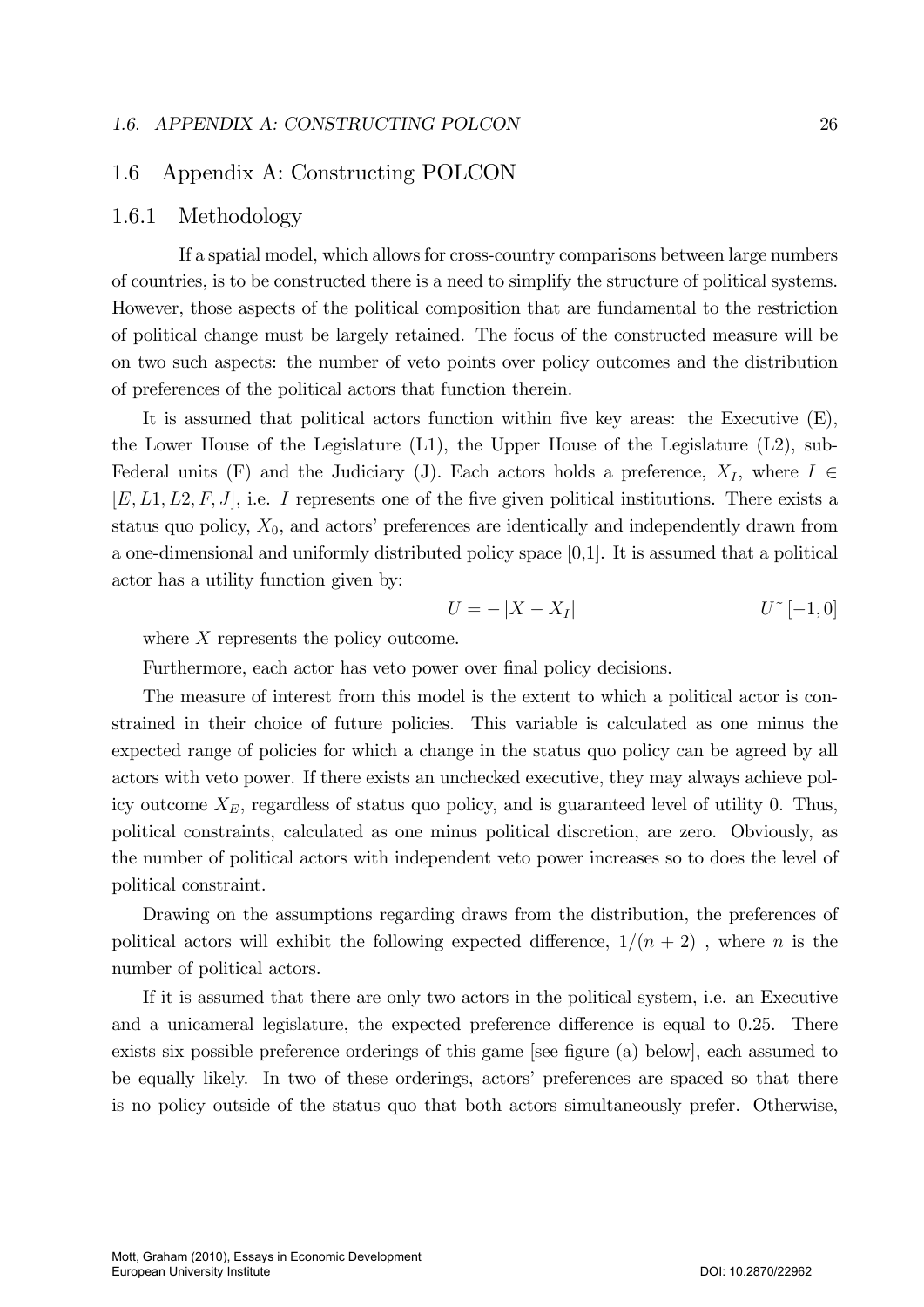## 1.6 Appendix A: Constructing POLCON

### 1.6.1 Methodology

If a spatial model, which allows for cross-country comparisons between large numbers of countries, is to be constructed there is a need to simplify the structure of political systems. However, those aspects of the political composition that are fundamental to the restriction of political change must be largely retained. The focus of the constructed measure will be on two such aspects: the number of veto points over policy outcomes and the distribution of preferences of the political actors that function therein.

It is assumed that political actors function within five key areas: the Executive (E), the Lower House of the Legislature (L1), the Upper House of the Legislature (L2), sub-Federal units (F) and the Judiciary (J). Each actors holds a preference, $X_I$, where $I \in [E, L1, L2, F, J]$, i.e. $I$ represents one of the five given political institutions. There exists a status quo policy, $X_0$, and actors' preferences are identically and independently drawn from a one-dimensional and uniformly distributed policy space [0,1]. It is assumed that a political actor has a utility function given by:

$$U = -|X - X_I| \qquad\qquad U\tilde{}\,[-1, 0]$$

where $X$ represents the policy outcome.

Furthermore, each actor has veto power over final policy decisions.

The measure of interest from this model is the extent to which a political actor is constrained in their choice of future policies. This variable is calculated as one minus the expected range of policies for which a change in the status quo policy can be agreed by all actors with veto power. If there exists an unchecked executive, they may always achieve policy outcome $X_E$, regardless of status quo policy, and is guaranteed level of utility 0. Thus, political constraints, calculated as one minus political discretion, are zero. Obviously, as the number of political actors with independent veto power increases so to does the level of political constraint.

Drawing on the assumptions regarding draws from the distribution, the preferences of political actors will exhibit the following expected difference, $1/(n+2)$ , where $n$ is the number of political actors.

If it is assumed that there are only two actors in the political system, i.e. an Executive and a unicameral legislature, the expected preference difference is equal to 0.25. There exists six possible preference orderings of this game [see figure (a) below], each assumed to be equally likely. In two of these orderings, actors' preferences are spaced so that there is no policy outside of the status quo that both actors simultaneously prefer. Otherwise,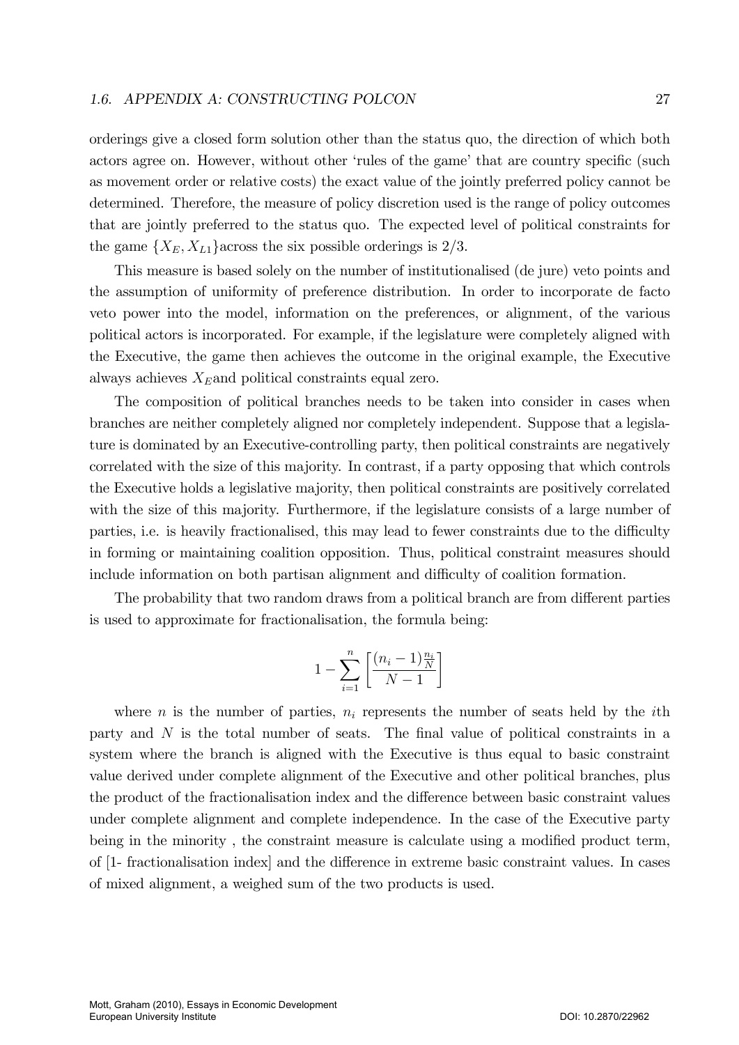orderings give a closed form solution other than the status quo, the direction of which both actors agree on. However, without other 'rules of the game' that are country specific (such as movement order or relative costs) the exact value of the jointly preferred policy cannot be determined. Therefore, the measure of policy discretion used is the range of policy outcomes that are jointly preferred to the status quo. The expected level of political constraints for the game $\{X_E, X_{L1}\}$across the six possible orderings is 2/3.

This measure is based solely on the number of institutionalised (de jure) veto points and the assumption of uniformity of preference distribution. In order to incorporate de facto veto power into the model, information on the preferences, or alignment, of the various political actors is incorporated. For example, if the legislature were completely aligned with the Executive, the game then achieves the outcome in the original example, the Executive always achieves $X_E$and political constraints equal zero.

The composition of political branches needs to be taken into consider in cases when branches are neither completely aligned nor completely independent. Suppose that a legislature is dominated by an Executive-controlling party, then political constraints are negatively correlated with the size of this majority. In contrast, if a party opposing that which controls the Executive holds a legislative majority, then political constraints are positively correlated with the size of this majority. Furthermore, if the legislature consists of a large number of parties, i.e. is heavily fractionalised, this may lead to fewer constraints due to the difficulty in forming or maintaining coalition opposition. Thus, political constraint measures should include information on both partisan alignment and difficulty of coalition formation.

The probability that two random draws from a political branch are from different parties is used to approximate for fractionalisation, the formula being:

$$1 - \sum_{i=1}^{n} \left[ \frac{(n_i - 1)\frac{n_i}{N}}{N - 1} \right]$$

where $n$ is the number of parties, $n_i$ represents the number of seats held by the $i$th party and $N$ is the total number of seats. The final value of political constraints in a system where the branch is aligned with the Executive is thus equal to basic constraint value derived under complete alignment of the Executive and other political branches, plus the product of the fractionalisation index and the difference between basic constraint values under complete alignment and complete independence. In the case of the Executive party being in the minority , the constraint measure is calculate using a modified product term, of [1- fractionalisation index] and the difference in extreme basic constraint values. In cases of mixed alignment, a weighed sum of the two products is used.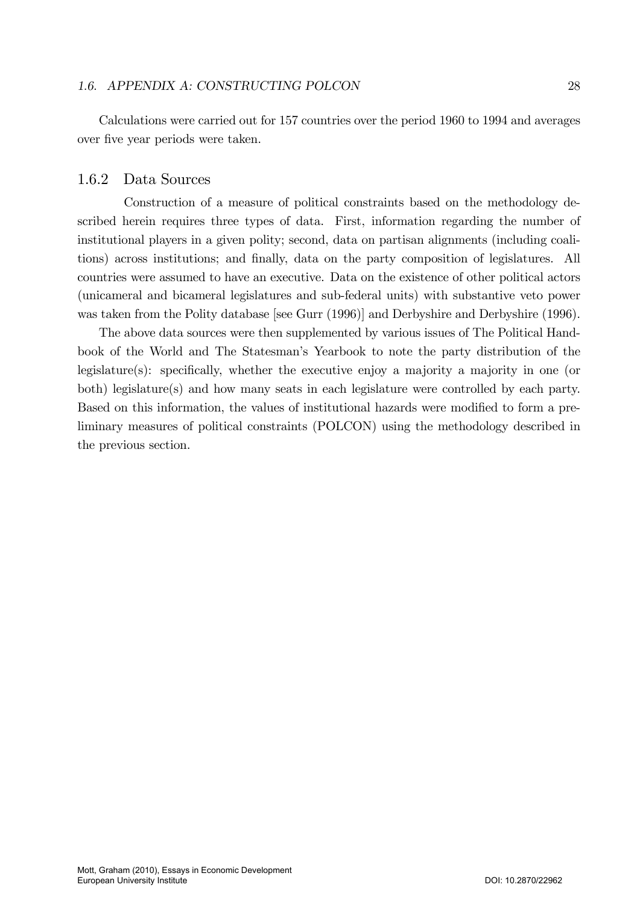Calculations were carried out for 157 countries over the period 1960 to 1994 and averages over five year periods were taken.

### 1.6.2 Data Sources

Construction of a measure of political constraints based on the methodology described herein requires three types of data. First, information regarding the number of institutional players in a given polity; second, data on partisan alignments (including coalitions) across institutions; and finally, data on the party composition of legislatures. All countries were assumed to have an executive. Data on the existence of other political actors (unicameral and bicameral legislatures and sub-federal units) with substantive veto power was taken from the Polity database [see Gurr (1996)] and Derbyshire and Derbyshire (1996).

The above data sources were then supplemented by various issues of The Political Handbook of the World and The Statesman's Yearbook to note the party distribution of the legislature(s): specifically, whether the executive enjoy a majority a majority in one (or both) legislature(s) and how many seats in each legislature were controlled by each party. Based on this information, the values of institutional hazards were modified to form a preliminary measures of political constraints (POLCON) using the methodology described in the previous section.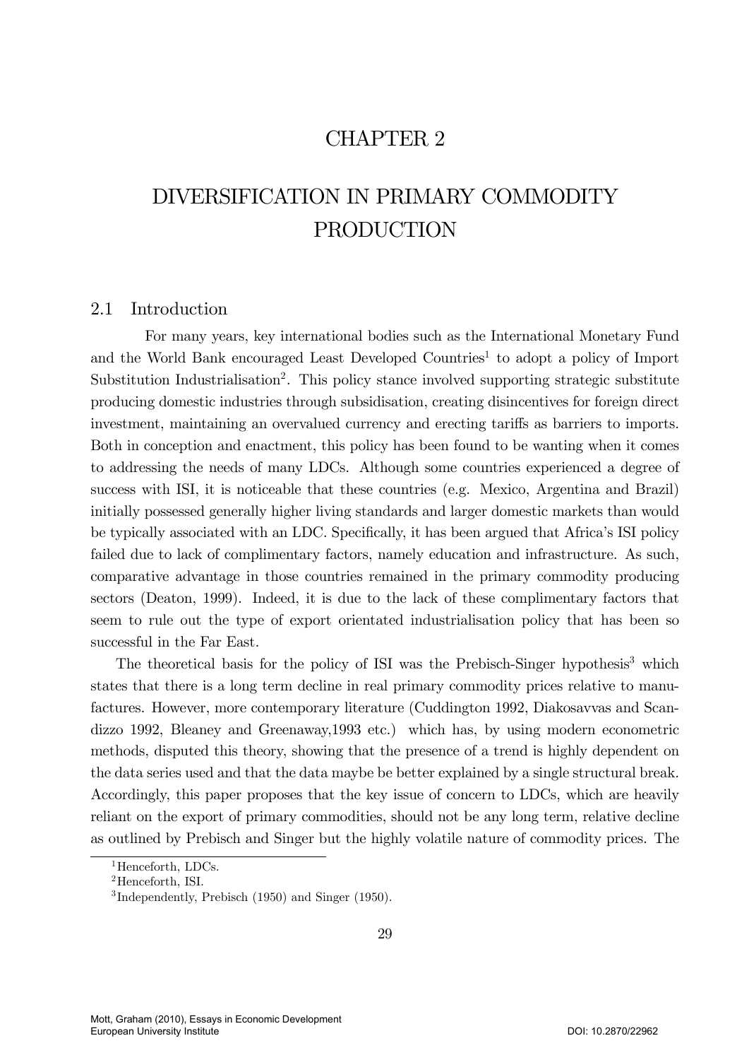# CHAPTER 2

# DIVERSIFICATION IN PRIMARY COMMODITY PRODUCTION

## 2.1 Introduction

For many years, key international bodies such as the International Monetary Fund and the World Bank encouraged Least Developed Countries[1] to adopt a policy of Import Substitution Industrialisation[2]. This policy stance involved supporting strategic substitute producing domestic industries through subsidisation, creating disincentives for foreign direct investment, maintaining an overvalued currency and erecting tariffs as barriers to imports. Both in conception and enactment, this policy has been found to be wanting when it comes to addressing the needs of many LDCs. Although some countries experienced a degree of success with ISI, it is noticeable that these countries (e.g. Mexico, Argentina and Brazil) initially possessed generally higher living standards and larger domestic markets than would be typically associated with an LDC. Specifically, it has been argued that Africa's ISI policy failed due to lack of complimentary factors, namely education and infrastructure. As such, comparative advantage in those countries remained in the primary commodity producing sectors (Deaton, 1999). Indeed, it is due to the lack of these complimentary factors that seem to rule out the type of export orientated industrialisation policy that has been so successful in the Far East.

The theoretical basis for the policy of ISI was the Prebisch-Singer hypothesis[3] which states that there is a long term decline in real primary commodity prices relative to manufactures. However, more contemporary literature (Cuddington 1992, Diakosavvas and Scandizzo 1992, Bleaney and Greenaway,1993 etc.) which has, by using modern econometric methods, disputed this theory, showing that the presence of a trend is highly dependent on the data series used and that the data maybe be better explained by a single structural break. Accordingly, this paper proposes that the key issue of concern to LDCs, which are heavily reliant on the export of primary commodities, should not be any long term, relative decline as outlined by Prebisch and Singer but the highly volatile nature of commodity prices. The

[1] Henceforth, LDCs.

[2] Henceforth, ISI.

[3] Independently, Prebisch (1950) and Singer (1950).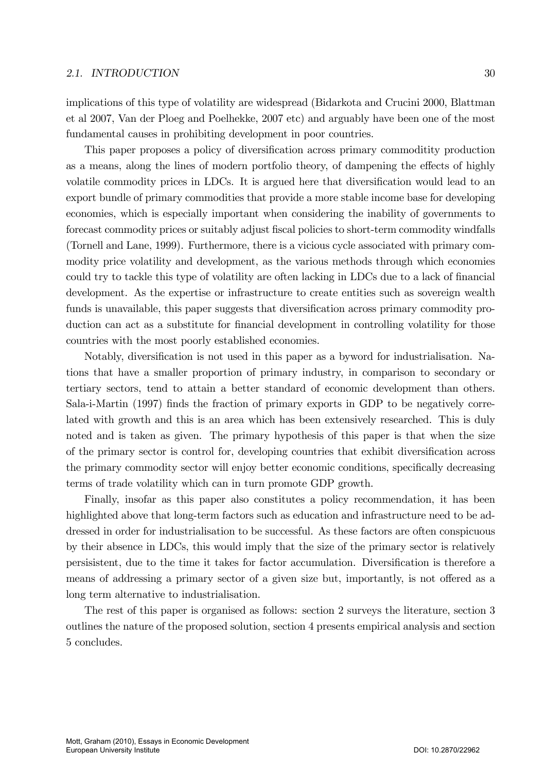implications of this type of volatility are widespread (Bidarkota and Crucini 2000, Blattman et al 2007, Van der Ploeg and Poelhekke, 2007 etc) and arguably have been one of the most fundamental causes in prohibiting development in poor countries.

This paper proposes a policy of diversification across primary commoditity production as a means, along the lines of modern portfolio theory, of dampening the effects of highly volatile commodity prices in LDCs. It is argued here that diversification would lead to an export bundle of primary commodities that provide a more stable income base for developing economies, which is especially important when considering the inability of governments to forecast commodity prices or suitably adjust fiscal policies to short-term commodity windfalls (Tornell and Lane, 1999). Furthermore, there is a vicious cycle associated with primary commodity price volatility and development, as the various methods through which economies could try to tackle this type of volatility are often lacking in LDCs due to a lack of financial development. As the expertise or infrastructure to create entities such as sovereign wealth funds is unavailable, this paper suggests that diversification across primary commodity production can act as a substitute for financial development in controlling volatility for those countries with the most poorly established economies.

Notably, diversification is not used in this paper as a byword for industrialisation. Nations that have a smaller proportion of primary industry, in comparison to secondary or tertiary sectors, tend to attain a better standard of economic development than others. Sala-i-Martin (1997) finds the fraction of primary exports in GDP to be negatively correlated with growth and this is an area which has been extensively researched. This is duly noted and is taken as given. The primary hypothesis of this paper is that when the size of the primary sector is control for, developing countries that exhibit diversification across the primary commodity sector will enjoy better economic conditions, specifically decreasing terms of trade volatility which can in turn promote GDP growth.

Finally, insofar as this paper also constitutes a policy recommendation, it has been highlighted above that long-term factors such as education and infrastructure need to be addressed in order for industrialisation to be successful. As these factors are often conspicuous by their absence in LDCs, this would imply that the size of the primary sector is relatively persisistent, due to the time it takes for factor accumulation. Diversification is therefore a means of addressing a primary sector of a given size but, importantly, is not offered as a long term alternative to industrialisation.

The rest of this paper is organised as follows: section 2 surveys the literature, section 3 outlines the nature of the proposed solution, section 4 presents empirical analysis and section 5 concludes.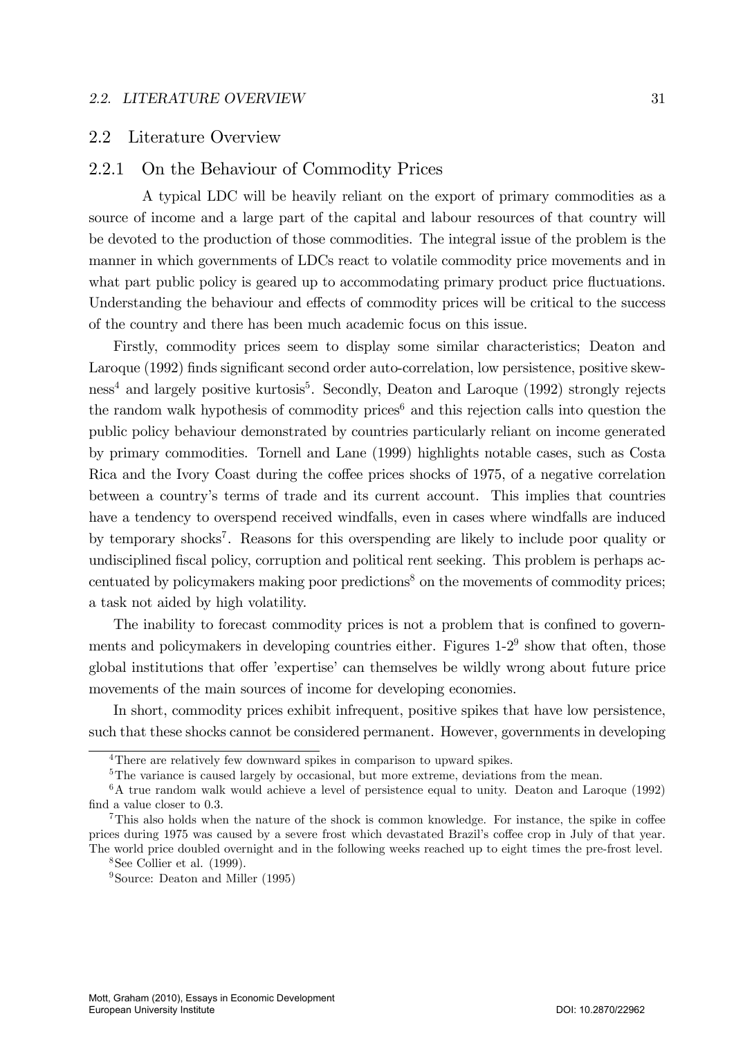## 2.2 Literature Overview

### 2.2.1 On the Behaviour of Commodity Prices

A typical LDC will be heavily reliant on the export of primary commodities as a source of income and a large part of the capital and labour resources of that country will be devoted to the production of those commodities. The integral issue of the problem is the manner in which governments of LDCs react to volatile commodity price movements and in what part public policy is geared up to accommodating primary product price fluctuations. Understanding the behaviour and effects of commodity prices will be critical to the success of the country and there has been much academic focus on this issue.

Firstly, commodity prices seem to display some similar characteristics; Deaton and Laroque (1992) finds significant second order auto-correlation, low persistence, positive skewness[4] and largely positive kurtosis[5]. Secondly, Deaton and Laroque (1992) strongly rejects the random walk hypothesis of commodity prices[6] and this rejection calls into question the public policy behaviour demonstrated by countries particularly reliant on income generated by primary commodities. Tornell and Lane (1999) highlights notable cases, such as Costa Rica and the Ivory Coast during the coffee prices shocks of 1975, of a negative correlation between a country's terms of trade and its current account. This implies that countries have a tendency to overspend received windfalls, even in cases where windfalls are induced by temporary shocks[7]. Reasons for this overspending are likely to include poor quality or undisciplined fiscal policy, corruption and political rent seeking. This problem is perhaps accentuated by policymakers making poor predictions[8] on the movements of commodity prices; a task not aided by high volatility.

The inability to forecast commodity prices is not a problem that is confined to governments and policymakers in developing countries either. Figures 1-2[9] show that often, those global institutions that offer 'expertise' can themselves be wildly wrong about future price movements of the main sources of income for developing economies.

In short, commodity prices exhibit infrequent, positive spikes that have low persistence, such that these shocks cannot be considered permanent. However, governments in developing

[4] There are relatively few downward spikes in comparison to upward spikes.

[5] The variance is caused largely by occasional, but more extreme, deviations from the mean.

[6] A true random walk would achieve a level of persistence equal to unity. Deaton and Laroque (1992) find a value closer to 0.3.

[7] This also holds when the nature of the shock is common knowledge. For instance, the spike in coffee prices during 1975 was caused by a severe frost which devastated Brazil's coffee crop in July of that year. The world price doubled overnight and in the following weeks reached up to eight times the pre-frost level.

[8] See Collier et al. (1999).

[9] Source: Deaton and Miller (1995)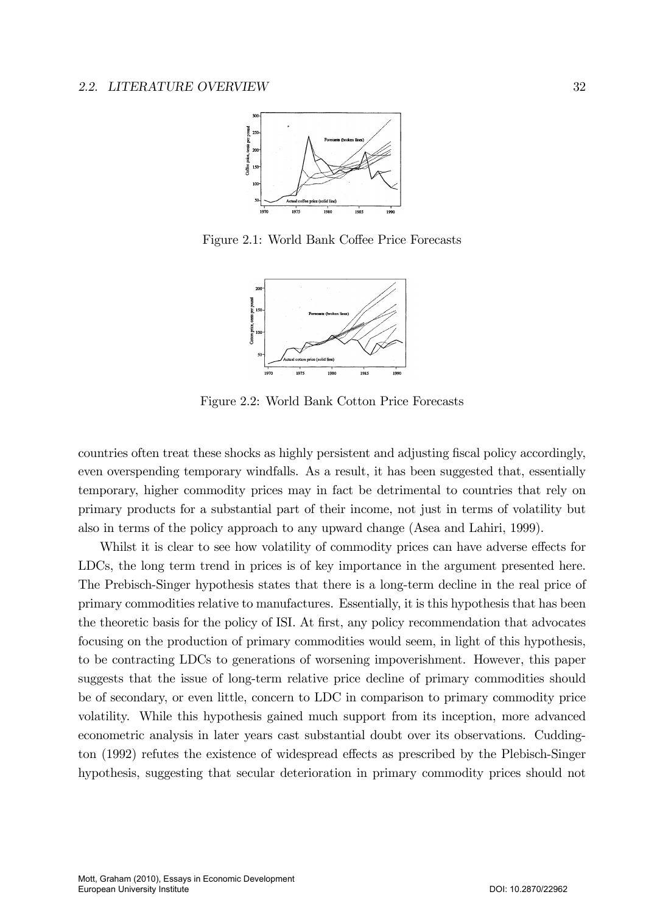300

250

200

150

100

50

Coffee price, cents per pound

Forecasts (broken lines)

Actual coffee price (solid line)

1970 1975 1980 1985 1990

Figure 2.1: World Bank Coffee Price Forecasts

200

150

100

50

Cotton price, cents per pound

Forecasts (broken lines)

Actual cotton price (solid line)

1970 1975 1980 1985 1990

Figure 2.2: World Bank Cotton Price Forecasts

countries often treat these shocks as highly persistent and adjusting fiscal policy accordingly, even overspending temporary windfalls. As a result, it has been suggested that, essentially temporary, higher commodity prices may in fact be detrimental to countries that rely on primary products for a substantial part of their income, not just in terms of volatility but also in terms of the policy approach to any upward change (Asea and Lahiri, 1999).

Whilst it is clear to see how volatility of commodity prices can have adverse effects for LDCs, the long term trend in prices is of key importance in the argument presented here. The Prebisch-Singer hypothesis states that there is a long-term decline in the real price of primary commodities relative to manufactures. Essentially, it is this hypothesis that has been the theoretic basis for the policy of ISI. At first, any policy recommendation that advocates focusing on the production of primary commodities would seem, in light of this hypothesis, to be contracting LDCs to generations of worsening impoverishment. However, this paper suggests that the issue of long-term relative price decline of primary commodities should be of secondary, or even little, concern to LDC in comparison to primary commodity price volatility. While this hypothesis gained much support from its inception, more advanced econometric analysis in later years cast substantial doubt over its observations. Cuddington (1992) refutes the existence of widespread effects as prescribed by the Plebisch-Singer hypothesis, suggesting that secular deterioration in primary commodity prices should not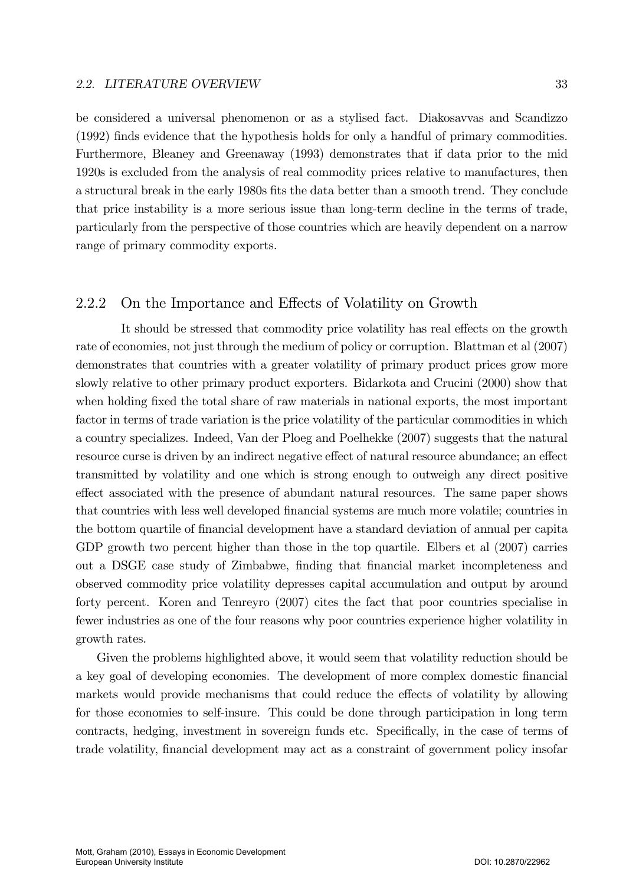be considered a universal phenomenon or as a stylised fact. Diakosavvas and Scandizzo (1992) finds evidence that the hypothesis holds for only a handful of primary commodities. Furthermore, Bleaney and Greenaway (1993) demonstrates that if data prior to the mid 1920s is excluded from the analysis of real commodity prices relative to manufactures, then a structural break in the early 1980s fits the data better than a smooth trend. They conclude that price instability is a more serious issue than long-term decline in the terms of trade, particularly from the perspective of those countries which are heavily dependent on a narrow range of primary commodity exports.

### 2.2.2 On the Importance and Effects of Volatility on Growth

It should be stressed that commodity price volatility has real effects on the growth rate of economies, not just through the medium of policy or corruption. Blattman et al (2007) demonstrates that countries with a greater volatility of primary product prices grow more slowly relative to other primary product exporters. Bidarkota and Crucini (2000) show that when holding fixed the total share of raw materials in national exports, the most important factor in terms of trade variation is the price volatility of the particular commodities in which a country specializes. Indeed, Van der Ploeg and Poelhekke (2007) suggests that the natural resource curse is driven by an indirect negative effect of natural resource abundance; an effect transmitted by volatility and one which is strong enough to outweigh any direct positive effect associated with the presence of abundant natural resources. The same paper shows that countries with less well developed financial systems are much more volatile; countries in the bottom quartile of financial development have a standard deviation of annual per capita GDP growth two percent higher than those in the top quartile. Elbers et al (2007) carries out a DSGE case study of Zimbabwe, finding that financial market incompleteness and observed commodity price volatility depresses capital accumulation and output by around forty percent. Koren and Tenreyro (2007) cites the fact that poor countries specialise in fewer industries as one of the four reasons why poor countries experience higher volatility in growth rates.

Given the problems highlighted above, it would seem that volatility reduction should be a key goal of developing economies. The development of more complex domestic financial markets would provide mechanisms that could reduce the effects of volatility by allowing for those economies to self-insure. This could be done through participation in long term contracts, hedging, investment in sovereign funds etc. Specifically, in the case of terms of trade volatility, financial development may act as a constraint of government policy insofar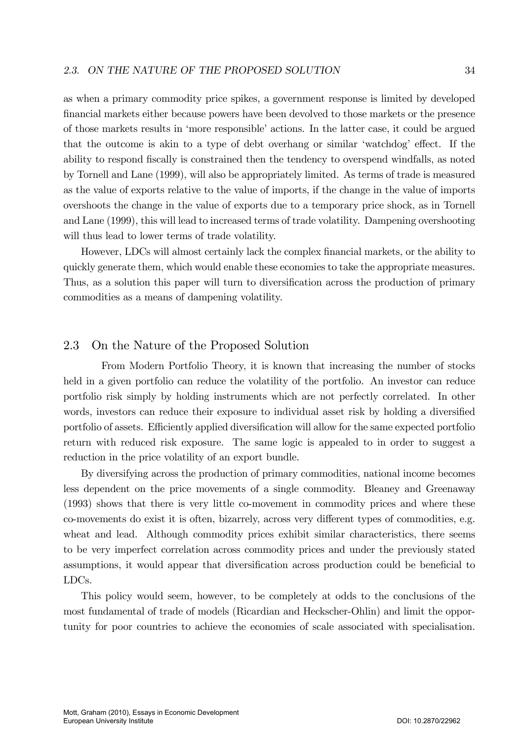as when a primary commodity price spikes, a government response is limited by developed financial markets either because powers have been devolved to those markets or the presence of those markets results in 'more responsible' actions. In the latter case, it could be argued that the outcome is akin to a type of debt overhang or similar 'watchdog' effect. If the ability to respond fiscally is constrained then the tendency to overspend windfalls, as noted by Tornell and Lane (1999), will also be appropriately limited. As terms of trade is measured as the value of exports relative to the value of imports, if the change in the value of imports overshoots the change in the value of exports due to a temporary price shock, as in Tornell and Lane (1999), this will lead to increased terms of trade volatility. Dampening overshooting will thus lead to lower terms of trade volatility.

However, LDCs will almost certainly lack the complex financial markets, or the ability to quickly generate them, which would enable these economies to take the appropriate measures. Thus, as a solution this paper will turn to diversification across the production of primary commodities as a means of dampening volatility.

## 2.3 On the Nature of the Proposed Solution

From Modern Portfolio Theory, it is known that increasing the number of stocks held in a given portfolio can reduce the volatility of the portfolio. An investor can reduce portfolio risk simply by holding instruments which are not perfectly correlated. In other words, investors can reduce their exposure to individual asset risk by holding a diversified portfolio of assets. Efficiently applied diversification will allow for the same expected portfolio return with reduced risk exposure. The same logic is appealed to in order to suggest a reduction in the price volatility of an export bundle.

By diversifying across the production of primary commodities, national income becomes less dependent on the price movements of a single commodity. Bleaney and Greenaway (1993) shows that there is very little co-movement in commodity prices and where these co-movements do exist it is often, bizarrely, across very different types of commodities, e.g. wheat and lead. Although commodity prices exhibit similar characteristics, there seems to be very imperfect correlation across commodity prices and under the previously stated assumptions, it would appear that diversification across production could be beneficial to LDCs.

This policy would seem, however, to be completely at odds to the conclusions of the most fundamental of trade of models (Ricardian and Heckscher-Ohlin) and limit the opportunity for poor countries to achieve the economies of scale associated with specialisation.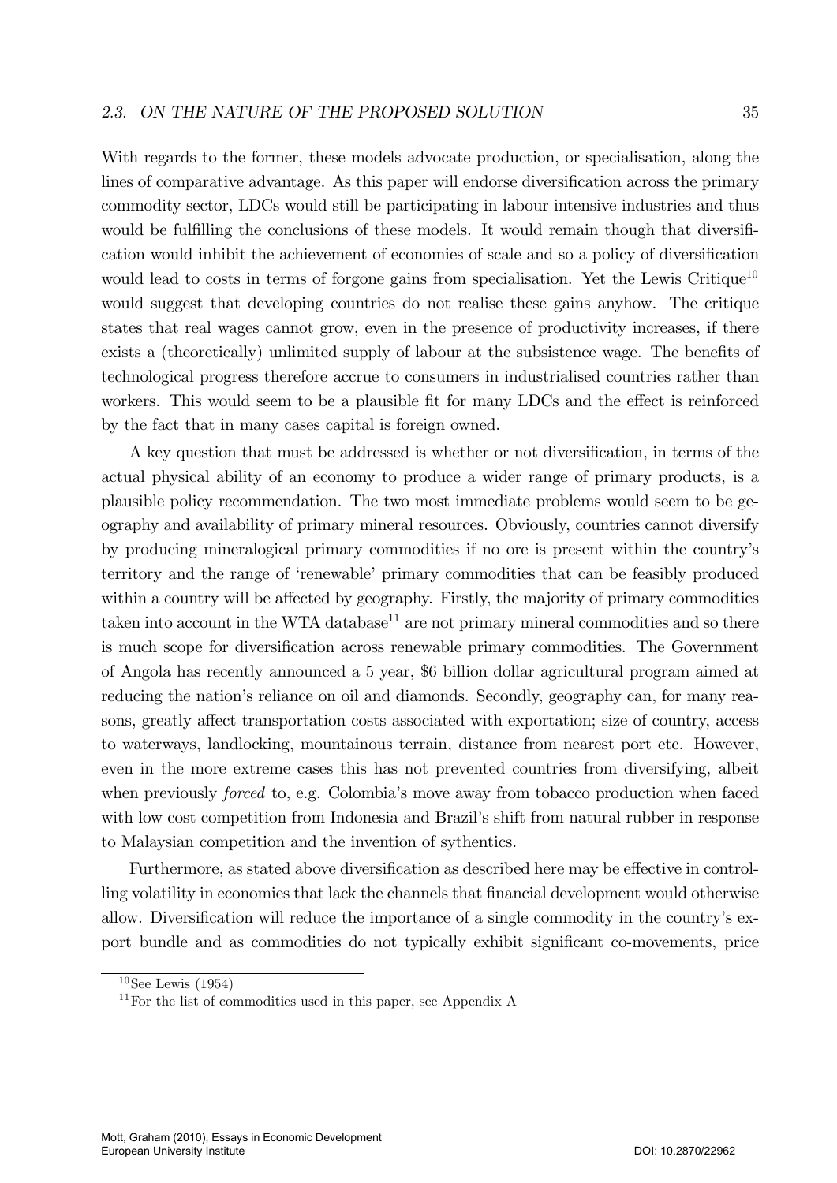With regards to the former, these models advocate production, or specialisation, along the lines of comparative advantage. As this paper will endorse diversification across the primary commodity sector, LDCs would still be participating in labour intensive industries and thus would be fulfilling the conclusions of these models. It would remain though that diversification would inhibit the achievement of economies of scale and so a policy of diversification would lead to costs in terms of forgone gains from specialisation. Yet the Lewis Critique[10] would suggest that developing countries do not realise these gains anyhow. The critique states that real wages cannot grow, even in the presence of productivity increases, if there exists a (theoretically) unlimited supply of labour at the subsistence wage. The benefits of technological progress therefore accrue to consumers in industrialised countries rather than workers. This would seem to be a plausible fit for many LDCs and the effect is reinforced by the fact that in many cases capital is foreign owned.

A key question that must be addressed is whether or not diversification, in terms of the actual physical ability of an economy to produce a wider range of primary products, is a plausible policy recommendation. The two most immediate problems would seem to be geography and availability of primary mineral resources. Obviously, countries cannot diversify by producing mineralogical primary commodities if no ore is present within the country's territory and the range of 'renewable' primary commodities that can be feasibly produced within a country will be affected by geography. Firstly, the majority of primary commodities taken into account in the WTA database[11] are not primary mineral commodities and so there is much scope for diversification across renewable primary commodities. The Government of Angola has recently announced a 5 year, \$6 billion dollar agricultural program aimed at reducing the nation's reliance on oil and diamonds. Secondly, geography can, for many reasons, greatly affect transportation costs associated with exportation; size of country, access to waterways, landlocking, mountainous terrain, distance from nearest port etc. However, even in the more extreme cases this has not prevented countries from diversifying, albeit when previously *forced* to, e.g. Colombia's move away from tobacco production when faced with low cost competition from Indonesia and Brazil's shift from natural rubber in response to Malaysian competition and the invention of sythentics.

Furthermore, as stated above diversification as described here may be effective in controlling volatility in economies that lack the channels that financial development would otherwise allow. Diversification will reduce the importance of a single commodity in the country's export bundle and as commodities do not typically exhibit significant co-movements, price

[10] See Lewis (1954)

[11] For the list of commodities used in this paper, see Appendix A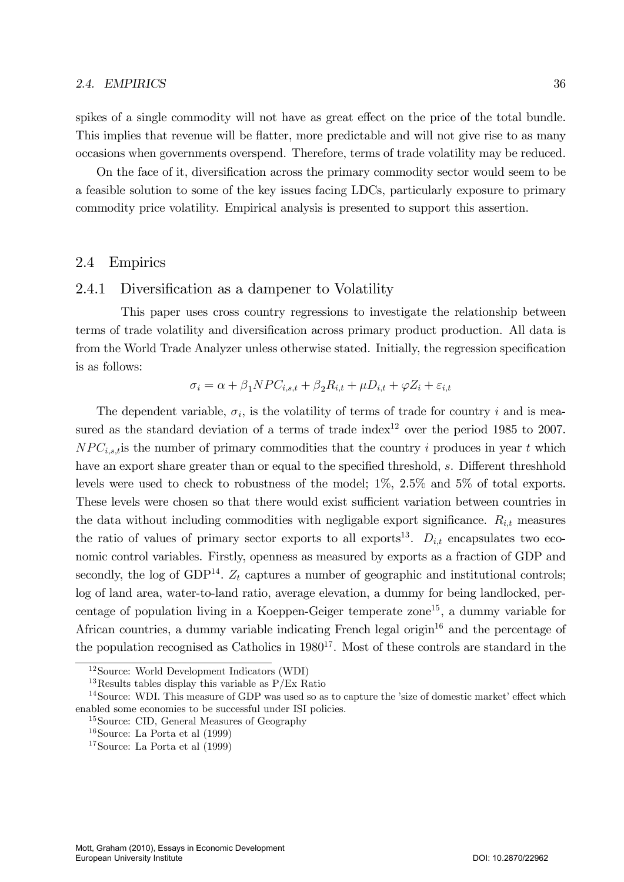spikes of a single commodity will not have as great effect on the price of the total bundle. This implies that revenue will be flatter, more predictable and will not give rise to as many occasions when governments overspend. Therefore, terms of trade volatility may be reduced.

On the face of it, diversification across the primary commodity sector would seem to be a feasible solution to some of the key issues facing LDCs, particularly exposure to primary commodity price volatility. Empirical analysis is presented to support this assertion.

## 2.4 Empirics

### 2.4.1 Diversification as a dampener to Volatility

This paper uses cross country regressions to investigate the relationship between terms of trade volatility and diversification across primary product production. All data is from the World Trade Analyzer unless otherwise stated. Initially, the regression specification is as follows:

$$\sigma_i = \alpha + \beta_1 NPC_{i,s,t} + \beta_2 R_{i,t} + \mu D_{i,t} + \varphi Z_i + \varepsilon_{i,t}$$

The dependent variable, $\sigma_i$, is the volatility of terms of trade for country $i$ and is measured as the standard deviation of a terms of trade index[12] over the period 1985 to 2007. $NPC_{i,s,t}$is the number of primary commodities that the country $i$ produces in year $t$ which have an export share greater than or equal to the specified threshold, $s$. Different threshhold levels were used to check to robustness of the model; 1%, 2.5% and 5% of total exports. These levels were chosen so that there would exist sufficient variation between countries in the data without including commodities with negligable export significance. $R_{i,t}$ measures the ratio of values of primary sector exports to all exports[13]. $D_{i,t}$ encapsulates two economic control variables. Firstly, openness as measured by exports as a fraction of GDP and secondly, the log of GDP[14]. $Z_t$ captures a number of geographic and institutional controls; log of land area, water-to-land ratio, average elevation, a dummy for being landlocked, percentage of population living in a Koeppen-Geiger temperate zone[15], a dummy variable for African countries, a dummy variable indicating French legal origin[16] and the percentage of the population recognised as Catholics in 1980[17]. Most of these controls are standard in the

[12] Source: World Development Indicators (WDI)

[13] Results tables display this variable as P/Ex Ratio

[14] Source: WDI. This measure of GDP was used so as to capture the 'size of domestic market' effect which enabled some economies to be successful under ISI policies.

[15] Source: CID, General Measures of Geography

[16] Source: La Porta et al (1999)

[17] Source: La Porta et al (1999)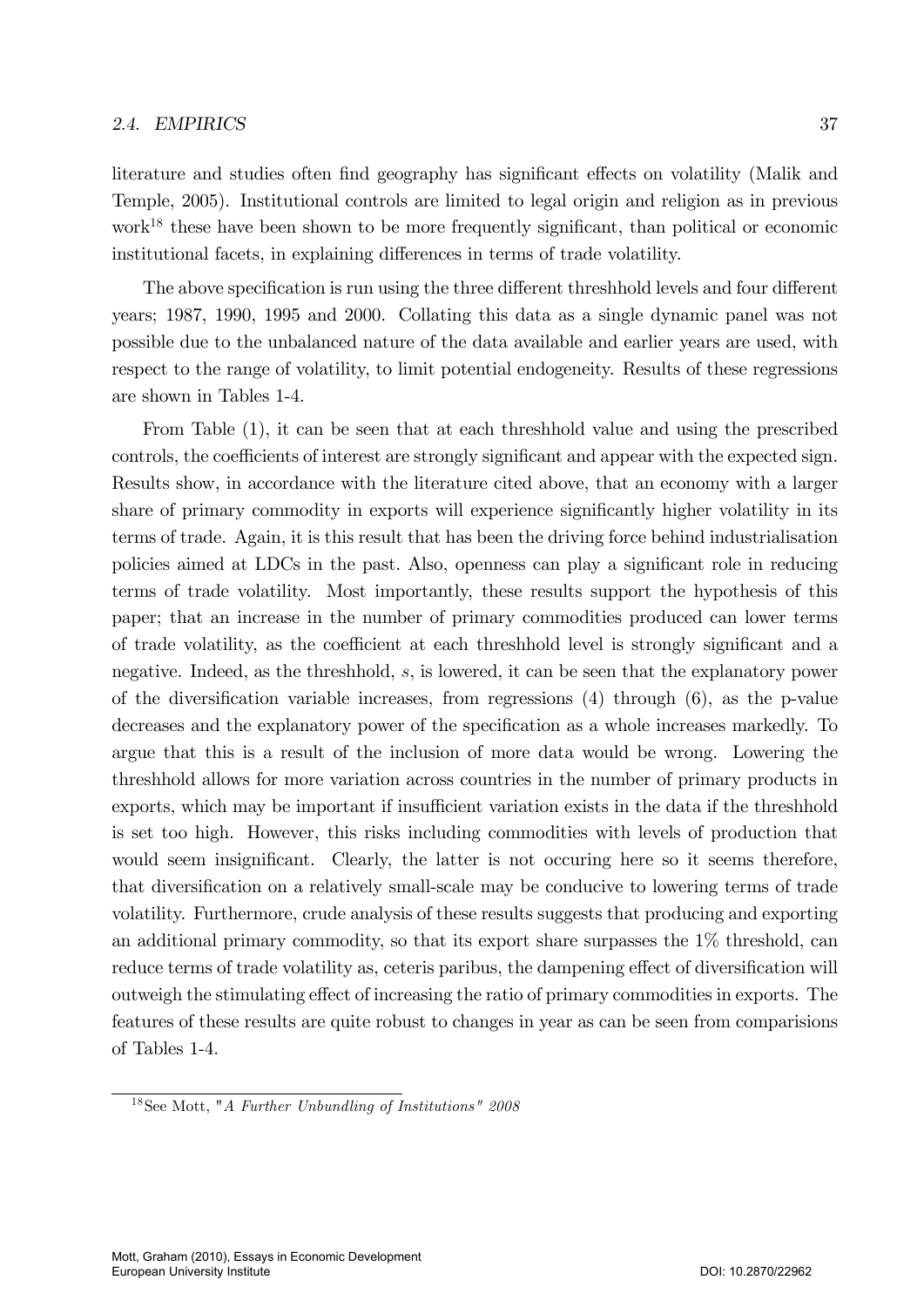literature and studies often find geography has significant effects on volatility (Malik and Temple, 2005). Institutional controls are limited to legal origin and religion as in previous work[18] these have been shown to be more frequently significant, than political or economic institutional facets, in explaining differences in terms of trade volatility.

The above specification is run using the three different threshhold levels and four different years; 1987, 1990, 1995 and 2000. Collating this data as a single dynamic panel was not possible due to the unbalanced nature of the data available and earlier years are used, with respect to the range of volatility, to limit potential endogeneity. Results of these regressions are shown in Tables 1-4.

From Table (1), it can be seen that at each threshhold value and using the prescribed controls, the coefficients of interest are strongly significant and appear with the expected sign. Results show, in accordance with the literature cited above, that an economy with a larger share of primary commodity in exports will experience significantly higher volatility in its terms of trade. Again, it is this result that has been the driving force behind industrialisation policies aimed at LDCs in the past. Also, openness can play a significant role in reducing terms of trade volatility. Most importantly, these results support the hypothesis of this paper; that an increase in the number of primary commodities produced can lower terms of trade volatility, as the coefficient at each threshhold level is strongly significant and a negative. Indeed, as the threshhold, $s$, is lowered, it can be seen that the explanatory power of the diversification variable increases, from regressions (4) through (6), as the p-value decreases and the explanatory power of the specification as a whole increases markedly. To argue that this is a result of the inclusion of more data would be wrong. Lowering the threshhold allows for more variation across countries in the number of primary products in exports, which may be important if insufficient variation exists in the data if the threshhold is set too high. However, this risks including commodities with levels of production that would seem insignificant. Clearly, the latter is not occuring here so it seems therefore, that diversification on a relatively small-scale may be conducive to lowering terms of trade volatility. Furthermore, crude analysis of these results suggests that producing and exporting an additional primary commodity, so that its export share surpasses the 1% threshold, can reduce terms of trade volatility as, ceteris paribus, the dampening effect of diversification will outweigh the stimulating effect of increasing the ratio of primary commodities in exports. The features of these results are quite robust to changes in year as can be seen from comparisions of Tables 1-4.

[18] See Mott, "*A Further Unbundling of Institutions" 2008*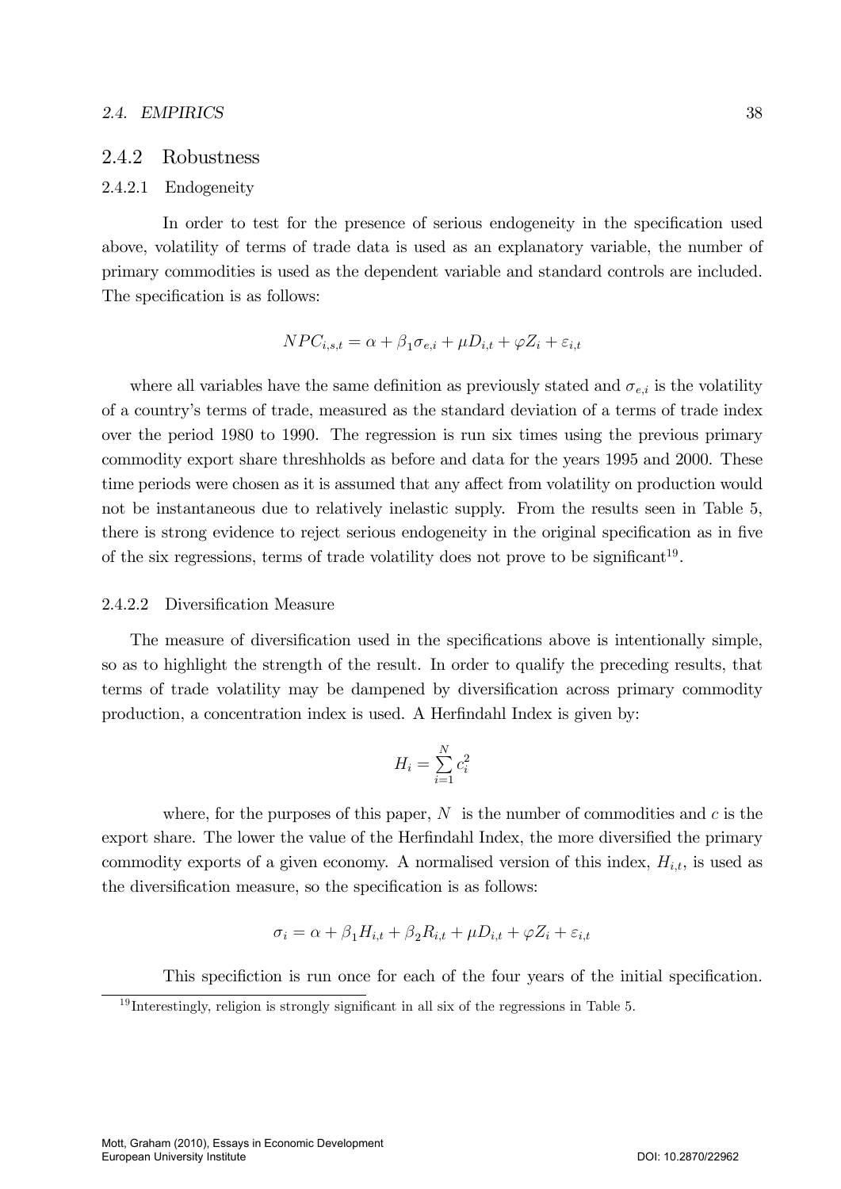### 2.4.2 Robustness

#### 2.4.2.1 Endogeneity

In order to test for the presence of serious endogeneity in the specification used above, volatility of terms of trade data is used as an explanatory variable, the number of primary commodities is used as the dependent variable and standard controls are included. The specification is as follows:

$$NPC_{i,s,t} = \alpha + \beta_1 \sigma_{e,i} + \mu D_{i,t} + \varphi Z_i + \varepsilon_{i,t}$$

where all variables have the same definition as previously stated and $\sigma_{e,i}$ is the volatility of a country's terms of trade, measured as the standard deviation of a terms of trade index over the period 1980 to 1990. The regression is run six times using the previous primary commodity export share threshholds as before and data for the years 1995 and 2000. These time periods were chosen as it is assumed that any affect from volatility on production would not be instantaneous due to relatively inelastic supply. From the results seen in Table 5, there is strong evidence to reject serious endogeneity in the original specification as in five of the six regressions, terms of trade volatility does not prove to be significant[19].

#### 2.4.2.2 Diversification Measure

The measure of diversification used in the specifications above is intentionally simple, so as to highlight the strength of the result. In order to qualify the preceding results, that terms of trade volatility may be dampened by diversification across primary commodity production, a concentration index is used. A Herfindahl Index is given by:

$$H_i = \sum_{i=1}^{N} c_i^2$$

where, for the purposes of this paper, $N$ is the number of commodities and $c$ is the export share. The lower the value of the Herfindahl Index, the more diversified the primary commodity exports of a given economy. A normalised version of this index, $H_{i,t}$, is used as the diversification measure, so the specification is as follows:

$$\sigma_i = \alpha + \beta_1 H_{i,t} + \beta_2 R_{i,t} + \mu D_{i,t} + \varphi Z_i + \varepsilon_{i,t}$$

This specifiction is run once for each of the four years of the initial specification.

[19] Interestingly, religion is strongly significant in all six of the regressions in Table 5.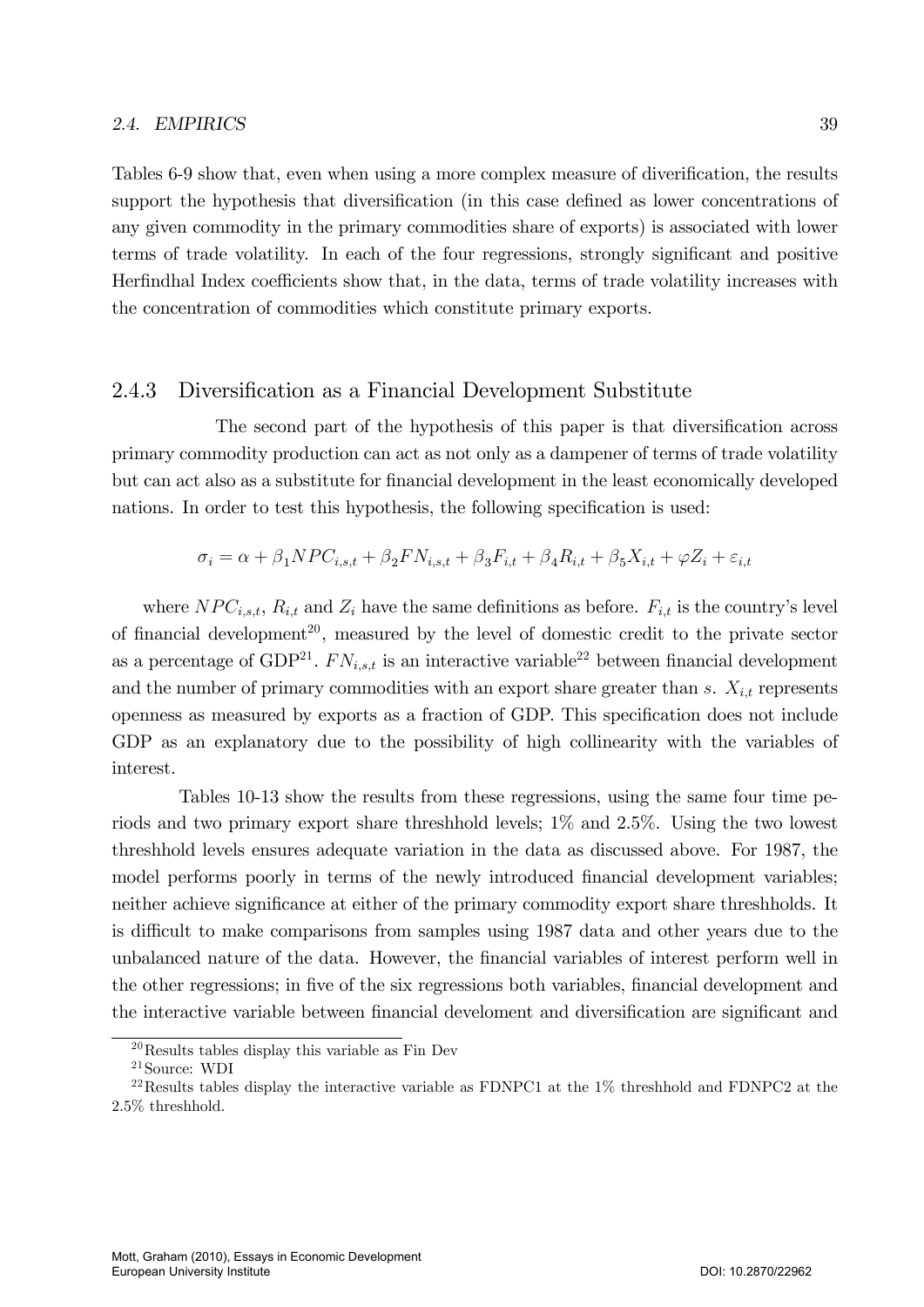Tables 6-9 show that, even when using a more complex measure of diverification, the results support the hypothesis that diversification (in this case defined as lower concentrations of any given commodity in the primary commodities share of exports) is associated with lower terms of trade volatility. In each of the four regressions, strongly significant and positive Herfindhal Index coefficients show that, in the data, terms of trade volatility increases with the concentration of commodities which constitute primary exports.

### 2.4.3 Diversification as a Financial Development Substitute

The second part of the hypothesis of this paper is that diversification across primary commodity production can act as not only as a dampener of terms of trade volatility but can act also as a substitute for financial development in the least economically developed nations. In order to test this hypothesis, the following specification is used:

$$\sigma_i = \alpha + \beta_1 NPC_{i,s,t} + \beta_2 FN_{i,s,t} + \beta_3 F_{i,t} + \beta_4 R_{i,t} + \beta_5 X_{i,t} + \varphi Z_i + \varepsilon_{i,t}$$

where $NPC_{i,s,t}$, $R_{i,t}$ and $Z_i$ have the same definitions as before. $F_{i,t}$ is the country's level of financial development[20], measured by the level of domestic credit to the private sector as a percentage of GDP[21]. $FN_{i,s,t}$ is an interactive variable[22] between financial development and the number of primary commodities with an export share greater than $s$. $X_{i,t}$ represents openness as measured by exports as a fraction of GDP. This specification does not include GDP as an explanatory due to the possibility of high collinearity with the variables of interest.

Tables 10-13 show the results from these regressions, using the same four time periods and two primary export share threshhold levels; 1% and 2.5%. Using the two lowest threshhold levels ensures adequate variation in the data as discussed above. For 1987, the model performs poorly in terms of the newly introduced financial development variables; neither achieve significance at either of the primary commodity export share threshholds. It is difficult to make comparisons from samples using 1987 data and other years due to the unbalanced nature of the data. However, the financial variables of interest perform well in the other regressions; in five of the six regressions both variables, financial development and the interactive variable between financial develoment and diversification are significant and

[20] Results tables display this variable as Fin Dev

[21] Source: WDI

[22] Results tables display the interactive variable as FDNPC1 at the 1% threshhold and FDNPC2 at the 2.5% threshhold.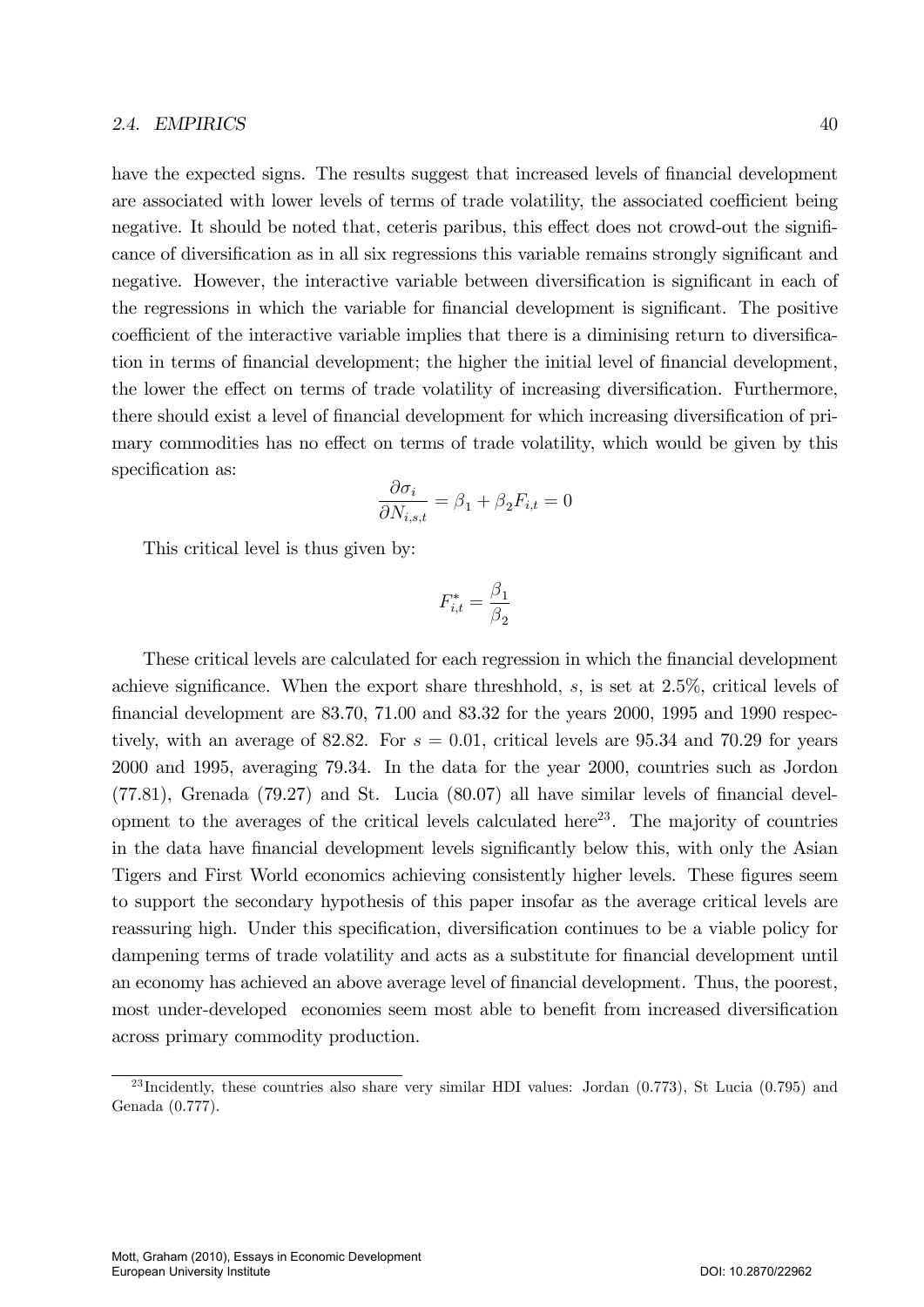have the expected signs. The results suggest that increased levels of financial development are associated with lower levels of terms of trade volatility, the associated coefficient being negative. It should be noted that, ceteris paribus, this effect does not crowd-out the significance of diversification as in all six regressions this variable remains strongly significant and negative. However, the interactive variable between diversification is significant in each of the regressions in which the variable for financial development is significant. The positive coefficient of the interactive variable implies that there is a diminising return to diversification in terms of financial development; the higher the initial level of financial development, the lower the effect on terms of trade volatility of increasing diversification. Furthermore, there should exist a level of financial development for which increasing diversification of primary commodities has no effect on terms of trade volatility, which would be given by this specification as:

$$\frac{\partial \sigma_i}{\partial N_{i,s,t}} = \beta_1 + \beta_2 F_{i,t} = 0$$

This critical level is thus given by:

$$F^*_{i,t} = \frac{\beta_1}{\beta_2}$$

These critical levels are calculated for each regression in which the financial development achieve significance. When the export share threshhold, $s$, is set at 2.5%, critical levels of financial development are 83.70, 71.00 and 83.32 for the years 2000, 1995 and 1990 respectively, with an average of 82.82. For $s = 0.01$, critical levels are 95.34 and 70.29 for years 2000 and 1995, averaging 79.34. In the data for the year 2000, countries such as Jordon (77.81), Grenada (79.27) and St. Lucia (80.07) all have similar levels of financial development to the averages of the critical levels calculated here[23]. The majority of countries in the data have financial development levels significantly below this, with only the Asian Tigers and First World economics achieving consistently higher levels. These figures seem to support the secondary hypothesis of this paper insofar as the average critical levels are reassuring high. Under this specification, diversification continues to be a viable policy for dampening terms of trade volatility and acts as a substitute for financial development until an economy has achieved an above average level of financial development. Thus, the poorest, most under-developed economies seem most able to benefit from increased diversification across primary commodity production.

[23] Incidently, these countries also share very similar HDI values: Jordan (0.773), St Lucia (0.795) and Genada (0.777).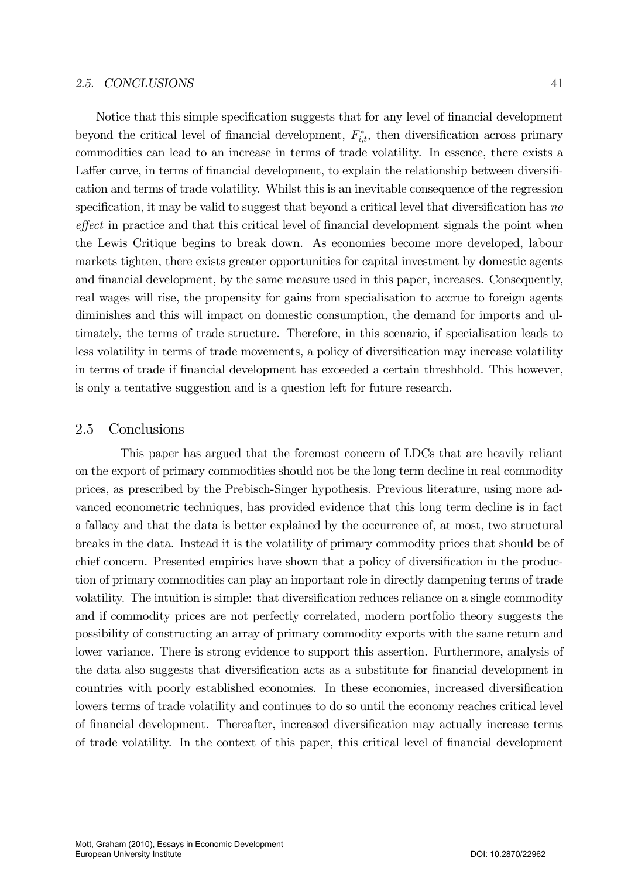Notice that this simple specification suggests that for any level of financial development beyond the critical level of financial development, $F^*_{i,t}$, then diversification across primary commodities can lead to an increase in terms of trade volatility. In essence, there exists a Laffer curve, in terms of financial development, to explain the relationship between diversification and terms of trade volatility. Whilst this is an inevitable consequence of the regression specification, it may be valid to suggest that beyond a critical level that diversification has *no effect* in practice and that this critical level of financial development signals the point when the Lewis Critique begins to break down. As economies become more developed, labour markets tighten, there exists greater opportunities for capital investment by domestic agents and financial development, by the same measure used in this paper, increases. Consequently, real wages will rise, the propensity for gains from specialisation to accrue to foreign agents diminishes and this will impact on domestic consumption, the demand for imports and ultimately, the terms of trade structure. Therefore, in this scenario, if specialisation leads to less volatility in terms of trade movements, a policy of diversification may increase volatility in terms of trade if financial development has exceeded a certain threshhold. This however, is only a tentative suggestion and is a question left for future research.

## 2.5 Conclusions

This paper has argued that the foremost concern of LDCs that are heavily reliant on the export of primary commodities should not be the long term decline in real commodity prices, as prescribed by the Prebisch-Singer hypothesis. Previous literature, using more advanced econometric techniques, has provided evidence that this long term decline is in fact a fallacy and that the data is better explained by the occurrence of, at most, two structural breaks in the data. Instead it is the volatility of primary commodity prices that should be of chief concern. Presented empirics have shown that a policy of diversification in the production of primary commodities can play an important role in directly dampening terms of trade volatility. The intuition is simple: that diversification reduces reliance on a single commodity and if commodity prices are not perfectly correlated, modern portfolio theory suggests the possibility of constructing an array of primary commodity exports with the same return and lower variance. There is strong evidence to support this assertion. Furthermore, analysis of the data also suggests that diversification acts as a substitute for financial development in countries with poorly established economies. In these economies, increased diversification lowers terms of trade volatility and continues to do so until the economy reaches critical level of financial development. Thereafter, increased diversification may actually increase terms of trade volatility. In the context of this paper, this critical level of financial development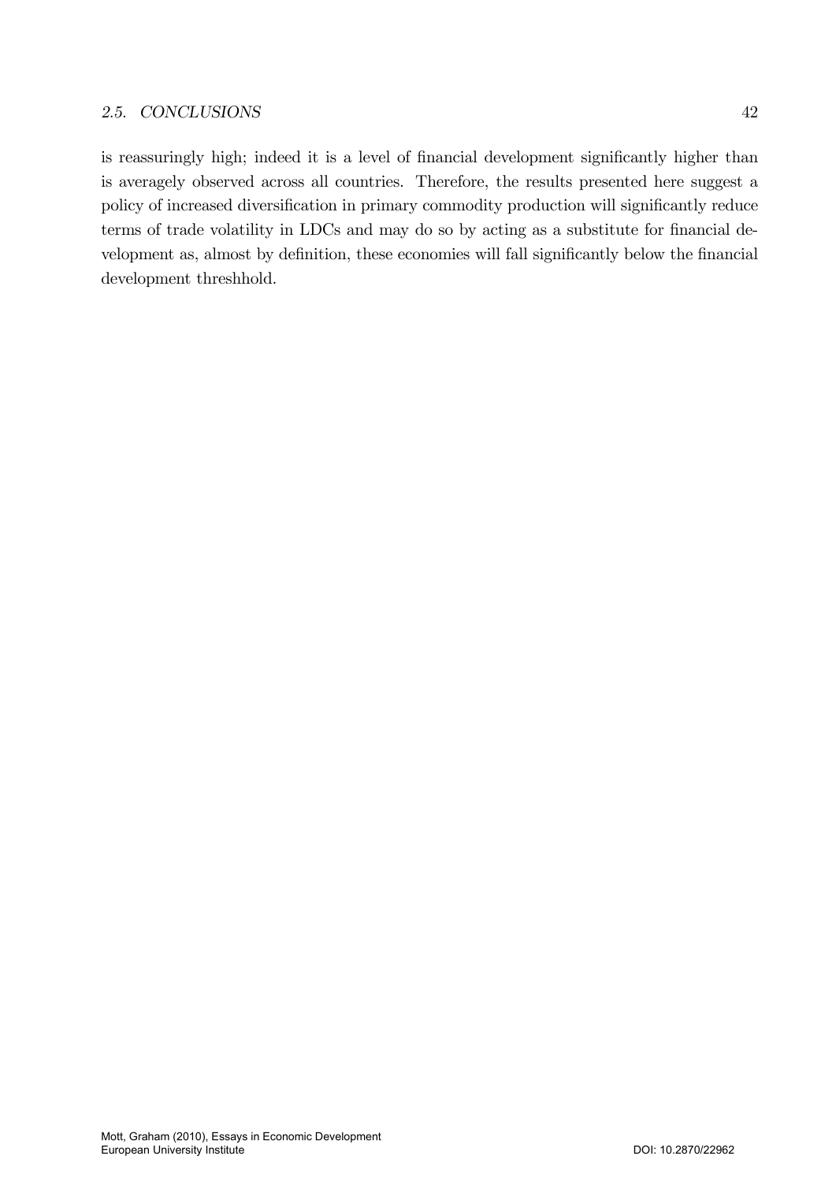is reassuringly high; indeed it is a level of financial development significantly higher than is averagely observed across all countries. Therefore, the results presented here suggest a policy of increased diversification in primary commodity production will significantly reduce terms of trade volatility in LDCs and may do so by acting as a substitute for financial development as, almost by definition, these economies will fall significantly below the financial development threshhold.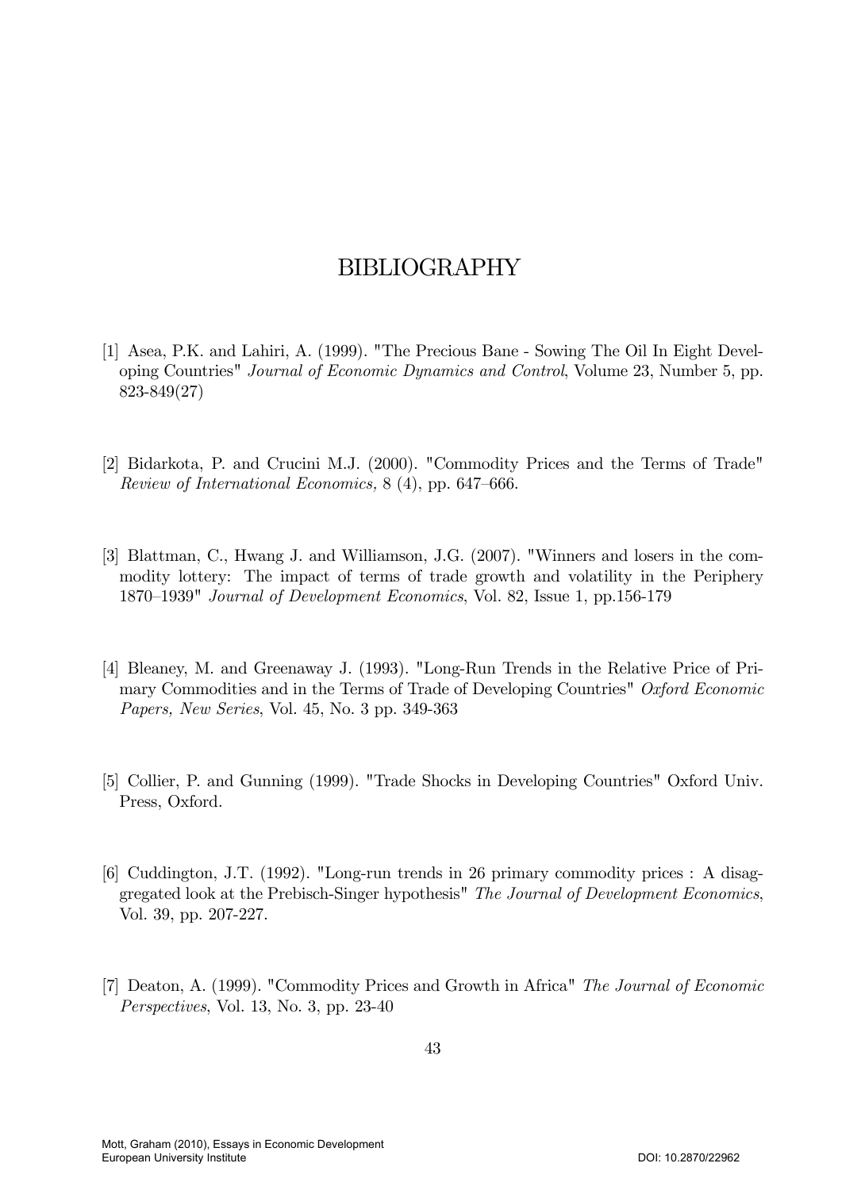# BIBLIOGRAPHY

[1] Asea, P.K. and Lahiri, A. (1999). "The Precious Bane - Sowing The Oil In Eight Developing Countries" *Journal of Economic Dynamics and Control*, Volume 23, Number 5, pp. 823-849(27)

[2] Bidarkota, P. and Crucini M.J. (2000). "Commodity Prices and the Terms of Trade" *Review of International Economics,* 8 (4), pp. 647–666.

[3] Blattman, C., Hwang J. and Williamson, J.G. (2007). "Winners and losers in the commodity lottery: The impact of terms of trade growth and volatility in the Periphery 1870–1939" *Journal of Development Economics*, Vol. 82, Issue 1, pp.156-179

[4] Bleaney, M. and Greenaway J. (1993). "Long-Run Trends in the Relative Price of Primary Commodities and in the Terms of Trade of Developing Countries" *Oxford Economic Papers, New Series*, Vol. 45, No. 3 pp. 349-363

[5] Collier, P. and Gunning (1999). "Trade Shocks in Developing Countries" Oxford Univ. Press, Oxford.

[6] Cuddington, J.T. (1992). "Long-run trends in 26 primary commodity prices : A disaggregated look at the Prebisch-Singer hypothesis" *The Journal of Development Economics*, Vol. 39, pp. 207-227.

[7] Deaton, A. (1999). "Commodity Prices and Growth in Africa" *The Journal of Economic Perspectives*, Vol. 13, No. 3, pp. 23-40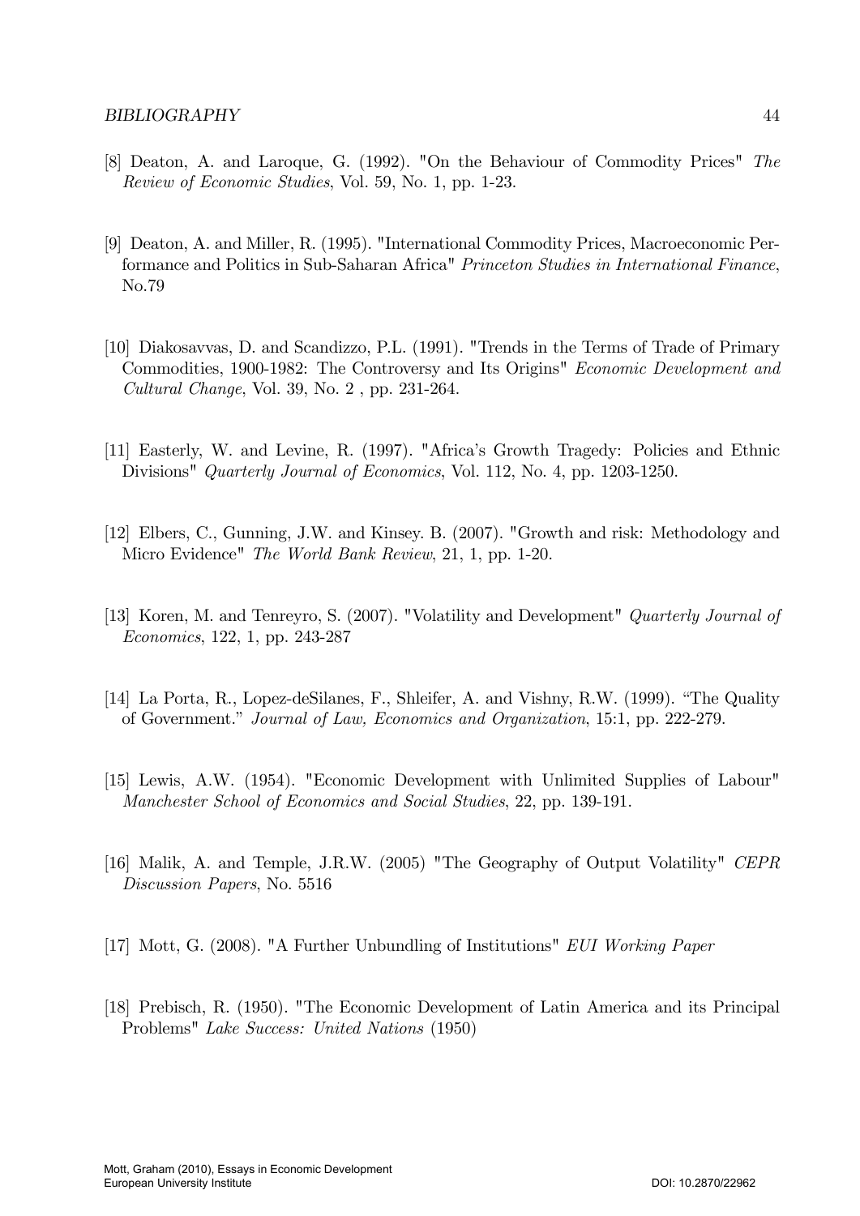[8] Deaton, A. and Laroque, G. (1992). "On the Behaviour of Commodity Prices" *The Review of Economic Studies*, Vol. 59, No. 1, pp. 1-23.

[9] Deaton, A. and Miller, R. (1995). "International Commodity Prices, Macroeconomic Performance and Politics in Sub-Saharan Africa" *Princeton Studies in International Finance*, No.79

[10] Diakosavvas, D. and Scandizzo, P.L. (1991). "Trends in the Terms of Trade of Primary Commodities, 1900-1982: The Controversy and Its Origins" *Economic Development and Cultural Change*, Vol. 39, No. 2 , pp. 231-264.

[11] Easterly, W. and Levine, R. (1997). "Africa's Growth Tragedy: Policies and Ethnic Divisions" *Quarterly Journal of Economics*, Vol. 112, No. 4, pp. 1203-1250.

[12] Elbers, C., Gunning, J.W. and Kinsey. B. (2007). "Growth and risk: Methodology and Micro Evidence" *The World Bank Review*, 21, 1, pp. 1-20.

[13] Koren, M. and Tenreyro, S. (2007). "Volatility and Development" *Quarterly Journal of Economics*, 122, 1, pp. 243-287

[14] La Porta, R., Lopez-deSilanes, F., Shleifer, A. and Vishny, R.W. (1999). "The Quality of Government." *Journal of Law, Economics and Organization*, 15:1, pp. 222-279.

[15] Lewis, A.W. (1954). "Economic Development with Unlimited Supplies of Labour" *Manchester School of Economics and Social Studies*, 22, pp. 139-191.

[16] Malik, A. and Temple, J.R.W. (2005) "The Geography of Output Volatility" *CEPR Discussion Papers*, No. 5516

[17] Mott, G. (2008). "A Further Unbundling of Institutions" *EUI Working Paper*

[18] Prebisch, R. (1950). "The Economic Development of Latin America and its Principal Problems" *Lake Success: United Nations* (1950)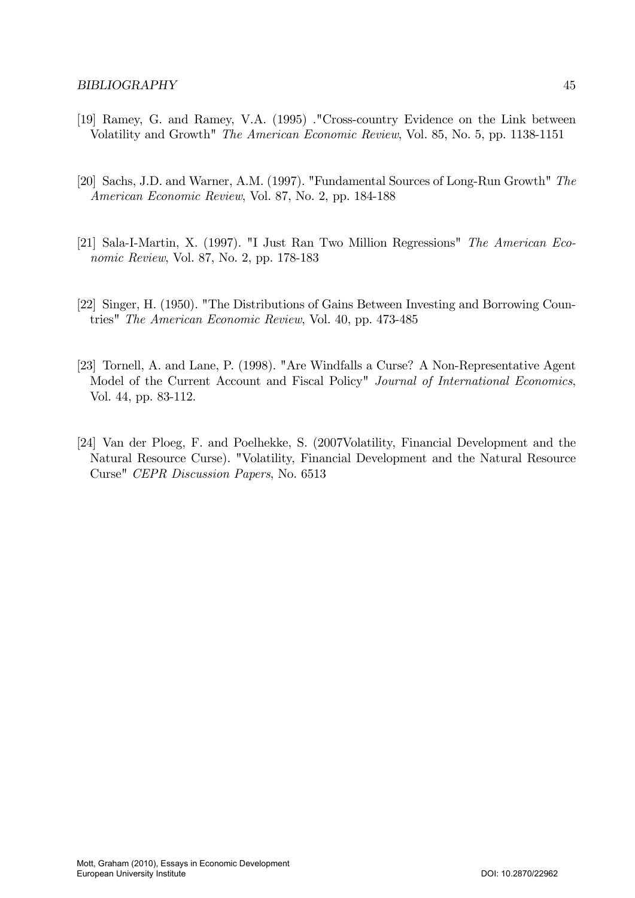[19] Ramey, G. and Ramey, V.A. (1995) ."Cross-country Evidence on the Link between Volatility and Growth" *The American Economic Review*, Vol. 85, No. 5, pp. 1138-1151

[20] Sachs, J.D. and Warner, A.M. (1997). "Fundamental Sources of Long-Run Growth" *The American Economic Review*, Vol. 87, No. 2, pp. 184-188

[21] Sala-I-Martin, X. (1997). "I Just Ran Two Million Regressions" *The American Economic Review*, Vol. 87, No. 2, pp. 178-183

[22] Singer, H. (1950). "The Distributions of Gains Between Investing and Borrowing Countries" *The American Economic Review*, Vol. 40, pp. 473-485

[23] Tornell, A. and Lane, P. (1998). "Are Windfalls a Curse? A Non-Representative Agent Model of the Current Account and Fiscal Policy" *Journal of International Economics*, Vol. 44, pp. 83-112.

[24] Van der Ploeg, F. and Poelhekke, S. (2007Volatility, Financial Development and the Natural Resource Curse). "Volatility, Financial Development and the Natural Resource Curse" *CEPR Discussion Papers*, No. 6513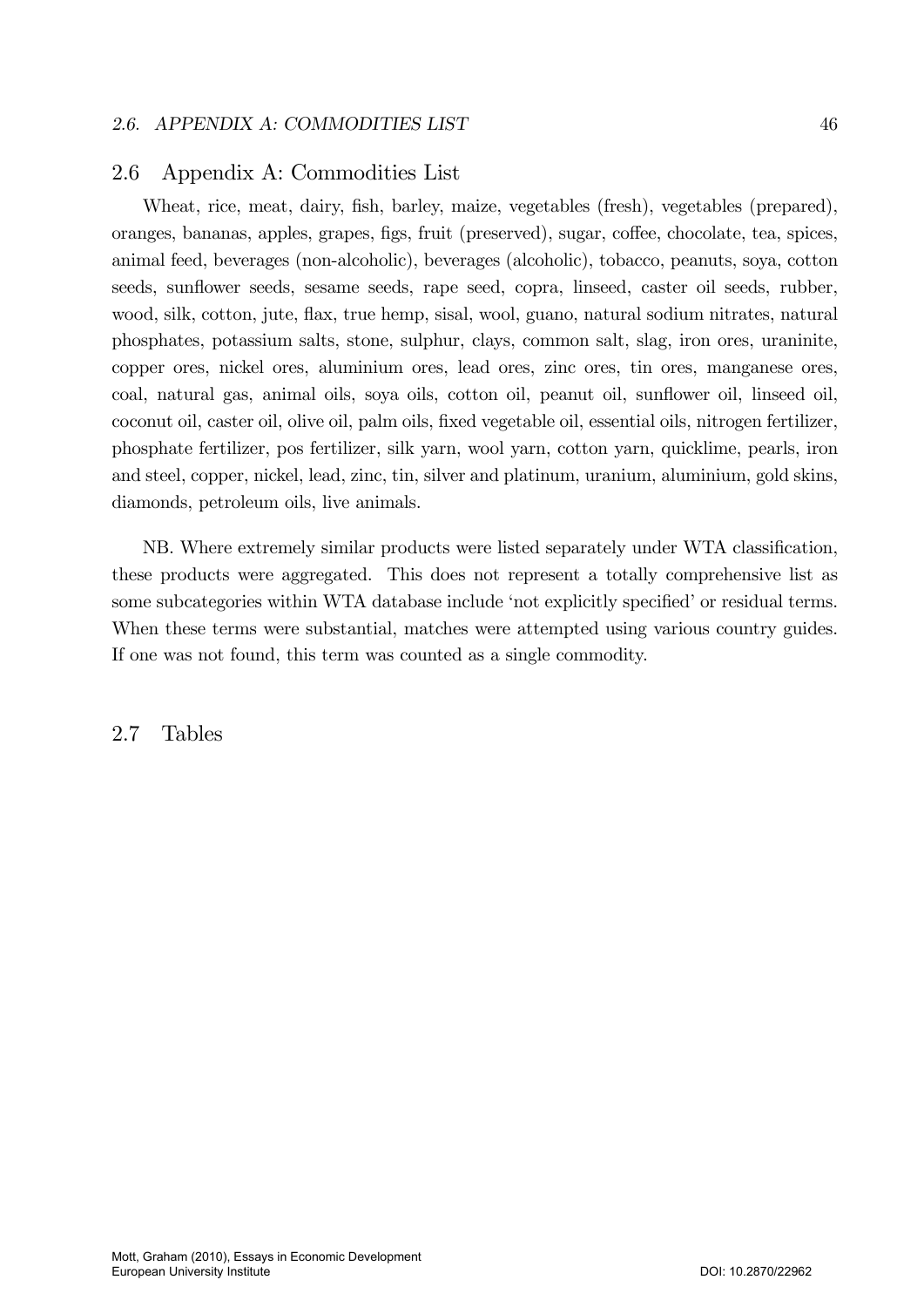## 2.6 Appendix A: Commodities List

Wheat, rice, meat, dairy, fish, barley, maize, vegetables (fresh), vegetables (prepared), oranges, bananas, apples, grapes, figs, fruit (preserved), sugar, coffee, chocolate, tea, spices, animal feed, beverages (non-alcoholic), beverages (alcoholic), tobacco, peanuts, soya, cotton seeds, sunflower seeds, sesame seeds, rape seed, copra, linseed, caster oil seeds, rubber, wood, silk, cotton, jute, flax, true hemp, sisal, wool, guano, natural sodium nitrates, natural phosphates, potassium salts, stone, sulphur, clays, common salt, slag, iron ores, uraninite, copper ores, nickel ores, aluminium ores, lead ores, zinc ores, tin ores, manganese ores, coal, natural gas, animal oils, soya oils, cotton oil, peanut oil, sunflower oil, linseed oil, coconut oil, caster oil, olive oil, palm oils, fixed vegetable oil, essential oils, nitrogen fertilizer, phosphate fertilizer, pos fertilizer, silk yarn, wool yarn, cotton yarn, quicklime, pearls, iron and steel, copper, nickel, lead, zinc, tin, silver and platinum, uranium, aluminium, gold skins, diamonds, petroleum oils, live animals.

NB. Where extremely similar products were listed separately under WTA classification, these products were aggregated. This does not represent a totally comprehensive list as some subcategories within WTA database include 'not explicitly specified' or residual terms. When these terms were substantial, matches were attempted using various country guides. If one was not found, this term was counted as a single commodity.

## 2.7 Tables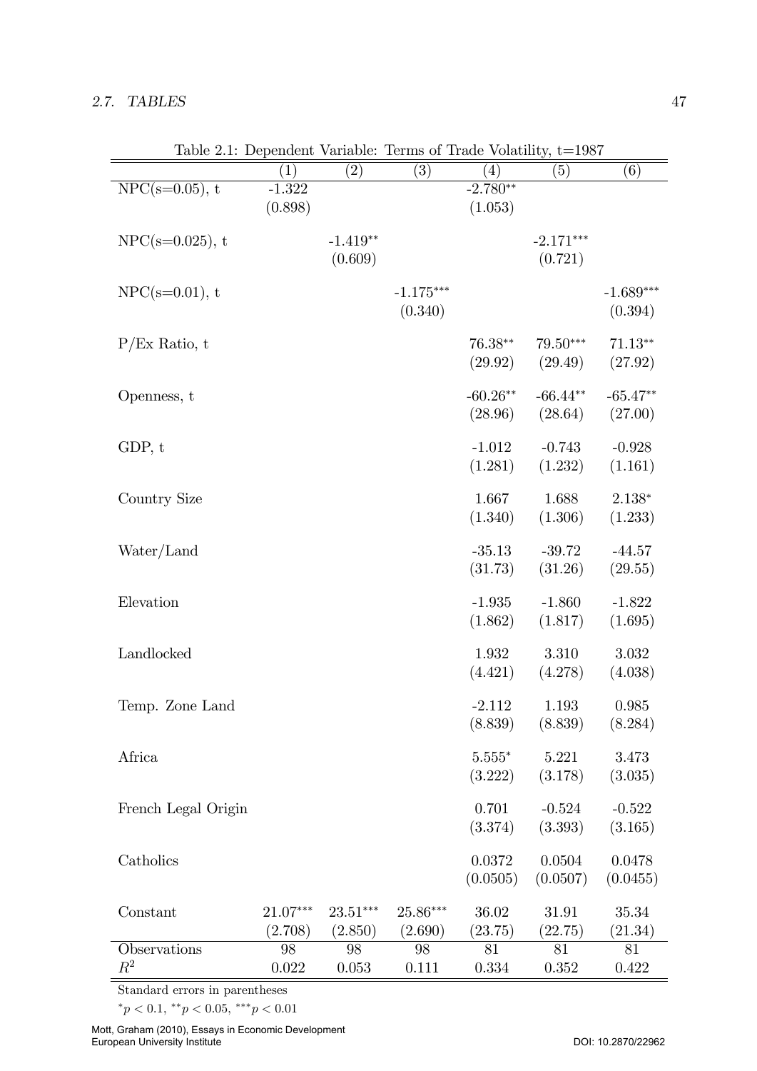Table 2.1: Dependent Variable: Terms of Trade Volatility, t=1987

| | (1) | (2) | (3) | (4) | (5) | (6) |
|---|---|---|---|---|---|---|
| NPC(s=0.05), t | -1.322 | | | -2.780** | | |
| | (0.898) | | | (1.053) | | |
| NPC(s=0.025), t | | -1.419** | | | -2.171*** | |
| | | (0.609) | | | (0.721) | |
| NPC(s=0.01), t | | | -1.175*** | | | -1.689*** |
| | | | (0.340) | | | (0.394) |
| P/Ex Ratio, t | | | | 76.38** | 79.50*** | 71.13** |
| | | | | (29.92) | (29.49) | (27.92) |
| Openness, t | | | | -60.26** | -66.44** | -65.47** |
| | | | | (28.96) | (28.64) | (27.00) |
| GDP, t | | | | -1.012 | -0.743 | -0.928 |
| | | | | (1.281) | (1.232) | (1.161) |
| Country Size | | | | 1.667 | 1.688 | 2.138* |
| | | | | (1.340) | (1.306) | (1.233) |
| Water/Land | | | | -35.13 | -39.72 | -44.57 |
| | | | | (31.73) | (31.26) | (29.55) |
| Elevation | | | | -1.935 | -1.860 | -1.822 |
| | | | | (1.862) | (1.817) | (1.695) |
| Landlocked | | | | 1.932 | 3.310 | 3.032 |
| | | | | (4.421) | (4.278) | (4.038) |
| Temp. Zone Land | | | | -2.112 | 1.193 | 0.985 |
| | | | | (8.839) | (8.839) | (8.284) |
| Africa | | | | 5.555* | 5.221 | 3.473 |
| | | | | (3.222) | (3.178) | (3.035) |
| French Legal Origin | | | | 0.701 | -0.524 | -0.522 |
| | | | | (3.374) | (3.393) | (3.165) |
| Catholics | | | | 0.0372 | 0.0504 | 0.0478 |
| | | | | (0.0505) | (0.0507) | (0.0455) |
| Constant | 21.07*** | 23.51*** | 25.86*** | 36.02 | 31.91 | 35.34 |
| | (2.708) | (2.850) | (2.690) | (23.75) | (22.75) | (21.34) |
| Observations | 98 | 98 | 98 | 81 | 81 | 81 |
| $R^2$ | 0.022 | 0.053 | 0.111 | 0.334 | 0.352 | 0.422 |

Standard errors in parentheses

$^{*}p < 0.1$, $^{**}p < 0.05$, $^{***}p < 0.01$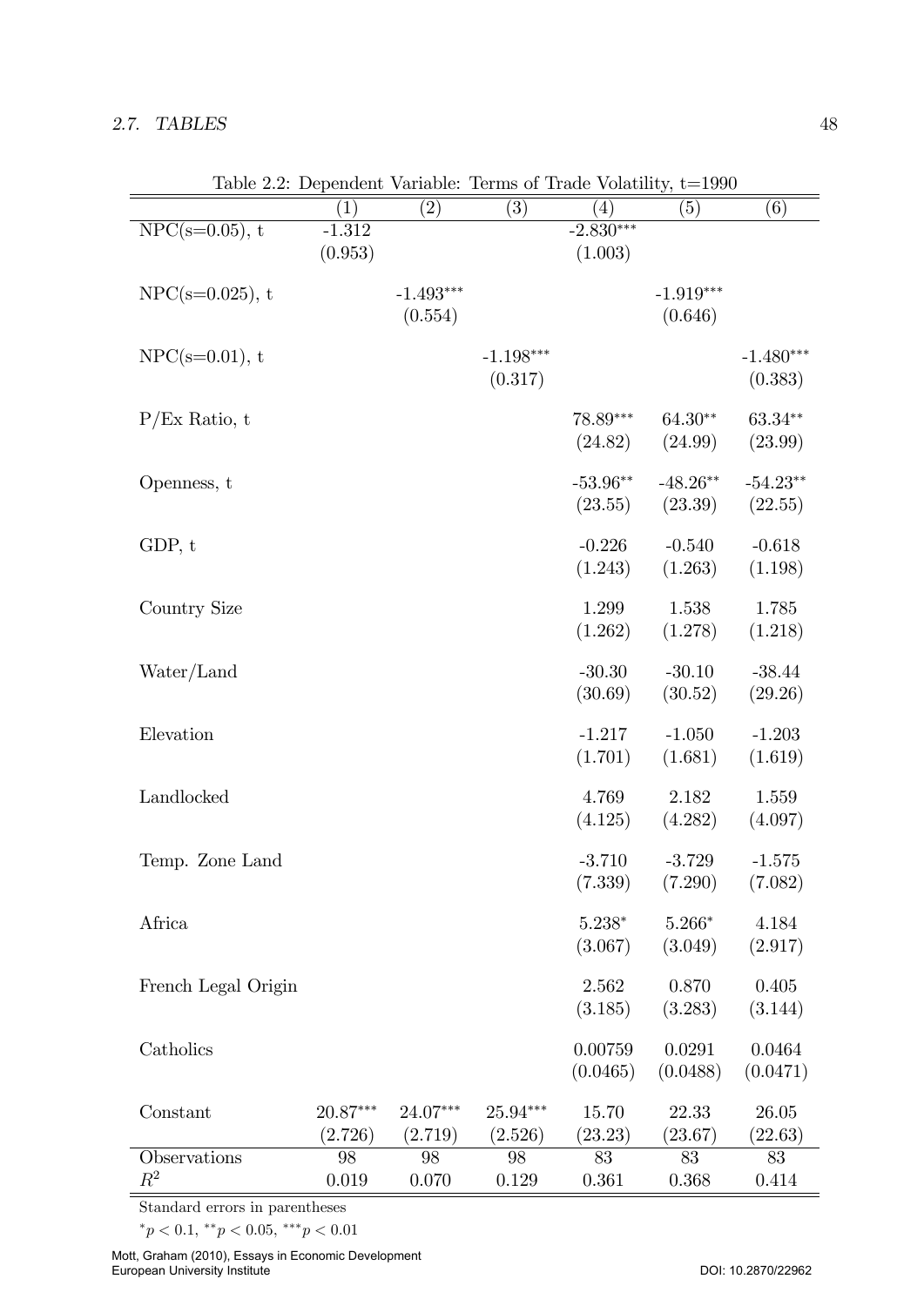Table 2.2: Dependent Variable: Terms of Trade Volatility, t=1990

| | (1) | (2) | (3) | (4) | (5) | (6) |
|---|---|---|---|---|---|---|
| NPC(s=0.05), t | -1.312 | | | -2.830*** | | |
| | (0.953) | | | (1.003) | | |
| NPC(s=0.025), t | | -1.493*** | | | -1.919*** | |
| | | (0.554) | | | (0.646) | |
| NPC(s=0.01), t | | | -1.198*** | | | -1.480*** |
| | | | (0.317) | | | (0.383) |
| P/Ex Ratio, t | | | | 78.89*** | 64.30** | 63.34** |
| | | | | (24.82) | (24.99) | (23.99) |
| Openness, t | | | | -53.96** | -48.26** | -54.23** |
| | | | | (23.55) | (23.39) | (22.55) |
| GDP, t | | | | -0.226 | -0.540 | -0.618 |
| | | | | (1.243) | (1.263) | (1.198) |
| Country Size | | | | 1.299 | 1.538 | 1.785 |
| | | | | (1.262) | (1.278) | (1.218) |
| Water/Land | | | | -30.30 | -30.10 | -38.44 |
| | | | | (30.69) | (30.52) | (29.26) |
| Elevation | | | | -1.217 | -1.050 | -1.203 |
| | | | | (1.701) | (1.681) | (1.619) |
| Landlocked | | | | 4.769 | 2.182 | 1.559 |
| | | | | (4.125) | (4.282) | (4.097) |
| Temp. Zone Land | | | | -3.710 | -3.729 | -1.575 |
| | | | | (7.339) | (7.290) | (7.082) |
| Africa | | | | 5.238* | 5.266* | 4.184 |
| | | | | (3.067) | (3.049) | (2.917) |
| French Legal Origin | | | | 2.562 | 0.870 | 0.405 |
| | | | | (3.185) | (3.283) | (3.144) |
| Catholics | | | | 0.00759 | 0.0291 | 0.0464 |
| | | | | (0.0465) | (0.0488) | (0.0471) |
| Constant | 20.87*** | 24.07*** | 25.94*** | 15.70 | 22.33 | 26.05 |
| | (2.726) | (2.719) | (2.526) | (23.23) | (23.67) | (22.63) |
| Observations | 98 | 98 | 98 | 83 | 83 | 83 |
| $R^2$ | 0.019 | 0.070 | 0.129 | 0.361 | 0.368 | 0.414 |

Standard errors in parentheses

$^{*}p < 0.1$, $^{**}p < 0.05$, $^{***}p < 0.01$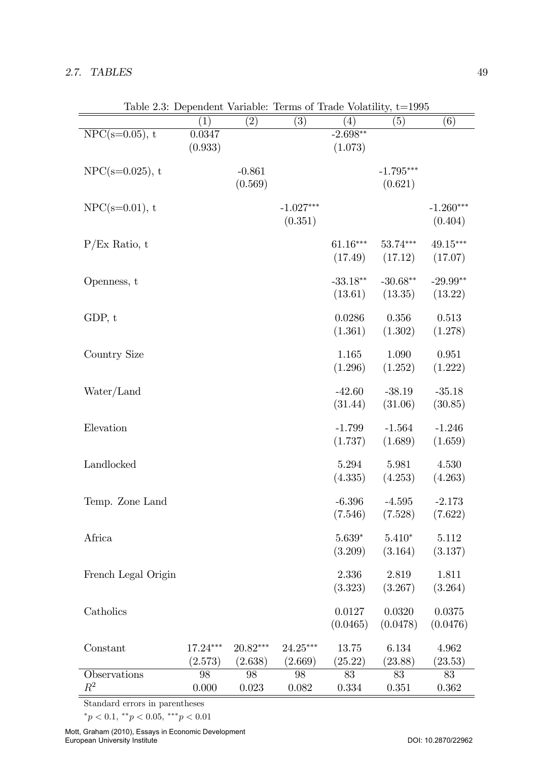Table 2.3: Dependent Variable: Terms of Trade Volatility, t=1995

| | (1) | (2) | (3) | (4) | (5) | (6) |
|---|---|---|---|---|---|---|
| NPC(s=0.05), t | 0.0347 | | | -2.698** | | |
| | (0.933) | | | (1.073) | | |
| NPC(s=0.025), t | | -0.861 | | | -1.795*** | |
| | | (0.569) | | | (0.621) | |
| NPC(s=0.01), t | | | -1.027*** | | | -1.260*** |
| | | | (0.351) | | | (0.404) |
| P/Ex Ratio, t | | | | 61.16*** | 53.74*** | 49.15*** |
| | | | | (17.49) | (17.12) | (17.07) |
| Openness, t | | | | -33.18** | -30.68** | -29.99** |
| | | | | (13.61) | (13.35) | (13.22) |
| GDP, t | | | | 0.0286 | 0.356 | 0.513 |
| | | | | (1.361) | (1.302) | (1.278) |
| Country Size | | | | 1.165 | 1.090 | 0.951 |
| | | | | (1.296) | (1.252) | (1.222) |
| Water/Land | | | | -42.60 | -38.19 | -35.18 |
| | | | | (31.44) | (31.06) | (30.85) |
| Elevation | | | | -1.799 | -1.564 | -1.246 |
| | | | | (1.737) | (1.689) | (1.659) |
| Landlocked | | | | 5.294 | 5.981 | 4.530 |
| | | | | (4.335) | (4.253) | (4.263) |
| Temp. Zone Land | | | | -6.396 | -4.595 | -2.173 |
| | | | | (7.546) | (7.528) | (7.622) |
| Africa | | | | 5.639* | 5.410* | 5.112 |
| | | | | (3.209) | (3.164) | (3.137) |
| French Legal Origin | | | | 2.336 | 2.819 | 1.811 |
| | | | | (3.323) | (3.267) | (3.264) |
| Catholics | | | | 0.0127 | 0.0320 | 0.0375 |
| | | | | (0.0465) | (0.0478) | (0.0476) |
| Constant | 17.24*** | 20.82*** | 24.25*** | 13.75 | 6.134 | 4.962 |
| | (2.573) | (2.638) | (2.669) | (25.22) | (23.88) | (23.53) |
| Observations | 98 | 98 | 98 | 83 | 83 | 83 |
| $R^2$ | 0.000 | 0.023 | 0.082 | 0.334 | 0.351 | 0.362 |

Standard errors in parentheses

$^{*}p < 0.1$, $^{**}p < 0.05$, $^{***}p < 0.01$

Mott, Graham (2010), Essays in Economic Development
European University Institute DOI: 10.2870/22962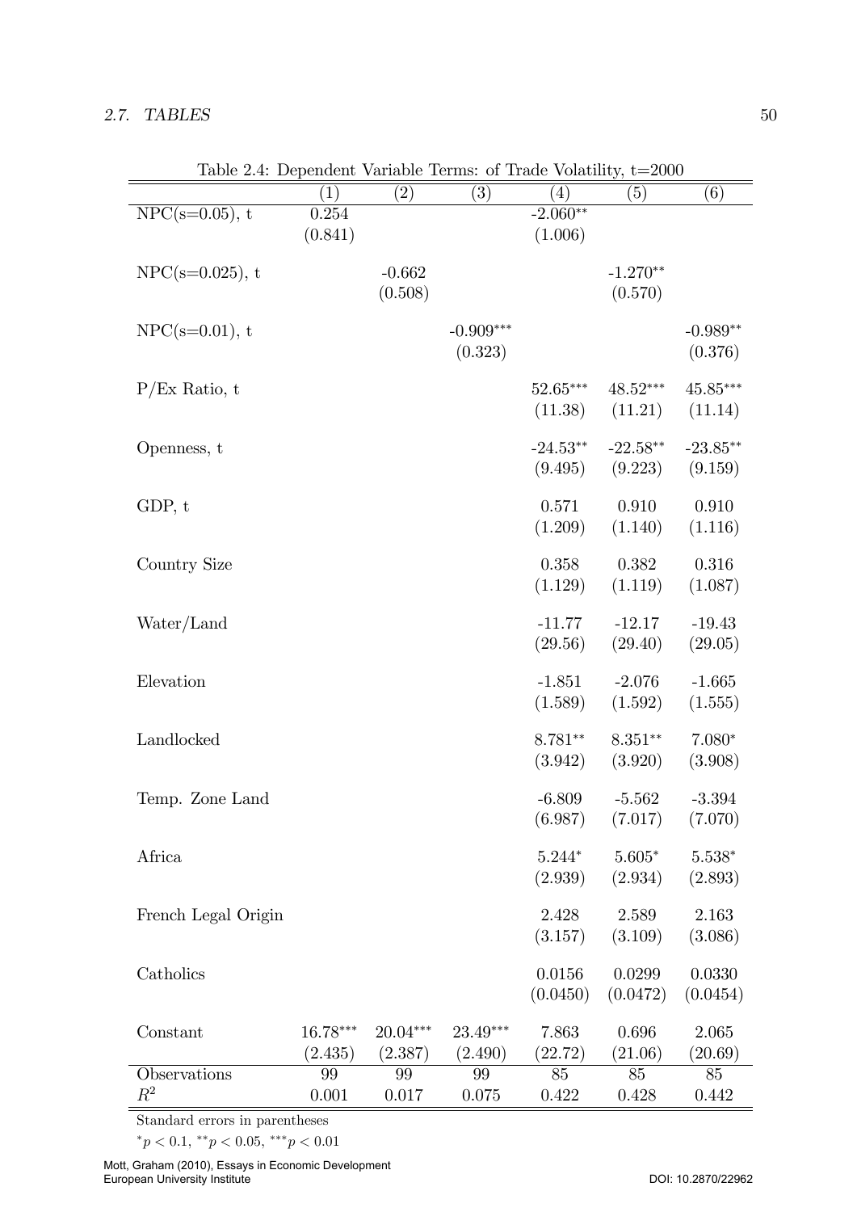Table 2.4: Dependent Variable Terms: of Trade Volatility, t=2000

| | (1) | (2) | (3) | (4) | (5) | (6) |
|---|---|---|---|---|---|---|
| NPC(s=0.05), t | 0.254 | | | -2.060** | | |
| | (0.841) | | | (1.006) | | |
| NPC(s=0.025), t | | -0.662 | | | -1.270** | |
| | | (0.508) | | | (0.570) | |
| NPC(s=0.01), t | | | -0.909*** | | | -0.989** |
| | | | (0.323) | | | (0.376) |
| P/Ex Ratio, t | | | | 52.65*** | 48.52*** | 45.85*** |
| | | | | (11.38) | (11.21) | (11.14) |
| Openness, t | | | | -24.53** | -22.58** | -23.85** |
| | | | | (9.495) | (9.223) | (9.159) |
| GDP, t | | | | 0.571 | 0.910 | 0.910 |
| | | | | (1.209) | (1.140) | (1.116) |
| Country Size | | | | 0.358 | 0.382 | 0.316 |
| | | | | (1.129) | (1.119) | (1.087) |
| Water/Land | | | | -11.77 | -12.17 | -19.43 |
| | | | | (29.56) | (29.40) | (29.05) |
| Elevation | | | | -1.851 | -2.076 | -1.665 |
| | | | | (1.589) | (1.592) | (1.555) |
| Landlocked | | | | 8.781** | 8.351** | 7.080* |
| | | | | (3.942) | (3.920) | (3.908) |
| Temp. Zone Land | | | | -6.809 | -5.562 | -3.394 |
| | | | | (6.987) | (7.017) | (7.070) |
| Africa | | | | 5.244* | 5.605* | 5.538* |
| | | | | (2.939) | (2.934) | (2.893) |
| French Legal Origin | | | | 2.428 | 2.589 | 2.163 |
| | | | | (3.157) | (3.109) | (3.086) |
| Catholics | | | | 0.0156 | 0.0299 | 0.0330 |
| | | | | (0.0450) | (0.0472) | (0.0454) |
| Constant | 16.78*** | 20.04*** | 23.49*** | 7.863 | 0.696 | 2.065 |
| | (2.435) | (2.387) | (2.490) | (22.72) | (21.06) | (20.69) |
| Observations | 99 | 99 | 99 | 85 | 85 | 85 |
| $R^2$ | 0.001 | 0.017 | 0.075 | 0.422 | 0.428 | 0.442 |

Standard errors in parentheses

$^{*}p < 0.1$, $^{**}p < 0.05$, $^{***}p < 0.01$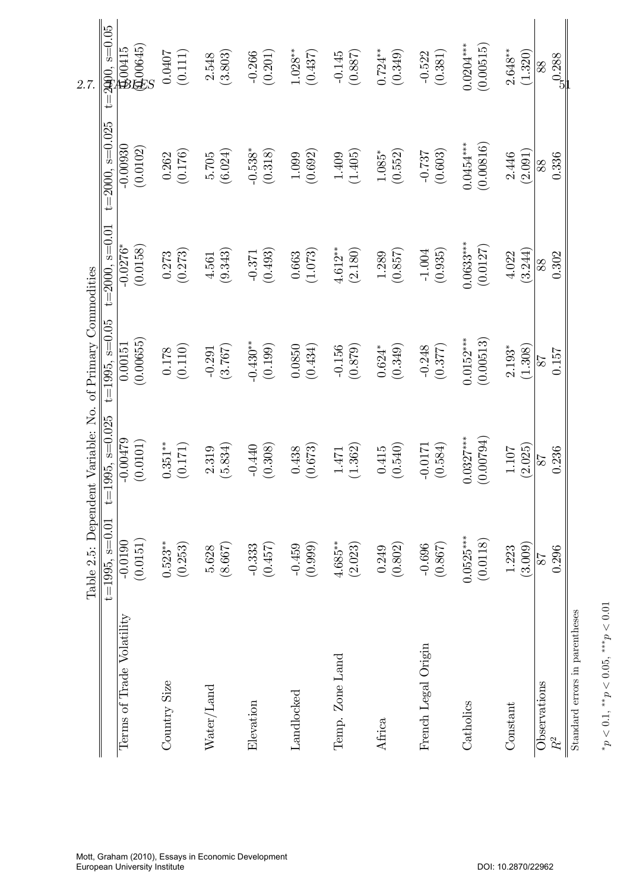Table 2.5: Dependent Variable: No. of Primary Commodities

| | t=1995, s=0.01 | t=1995, s=0.025 | t=1995, s=0.05 | t=2000, s=0.01 | t=2000, s=0.025 | t=2000, s=0.05 |
|---|---|---|---|---|---|---|
| Terms of Trade Volatility | -0.0190 | -0.00479 | 0.00151 | -0.0276* | -0.00930 | 0.00415 |
| | (0.0151) | (0.0101) | (0.00655) | (0.0158) | (0.0102) | (0.00645) |
| Country Size | 0.523** | 0.351** | 0.178 | 0.273 | 0.262 | 0.0407 |
| | (0.253) | (0.171) | (0.110) | (0.273) | (0.176) | (0.111) |
| Water/Land | 5.628 | 2.319 | -0.291 | 4.561 | 5.705 | 2.548 |
| | (8.667) | (5.834) | (3.767) | (9.343) | (6.024) | (3.803) |
| Elevation | -0.333 | -0.440 | -0.430** | -0.371 | -0.538* | -0.266 |
| | (0.457) | (0.308) | (0.199) | (0.493) | (0.318) | (0.201) |
| Landlocked | -0.459 | 0.438 | 0.0850 | 0.663 | 1.099 | 1.028** |
| | (0.999) | (0.673) | (0.434) | (1.073) | (0.692) | (0.437) |
| Temp. Zone Land | 4.685** | 1.471 | -0.156 | 4.612** | 1.409 | -0.145 |
| | (2.023) | (1.362) | (0.879) | (2.180) | (1.405) | (0.887) |
| Africa | 0.249 | 0.415 | 0.624* | 1.289 | 1.085* | 0.724** |
| | (0.802) | (0.540) | (0.349) | (0.857) | (0.552) | (0.349) |
| French Legal Origin | -0.696 | -0.0171 | -0.248 | -1.004 | -0.737 | -0.522 |
| | (0.867) | (0.584) | (0.377) | (0.935) | (0.603) | (0.381) |
| Catholics | 0.0525*** | 0.0327*** | 0.0152*** | 0.0633*** | 0.0454*** | 0.0204*** |
| | (0.0118) | (0.00794) | (0.00513) | (0.0127) | (0.00816) | (0.00515) |
| Constant | 1.223 | 1.107 | 2.193* | 4.022 | 2.446 | 2.648** |
| | (3.009) | (2.025) | (1.308) | (3.244) | (2.091) | (1.320) |
| Observations | 87 | 87 | 87 | 88 | 88 | 88 |
| $R^2$ | 0.296 | 0.236 | 0.157 | 0.302 | 0.336 | 0.288 |

Standard errors in parentheses

$^{*}p < 0.1$, $^{**}p < 0.05$, $^{***}p < 0.01$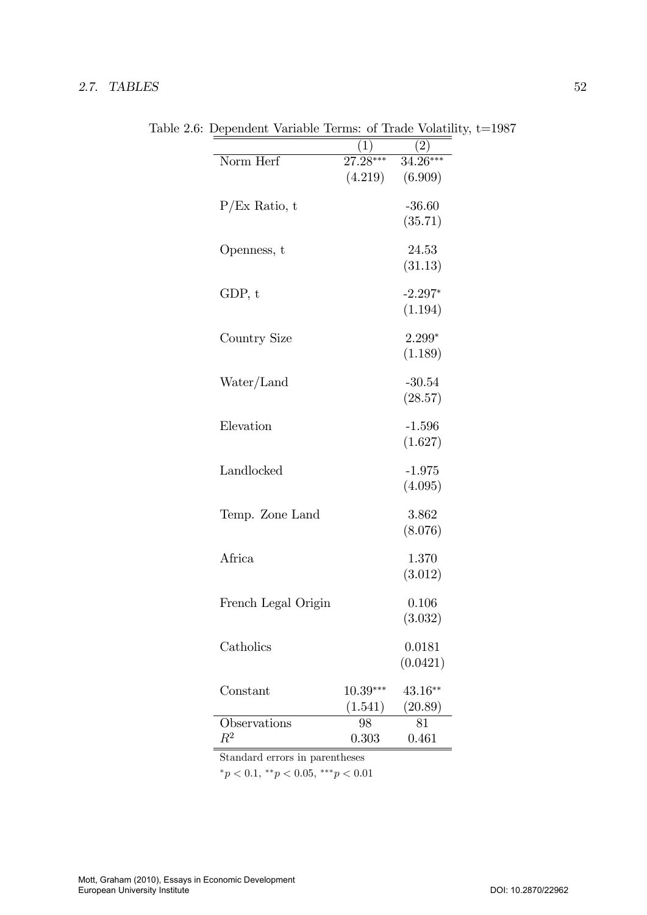Table 2.6: Dependent Variable Terms: of Trade Volatility, t=1987

| | (1) | (2) |
|---|---|---|
| Norm Herf | 27.28$^{***}$ | 34.26$^{***}$ |
| | (4.219) | (6.909) |
| P/Ex Ratio, t | | -36.60 |
| | | (35.71) |
| Openness, t | | 24.53 |
| | | (31.13) |
| GDP, t | | -2.297$^{*}$ |
| | | (1.194) |
| Country Size | | 2.299$^{*}$ |
| | | (1.189) |
| Water/Land | | -30.54 |
| | | (28.57) |
| Elevation | | -1.596 |
| | | (1.627) |
| Landlocked | | -1.975 |
| | | (4.095) |
| Temp. Zone Land | | 3.862 |
| | | (8.076) |
| Africa | | 1.370 |
| | | (3.012) |
| French Legal Origin | | 0.106 |
| | | (3.032) |
| Catholics | | 0.0181 |
| | | (0.0421) |
| Constant | 10.39$^{***}$ | 43.16$^{**}$ |
| | (1.541) | (20.89) |
| Observations | 98 | 81 |
| $R^2$ | 0.303 | 0.461 |

Standard errors in parentheses

$^{*}p < 0.1$, $^{**}p < 0.05$, $^{***}p < 0.01$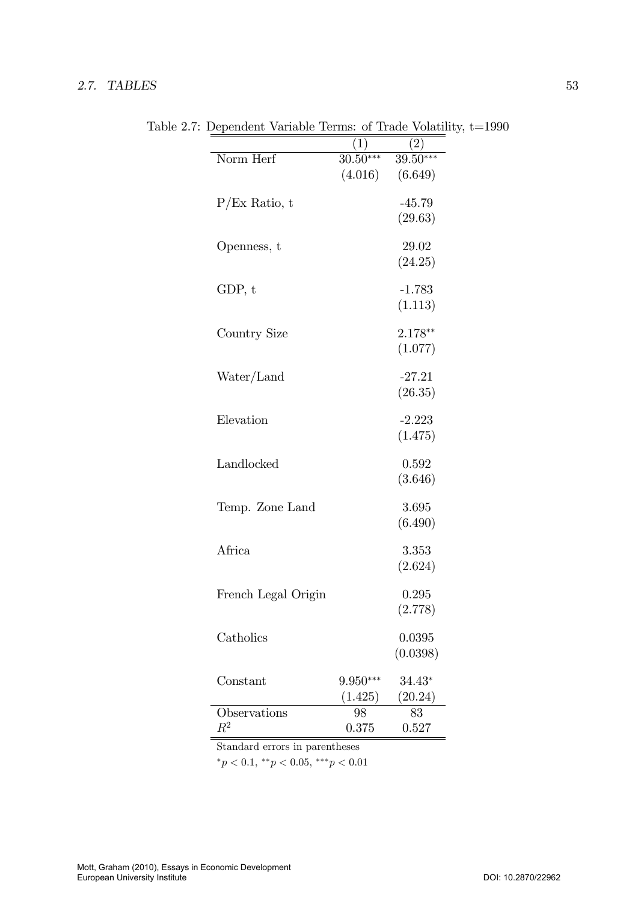Table 2.7: Dependent Variable Terms: of Trade Volatility, t=1990

| | (1) | (2) |
|---|---|---|
| Norm Herf | 30.50*** | 39.50*** |
| | (4.016) | (6.649) |
| P/Ex Ratio, t | | -45.79 |
| | | (29.63) |
| Openness, t | | 29.02 |
| | | (24.25) |
| GDP, t | | -1.783 |
| | | (1.113) |
| Country Size | | 2.178** |
| | | (1.077) |
| Water/Land | | -27.21 |
| | | (26.35) |
| Elevation | | -2.223 |
| | | (1.475) |
| Landlocked | | 0.592 |
| | | (3.646) |
| Temp. Zone Land | | 3.695 |
| | | (6.490) |
| Africa | | 3.353 |
| | | (2.624) |
| French Legal Origin | | 0.295 |
| | | (2.778) |
| Catholics | | 0.0395 |
| | | (0.0398) |
| Constant | 9.950*** | 34.43* |
| | (1.425) | (20.24) |
| Observations | 98 | 83 |
| $R^2$ | 0.375 | 0.527 |

Standard errors in parentheses

${}^{*}p < 0.1$, ${}^{**}p < 0.05$, ${}^{***}p < 0.01$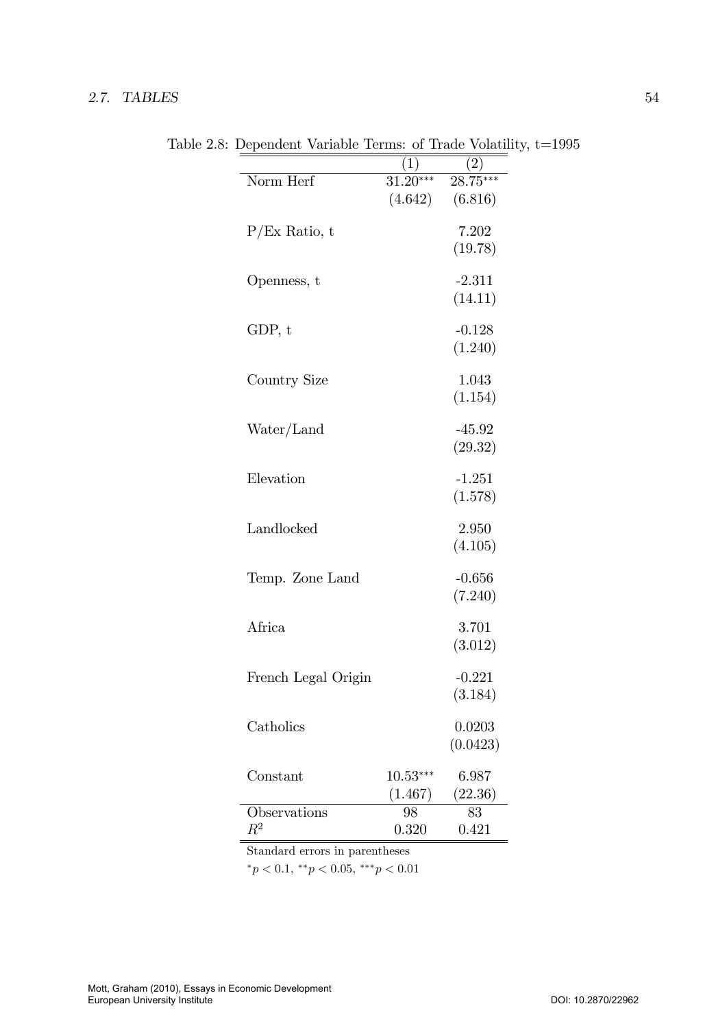Table 2.8: Dependent Variable Terms: of Trade Volatility, t=1995

| | (1) | (2) |
|---|---|---|
| Norm Herf | 31.20*** | 28.75*** |
| | (4.642) | (6.816) |
| P/Ex Ratio, t | | 7.202 |
| | | (19.78) |
| Openness, t | | -2.311 |
| | | (14.11) |
| GDP, t | | -0.128 |
| | | (1.240) |
| Country Size | | 1.043 |
| | | (1.154) |
| Water/Land | | -45.92 |
| | | (29.32) |
| Elevation | | -1.251 |
| | | (1.578) |
| Landlocked | | 2.950 |
| | | (4.105) |
| Temp. Zone Land | | -0.656 |
| | | (7.240) |
| Africa | | 3.701 |
| | | (3.012) |
| French Legal Origin | | -0.221 |
| | | (3.184) |
| Catholics | | 0.0203 |
| | | (0.0423) |
| Constant | 10.53*** | 6.987 |
| | (1.467) | (22.36) |
| Observations | 98 | 83 |
| $R^2$ | 0.320 | 0.421 |

Standard errors in parentheses

$^{*}p < 0.1$, $^{**}p < 0.05$, $^{***}p < 0.01$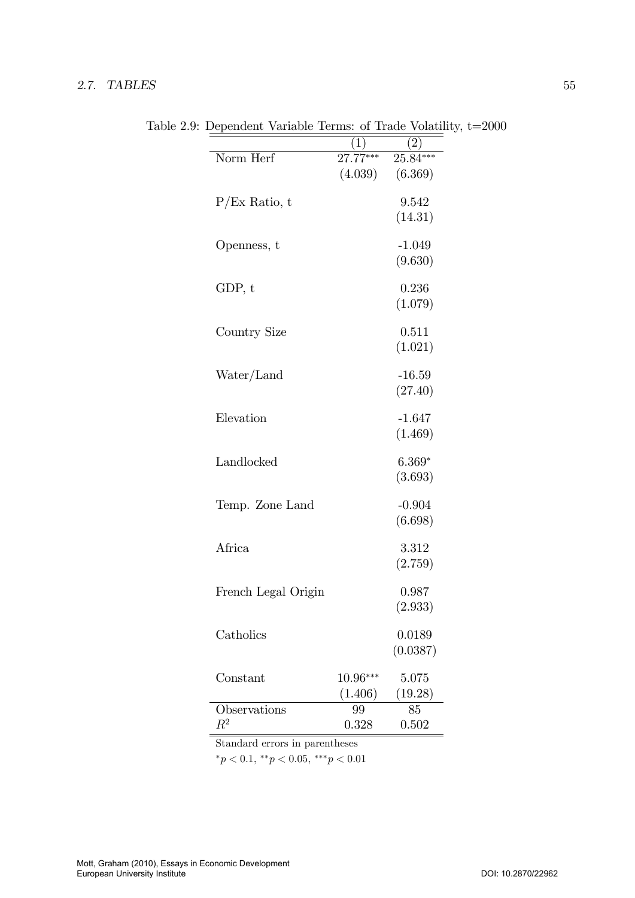Table 2.9: Dependent Variable Terms: of Trade Volatility, t=2000

| | (1) | (2) |
|---|---|---|
| Norm Herf | 27.77*** | 25.84*** |
| | (4.039) | (6.369) |
| P/Ex Ratio, t | | 9.542 |
| | | (14.31) |
| Openness, t | | -1.049 |
| | | (9.630) |
| GDP, t | | 0.236 |
| | | (1.079) |
| Country Size | | 0.511 |
| | | (1.021) |
| Water/Land | | -16.59 |
| | | (27.40) |
| Elevation | | -1.647 |
| | | (1.469) |
| Landlocked | | 6.369* |
| | | (3.693) |
| Temp. Zone Land | | -0.904 |
| | | (6.698) |
| Africa | | 3.312 |
| | | (2.759) |
| French Legal Origin | | 0.987 |
| | | (2.933) |
| Catholics | | 0.0189 |
| | | (0.0387) |
| Constant | 10.96*** | 5.075 |
| | (1.406) | (19.28) |
| Observations | 99 | 85 |
| $R^2$ | 0.328 | 0.502 |

Standard errors in parentheses

$^{*}p < 0.1$, $^{**}p < 0.05$, $^{***}p < 0.01$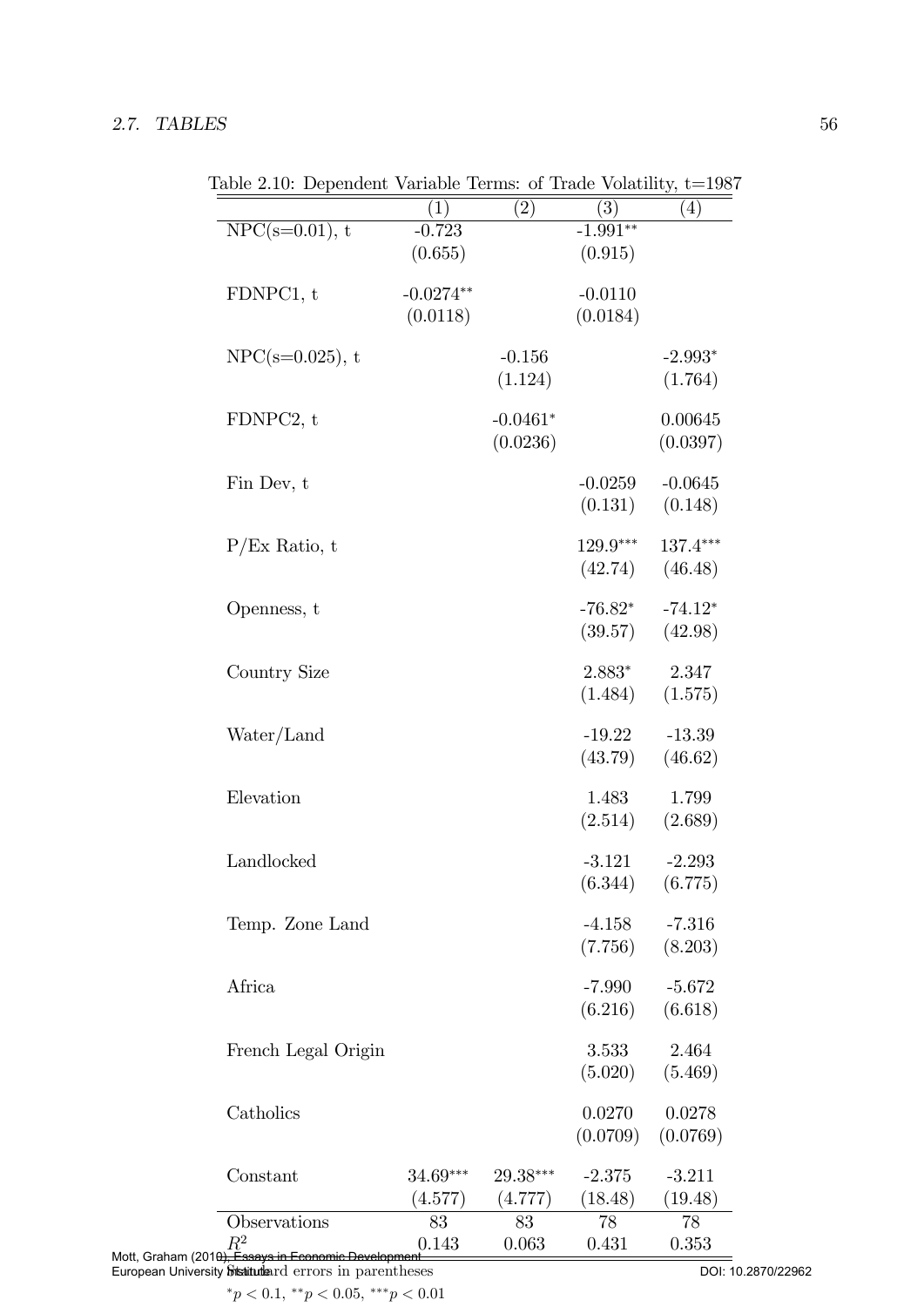Table 2.10: Dependent Variable Terms: of Trade Volatility, t=1987

| | (1) | (2) | (3) | (4) |
|---|---|---|---|---|
| NPC(s=0.01), t | -0.723 | | -1.991** | |
| | (0.655) | | (0.915) | |
| FDNPC1, t | -0.0274** | | -0.0110 | |
| | (0.0118) | | (0.0184) | |
| NPC(s=0.025), t | | -0.156 | | -2.993* |
| | | (1.124) | | (1.764) |
| FDNPC2, t | | -0.0461* | | 0.00645 |
| | | (0.0236) | | (0.0397) |
| Fin Dev, t | | | -0.0259 | -0.0645 |
| | | | (0.131) | (0.148) |
| P/Ex Ratio, t | | | 129.9*** | 137.4*** |
| | | | (42.74) | (46.48) |
| Openness, t | | | -76.82* | -74.12* |
| | | | (39.57) | (42.98) |
| Country Size | | | 2.883* | 2.347 |
| | | | (1.484) | (1.575) |
| Water/Land | | | -19.22 | -13.39 |
| | | | (43.79) | (46.62) |
| Elevation | | | 1.483 | 1.799 |
| | | | (2.514) | (2.689) |
| Landlocked | | | -3.121 | -2.293 |
| | | | (6.344) | (6.775) |
| Temp. Zone Land | | | -4.158 | -7.316 |
| | | | (7.756) | (8.203) |
| Africa | | | -7.990 | -5.672 |
| | | | (6.216) | (6.618) |
| French Legal Origin | | | 3.533 | 2.464 |
| | | | (5.020) | (5.469) |
| Catholics | | | 0.0270 | 0.0278 |
| | | | (0.0709) | (0.0769) |
| Constant | 34.69*** | 29.38*** | -2.375 | -3.211 |
| | (4.577) | (4.777) | (18.48) | (19.48) |
| Observations | 83 | 83 | 78 | 78 |
| $R^2$ | 0.143 | 0.063 | 0.431 | 0.353 |

Standard errors in parentheses

$^{*}p < 0.1$, $^{**}p < 0.05$, $^{***}p < 0.01$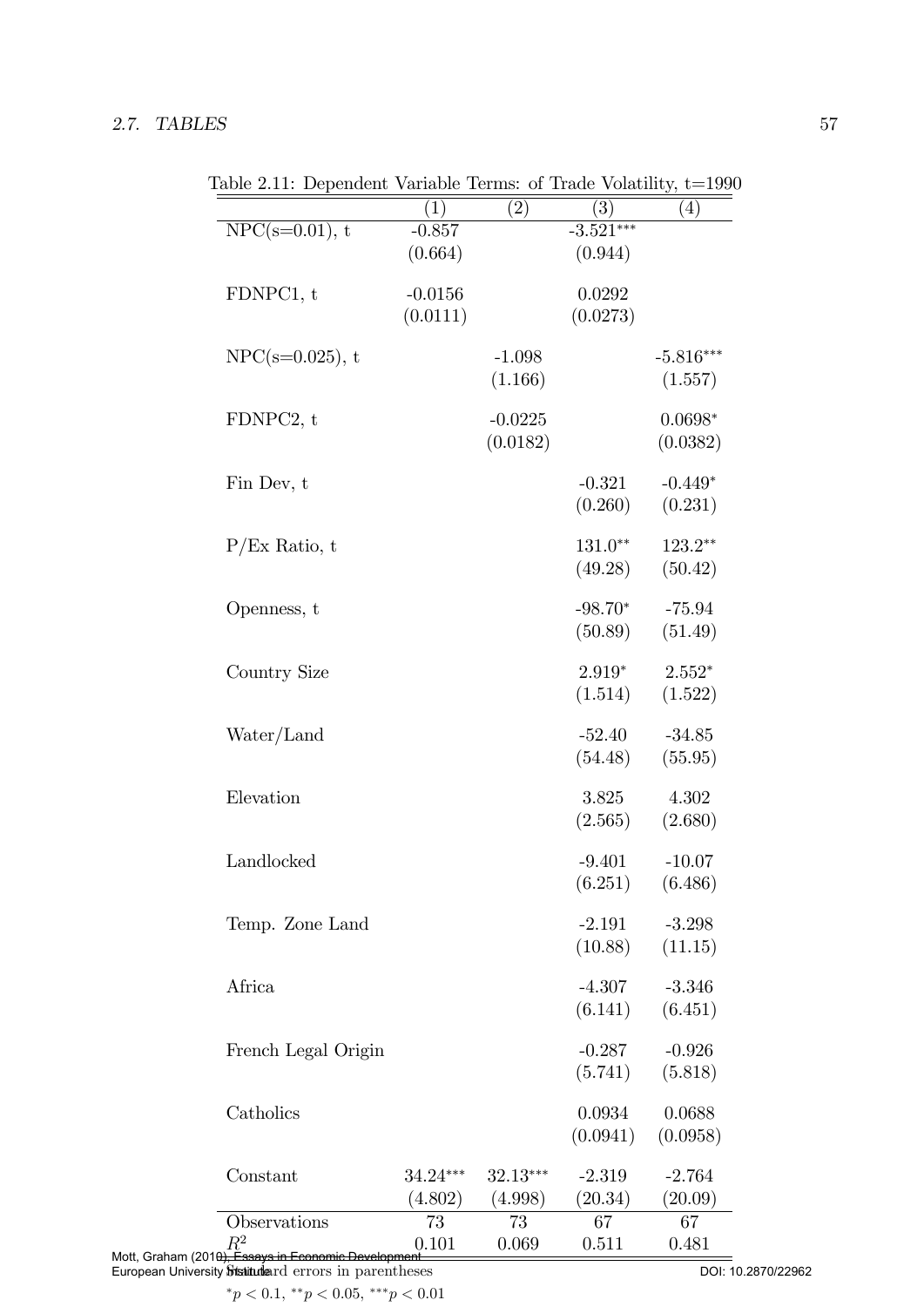Table 2.11: Dependent Variable Terms: of Trade Volatility, t=1990

| | (1) | (2) | (3) | (4) |
|---|---|---|---|---|
| NPC(s=0.01), t | -0.857 | | -3.521*** | |
| | (0.664) | | (0.944) | |
| FDNPC1, t | -0.0156 | | 0.0292 | |
| | (0.0111) | | (0.0273) | |
| NPC(s=0.025), t | | -1.098 | | -5.816*** |
| | | (1.166) | | (1.557) |
| FDNPC2, t | | -0.0225 | | 0.0698* |
| | | (0.0182) | | (0.0382) |
| Fin Dev, t | | | -0.321 | -0.449* |
| | | | (0.260) | (0.231) |
| P/Ex Ratio, t | | | 131.0** | 123.2** |
| | | | (49.28) | (50.42) |
| Openness, t | | | -98.70* | -75.94 |
| | | | (50.89) | (51.49) |
| Country Size | | | 2.919* | 2.552* |
| | | | (1.514) | (1.522) |
| Water/Land | | | -52.40 | -34.85 |
| | | | (54.48) | (55.95) |
| Elevation | | | 3.825 | 4.302 |
| | | | (2.565) | (2.680) |
| Landlocked | | | -9.401 | -10.07 |
| | | | (6.251) | (6.486) |
| Temp. Zone Land | | | -2.191 | -3.298 |
| | | | (10.88) | (11.15) |
| Africa | | | -4.307 | -3.346 |
| | | | (6.141) | (6.451) |
| French Legal Origin | | | -0.287 | -0.926 |
| | | | (5.741) | (5.818) |
| Catholics | | | 0.0934 | 0.0688 |
| | | | (0.0941) | (0.0958) |
| Constant | 34.24*** | 32.13*** | -2.319 | -2.764 |
| | (4.802) | (4.998) | (20.34) | (20.09) |
| Observations | 73 | 73 | 67 | 67 |
| $R^2$ | 0.101 | 0.069 | 0.511 | 0.481 |

Standard errors in parentheses

$^{*}p < 0.1$, $^{**}p < 0.05$, $^{***}p < 0.01$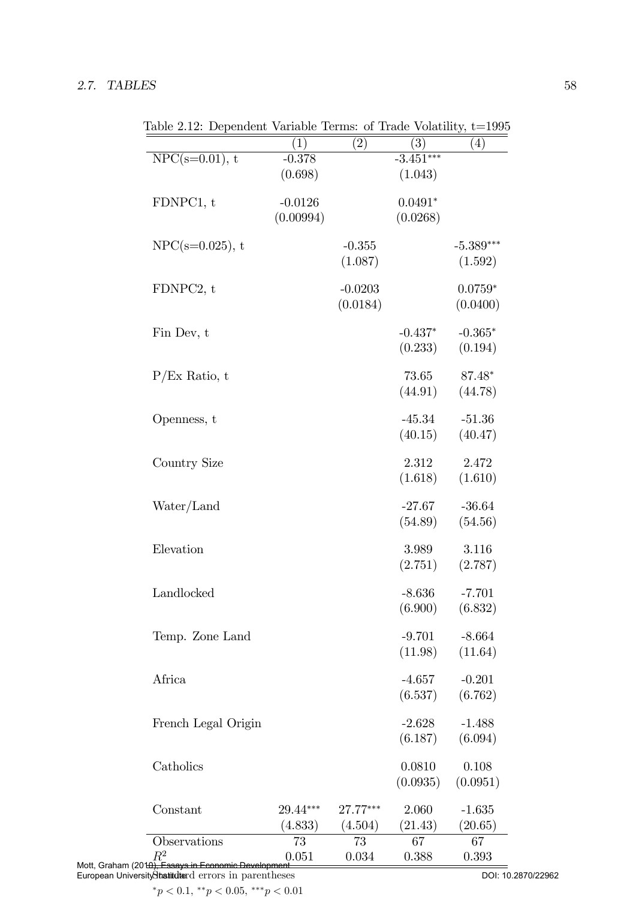Table 2.12: Dependent Variable Terms: of Trade Volatility, t=1995

| | (1) | (2) | (3) | (4) |
|---|---|---|---|---|
| NPC(s=0.01), t | -0.378 | | -3.451*** | |
| | (0.698) | | (1.043) | |
| FDNPC1, t | -0.0126 | | 0.0491* | |
| | (0.00994) | | (0.0268) | |
| NPC(s=0.025), t | | -0.355 | | -5.389*** |
| | | (1.087) | | (1.592) |
| FDNPC2, t | | -0.0203 | | 0.0759* |
| | | (0.0184) | | (0.0400) |
| Fin Dev, t | | | -0.437* | -0.365* |
| | | | (0.233) | (0.194) |
| P/Ex Ratio, t | | | 73.65 | 87.48* |
| | | | (44.91) | (44.78) |
| Openness, t | | | -45.34 | -51.36 |
| | | | (40.15) | (40.47) |
| Country Size | | | 2.312 | 2.472 |
| | | | (1.618) | (1.610) |
| Water/Land | | | -27.67 | -36.64 |
| | | | (54.89) | (54.56) |
| Elevation | | | 3.989 | 3.116 |
| | | | (2.751) | (2.787) |
| Landlocked | | | -8.636 | -7.701 |
| | | | (6.900) | (6.832) |
| Temp. Zone Land | | | -9.701 | -8.664 |
| | | | (11.98) | (11.64) |
| Africa | | | -4.657 | -0.201 |
| | | | (6.537) | (6.762) |
| French Legal Origin | | | -2.628 | -1.488 |
| | | | (6.187) | (6.094) |
| Catholics | | | 0.0810 | 0.108 |
| | | | (0.0935) | (0.0951) |
| Constant | 29.44*** | 27.77*** | 2.060 | -1.635 |
| | (4.833) | (4.504) | (21.43) | (20.65) |
| Observations | 73 | 73 | 67 | 67 |
| $R^2$ | 0.051 | 0.034 | 0.388 | 0.393 |

Standard errors in parentheses

$^{*}p < 0.1$, $^{**}p < 0.05$, $^{***}p < 0.01$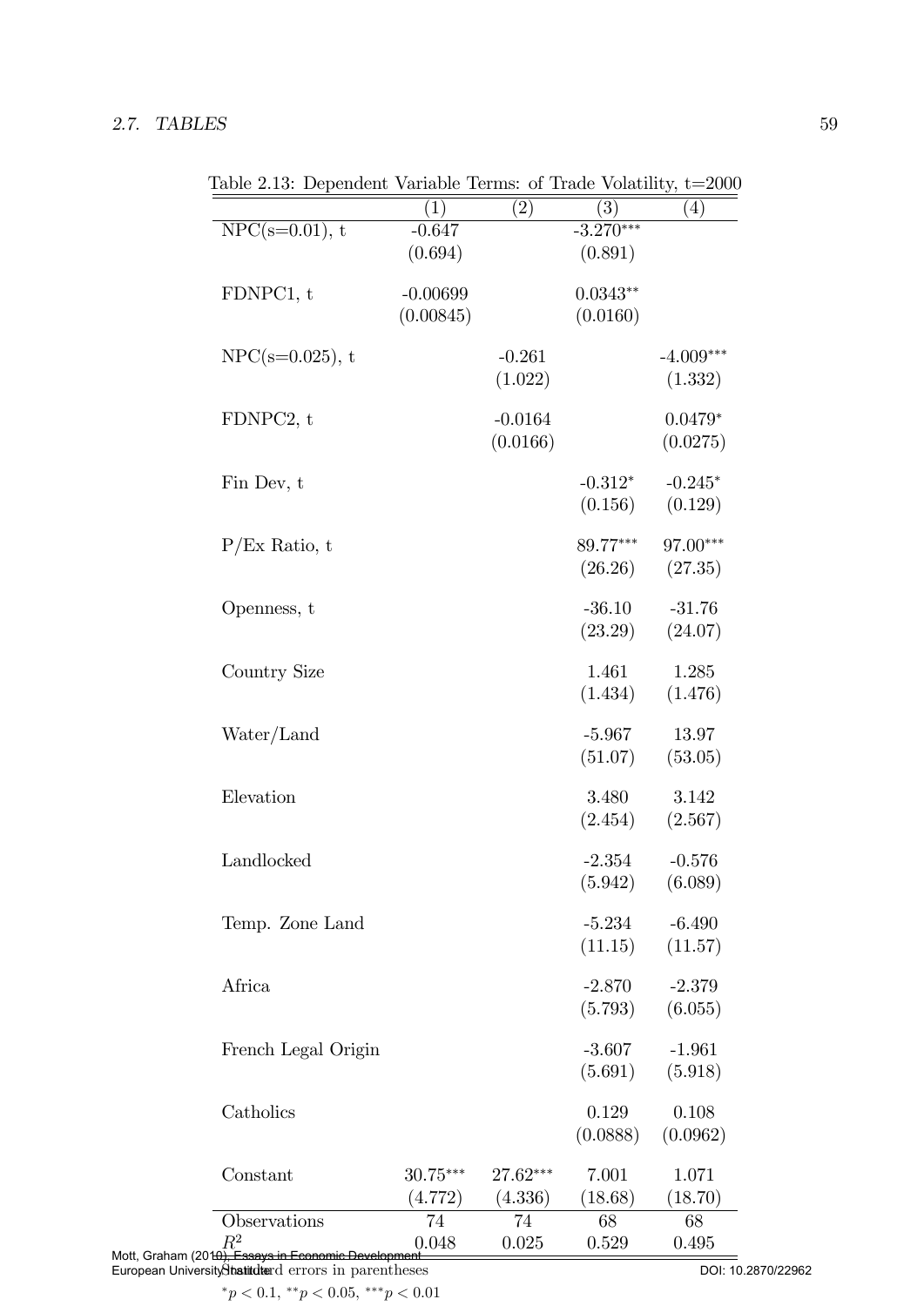Table 2.13: Dependent Variable Terms: of Trade Volatility, t=2000

| | (1) | (2) | (3) | (4) |
|---|---|---|---|---|
| NPC(s=0.01), t | -0.647 | | -3.270*** | |
| | (0.694) | | (0.891) | |
| FDNPC1, t | -0.00699 | | 0.0343** | |
| | (0.00845) | | (0.0160) | |
| NPC(s=0.025), t | | -0.261 | | -4.009*** |
| | | (1.022) | | (1.332) |
| FDNPC2, t | | -0.0164 | | 0.0479* |
| | | (0.0166) | | (0.0275) |
| Fin Dev, t | | | -0.312* | -0.245* |
| | | | (0.156) | (0.129) |
| P/Ex Ratio, t | | | 89.77*** | 97.00*** |
| | | | (26.26) | (27.35) |
| Openness, t | | | -36.10 | -31.76 |
| | | | (23.29) | (24.07) |
| Country Size | | | 1.461 | 1.285 |
| | | | (1.434) | (1.476) |
| Water/Land | | | -5.967 | 13.97 |
| | | | (51.07) | (53.05) |
| Elevation | | | 3.480 | 3.142 |
| | | | (2.454) | (2.567) |
| Landlocked | | | -2.354 | -0.576 |
| | | | (5.942) | (6.089) |
| Temp. Zone Land | | | -5.234 | -6.490 |
| | | | (11.15) | (11.57) |
| Africa | | | -2.870 | -2.379 |
| | | | (5.793) | (6.055) |
| French Legal Origin | | | -3.607 | -1.961 |
| | | | (5.691) | (5.918) |
| Catholics | | | 0.129 | 0.108 |
| | | | (0.0888) | (0.0962) |
| Constant | 30.75*** | 27.62*** | 7.001 | 1.071 |
| | (4.772) | (4.336) | (18.68) | (18.70) |
| Observations | 74 | 74 | 68 | 68 |
| $R^2$ | 0.048 | 0.025 | 0.529 | 0.495 |

Standard errors in parentheses

$^{*}p < 0.1$, $^{**}p < 0.05$, $^{***}p < 0.01$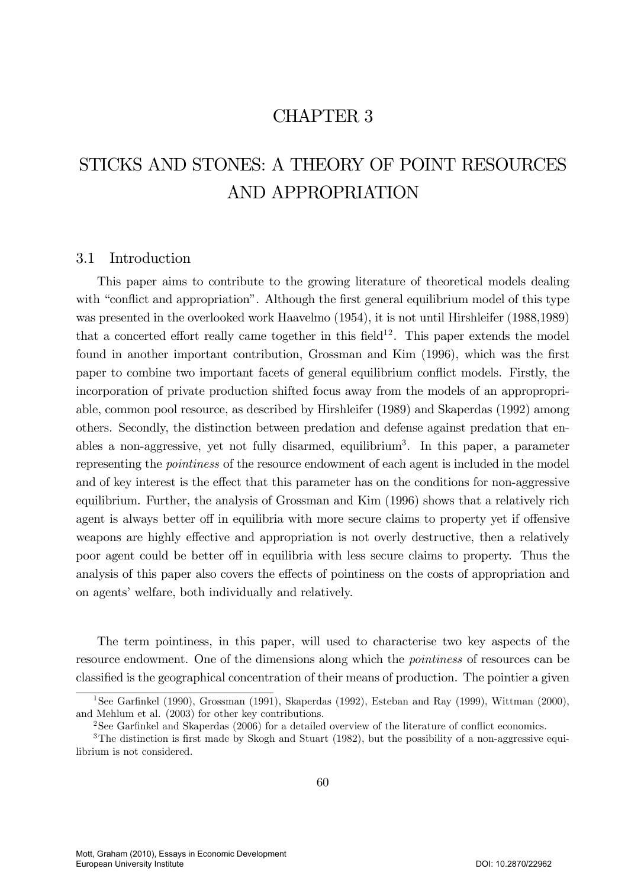# CHAPTER 3

# STICKS AND STONES: A THEORY OF POINT RESOURCES AND APPROPRIATION

## 3.1 Introduction

This paper aims to contribute to the growing literature of theoretical models dealing with "conflict and appropriation". Although the first general equilibrium model of this type was presented in the overlooked work Haavelmo (1954), it is not until Hirshleifer (1988,1989) that a concerted effort really came together in this field[1,2]. This paper extends the model found in another important contribution, Grossman and Kim (1996), which was the first paper to combine two important facets of general equilibrium conflict models. Firstly, the incorporation of private production shifted focus away from the models of an appropropriable, common pool resource, as described by Hirshleifer (1989) and Skaperdas (1992) among others. Secondly, the distinction between predation and defense against predation that enables a non-aggressive, yet not fully disarmed, equilibrium[3]. In this paper, a parameter representing the *pointiness* of the resource endowment of each agent is included in the model and of key interest is the effect that this parameter has on the conditions for non-aggressive equilibrium. Further, the analysis of Grossman and Kim (1996) shows that a relatively rich agent is always better off in equilibria with more secure claims to property yet if offensive weapons are highly effective and appropriation is not overly destructive, then a relatively poor agent could be better off in equilibria with less secure claims to property. Thus the analysis of this paper also covers the effects of pointiness on the costs of appropriation and on agents' welfare, both individually and relatively.

The term pointiness, in this paper, will used to characterise two key aspects of the resource endowment. One of the dimensions along which the *pointiness* of resources can be classified is the geographical concentration of their means of production. The pointier a given

[1] See Garfinkel (1990), Grossman (1991), Skaperdas (1992), Esteban and Ray (1999), Wittman (2000), and Mehlum et al. (2003) for other key contributions.

[2] See Garfinkel and Skaperdas (2006) for a detailed overview of the literature of conflict economics.

[3] The distinction is first made by Skogh and Stuart (1982), but the possibility of a non-aggressive equilibrium is not considered.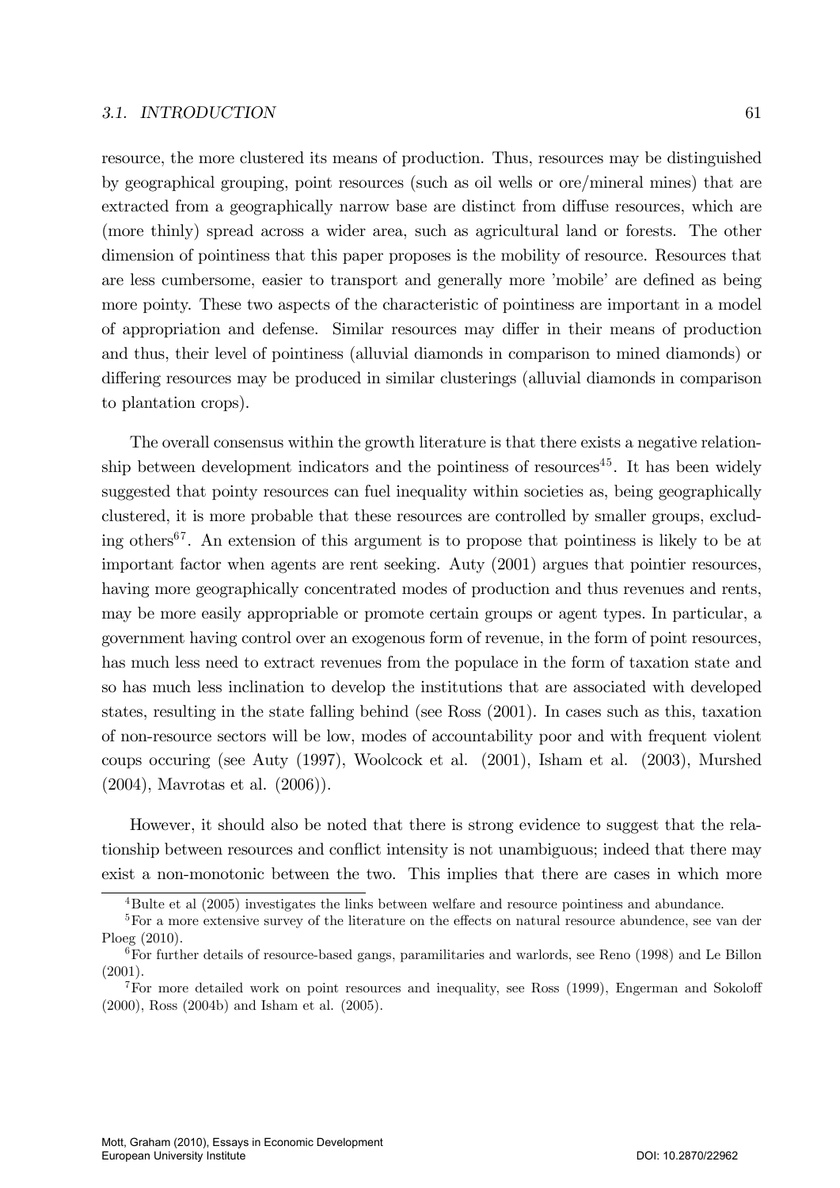resource, the more clustered its means of production. Thus, resources may be distinguished by geographical grouping, point resources (such as oil wells or ore/mineral mines) that are extracted from a geographically narrow base are distinct from diffuse resources, which are (more thinly) spread across a wider area, such as agricultural land or forests. The other dimension of pointiness that this paper proposes is the mobility of resource. Resources that are less cumbersome, easier to transport and generally more 'mobile' are defined as being more pointy. These two aspects of the characteristic of pointiness are important in a model of appropriation and defense. Similar resources may differ in their means of production and thus, their level of pointiness (alluvial diamonds in comparison to mined diamonds) or differing resources may be produced in similar clusterings (alluvial diamonds in comparison to plantation crops).

The overall consensus within the growth literature is that there exists a negative relationship between development indicators and the pointiness of resources[4][5]. It has been widely suggested that pointy resources can fuel inequality within societies as, being geographically clustered, it is more probable that these resources are controlled by smaller groups, excluding others[6][7]. An extension of this argument is to propose that pointiness is likely to be at important factor when agents are rent seeking. Auty (2001) argues that pointier resources, having more geographically concentrated modes of production and thus revenues and rents, may be more easily appropriable or promote certain groups or agent types. In particular, a government having control over an exogenous form of revenue, in the form of point resources, has much less need to extract revenues from the populace in the form of taxation state and so has much less inclination to develop the institutions that are associated with developed states, resulting in the state falling behind (see Ross (2001). In cases such as this, taxation of non-resource sectors will be low, modes of accountability poor and with frequent violent coups occuring (see Auty (1997), Woolcock et al. (2001), Isham et al. (2003), Murshed (2004), Mavrotas et al. (2006)).

However, it should also be noted that there is strong evidence to suggest that the relationship between resources and conflict intensity is not unambiguous; indeed that there may exist a non-monotonic between the two. This implies that there are cases in which more

[4] Bulte et al (2005) investigates the links between welfare and resource pointiness and abundance.

[5] For a more extensive survey of the literature on the effects on natural resource abundence, see van der Ploeg (2010).

[6] For further details of resource-based gangs, paramilitaries and warlords, see Reno (1998) and Le Billon (2001).

[7] For more detailed work on point resources and inequality, see Ross (1999), Engerman and Sokoloff (2000), Ross (2004b) and Isham et al. (2005).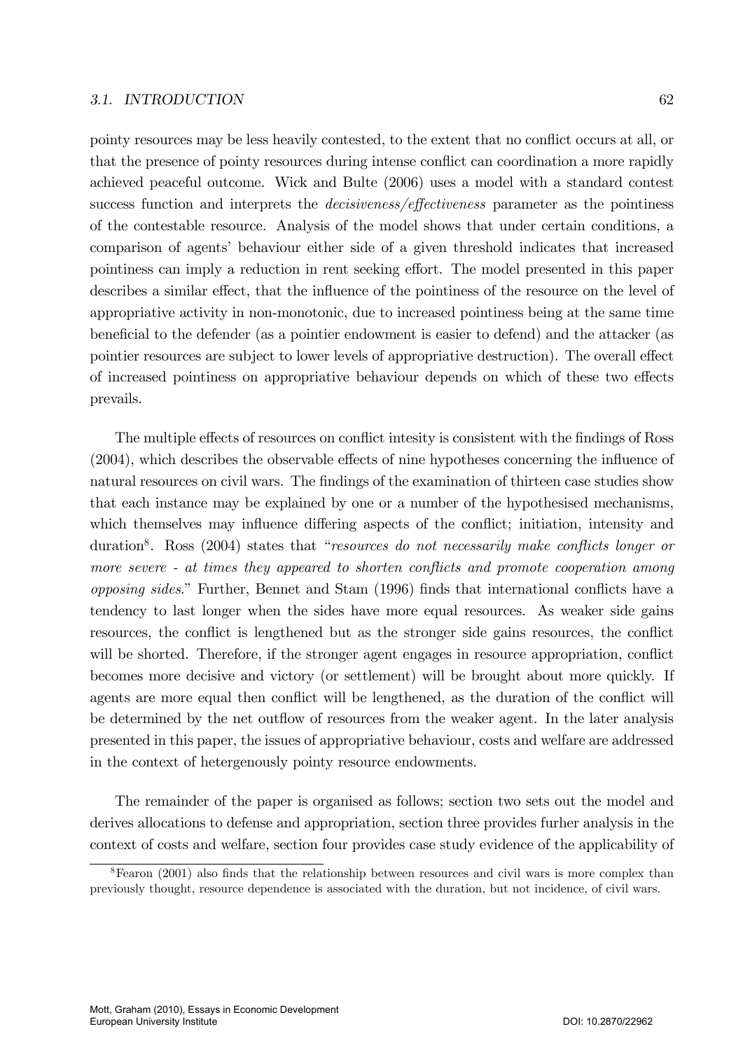pointy resources may be less heavily contested, to the extent that no conflict occurs at all, or that the presence of pointy resources during intense conflict can coordination a more rapidly achieved peaceful outcome. Wick and Bulte (2006) uses a model with a standard contest success function and interprets the *decisiveness/effectiveness* parameter as the pointiness of the contestable resource. Analysis of the model shows that under certain conditions, a comparison of agents' behaviour either side of a given threshold indicates that increased pointiness can imply a reduction in rent seeking effort. The model presented in this paper describes a similar effect, that the influence of the pointiness of the resource on the level of appropriative activity in non-monotonic, due to increased pointiness being at the same time beneficial to the defender (as a pointier endowment is easier to defend) and the attacker (as pointier resources are subject to lower levels of appropriative destruction). The overall effect of increased pointiness on appropriative behaviour depends on which of these two effects prevails.

The multiple effects of resources on conflict intesity is consistent with the findings of Ross (2004), which describes the observable effects of nine hypotheses concerning the influence of natural resources on civil wars. The findings of the examination of thirteen case studies show that each instance may be explained by one or a number of the hypothesised mechanisms, which themselves may influence differing aspects of the conflict; initiation, intensity and duration[8]. Ross (2004) states that "*resources do not necessarily make conflicts longer or more severe - at times they appeared to shorten conflicts and promote cooperation among opposing sides*." Further, Bennet and Stam (1996) finds that international conflicts have a tendency to last longer when the sides have more equal resources. As weaker side gains resources, the conflict is lengthened but as the stronger side gains resources, the conflict will be shorted. Therefore, if the stronger agent engages in resource appropriation, conflict becomes more decisive and victory (or settlement) will be brought about more quickly. If agents are more equal then conflict will be lengthened, as the duration of the conflict will be determined by the net outflow of resources from the weaker agent. In the later analysis presented in this paper, the issues of appropriative behaviour, costs and welfare are addressed in the context of hetergenously pointy resource endowments.

The remainder of the paper is organised as follows; section two sets out the model and derives allocations to defense and appropriation, section three provides furher analysis in the context of costs and welfare, section four provides case study evidence of the applicability of

[8] Fearon (2001) also finds that the relationship between resources and civil wars is more complex than previously thought, resource dependence is associated with the duration, but not incidence, of civil wars.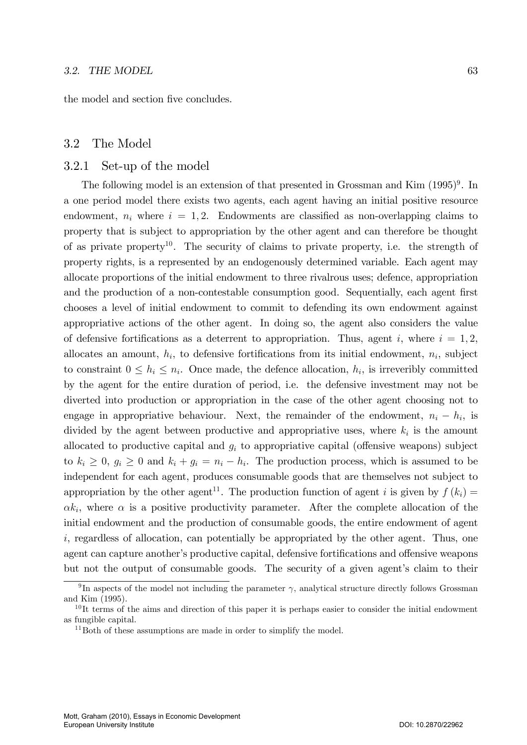the model and section five concludes.

## 3.2 The Model

### 3.2.1 Set-up of the model

The following model is an extension of that presented in Grossman and Kim (1995)[9]. In a one period model there exists two agents, each agent having an initial positive resource endowment, $n_i$ where $i = 1, 2$. Endowments are classified as non-overlapping claims to property that is subject to appropriation by the other agent and can therefore be thought of as private property[10]. The security of claims to private property, i.e. the strength of property rights, is a represented by an endogenously determined variable. Each agent may allocate proportions of the initial endowment to three rivalrous uses; defence, appropriation and the production of a non-contestable consumption good. Sequentially, each agent first chooses a level of initial endowment to commit to defending its own endowment against appropriative actions of the other agent. In doing so, the agent also considers the value of defensive fortifications as a deterrent to appropriation. Thus, agent $i$, where $i = 1, 2$, allocates an amount, $h_i$, to defensive fortifications from its initial endowment, $n_i$, subject to constraint $0 \leq h_i \leq n_i$. Once made, the defence allocation, $h_i$, is irreveribly committed by the agent for the entire duration of period, i.e. the defensive investment may not be diverted into production or appropriation in the case of the other agent choosing not to engage in appropriative behaviour. Next, the remainder of the endowment, $n_i - h_i$, is divided by the agent between productive and appropriative uses, where $k_i$ is the amount allocated to productive capital and $g_i$ to appropriative capital (offensive weapons) subject to $k_i \geq 0$, $g_i \geq 0$ and $k_i + g_i = n_i - h_i$. The production process, which is assumed to be independent for each agent, produces consumable goods that are themselves not subject to appropriation by the other agent[11]. The production function of agent $i$ is given by $f(k_i) = \alpha k_i$, where $\alpha$ is a positive productivity parameter. After the complete allocation of the initial endowment and the production of consumable goods, the entire endowment of agent $i$, regardless of allocation, can potentially be appropriated by the other agent. Thus, one agent can capture another's productive capital, defensive fortifications and offensive weapons but not the output of consumable goods. The security of a given agent's claim to their

[9] In aspects of the model not including the parameter $\gamma$, analytical structure directly follows Grossman and Kim (1995).

[10] It terms of the aims and direction of this paper it is perhaps easier to consider the initial endowment as fungible capital.

[11] Both of these assumptions are made in order to simplify the model.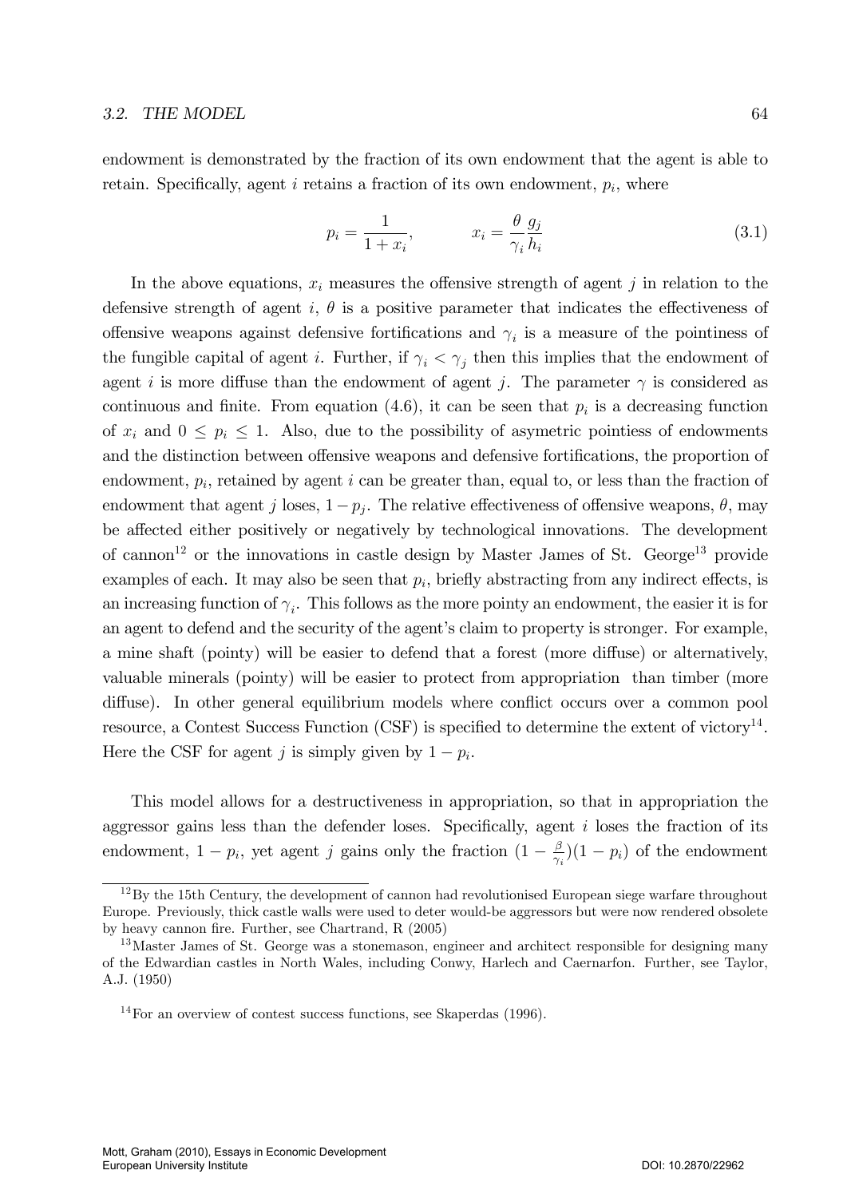endowment is demonstrated by the fraction of its own endowment that the agent is able to retain. Specifically, agent $i$ retains a fraction of its own endowment, $p_i$, where

$$p_i = \frac{1}{1+x_i}, \qquad x_i = \frac{\theta}{\gamma_i}\frac{g_j}{h_i} \tag{3.1}$$

In the above equations, $x_i$ measures the offensive strength of agent $j$ in relation to the defensive strength of agent $i$, $\theta$ is a positive parameter that indicates the effectiveness of offensive weapons against defensive fortifications and $\gamma_i$ is a measure of the pointiness of the fungible capital of agent $i$. Further, if $\gamma_i < \gamma_j$ then this implies that the endowment of agent $i$ is more diffuse than the endowment of agent $j$. The parameter $\gamma$ is considered as continuous and finite. From equation (4.6), it can be seen that $p_i$ is a decreasing function of $x_i$ and $0 \leq p_i \leq 1$. Also, due to the possibility of asymetric pointiess of endowments and the distinction between offensive weapons and defensive fortifications, the proportion of endowment, $p_i$, retained by agent $i$ can be greater than, equal to, or less than the fraction of endowment that agent $j$ loses, $1 - p_j$. The relative effectiveness of offensive weapons, $\theta$, may be affected either positively or negatively by technological innovations. The development of cannon[12] or the innovations in castle design by Master James of St. George[13] provide examples of each. It may also be seen that $p_i$, briefly abstracting from any indirect effects, is an increasing function of $\gamma_i$. This follows as the more pointy an endowment, the easier it is for an agent to defend and the security of the agent's claim to property is stronger. For example, a mine shaft (pointy) will be easier to defend that a forest (more diffuse) or alternatively, valuable minerals (pointy) will be easier to protect from appropriation than timber (more diffuse). In other general equilibrium models where conflict occurs over a common pool resource, a Contest Success Function (CSF) is specified to determine the extent of victory[14]. Here the CSF for agent $j$ is simply given by $1 - p_i$.

This model allows for a destructiveness in appropriation, so that in appropriation the aggressor gains less than the defender loses. Specifically, agent $i$ loses the fraction of its endowment, $1 - p_i$, yet agent $j$ gains only the fraction $(1 - \frac{\beta}{\gamma_i})(1 - p_i)$ of the endowment

[12] By the 15th Century, the development of cannon had revolutionised European siege warfare throughout Europe. Previously, thick castle walls were used to deter would-be aggressors but were now rendered obsolete by heavy cannon fire. Further, see Chartrand, R (2005)

[13] Master James of St. George was a stonemason, engineer and architect responsible for designing many of the Edwardian castles in North Wales, including Conwy, Harlech and Caernarfon. Further, see Taylor, A.J. (1950)

[14] For an overview of contest success functions, see Skaperdas (1996).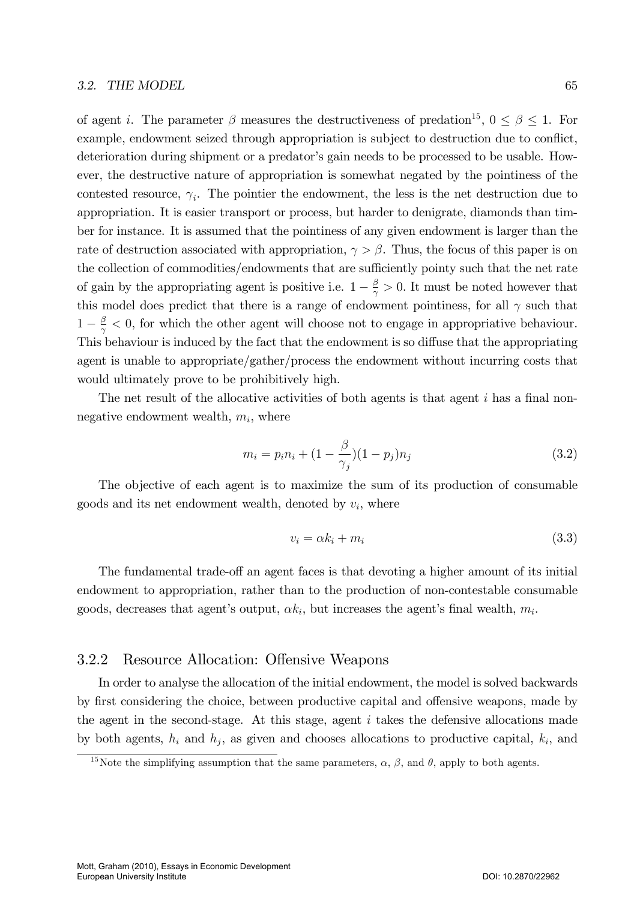of agent $i$. The parameter $\beta$ measures the destructiveness of predation[15], $0 \leq \beta \leq 1$. For example, endowment seized through appropriation is subject to destruction due to conflict, deterioration during shipment or a predator's gain needs to be processed to be usable. However, the destructive nature of appropriation is somewhat negated by the pointiness of the contested resource, $\gamma_i$. The pointier the endowment, the less is the net destruction due to appropriation. It is easier transport or process, but harder to denigrate, diamonds than timber for instance. It is assumed that the pointiness of any given endowment is larger than the rate of destruction associated with appropriation, $\gamma > \beta$. Thus, the focus of this paper is on the collection of commodities/endowments that are sufficiently pointy such that the net rate of gain by the appropriating agent is positive i.e. $1 - \frac{\beta}{\gamma} > 0$. It must be noted however that this model does predict that there is a range of endowment pointiness, for all $\gamma$ such that $1 - \frac{\beta}{\gamma} < 0$, for which the other agent will choose not to engage in appropriative behaviour. This behaviour is induced by the fact that the endowment is so diffuse that the appropriating agent is unable to appropriate/gather/process the endowment without incurring costs that would ultimately prove to be prohibitively high.

The net result of the allocative activities of both agents is that agent $i$ has a final non-negative endowment wealth, $m_i$, where

$$m_i = p_i n_i + (1 - \frac{\beta}{\gamma_j})(1 - p_j)n_j \tag{3.2}$$

The objective of each agent is to maximize the sum of its production of consumable goods and its net endowment wealth, denoted by $v_i$, where

$$v_i = \alpha k_i + m_i \tag{3.3}$$

The fundamental trade-off an agent faces is that devoting a higher amount of its initial endowment to appropriation, rather than to the production of non-contestable consumable goods, decreases that agent's output, $\alpha k_i$, but increases the agent's final wealth, $m_i$.

### 3.2.2 Resource Allocation: Offensive Weapons

In order to analyse the allocation of the initial endowment, the model is solved backwards by first considering the choice, between productive capital and offensive weapons, made by the agent in the second-stage. At this stage, agent $i$ takes the defensive allocations made by both agents, $h_i$ and $h_j$, as given and chooses allocations to productive capital, $k_i$, and

[15] Note the simplifying assumption that the same parameters, $\alpha$, $\beta$, and $\theta$, apply to both agents.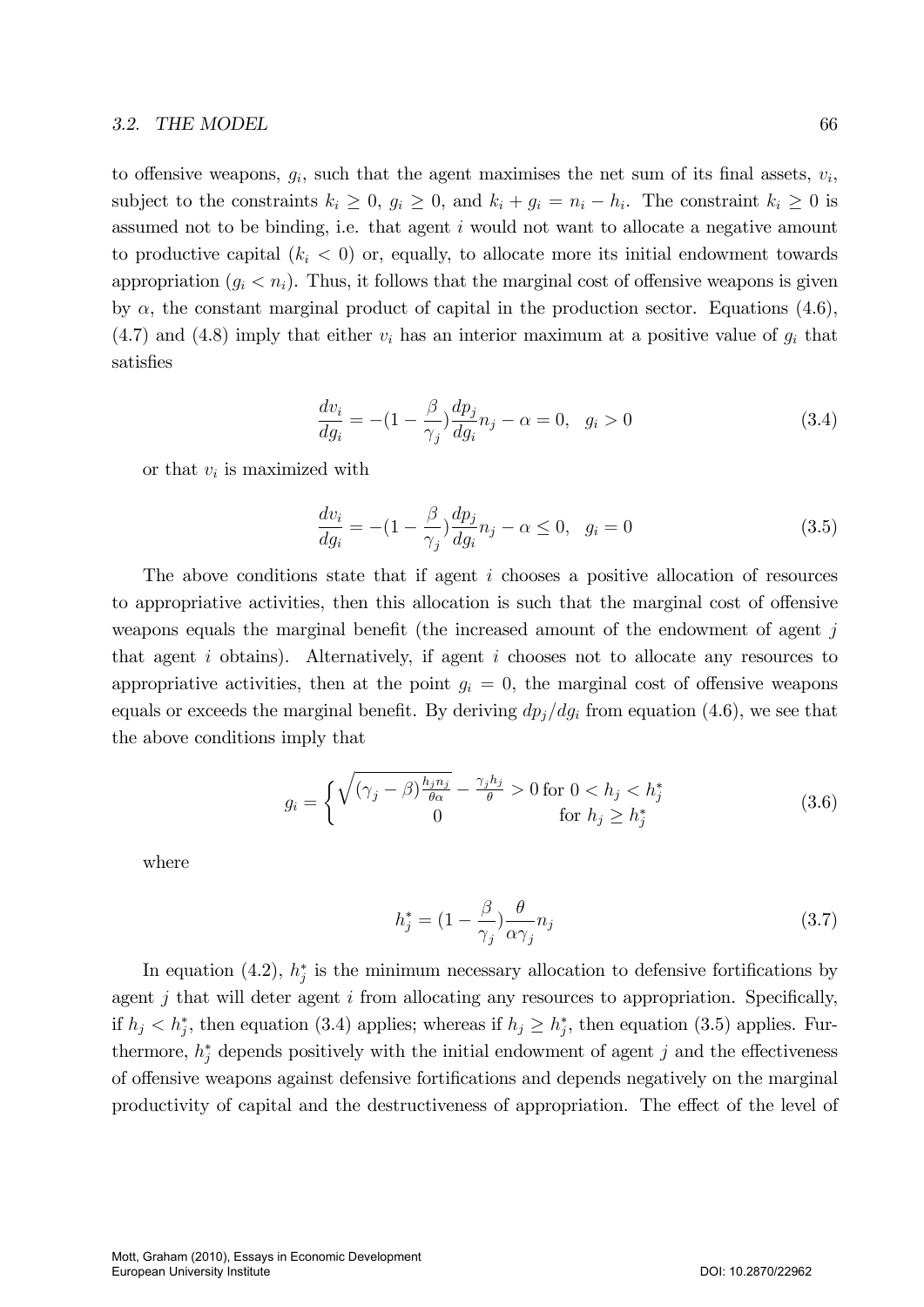to offensive weapons, $g_i$, such that the agent maximises the net sum of its final assets, $v_i$, subject to the constraints $k_i \geq 0$, $g_i \geq 0$, and $k_i + g_i = n_i - h_i$. The constraint $k_i \geq 0$ is assumed not to be binding, i.e. that agent $i$ would not want to allocate a negative amount to productive capital ($k_i < 0$) or, equally, to allocate more its initial endowment towards appropriation ($g_i < n_i$). Thus, it follows that the marginal cost of offensive weapons is given by $\alpha$, the constant marginal product of capital in the production sector. Equations (4.6), (4.7) and (4.8) imply that either $v_i$ has an interior maximum at a positive value of $g_i$ that satisfies

$$\frac{dv_i}{dg_i} = -(1 - \frac{\beta}{\gamma_j})\frac{dp_j}{dg_i}n_j - \alpha = 0, \quad g_i > 0 \tag{3.4}$$

or that $v_i$ is maximized with

$$\frac{dv_i}{dg_i} = -(1 - \frac{\beta}{\gamma_j})\frac{dp_j}{dg_i}n_j - \alpha \leq 0, \quad g_i = 0 \tag{3.5}$$

The above conditions state that if agent $i$ chooses a positive allocation of resources to appropriative activities, then this allocation is such that the marginal cost of offensive weapons equals the marginal benefit (the increased amount of the endowment of agent $j$ that agent $i$ obtains). Alternatively, if agent $i$ chooses not to allocate any resources to appropriative activities, then at the point $g_i = 0$, the marginal cost of offensive weapons equals or exceeds the marginal benefit. By deriving $dp_j/dg_i$ from equation (4.6), we see that the above conditions imply that

$$g_i = \begin{cases} \sqrt{(\gamma_j - \beta)\frac{h_j n_j}{\theta\alpha}} - \frac{\gamma_j h_j}{\theta} > 0 \text{ for } 0 < h_j < h_j^* \\ 0 \qquad\qquad\qquad\qquad\qquad \text{for } h_j \geq h_j^* \end{cases} \tag{3.6}$$

where

$$h_j^* = (1 - \frac{\beta}{\gamma_j})\frac{\theta}{\alpha\gamma_j}n_j \tag{3.7}$$

In equation (4.2), $h_j^*$ is the minimum necessary allocation to defensive fortifications by agent $j$ that will deter agent $i$ from allocating any resources to appropriation. Specifically, if $h_j < h_j^*$, then equation (3.4) applies; whereas if $h_j \geq h_j^*$, then equation (3.5) applies. Furthermore, $h_j^*$ depends positively with the initial endowment of agent $j$ and the effectiveness of offensive weapons against defensive fortifications and depends negatively on the marginal productivity of capital and the destructiveness of appropriation. The effect of the level of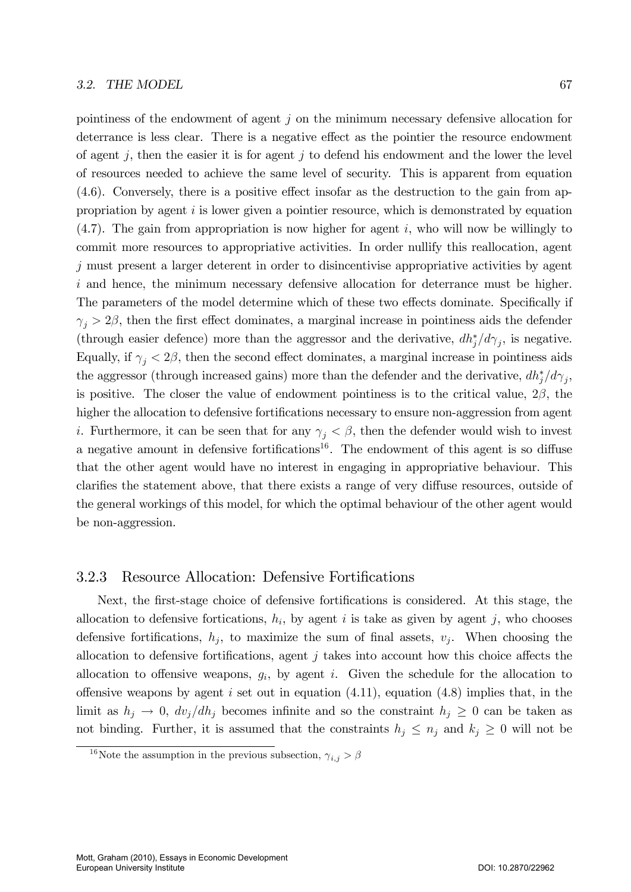pointiness of the endowment of agent $j$ on the minimum necessary defensive allocation for deterrance is less clear. There is a negative effect as the pointier the resource endowment of agent $j$, then the easier it is for agent $j$ to defend his endowment and the lower the level of resources needed to achieve the same level of security. This is apparent from equation (4.6). Conversely, there is a positive effect insofar as the destruction to the gain from appropriation by agent $i$ is lower given a pointier resource, which is demonstrated by equation (4.7). The gain from appropriation is now higher for agent $i$, who will now be willingly to commit more resources to appropriative activities. In order nullify this reallocation, agent $j$ must present a larger deterent in order to disincentivise appropriative activities by agent $i$ and hence, the minimum necessary defensive allocation for deterrance must be higher. The parameters of the model determine which of these two effects dominate. Specifically if $\gamma_j > 2\beta$, then the first effect dominates, a marginal increase in pointiness aids the defender (through easier defence) more than the aggressor and the derivative, $dh_j^*/d\gamma_j$, is negative. Equally, if $\gamma_j < 2\beta$, then the second effect dominates, a marginal increase in pointiness aids the aggressor (through increased gains) more than the defender and the derivative, $dh_j^*/d\gamma_j$, is positive. The closer the value of endowment pointiness is to the critical value, $2\beta$, the higher the allocation to defensive fortifications necessary to ensure non-aggression from agent $i$. Furthermore, it can be seen that for any $\gamma_j < \beta$, then the defender would wish to invest a negative amount in defensive fortifications[16]. The endowment of this agent is so diffuse that the other agent would have no interest in engaging in appropriative behaviour. This clarifies the statement above, that there exists a range of very diffuse resources, outside of the general workings of this model, for which the optimal behaviour of the other agent would be non-aggression.

### 3.2.3 Resource Allocation: Defensive Fortifications

Next, the first-stage choice of defensive fortifications is considered. At this stage, the allocation to defensive fortications, $h_i$, by agent $i$ is take as given by agent $j$, who chooses defensive fortifications, $h_j$, to maximize the sum of final assets, $v_j$. When choosing the allocation to defensive fortifications, agent $j$ takes into account how this choice affects the allocation to offensive weapons, $g_i$, by agent $i$. Given the schedule for the allocation to offensive weapons by agent $i$ set out in equation (4.11), equation (4.8) implies that, in the limit as $h_j \to 0$, $dv_j/dh_j$ becomes infinite and so the constraint $h_j \geq 0$ can be taken as not binding. Further, it is assumed that the constraints $h_j \leq n_j$ and $k_j \geq 0$ will not be

[16] Note the assumption in the previous subsection, $\gamma_{i,j} > \beta$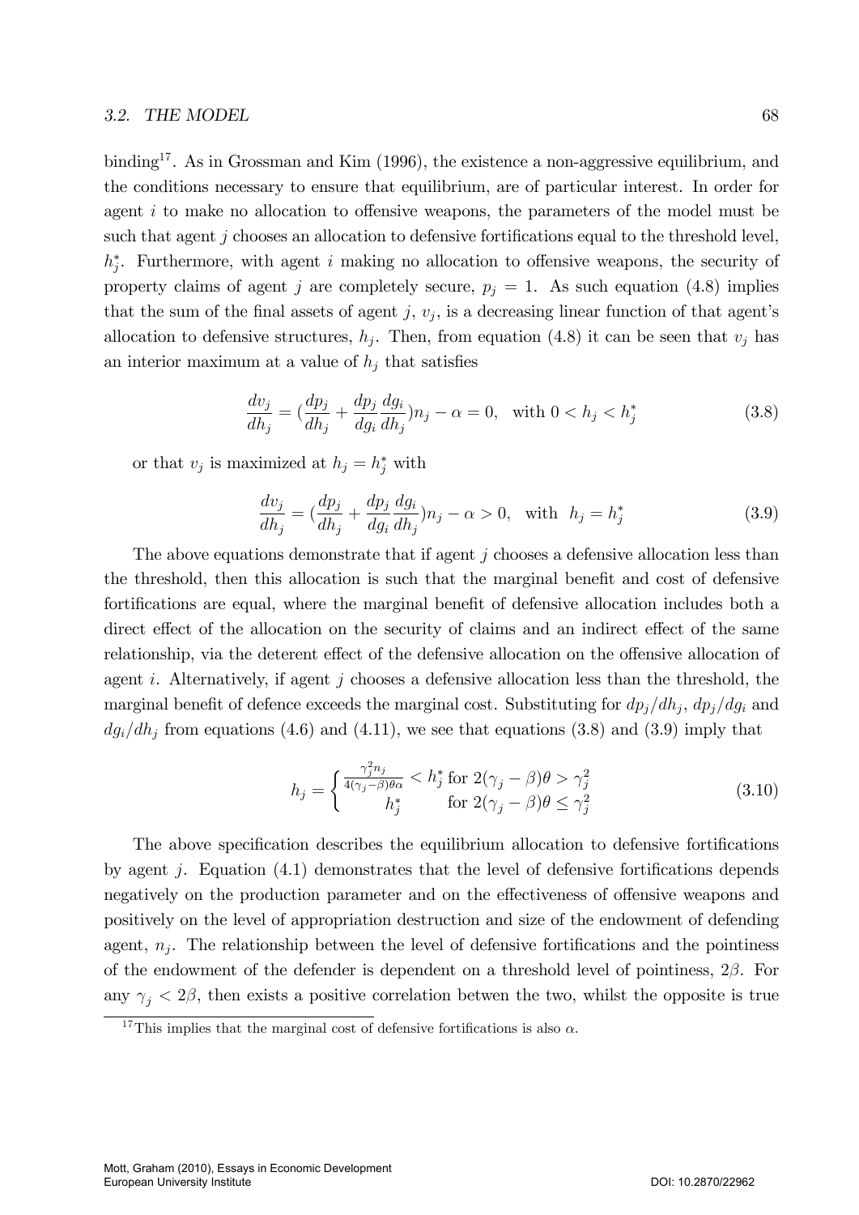binding[17]. As in Grossman and Kim (1996), the existence a non-aggressive equilibrium, and the conditions necessary to ensure that equilibrium, are of particular interest. In order for agent $i$ to make no allocation to offensive weapons, the parameters of the model must be such that agent $j$ chooses an allocation to defensive fortifications equal to the threshold level, $h_j^*$. Furthermore, with agent $i$ making no allocation to offensive weapons, the security of property claims of agent $j$ are completely secure, $p_j = 1$. As such equation (4.8) implies that the sum of the final assets of agent $j$, $v_j$, is a decreasing linear function of that agent's allocation to defensive structures, $h_j$. Then, from equation (4.8) it can be seen that $v_j$ has an interior maximum at a value of $h_j$ that satisfies

$$\frac{dv_j}{dh_j} = (\frac{dp_j}{dh_j} + \frac{dp_j}{dg_i}\frac{dg_i}{dh_j})n_j - \alpha = 0, \quad \text{with } 0 < h_j < h_j^* \tag{3.8}$$

or that $v_j$ is maximized at $h_j = h_j^*$ with

$$\frac{dv_j}{dh_j} = (\frac{dp_j}{dh_j} + \frac{dp_j}{dg_i}\frac{dg_i}{dh_j})n_j - \alpha > 0, \quad \text{with } \ h_j = h_j^* \tag{3.9}$$

The above equations demonstrate that if agent $j$ chooses a defensive allocation less than the threshold, then this allocation is such that the marginal benefit and cost of defensive fortifications are equal, where the marginal benefit of defensive allocation includes both a direct effect of the allocation on the security of claims and an indirect effect of the same relationship, via the deterent effect of the defensive allocation on the offensive allocation of agent $i$. Alternatively, if agent $j$ chooses a defensive allocation less than the threshold, the marginal benefit of defence exceeds the marginal cost. Substituting for $dp_j/dh_j$, $dp_j/dg_i$ and $dg_i/dh_j$ from equations (4.6) and (4.11), we see that equations (3.8) and (3.9) imply that

$$h_j = \begin{cases} \frac{\gamma_j^2 n_j}{4(\gamma_j - \beta)\theta\alpha} < h_j^* \text{ for } 2(\gamma_j - \beta)\theta > \gamma_j^2 \\ h_j^* \qquad \text{for } 2(\gamma_j - \beta)\theta \leq \gamma_j^2 \end{cases} \tag{3.10}$$

The above specification describes the equilibrium allocation to defensive fortifications by agent $j$. Equation (4.1) demonstrates that the level of defensive fortifications depends negatively on the production parameter and on the effectiveness of offensive weapons and positively on the level of appropriation destruction and size of the endowment of defending agent, $n_j$. The relationship between the level of defensive fortifications and the pointiness of the endowment of the defender is dependent on a threshold level of pointiness, $2\beta$. For any $\gamma_j < 2\beta$, then exists a positive correlation betwen the two, whilst the opposite is true

[17] This implies that the marginal cost of defensive fortifications is also $\alpha$.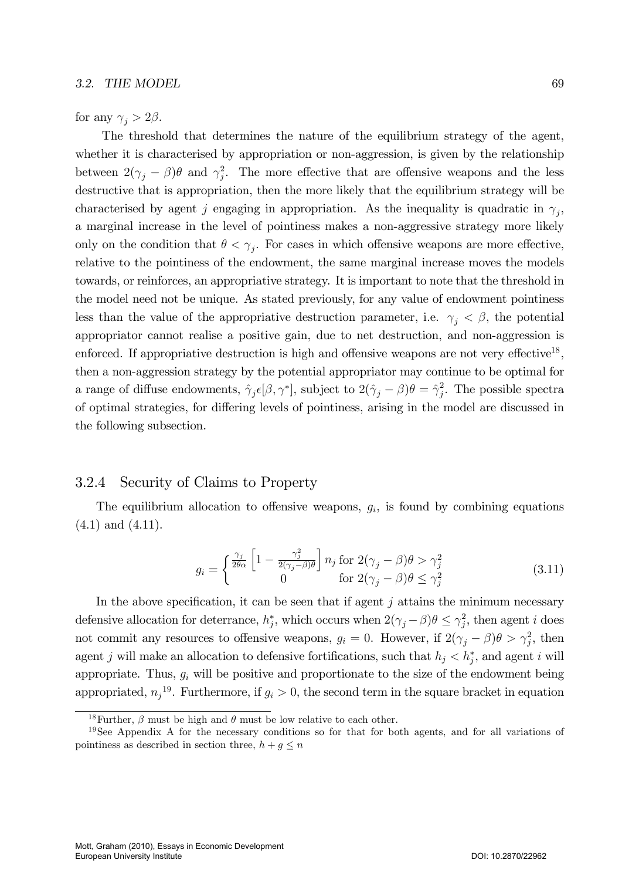for any $\gamma_j > 2\beta$.

The threshold that determines the nature of the equilibrium strategy of the agent, whether it is characterised by appropriation or non-aggression, is given by the relationship between $2(\gamma_j - \beta)\theta$ and $\gamma_j^2$. The more effective that are offensive weapons and the less destructive that is appropriation, then the more likely that the equilibrium strategy will be characterised by agent $j$ engaging in appropriation. As the inequality is quadratic in $\gamma_j$, a marginal increase in the level of pointiness makes a non-aggressive strategy more likely only on the condition that $\theta < \gamma_j$. For cases in which offensive weapons are more effective, relative to the pointiness of the endowment, the same marginal increase moves the models towards, or reinforces, an appropriative strategy. It is important to note that the threshold in the model need not be unique. As stated previously, for any value of endowment pointiness less than the value of the appropriative destruction parameter, i.e. $\gamma_j < \beta$, the potential appropriator cannot realise a positive gain, due to net destruction, and non-aggression is enforced. If appropriative destruction is high and offensive weapons are not very effective[18], then a non-aggression strategy by the potential appropriator may continue to be optimal for a range of diffuse endowments, $\hat{\gamma}_j \epsilon [\beta, \gamma^*]$, subject to $2(\hat{\gamma}_j - \beta)\theta = \hat{\gamma}_j^2$. The possible spectra of optimal strategies, for differing levels of pointiness, arising in the model are discussed in the following subsection.

### 3.2.4 Security of Claims to Property

The equilibrium allocation to offensive weapons, $g_i$, is found by combining equations (4.1) and (4.11).

$$g_i = \begin{cases} \frac{\gamma_j}{2\theta\alpha}\left[1 - \frac{\gamma_j^2}{2(\gamma_j - \beta)\theta}\right] n_j & \text{for } 2(\gamma_j - \beta)\theta > \gamma_j^2 \\ 0 & \text{for } 2(\gamma_j - \beta)\theta \leq \gamma_j^2 \end{cases} \tag{3.11}$$

In the above specification, it can be seen that if agent $j$ attains the minimum necessary defensive allocation for deterrance, $h_j^*$, which occurs when $2(\gamma_j - \beta)\theta \leq \gamma_j^2$, then agent $i$ does not commit any resources to offensive weapons, $g_i = 0$. However, if $2(\gamma_j - \beta)\theta > \gamma_j^2$, then agent $j$ will make an allocation to defensive fortifications, such that $h_j < h_j^*$, and agent $i$ will appropriate. Thus, $g_i$ will be positive and proportionate to the size of the endowment being appropriated, $n_j$[19]. Furthermore, if $g_i > 0$, the second term in the square bracket in equation

[18] Further, $\beta$ must be high and $\theta$ must be low relative to each other.

[19] See Appendix A for the necessary conditions so for that for both agents, and for all variations of pointiness as described in section three, $h + g \leq n$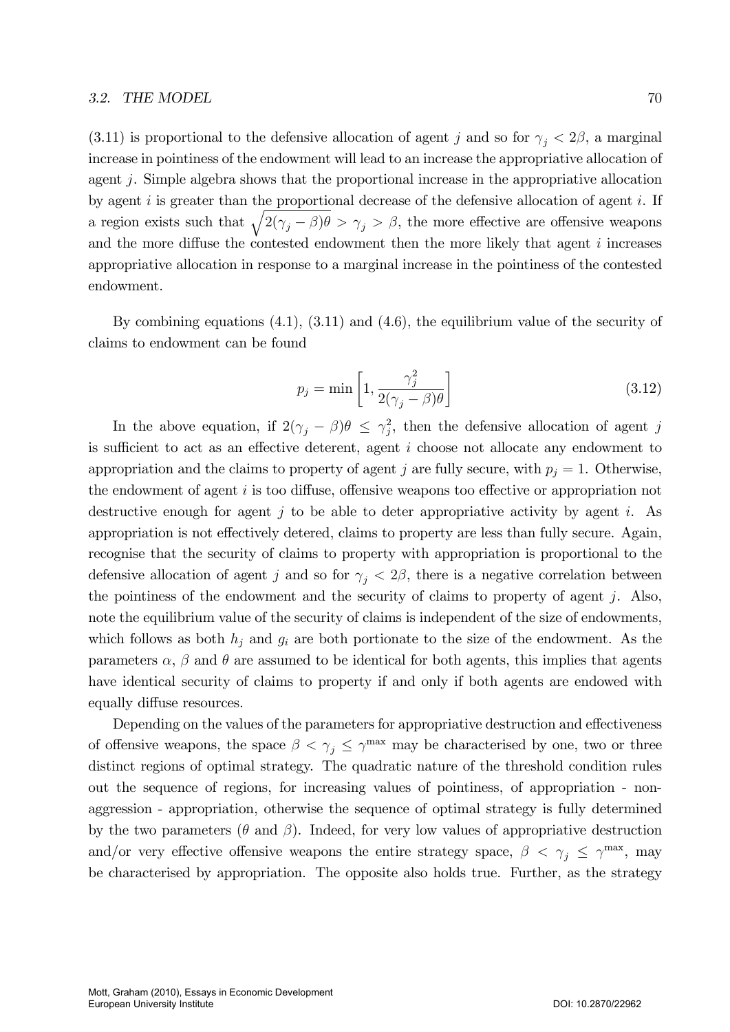(3.11) is proportional to the defensive allocation of agent $j$ and so for $\gamma_j < 2\beta$, a marginal increase in pointiness of the endowment will lead to an increase the appropriative allocation of agent $j$. Simple algebra shows that the proportional increase in the appropriative allocation by agent $i$ is greater than the proportional decrease of the defensive allocation of agent $i$. If a region exists such that $\sqrt{2(\gamma_j - \beta)\theta} > \gamma_j > \beta$, the more effective are offensive weapons and the more diffuse the contested endowment then the more likely that agent $i$ increases appropriative allocation in response to a marginal increase in the pointiness of the contested endowment.

By combining equations (4.1), (3.11) and (4.6), the equilibrium value of the security of claims to endowment can be found

$$p_j = \min\left[1, \frac{\gamma_j^2}{2(\gamma_j - \beta)\theta}\right] \tag{3.12}$$

In the above equation, if $2(\gamma_j - \beta)\theta \leq \gamma_j^2$, then the defensive allocation of agent $j$ is sufficient to act as an effective deterent, agent $i$ choose not allocate any endowment to appropriation and the claims to property of agent $j$ are fully secure, with $p_j = 1$. Otherwise, the endowment of agent $i$ is too diffuse, offensive weapons too effective or appropriation not destructive enough for agent $j$ to be able to deter appropriative activity by agent $i$. As appropriation is not effectively detered, claims to property are less than fully secure. Again, recognise that the security of claims to property with appropriation is proportional to the defensive allocation of agent $j$ and so for $\gamma_j < 2\beta$, there is a negative correlation between the pointiness of the endowment and the security of claims to property of agent $j$. Also, note the equilibrium value of the security of claims is independent of the size of endowments, which follows as both $h_j$ and $g_i$ are both portionate to the size of the endowment. As the parameters $\alpha$, $\beta$ and $\theta$ are assumed to be identical for both agents, this implies that agents have identical security of claims to property if and only if both agents are endowed with equally diffuse resources.

Depending on the values of the parameters for appropriative destruction and effectiveness of offensive weapons, the space $\beta < \gamma_j \leq \gamma^{\max}$ may be characterised by one, two or three distinct regions of optimal strategy. The quadratic nature of the threshold condition rules out the sequence of regions, for increasing values of pointiness, of appropriation - non-aggression - appropriation, otherwise the sequence of optimal strategy is fully determined by the two parameters ($\theta$ and $\beta$). Indeed, for very low values of appropriative destruction and/or very effective offensive weapons the entire strategy space, $\beta < \gamma_j \leq \gamma^{\max}$, may be characterised by appropriation. The opposite also holds true. Further, as the strategy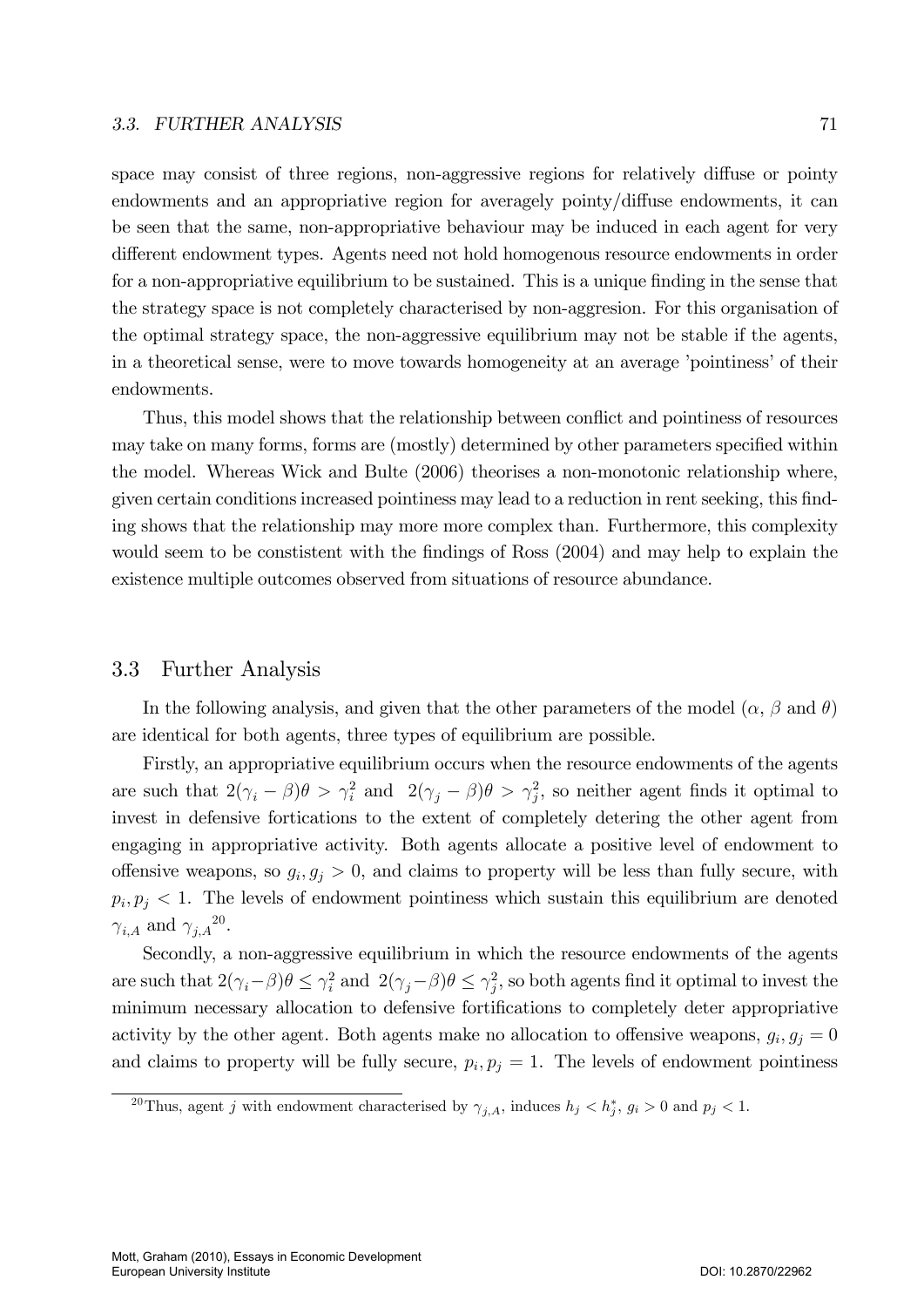space may consist of three regions, non-aggressive regions for relatively diffuse or pointy endowments and an appropriative region for averagely pointy/diffuse endowments, it can be seen that the same, non-appropriative behaviour may be induced in each agent for very different endowment types. Agents need not hold homogenous resource endowments in order for a non-appropriative equilibrium to be sustained. This is a unique finding in the sense that the strategy space is not completely characterised by non-aggresion. For this organisation of the optimal strategy space, the non-aggressive equilibrium may not be stable if the agents, in a theoretical sense, were to move towards homogeneity at an average 'pointiness' of their endowments.

Thus, this model shows that the relationship between conflict and pointiness of resources may take on many forms, forms are (mostly) determined by other parameters specified within the model. Whereas Wick and Bulte (2006) theorises a non-monotonic relationship where, given certain conditions increased pointiness may lead to a reduction in rent seeking, this finding shows that the relationship may more more complex than. Furthermore, this complexity would seem to be constistent with the findings of Ross (2004) and may help to explain the existence multiple outcomes observed from situations of resource abundance.

## 3.3 Further Analysis

In the following analysis, and given that the other parameters of the model ($\alpha$, $\beta$ and $\theta$) are identical for both agents, three types of equilibrium are possible.

Firstly, an appropriative equilibrium occurs when the resource endowments of the agents are such that $2(\gamma_i - \beta)\theta > \gamma_i^2$ and $2(\gamma_j - \beta)\theta > \gamma_j^2$, so neither agent finds it optimal to invest in defensive fortications to the extent of completely detering the other agent from engaging in appropriative activity. Both agents allocate a positive level of endowment to offensive weapons, so $g_i, g_j > 0$, and claims to property will be less than fully secure, with $p_i, p_j < 1$. The levels of endowment pointiness which sustain this equilibrium are denoted $\gamma_{i,A}$ and $\gamma_{j,A}$[20].

Secondly, a non-aggressive equilibrium in which the resource endowments of the agents are such that $2(\gamma_i - \beta)\theta \leq \gamma_i^2$ and $2(\gamma_j - \beta)\theta \leq \gamma_j^2$, so both agents find it optimal to invest the minimum necessary allocation to defensive fortifications to completely deter appropriative activity by the other agent. Both agents make no allocation to offensive weapons, $g_i, g_j = 0$ and claims to property will be fully secure, $p_i, p_j = 1$. The levels of endowment pointiness

[20] Thus, agent $j$ with endowment characterised by $\gamma_{j,A}$, induces $h_j < h_j^*$, $g_i > 0$ and $p_j < 1$.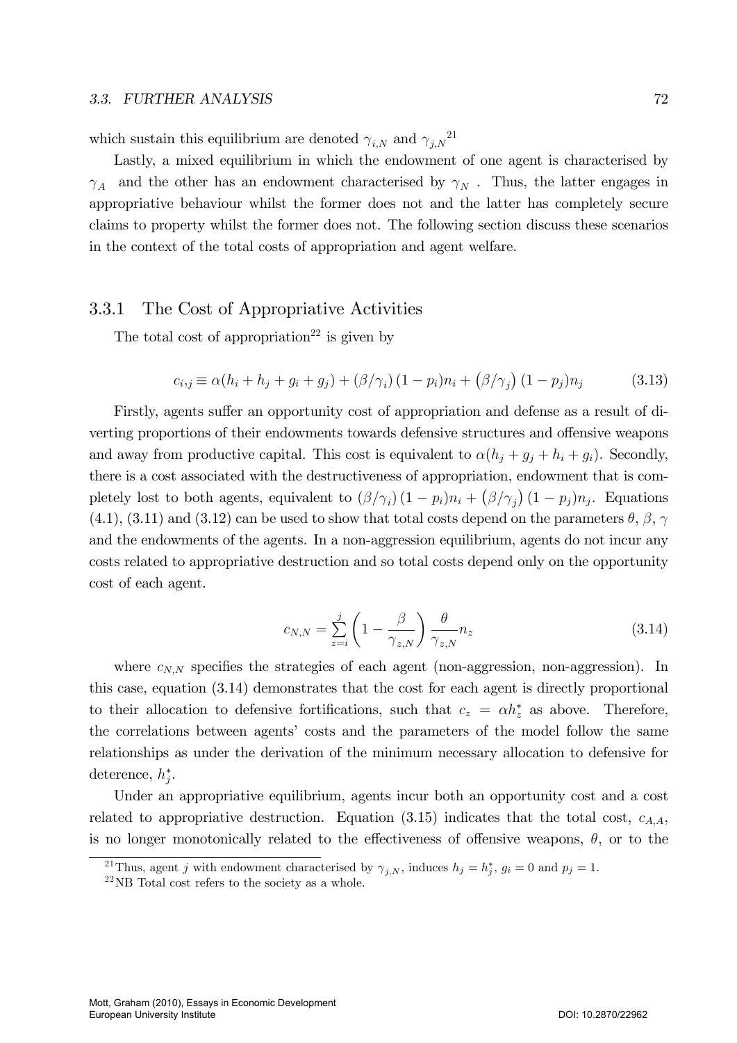which sustain this equilibrium are denoted $\gamma_{i,N}$ and $\gamma_{j,N}$[21]

Lastly, a mixed equilibrium in which the endowment of one agent is characterised by $\gamma_A$ and the other has an endowment characterised by $\gamma_N$ . Thus, the latter engages in appropriative behaviour whilst the former does not and the latter has completely secure claims to property whilst the former does not. The following section discuss these scenarios in the context of the total costs of appropriation and agent welfare.

### 3.3.1 The Cost of Appropriative Activities

The total cost of appropriation[22] is given by

$$c_{i,j} \equiv \alpha(h_i + h_j + g_i + g_j) + (\beta/\gamma_i)(1-p_i)n_i + (\beta/\gamma_j)(1-p_j)n_j \tag{3.13}$$

Firstly, agents suffer an opportunity cost of appropriation and defense as a result of diverting proportions of their endowments towards defensive structures and offensive weapons and away from productive capital. This cost is equivalent to $\alpha(h_j + g_j + h_i + g_i)$. Secondly, there is a cost associated with the destructiveness of appropriation, endowment that is completely lost to both agents, equivalent to $(\beta/\gamma_i)(1-p_i)n_i + (\beta/\gamma_j)(1-p_j)n_j$. Equations (4.1), (3.11) and (3.12) can be used to show that total costs depend on the parameters $\theta$, $\beta$, $\gamma$ and the endowments of the agents. In a non-aggression equilibrium, agents do not incur any costs related to appropriative destruction and so total costs depend only on the opportunity cost of each agent.

$$c_{N,N} = \sum_{z=i}^{j} \left(1 - \frac{\beta}{\gamma_{z,N}}\right) \frac{\theta}{\gamma_{z,N}} n_z \tag{3.14}$$

where $c_{N,N}$ specifies the strategies of each agent (non-aggression, non-aggression). In this case, equation (3.14) demonstrates that the cost for each agent is directly proportional to their allocation to defensive fortifications, such that $c_z = \alpha h_z^*$ as above. Therefore, the correlations between agents' costs and the parameters of the model follow the same relationships as under the derivation of the minimum necessary allocation to defensive for deterence, $h_j^*$.

Under an appropriative equilibrium, agents incur both an opportunity cost and a cost related to appropriative destruction. Equation (3.15) indicates that the total cost, $c_{A,A}$, is no longer monotonically related to the effectiveness of offensive weapons, $\theta$, or to the

[21] Thus, agent $j$ with endowment characterised by $\gamma_{j,N}$, induces $h_j = h_j^*$, $g_i = 0$ and $p_j = 1$.

[22] NB Total cost refers to the society as a whole.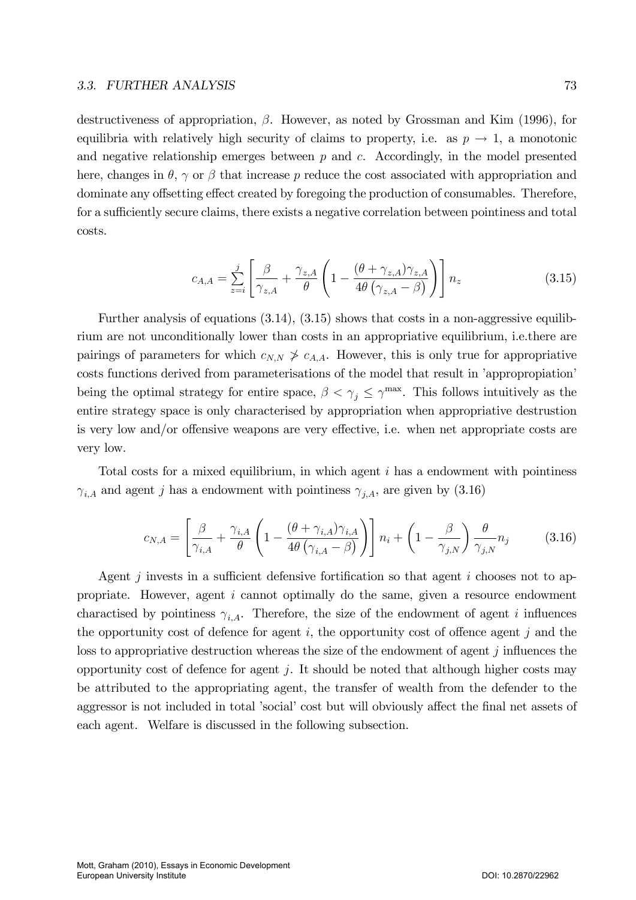destructiveness of appropriation, $\beta$. However, as noted by Grossman and Kim (1996), for equilibria with relatively high security of claims to property, i.e. as $p \to 1$, a monotonic and negative relationship emerges between $p$ and $c$. Accordingly, in the model presented here, changes in $\theta$, $\gamma$ or $\beta$ that increase $p$ reduce the cost associated with appropriation and dominate any offsetting effect created by foregoing the production of consumables. Therefore, for a sufficiently secure claims, there exists a negative correlation between pointiness and total costs.

$$c_{A,A} = \sum_{z=i}^{j} \left[ \frac{\beta}{\gamma_{z,A}} + \frac{\gamma_{z,A}}{\theta} \left( 1 - \frac{(\theta + \gamma_{z,A})\gamma_{z,A}}{4\theta \left(\gamma_{z,A} - \beta\right)} \right) \right] n_z \tag{3.15}$$

Further analysis of equations (3.14), (3.15) shows that costs in a non-aggressive equilibrium are not unconditionally lower than costs in an appropriative equilibrium, i.e.there are pairings of parameters for which $c_{N,N} \ngtr c_{A,A}$. However, this is only true for appropriative costs functions derived from parameterisations of the model that result in 'appropropiation' being the optimal strategy for entire space, $\beta < \gamma_j \leq \gamma^{\max}$. This follows intuitively as the entire strategy space is only characterised by appropriation when appropriative destrustion is very low and/or offensive weapons are very effective, i.e. when net appropriate costs are very low.

Total costs for a mixed equilibrium, in which agent $i$ has a endowment with pointiness $\gamma_{i,A}$ and agent $j$ has a endowment with pointiness $\gamma_{j,A}$, are given by (3.16)

$$c_{N,A} = \left[ \frac{\beta}{\gamma_{i,A}} + \frac{\gamma_{i,A}}{\theta} \left( 1 - \frac{(\theta + \gamma_{i,A})\gamma_{i,A}}{4\theta \left(\gamma_{i,A} - \beta\right)} \right) \right] n_i + \left( 1 - \frac{\beta}{\gamma_{j,N}} \right) \frac{\theta}{\gamma_{j,N}} n_j \tag{3.16}$$

Agent $j$ invests in a sufficient defensive fortification so that agent $i$ chooses not to appropriate. However, agent $i$ cannot optimally do the same, given a resource endowment charactised by pointiness $\gamma_{i,A}$. Therefore, the size of the endowment of agent $i$ influences the opportunity cost of defence for agent $i$, the opportunity cost of offence agent $j$ and the loss to appropriative destruction whereas the size of the endowment of agent $j$ influences the opportunity cost of defence for agent $j$. It should be noted that although higher costs may be attributed to the appropriating agent, the transfer of wealth from the defender to the aggressor is not included in total 'social' cost but will obviously affect the final net assets of each agent. Welfare is discussed in the following subsection.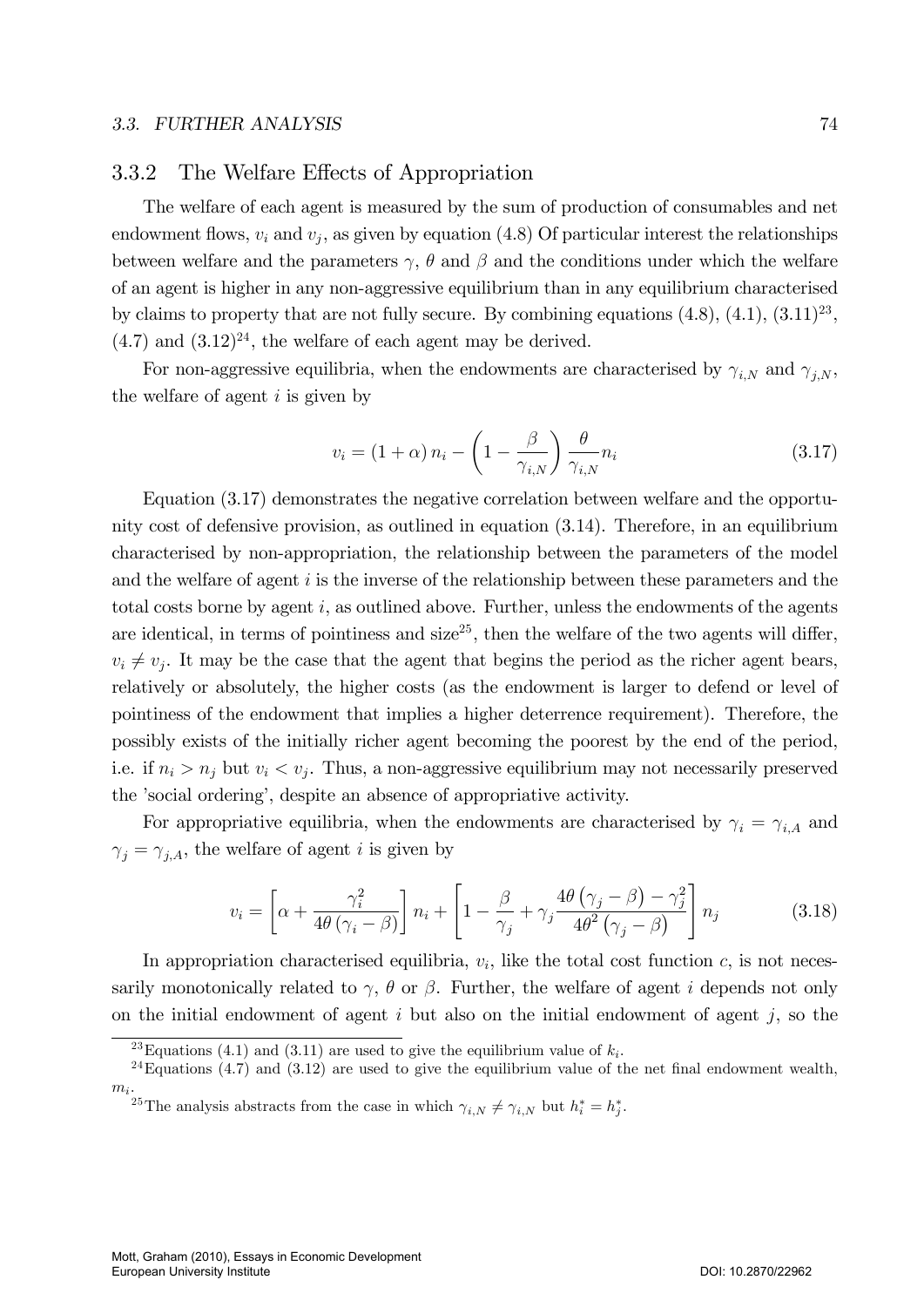### 3.3.2 The Welfare Effects of Appropriation

The welfare of each agent is measured by the sum of production of consumables and net endowment flows, $v_i$ and $v_j$, as given by equation (4.8) Of particular interest the relationships between welfare and the parameters $\gamma$, $\theta$ and $\beta$ and the conditions under which the welfare of an agent is higher in any non-aggressive equilibrium than in any equilibrium characterised by claims to property that are not fully secure. By combining equations (4.8), (4.1), (3.11)[23], (4.7) and (3.12)[24], the welfare of each agent may be derived.

For non-aggressive equilibria, when the endowments are characterised by $\gamma_{i,N}$ and $\gamma_{j,N}$, the welfare of agent $i$ is given by

$$v_i = (1+\alpha)\, n_i - \left(1 - \frac{\beta}{\gamma_{i,N}}\right) \frac{\theta}{\gamma_{i,N}} n_i \tag{3.17}$$

Equation (3.17) demonstrates the negative correlation between welfare and the opportunity cost of defensive provision, as outlined in equation (3.14). Therefore, in an equilibrium characterised by non-appropriation, the relationship between the parameters of the model and the welfare of agent $i$ is the inverse of the relationship between these parameters and the total costs borne by agent $i$, as outlined above. Further, unless the endowments of the agents are identical, in terms of pointiness and size[25], then the welfare of the two agents will differ, $v_i \neq v_j$. It may be the case that the agent that begins the period as the richer agent bears, relatively or absolutely, the higher costs (as the endowment is larger to defend or level of pointiness of the endowment that implies a higher deterrence requirement). Therefore, the possibly exists of the initially richer agent becoming the poorest by the end of the period, i.e. if $n_i > n_j$ but $v_i < v_j$. Thus, a non-aggressive equilibrium may not necessarily preserved the 'social ordering', despite an absence of appropriative activity.

For appropriative equilibria, when the endowments are characterised by $\gamma_i = \gamma_{i,A}$ and $\gamma_j = \gamma_{j,A}$, the welfare of agent $i$ is given by

$$v_i = \left[\alpha + \frac{\gamma_i^2}{4\theta\,(\gamma_i - \beta)}\right] n_i + \left[1 - \frac{\beta}{\gamma_j} + \gamma_j \frac{4\theta\left(\gamma_j - \beta\right) - \gamma_j^2}{4\theta^2\left(\gamma_j - \beta\right)}\right] n_j \tag{3.18}$$

In appropriation characterised equilibria, $v_i$, like the total cost function $c$, is not necessarily monotonically related to $\gamma$, $\theta$ or $\beta$. Further, the welfare of agent $i$ depends not only on the initial endowment of agent $i$ but also on the initial endowment of agent $j$, so the

[23] Equations (4.1) and (3.11) are used to give the equilibrium value of $k_i$.

[24] Equations (4.7) and (3.12) are used to give the equilibrium value of the net final endowment wealth, $m_i$.

[25] The analysis abstracts from the case in which $\gamma_{i,N} \neq \gamma_{i,N}$ but $h_i^* = h_j^*$.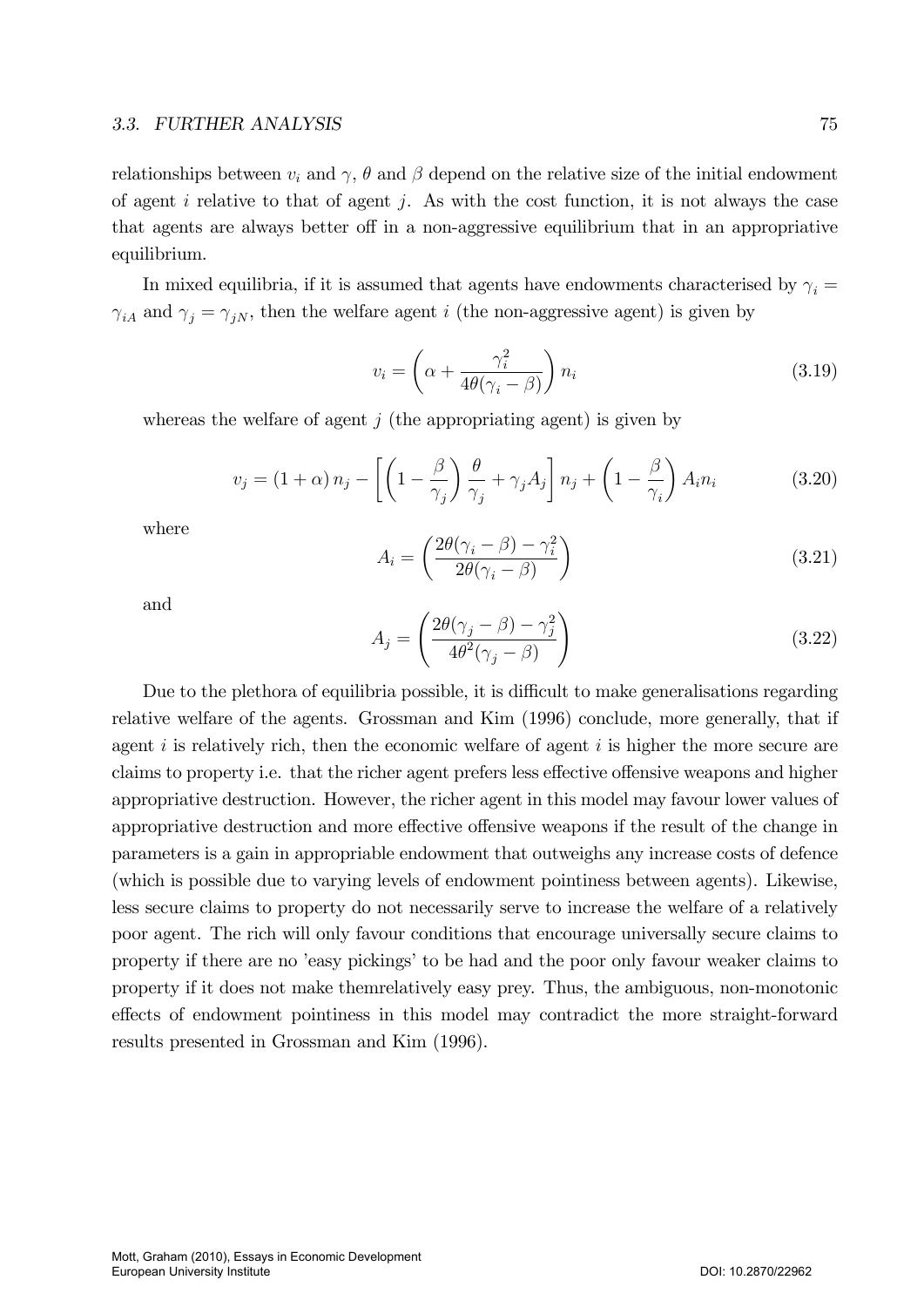relationships between $v_i$ and $\gamma$, $\theta$ and $\beta$ depend on the relative size of the initial endowment of agent $i$ relative to that of agent $j$. As with the cost function, it is not always the case that agents are always better off in a non-aggressive equilibrium that in an appropriative equilibrium.

In mixed equilibria, if it is assumed that agents have endowments characterised by $\gamma_i = \gamma_{iA}$ and $\gamma_j = \gamma_{jN}$, then the welfare agent $i$ (the non-aggressive agent) is given by

$$v_i = \left( \alpha + \frac{\gamma_i^2}{4\theta(\gamma_i - \beta)} \right) n_i \tag{3.19}$$

whereas the welfare of agent $j$ (the appropriating agent) is given by

$$v_j = (1 + \alpha)\, n_j - \left[ \left( 1 - \frac{\beta}{\gamma_j} \right) \frac{\theta}{\gamma_j} + \gamma_j A_j \right] n_j + \left( 1 - \frac{\beta}{\gamma_i} \right) A_i n_i \tag{3.20}$$

where

$$A_i = \left( \frac{2\theta(\gamma_i - \beta) - \gamma_i^2}{2\theta(\gamma_i - \beta)} \right) \tag{3.21}$$

and

$$A_j = \left( \frac{2\theta(\gamma_j - \beta) - \gamma_j^2}{4\theta^2(\gamma_j - \beta)} \right) \tag{3.22}$$

Due to the plethora of equilibria possible, it is difficult to make generalisations regarding relative welfare of the agents. Grossman and Kim (1996) conclude, more generally, that if agent $i$ is relatively rich, then the economic welfare of agent $i$ is higher the more secure are claims to property i.e. that the richer agent prefers less effective offensive weapons and higher appropriative destruction. However, the richer agent in this model may favour lower values of appropriative destruction and more effective offensive weapons if the result of the change in parameters is a gain in appropriable endowment that outweighs any increase costs of defence (which is possible due to varying levels of endowment pointiness between agents). Likewise, less secure claims to property do not necessarily serve to increase the welfare of a relatively poor agent. The rich will only favour conditions that encourage universally secure claims to property if there are no 'easy pickings' to be had and the poor only favour weaker claims to property if it does not make themrelatively easy prey. Thus, the ambiguous, non-monotonic effects of endowment pointiness in this model may contradict the more straight-forward results presented in Grossman and Kim (1996).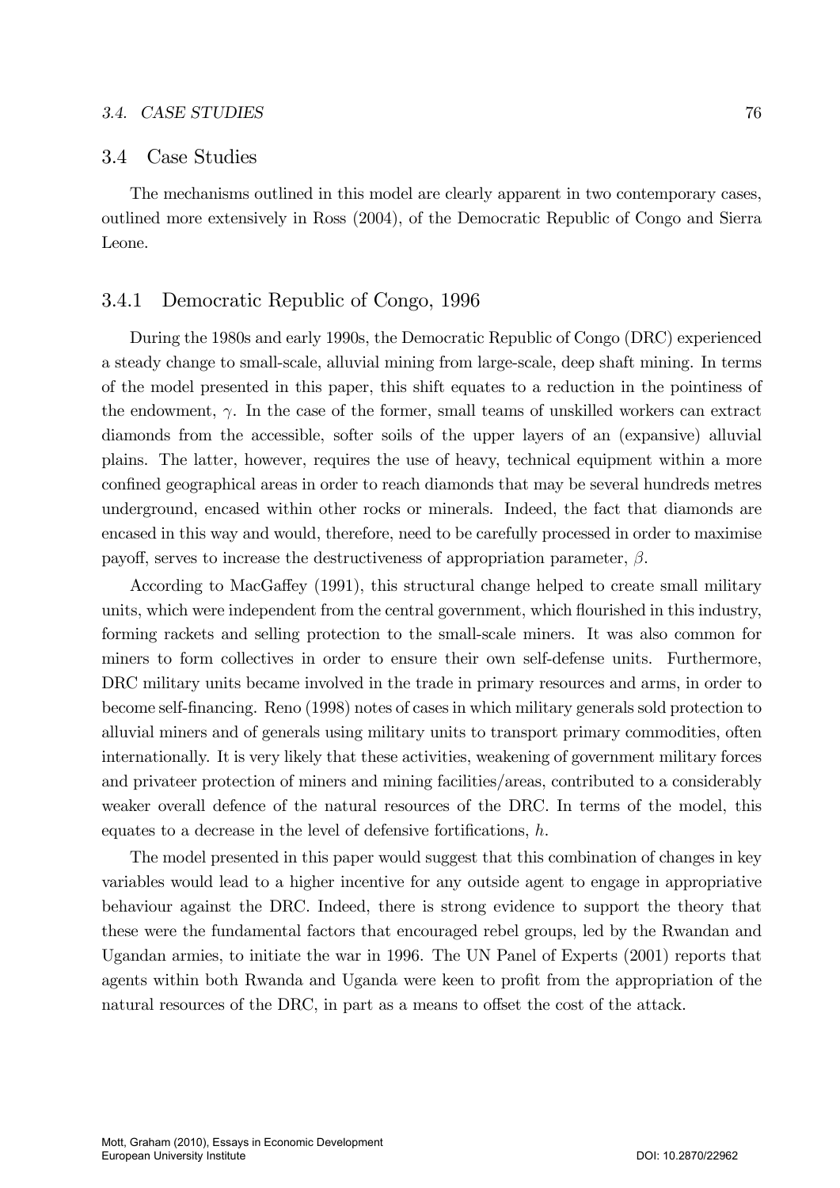## 3.4 Case Studies

The mechanisms outlined in this model are clearly apparent in two contemporary cases, outlined more extensively in Ross (2004), of the Democratic Republic of Congo and Sierra Leone.

### 3.4.1 Democratic Republic of Congo, 1996

During the 1980s and early 1990s, the Democratic Republic of Congo (DRC) experienced a steady change to small-scale, alluvial mining from large-scale, deep shaft mining. In terms of the model presented in this paper, this shift equates to a reduction in the pointiness of the endowment, $\gamma$. In the case of the former, small teams of unskilled workers can extract diamonds from the accessible, softer soils of the upper layers of an (expansive) alluvial plains. The latter, however, requires the use of heavy, technical equipment within a more confined geographical areas in order to reach diamonds that may be several hundreds metres underground, encased within other rocks or minerals. Indeed, the fact that diamonds are encased in this way and would, therefore, need to be carefully processed in order to maximise payoff, serves to increase the destructiveness of appropriation parameter, $\beta$.

According to MacGaffey (1991), this structural change helped to create small military units, which were independent from the central government, which flourished in this industry, forming rackets and selling protection to the small-scale miners. It was also common for miners to form collectives in order to ensure their own self-defense units. Furthermore, DRC military units became involved in the trade in primary resources and arms, in order to become self-financing. Reno (1998) notes of cases in which military generals sold protection to alluvial miners and of generals using military units to transport primary commodities, often internationally. It is very likely that these activities, weakening of government military forces and privateer protection of miners and mining facilities/areas, contributed to a considerably weaker overall defence of the natural resources of the DRC. In terms of the model, this equates to a decrease in the level of defensive fortifications, $h$.

The model presented in this paper would suggest that this combination of changes in key variables would lead to a higher incentive for any outside agent to engage in appropriative behaviour against the DRC. Indeed, there is strong evidence to support the theory that these were the fundamental factors that encouraged rebel groups, led by the Rwandan and Ugandan armies, to initiate the war in 1996. The UN Panel of Experts (2001) reports that agents within both Rwanda and Uganda were keen to profit from the appropriation of the natural resources of the DRC, in part as a means to offset the cost of the attack.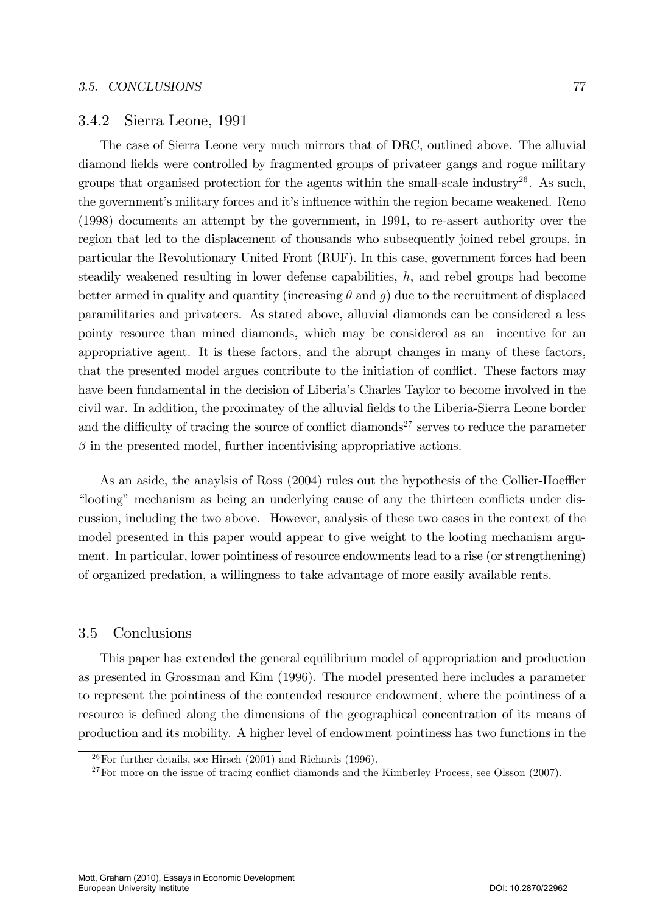### 3.4.2 Sierra Leone, 1991

The case of Sierra Leone very much mirrors that of DRC, outlined above. The alluvial diamond fields were controlled by fragmented groups of privateer gangs and rogue military groups that organised protection for the agents within the small-scale industry[26]. As such, the government's military forces and it's influence within the region became weakened. Reno (1998) documents an attempt by the government, in 1991, to re-assert authority over the region that led to the displacement of thousands who subsequently joined rebel groups, in particular the Revolutionary United Front (RUF). In this case, government forces had been steadily weakened resulting in lower defense capabilities, $h$, and rebel groups had become better armed in quality and quantity (increasing $\theta$ and $g$) due to the recruitment of displaced paramilitaries and privateers. As stated above, alluvial diamonds can be considered a less pointy resource than mined diamonds, which may be considered as an incentive for an appropriative agent. It is these factors, and the abrupt changes in many of these factors, that the presented model argues contribute to the initiation of conflict. These factors may have been fundamental in the decision of Liberia's Charles Taylor to become involved in the civil war. In addition, the proximatey of the alluvial fields to the Liberia-Sierra Leone border and the difficulty of tracing the source of conflict diamonds[27] serves to reduce the parameter $\beta$ in the presented model, further incentivising appropriative actions.

As an aside, the anaylsis of Ross (2004) rules out the hypothesis of the Collier-Hoeffler "looting" mechanism as being an underlying cause of any the thirteen conflicts under discussion, including the two above. However, analysis of these two cases in the context of the model presented in this paper would appear to give weight to the looting mechanism argument. In particular, lower pointiness of resource endowments lead to a rise (or strengthening) of organized predation, a willingness to take advantage of more easily available rents.

## 3.5 Conclusions

This paper has extended the general equilibrium model of appropriation and production as presented in Grossman and Kim (1996). The model presented here includes a parameter to represent the pointiness of the contended resource endowment, where the pointiness of a resource is defined along the dimensions of the geographical concentration of its means of production and its mobility. A higher level of endowment pointiness has two functions in the

[26] For further details, see Hirsch (2001) and Richards (1996).

[27] For more on the issue of tracing conflict diamonds and the Kimberley Process, see Olsson (2007).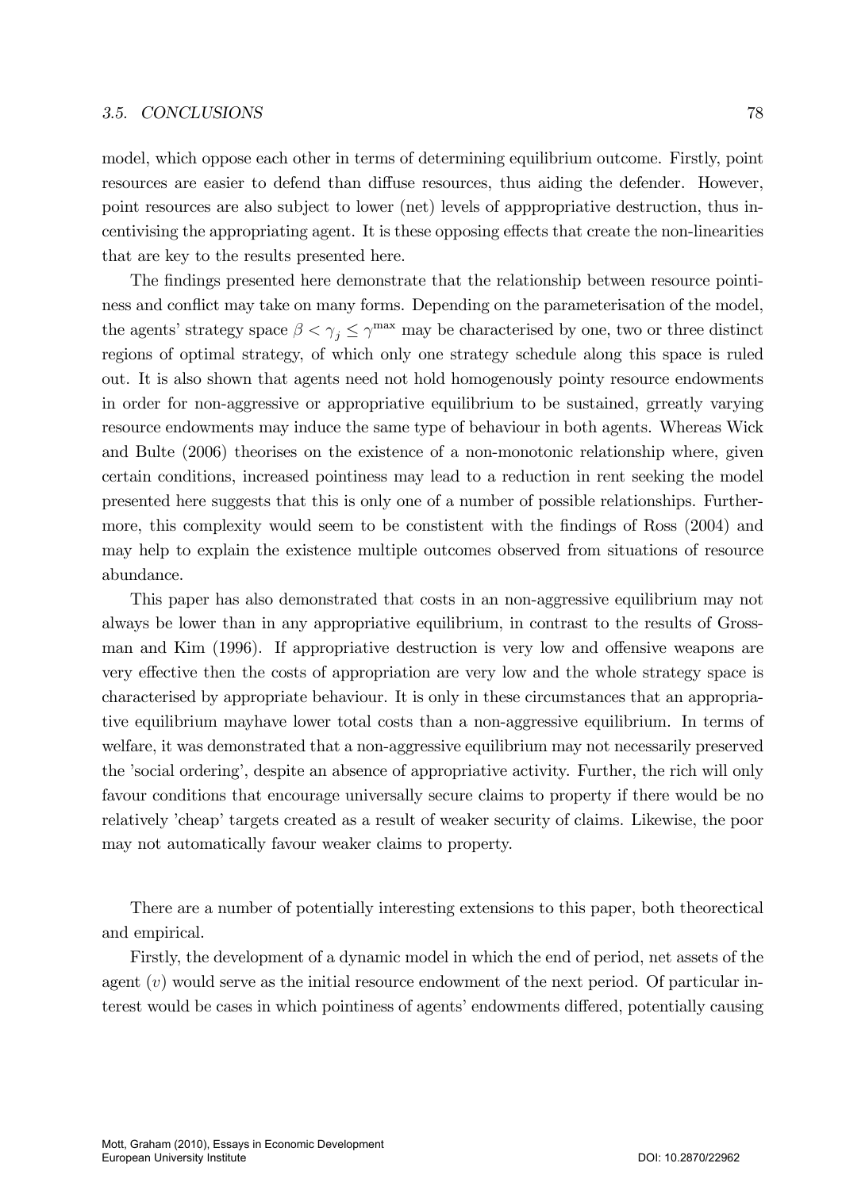model, which oppose each other in terms of determining equilibrium outcome. Firstly, point resources are easier to defend than diffuse resources, thus aiding the defender. However, point resources are also subject to lower (net) levels of apppropriative destruction, thus incentivising the appropriating agent. It is these opposing effects that create the non-linearities that are key to the results presented here.

The findings presented here demonstrate that the relationship between resource pointiness and conflict may take on many forms. Depending on the parameterisation of the model, the agents' strategy space $\beta < \gamma_j \leq \gamma^{\max}$ may be characterised by one, two or three distinct regions of optimal strategy, of which only one strategy schedule along this space is ruled out. It is also shown that agents need not hold homogenously pointy resource endowments in order for non-aggressive or appropriative equilibrium to be sustained, grreatly varying resource endowments may induce the same type of behaviour in both agents. Whereas Wick and Bulte (2006) theorises on the existence of a non-monotonic relationship where, given certain conditions, increased pointiness may lead to a reduction in rent seeking the model presented here suggests that this is only one of a number of possible relationships. Furthermore, this complexity would seem to be constistent with the findings of Ross (2004) and may help to explain the existence multiple outcomes observed from situations of resource abundance.

This paper has also demonstrated that costs in an non-aggressive equilibrium may not always be lower than in any appropriative equilibrium, in contrast to the results of Grossman and Kim (1996). If appropriative destruction is very low and offensive weapons are very effective then the costs of appropriation are very low and the whole strategy space is characterised by appropriate behaviour. It is only in these circumstances that an appropriative equilibrium mayhave lower total costs than a non-aggressive equilibrium. In terms of welfare, it was demonstrated that a non-aggressive equilibrium may not necessarily preserved the 'social ordering', despite an absence of appropriative activity. Further, the rich will only favour conditions that encourage universally secure claims to property if there would be no relatively 'cheap' targets created as a result of weaker security of claims. Likewise, the poor may not automatically favour weaker claims to property.

There are a number of potentially interesting extensions to this paper, both theorectical and empirical.

Firstly, the development of a dynamic model in which the end of period, net assets of the agent $(v)$ would serve as the initial resource endowment of the next period. Of particular interest would be cases in which pointiness of agents' endowments differed, potentially causing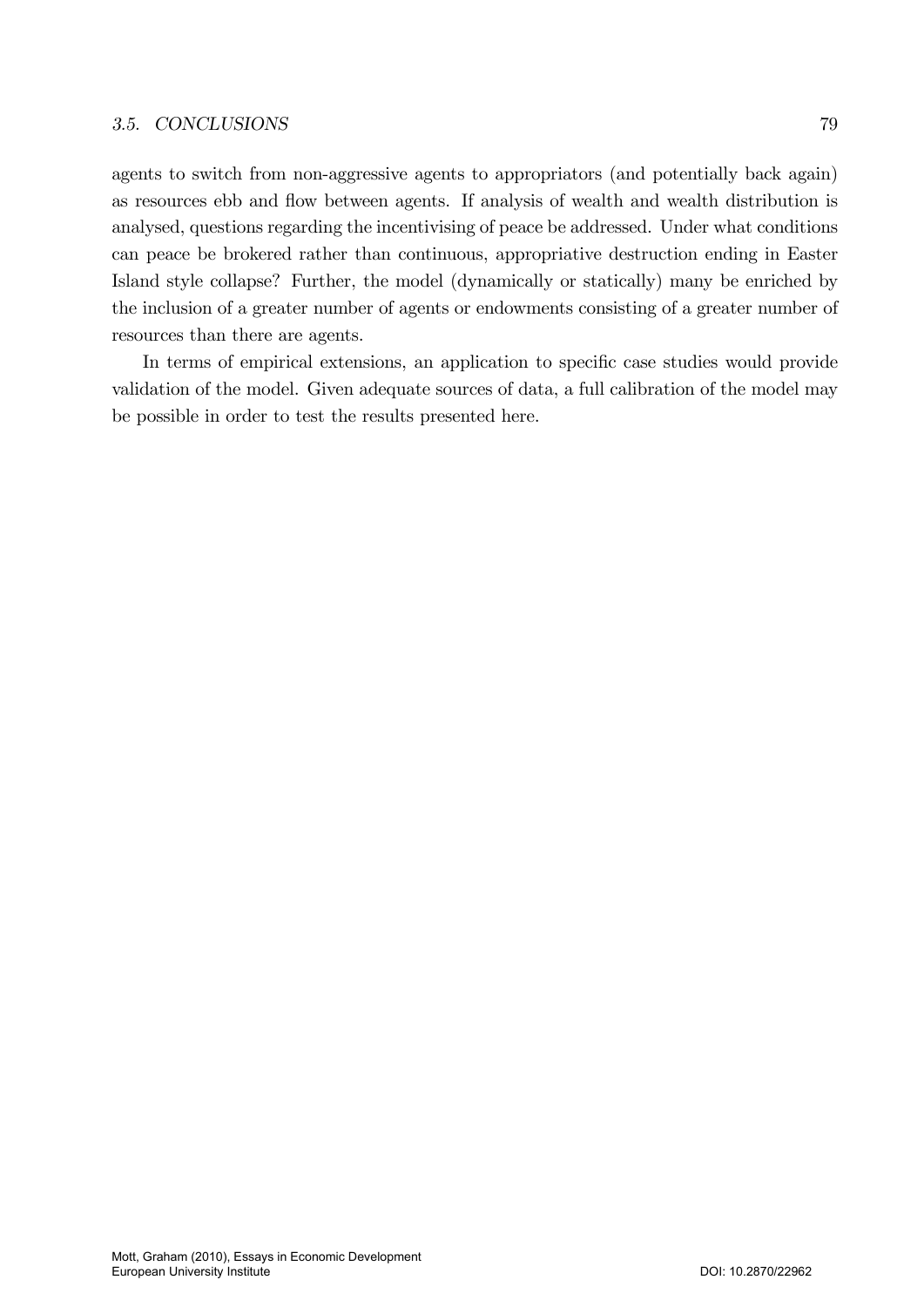agents to switch from non-aggressive agents to appropriators (and potentially back again) as resources ebb and flow between agents. If analysis of wealth and wealth distribution is analysed, questions regarding the incentivising of peace be addressed. Under what conditions can peace be brokered rather than continuous, appropriative destruction ending in Easter Island style collapse? Further, the model (dynamically or statically) many be enriched by the inclusion of a greater number of agents or endowments consisting of a greater number of resources than there are agents.

In terms of empirical extensions, an application to specific case studies would provide validation of the model. Given adequate sources of data, a full calibration of the model may be possible in order to test the results presented here.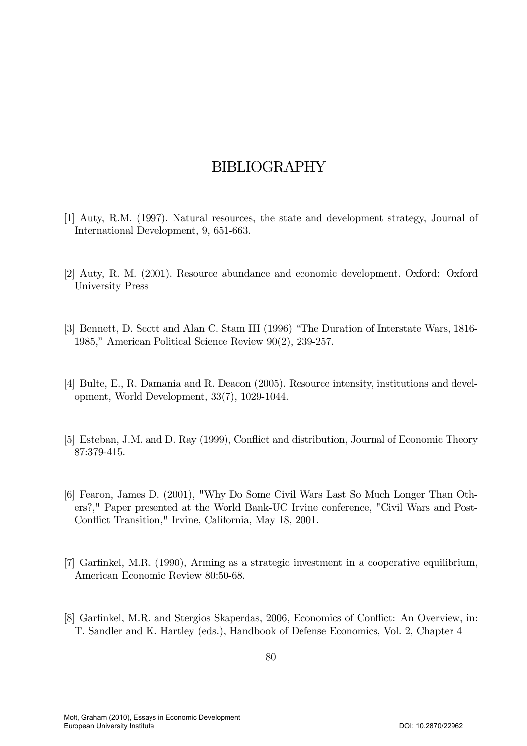# BIBLIOGRAPHY

[1] Auty, R.M. (1997). Natural resources, the state and development strategy, Journal of International Development, 9, 651-663.

[2] Auty, R. M. (2001). Resource abundance and economic development. Oxford: Oxford University Press

[3] Bennett, D. Scott and Alan C. Stam III (1996) "The Duration of Interstate Wars, 1816-1985," American Political Science Review 90(2), 239-257.

[4] Bulte, E., R. Damania and R. Deacon (2005). Resource intensity, institutions and development, World Development, 33(7), 1029-1044.

[5] Esteban, J.M. and D. Ray (1999), Conflict and distribution, Journal of Economic Theory 87:379-415.

[6] Fearon, James D. (2001), "Why Do Some Civil Wars Last So Much Longer Than Others?," Paper presented at the World Bank-UC Irvine conference, "Civil Wars and Post-Conflict Transition," Irvine, California, May 18, 2001.

[7] Garfinkel, M.R. (1990), Arming as a strategic investment in a cooperative equilibrium, American Economic Review 80:50-68.

[8] Garfinkel, M.R. and Stergios Skaperdas, 2006, Economics of Conflict: An Overview, in: T. Sandler and K. Hartley (eds.), Handbook of Defense Economics, Vol. 2, Chapter 4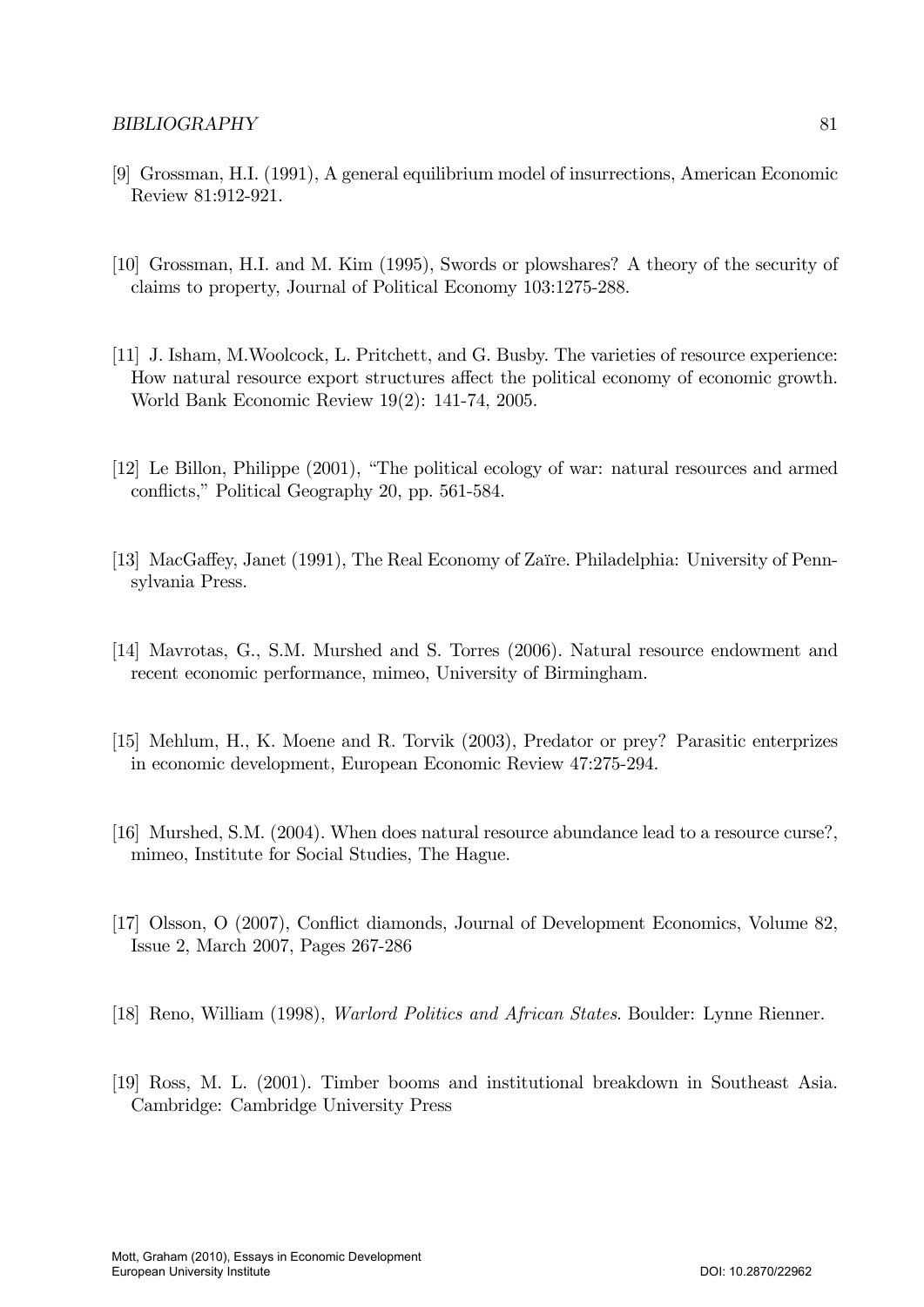[9] Grossman, H.I. (1991), A general equilibrium model of insurrections, American Economic Review 81:912-921.

[10] Grossman, H.I. and M. Kim (1995), Swords or plowshares? A theory of the security of claims to property, Journal of Political Economy 103:1275-288.

[11] J. Isham, M.Woolcock, L. Pritchett, and G. Busby. The varieties of resource experience: How natural resource export structures affect the political economy of economic growth. World Bank Economic Review 19(2): 141-74, 2005.

[12] Le Billon, Philippe (2001), "The political ecology of war: natural resources and armed conflicts," Political Geography 20, pp. 561-584.

[13] MacGaffey, Janet (1991), The Real Economy of Zaïre. Philadelphia: University of Pennsylvania Press.

[14] Mavrotas, G., S.M. Murshed and S. Torres (2006). Natural resource endowment and recent economic performance, mimeo, University of Birmingham.

[15] Mehlum, H., K. Moene and R. Torvik (2003), Predator or prey? Parasitic enterprizes in economic development, European Economic Review 47:275-294.

[16] Murshed, S.M. (2004). When does natural resource abundance lead to a resource curse?, mimeo, Institute for Social Studies, The Hague.

[17] Olsson, O (2007), Conflict diamonds, Journal of Development Economics, Volume 82, Issue 2, March 2007, Pages 267-286

[18] Reno, William (1998), *Warlord Politics and African States*. Boulder: Lynne Rienner.

[19] Ross, M. L. (2001). Timber booms and institutional breakdown in Southeast Asia. Cambridge: Cambridge University Press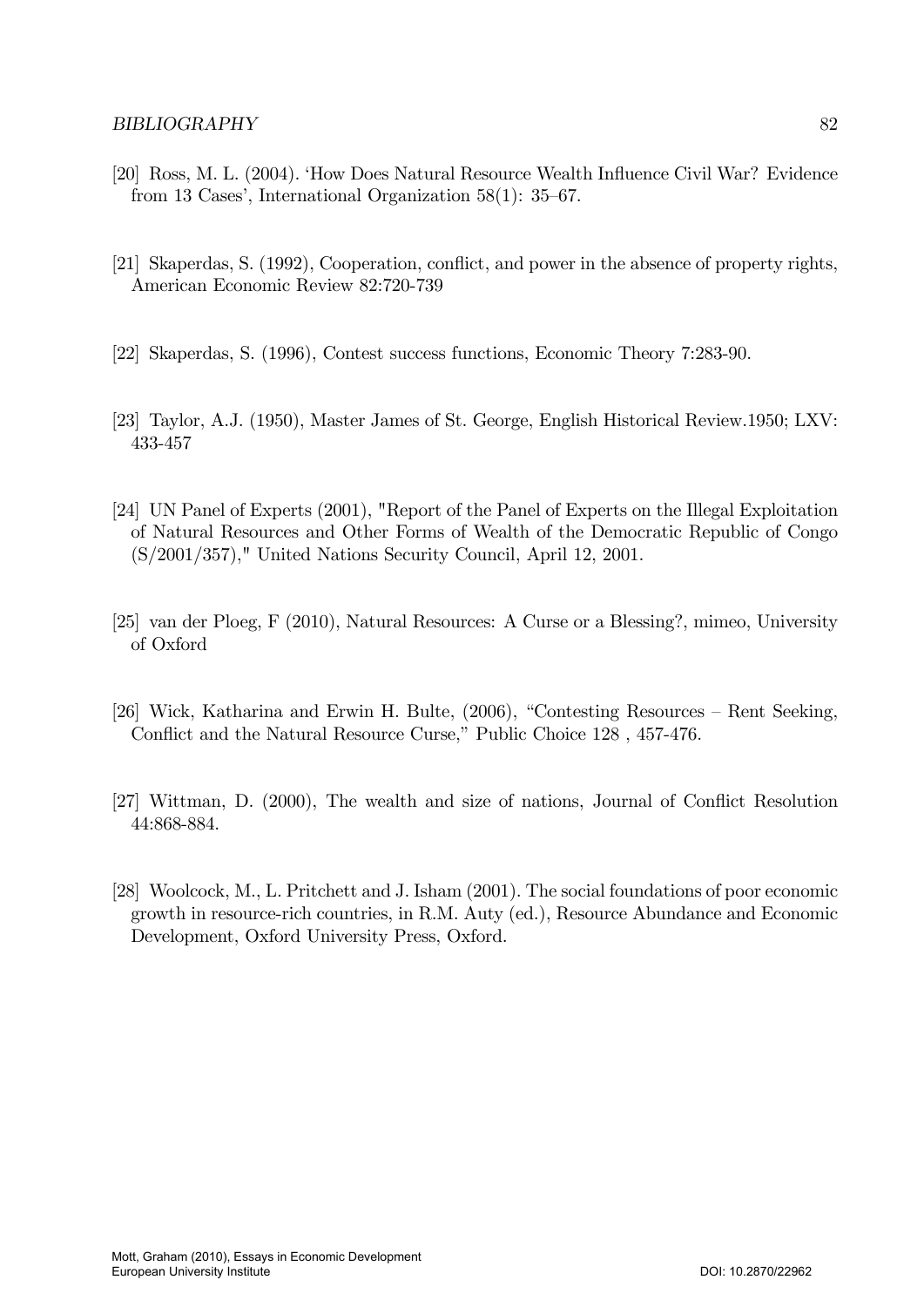[20] Ross, M. L. (2004). 'How Does Natural Resource Wealth Influence Civil War? Evidence from 13 Cases', International Organization 58(1): 35–67.

[21] Skaperdas, S. (1992), Cooperation, conflict, and power in the absence of property rights, American Economic Review 82:720-739

[22] Skaperdas, S. (1996), Contest success functions, Economic Theory 7:283-90.

[23] Taylor, A.J. (1950), Master James of St. George, English Historical Review.1950; LXV: 433-457

[24] UN Panel of Experts (2001), "Report of the Panel of Experts on the Illegal Exploitation of Natural Resources and Other Forms of Wealth of the Democratic Republic of Congo (S/2001/357)," United Nations Security Council, April 12, 2001.

[25] van der Ploeg, F (2010), Natural Resources: A Curse or a Blessing?, mimeo, University of Oxford

[26] Wick, Katharina and Erwin H. Bulte, (2006), "Contesting Resources – Rent Seeking, Conflict and the Natural Resource Curse," Public Choice 128 , 457-476.

[27] Wittman, D. (2000), The wealth and size of nations, Journal of Conflict Resolution 44:868-884.

[28] Woolcock, M., L. Pritchett and J. Isham (2001). The social foundations of poor economic growth in resource-rich countries, in R.M. Auty (ed.), Resource Abundance and Economic Development, Oxford University Press, Oxford.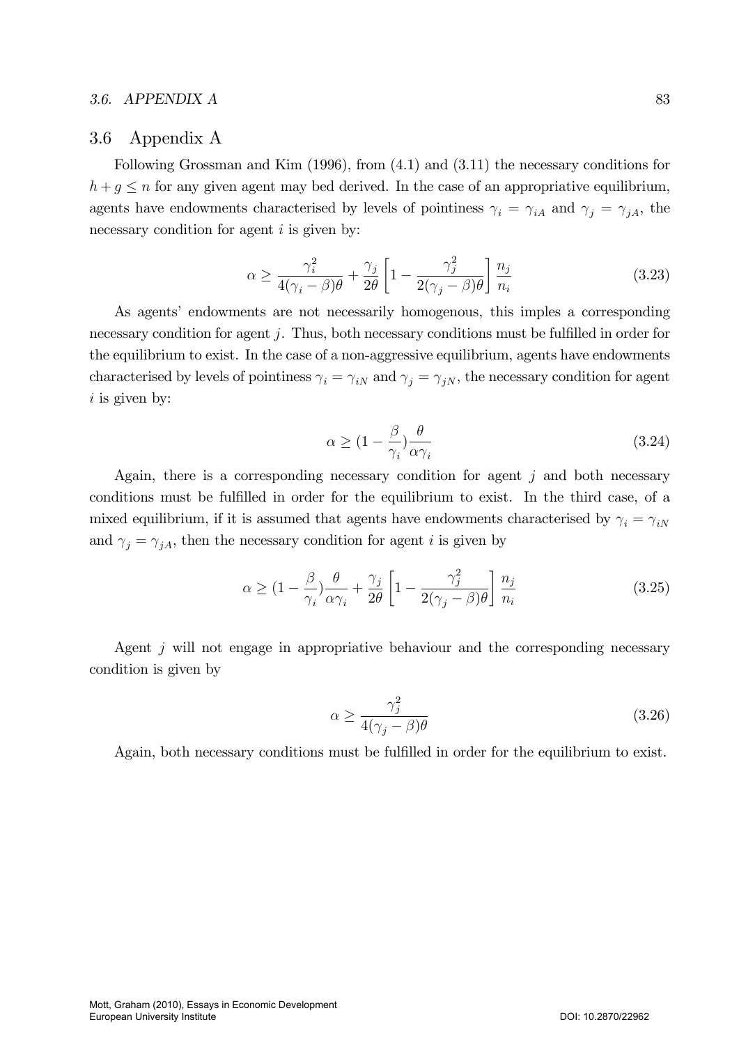## 3.6 Appendix A

Following Grossman and Kim (1996), from (4.1) and (3.11) the necessary conditions for $h + g \leq n$ for any given agent may bed derived. In the case of an appropriative equilibrium, agents have endowments characterised by levels of pointiness $\gamma_i = \gamma_{iA}$ and $\gamma_j = \gamma_{jA}$, the necessary condition for agent $i$ is given by:

$$\alpha \geq \frac{\gamma_i^2}{4(\gamma_i - \beta)\theta} + \frac{\gamma_j}{2\theta}\left[1 - \frac{\gamma_j^2}{2(\gamma_j - \beta)\theta}\right]\frac{n_j}{n_i} \tag{3.23}$$

As agents' endowments are not necessarily homogenous, this imples a corresponding necessary condition for agent $j$. Thus, both necessary conditions must be fulfilled in order for the equilibrium to exist. In the case of a non-aggressive equilibrium, agents have endowments characterised by levels of pointiness $\gamma_i = \gamma_{iN}$ and $\gamma_j = \gamma_{jN}$, the necessary condition for agent $i$ is given by:

$$\alpha \geq (1 - \frac{\beta}{\gamma_i})\frac{\theta}{\alpha\gamma_i} \tag{3.24}$$

Again, there is a corresponding necessary condition for agent $j$ and both necessary conditions must be fulfilled in order for the equilibrium to exist. In the third case, of a mixed equilibrium, if it is assumed that agents have endowments characterised by $\gamma_i = \gamma_{iN}$ and $\gamma_j = \gamma_{jA}$, then the necessary condition for agent $i$ is given by

$$\alpha \geq (1 - \frac{\beta}{\gamma_i})\frac{\theta}{\alpha\gamma_i} + \frac{\gamma_j}{2\theta}\left[1 - \frac{\gamma_j^2}{2(\gamma_j - \beta)\theta}\right]\frac{n_j}{n_i} \tag{3.25}$$

Agent $j$ will not engage in appropriative behaviour and the corresponding necessary condition is given by

$$\alpha \geq \frac{\gamma_j^2}{4(\gamma_j - \beta)\theta} \tag{3.26}$$

Again, both necessary conditions must be fulfilled in order for the equilibrium to exist.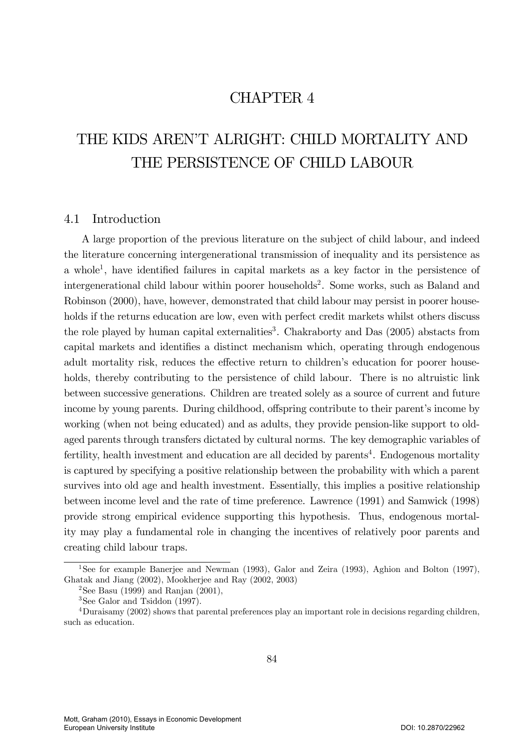# CHAPTER 4

# THE KIDS AREN'T ALRIGHT: CHILD MORTALITY AND THE PERSISTENCE OF CHILD LABOUR

## 4.1 Introduction

A large proportion of the previous literature on the subject of child labour, and indeed the literature concerning intergenerational transmission of inequality and its persistence as a whole[1], have identified failures in capital markets as a key factor in the persistence of intergenerational child labour within poorer households[2]. Some works, such as Baland and Robinson (2000), have, however, demonstrated that child labour may persist in poorer households if the returns education are low, even with perfect credit markets whilst others discuss the role played by human capital externalities[3]. Chakraborty and Das (2005) abstacts from capital markets and identifies a distinct mechanism which, operating through endogenous adult mortality risk, reduces the effective return to children's education for poorer households, thereby contributing to the persistence of child labour. There is no altruistic link between successive generations. Children are treated solely as a source of current and future income by young parents. During childhood, offspring contribute to their parent's income by working (when not being educated) and as adults, they provide pension-like support to old-aged parents through transfers dictated by cultural norms. The key demographic variables of fertility, health investment and education are all decided by parents[4]. Endogenous mortality is captured by specifying a positive relationship between the probability with which a parent survives into old age and health investment. Essentially, this implies a positive relationship between income level and the rate of time preference. Lawrence (1991) and Samwick (1998) provide strong empirical evidence supporting this hypothesis. Thus, endogenous mortality may play a fundamental role in changing the incentives of relatively poor parents and creating child labour traps.

---

[1] See for example Banerjee and Newman (1993), Galor and Zeira (1993), Aghion and Bolton (1997), Ghatak and Jiang (2002), Mookherjee and Ray (2002, 2003)

[2] See Basu (1999) and Ranjan (2001),

[3] See Galor and Tsiddon (1997).

[4] Duraisamy (2002) shows that parental preferences play an important role in decisions regarding children, such as education.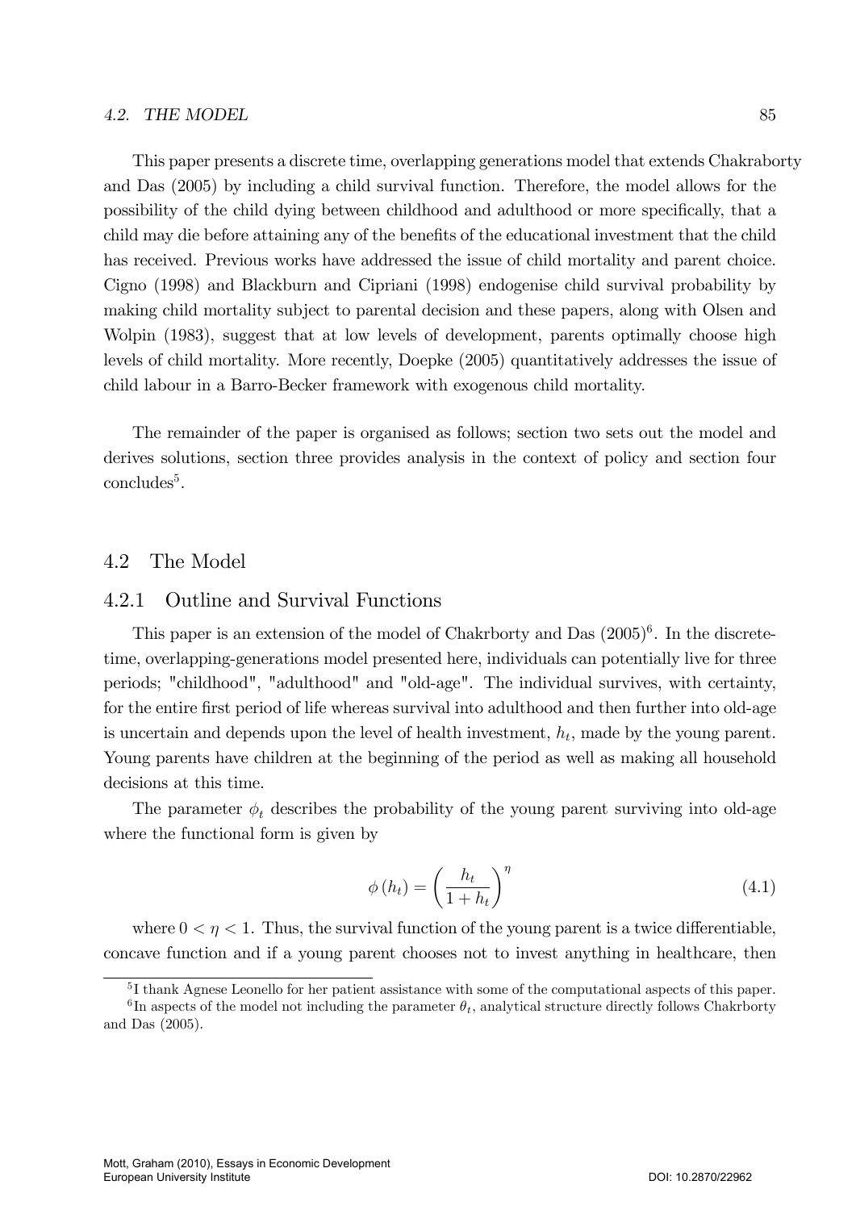This paper presents a discrete time, overlapping generations model that extends Chakraborty and Das (2005) by including a child survival function. Therefore, the model allows for the possibility of the child dying between childhood and adulthood or more specifically, that a child may die before attaining any of the benefits of the educational investment that the child has received. Previous works have addressed the issue of child mortality and parent choice. Cigno (1998) and Blackburn and Cipriani (1998) endogenise child survival probability by making child mortality subject to parental decision and these papers, along with Olsen and Wolpin (1983), suggest that at low levels of development, parents optimally choose high levels of child mortality. More recently, Doepke (2005) quantitatively addresses the issue of child labour in a Barro-Becker framework with exogenous child mortality.

The remainder of the paper is organised as follows; section two sets out the model and derives solutions, section three provides analysis in the context of policy and section four concludes[5].

## 4.2 The Model

### 4.2.1 Outline and Survival Functions

This paper is an extension of the model of Chakrborty and Das (2005)[6]. In the discrete-time, overlapping-generations model presented here, individuals can potentially live for three periods; "childhood", "adulthood" and "old-age". The individual survives, with certainty, for the entire first period of life whereas survival into adulthood and then further into old-age is uncertain and depends upon the level of health investment, $h_t$, made by the young parent. Young parents have children at the beginning of the period as well as making all household decisions at this time.

The parameter $\phi_t$ describes the probability of the young parent surviving into old-age where the functional form is given by

$$\phi\left(h_t\right) = \left(\frac{h_t}{1+h_t}\right)^{\eta} \tag{4.1}$$

where $0 < \eta < 1$. Thus, the survival function of the young parent is a twice differentiable, concave function and if a young parent chooses not to invest anything in healthcare, then

---

[5] I thank Agnese Leonello for her patient assistance with some of the computational aspects of this paper.

[6] In aspects of the model not including the parameter $\theta_t$, analytical structure directly follows Chakrborty and Das (2005).

Mott, Graham (2010), Essays in Economic Development
European University Institute DOI: 10.2870/22962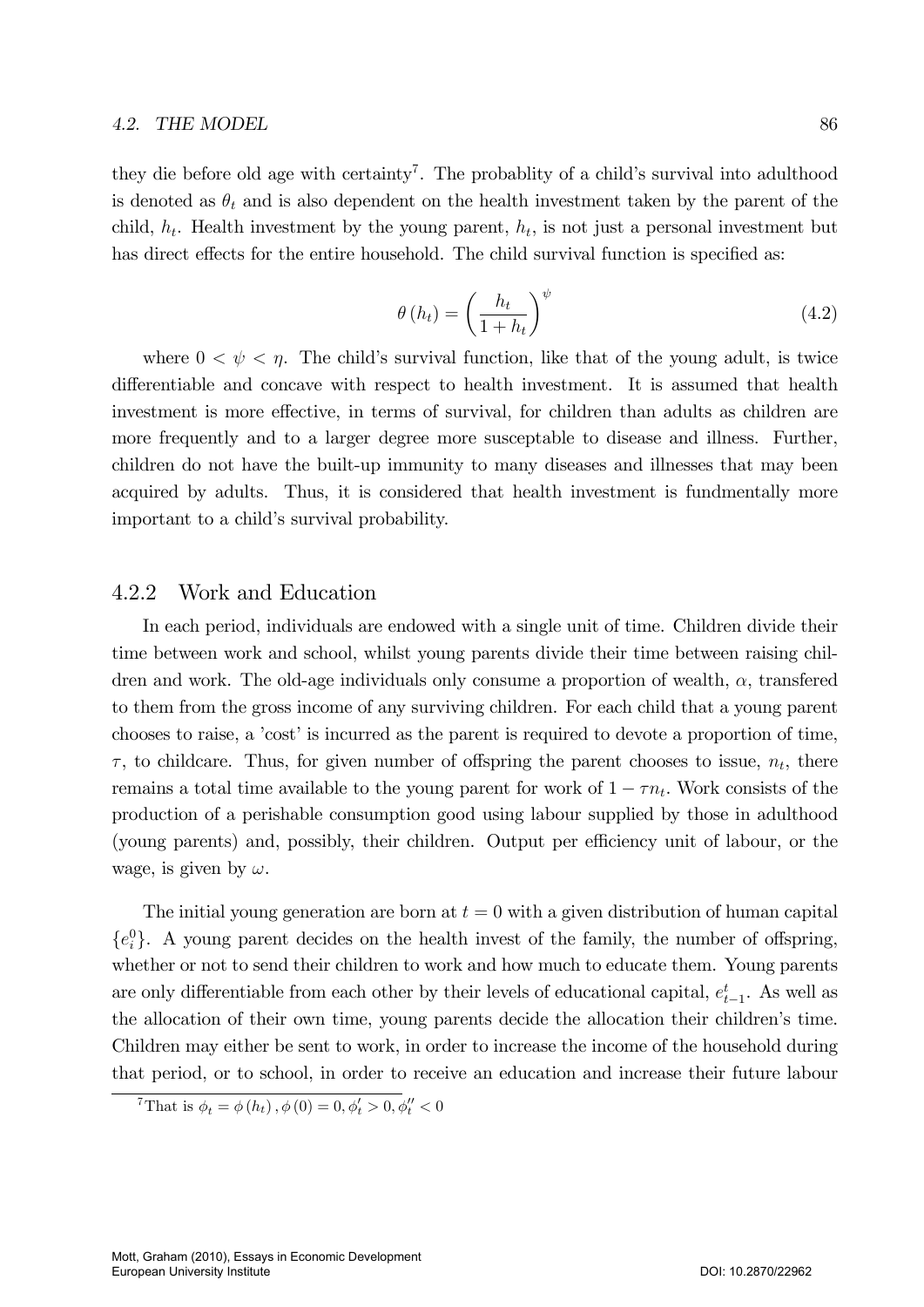they die before old age with certainty[7]. The probablity of a child's survival into adulthood is denoted as $\theta_t$ and is also dependent on the health investment taken by the parent of the child, $h_t$. Health investment by the young parent, $h_t$, is not just a personal investment but has direct effects for the entire household. The child survival function is specified as:

$$\theta(h_t) = \left(\frac{h_t}{1+h_t}\right)^{\psi} \tag{4.2}$$

where $0 < \psi < \eta$. The child's survival function, like that of the young adult, is twice differentiable and concave with respect to health investment. It is assumed that health investment is more effective, in terms of survival, for children than adults as children are more frequently and to a larger degree more susceptable to disease and illness. Further, children do not have the built-up immunity to many diseases and illnesses that may been acquired by adults. Thus, it is considered that health investment is fundmentally more important to a child's survival probability.

### 4.2.2 Work and Education

In each period, individuals are endowed with a single unit of time. Children divide their time between work and school, whilst young parents divide their time between raising children and work. The old-age individuals only consume a proportion of wealth, $\alpha$, transfered to them from the gross income of any surviving children. For each child that a young parent chooses to raise, a 'cost' is incurred as the parent is required to devote a proportion of time, $\tau$, to childcare. Thus, for given number of offspring the parent chooses to issue, $n_t$, there remains a total time available to the young parent for work of $1 - \tau n_t$. Work consists of the production of a perishable consumption good using labour supplied by those in adulthood (young parents) and, possibly, their children. Output per efficiency unit of labour, or the wage, is given by $\omega$.

The initial young generation are born at $t = 0$ with a given distribution of human capital $\{e_i^0\}$. A young parent decides on the health invest of the family, the number of offspring, whether or not to send their children to work and how much to educate them. Young parents are only differentiable from each other by their levels of educational capital, $e_{t-1}^t$. As well as the allocation of their own time, young parents decide the allocation their children's time. Children may either be sent to work, in order to increase the income of the household during that period, or to school, in order to receive an education and increase their future labour

[7] That is $\phi_t = \phi(h_t), \phi(0) = 0, \phi_t' > 0, \phi_t'' < 0$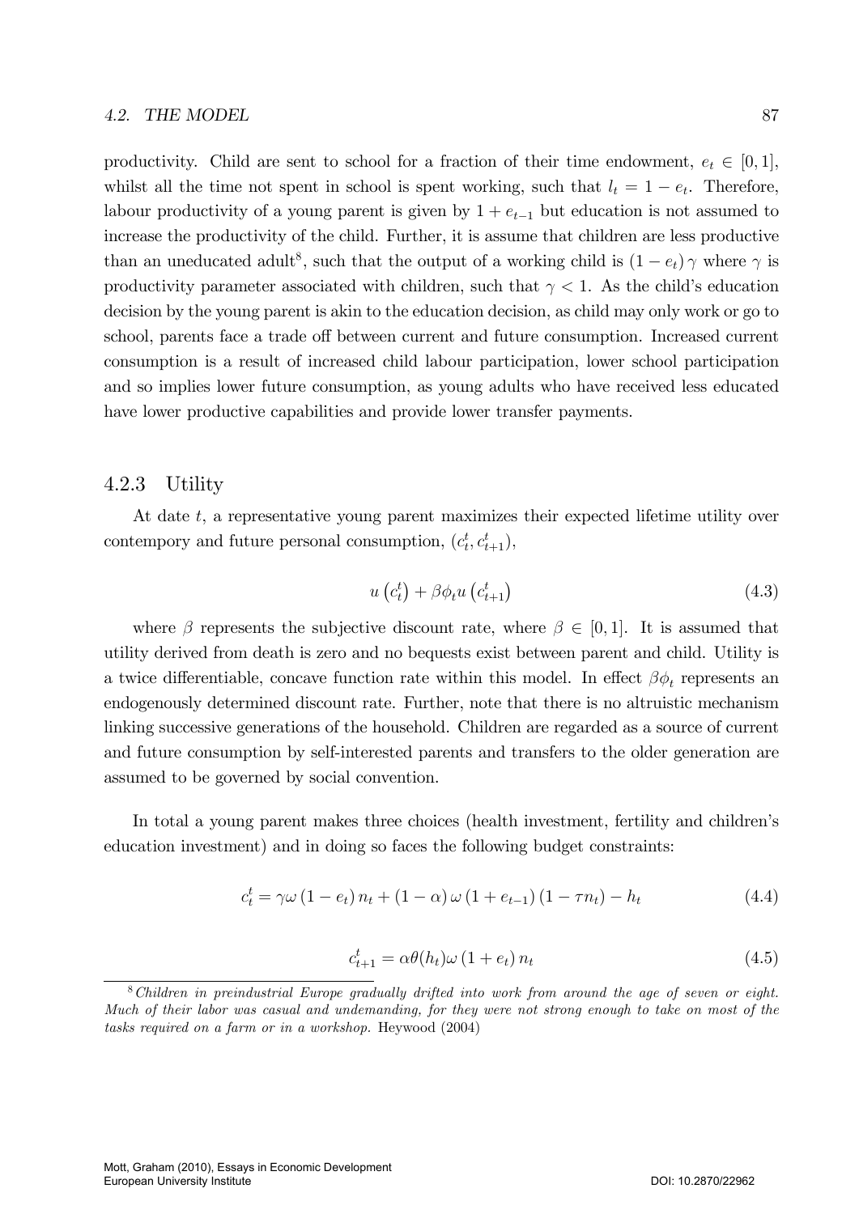productivity. Child are sent to school for a fraction of their time endowment, $e_t \in [0,1]$, whilst all the time not spent in school is spent working, such that $l_t = 1 - e_t$. Therefore, labour productivity of a young parent is given by $1 + e_{t-1}$ but education is not assumed to increase the productivity of the child. Further, it is assume that children are less productive than an uneducated adult[8], such that the output of a working child is $(1 - e_t)\gamma$ where $\gamma$ is productivity parameter associated with children, such that $\gamma < 1$. As the child's education decision by the young parent is akin to the education decision, as child may only work or go to school, parents face a trade off between current and future consumption. Increased current consumption is a result of increased child labour participation, lower school participation and so implies lower future consumption, as young adults who have received less educated have lower productive capabilities and provide lower transfer payments.

### 4.2.3 Utility

At date $t$, a representative young parent maximizes their expected lifetime utility over contempory and future personal consumption, $(c_t^t, c_{t+1}^t)$,

$$u\left(c_t^t\right) + \beta\phi_t u\left(c_{t+1}^t\right) \tag{4.3}$$

where $\beta$ represents the subjective discount rate, where $\beta \in [0,1]$. It is assumed that utility derived from death is zero and no bequests exist between parent and child. Utility is a twice differentiable, concave function rate within this model. In effect $\beta\phi_t$ represents an endogenously determined discount rate. Further, note that there is no altruistic mechanism linking successive generations of the household. Children are regarded as a source of current and future consumption by self-interested parents and transfers to the older generation are assumed to be governed by social convention.

In total a young parent makes three choices (health investment, fertility and children's education investment) and in doing so faces the following budget constraints:

$$c_t^t = \gamma\omega\left(1 - e_t\right)n_t + \left(1 - \alpha\right)\omega\left(1 + e_{t-1}\right)\left(1 - \tau n_t\right) - h_t \tag{4.4}$$

$$c_{t+1}^t = \alpha\theta(h_t)\omega\left(1 + e_t\right)n_t \tag{4.5}$$

[8] *Children in preindustrial Europe gradually drifted into work from around the age of seven or eight. Much of their labor was casual and undemanding, for they were not strong enough to take on most of the tasks required on a farm or in a workshop.* Heywood (2004)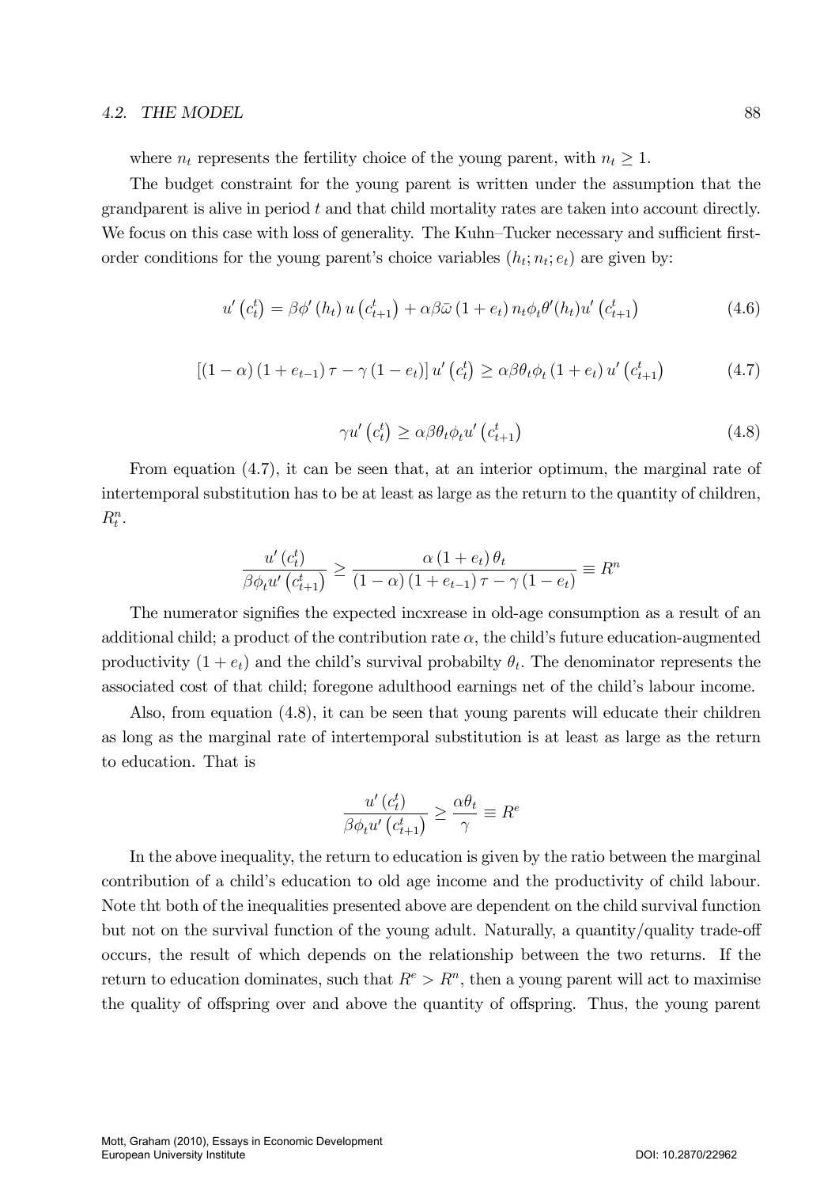where $n_t$ represents the fertility choice of the young parent, with $n_t \geq 1$.

The budget constraint for the young parent is written under the assumption that the grandparent is alive in period $t$ and that child mortality rates are taken into account directly. We focus on this case with loss of generality. The Kuhn–Tucker necessary and sufficient first-order conditions for the young parent's choice variables $(h_t; n_t; e_t)$ are given by:

$$u'\left(c_t^t\right) = \beta\phi'\left(h_t\right)u\left(c_{t+1}^t\right) + \alpha\beta\bar{\omega}\left(1+e_t\right)n_t\phi_t\theta'(h_t)u'\left(c_{t+1}^t\right) \tag{4.6}$$

$$\left[\left(1-\alpha\right)\left(1+e_{t-1}\right)\tau - \gamma\left(1-e_t\right)\right]u'\left(c_t^t\right) \geq \alpha\beta\theta_t\phi_t\left(1+e_t\right)u'\left(c_{t+1}^t\right) \tag{4.7}$$

$$\gamma u'\left(c_t^t\right) \geq \alpha\beta\theta_t\phi_t u'\left(c_{t+1}^t\right) \tag{4.8}$$

From equation (4.7), it can be seen that, at an interior optimum, the marginal rate of intertemporal substitution has to be at least as large as the return to the quantity of children, $R_t^n$.

$$\frac{u'\left(c_t^t\right)}{\beta\phi_t u'\left(c_{t+1}^t\right)} \geq \frac{\alpha\left(1+e_t\right)\theta_t}{\left(1-\alpha\right)\left(1+e_{t-1}\right)\tau - \gamma\left(1-e_t\right)} \equiv R^n$$

The numerator signifies the expected incxrease in old-age consumption as a result of an additional child; a product of the contribution rate $\alpha$, the child's future education-augmented productivity $(1+e_t)$ and the child's survival probabilty $\theta_t$. The denominator represents the associated cost of that child; foregone adulthood earnings net of the child's labour income.

Also, from equation (4.8), it can be seen that young parents will educate their children as long as the marginal rate of intertemporal substitution is at least as large as the return to education. That is

$$\frac{u'\left(c_t^t\right)}{\beta\phi_t u'\left(c_{t+1}^t\right)} \geq \frac{\alpha\theta_t}{\gamma} \equiv R^e$$

In the above inequality, the return to education is given by the ratio between the marginal contribution of a child's education to old age income and the productivity of child labour. Note tht both of the inequalities presented above are dependent on the child survival function but not on the survival function of the young adult. Naturally, a quantity/quality trade-off occurs, the result of which depends on the relationship between the two returns. If the return to education dominates, such that $R^e > R^n$, then a young parent will act to maximise the quality of offspring over and above the quantity of offspring. Thus, the young parent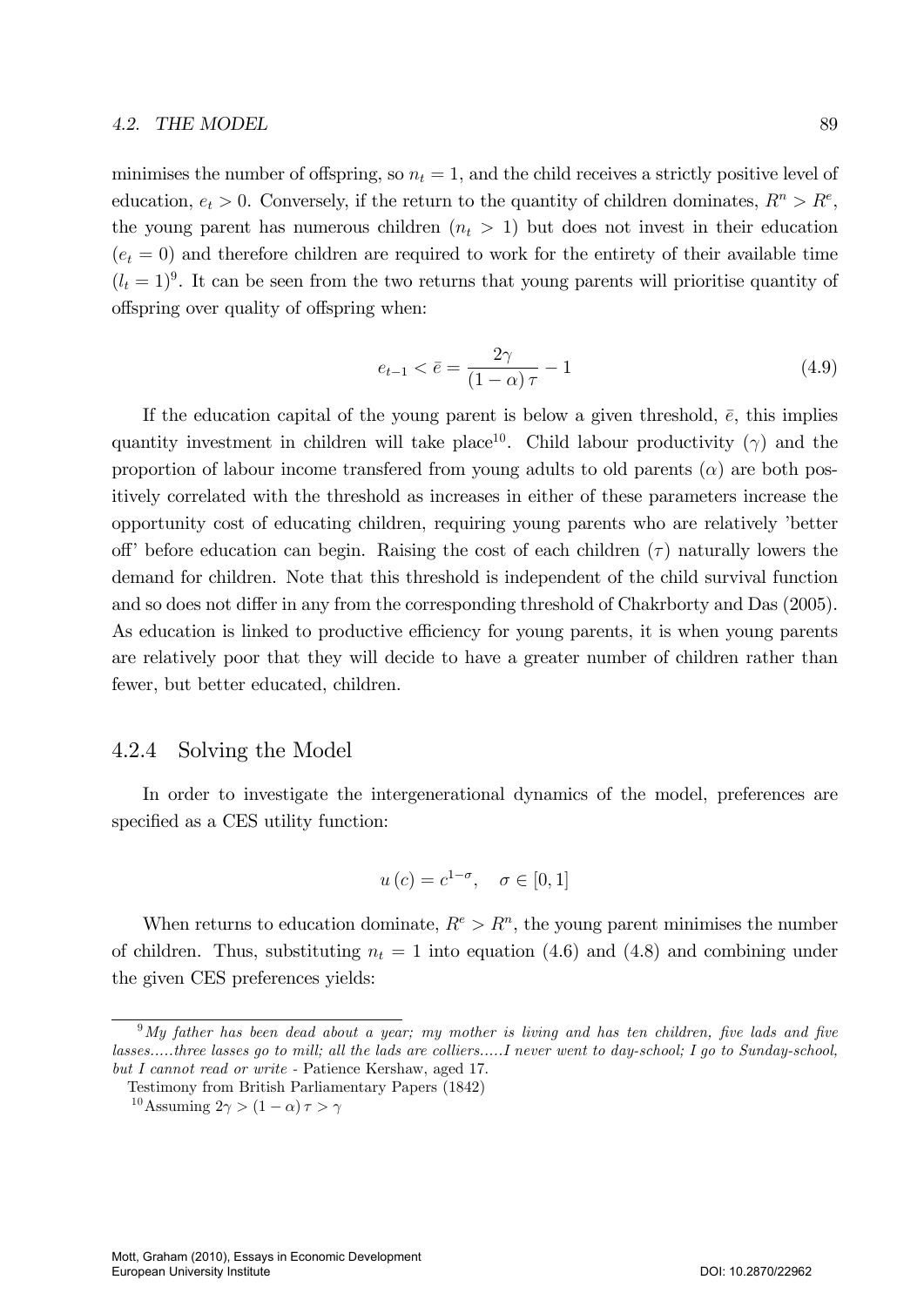minimises the number of offspring, so $n_t = 1$, and the child receives a strictly positive level of education, $e_t > 0$. Conversely, if the return to the quantity of children dominates, $R^n > R^e$, the young parent has numerous children ($n_t > 1$) but does not invest in their education ($e_t = 0$) and therefore children are required to work for the entirety of their available time ($l_t = 1$)[9]. It can be seen from the two returns that young parents will prioritise quantity of offspring over quality of offspring when:

$$e_{t-1} < \bar{e} = \frac{2\gamma}{(1-\alpha)\tau} - 1 \tag{4.9}$$

If the education capital of the young parent is below a given threshold, $\bar{e}$, this implies quantity investment in children will take place[10]. Child labour productivity ($\gamma$) and the proportion of labour income transfered from young adults to old parents ($\alpha$) are both positively correlated with the threshold as increases in either of these parameters increase the opportunity cost of educating children, requiring young parents who are relatively 'better off' before education can begin. Raising the cost of each children ($\tau$) naturally lowers the demand for children. Note that this threshold is independent of the child survival function and so does not differ in any from the corresponding threshold of Chakrborty and Das (2005). As education is linked to productive efficiency for young parents, it is when young parents are relatively poor that they will decide to have a greater number of children rather than fewer, but better educated, children.

### 4.2.4 Solving the Model

In order to investigate the intergenerational dynamics of the model, preferences are specified as a CES utility function:

$$u(c) = c^{1-\sigma}, \quad \sigma \in [0, 1]$$

When returns to education dominate, $R^e > R^n$, the young parent minimises the number of children. Thus, substituting $n_t = 1$ into equation (4.6) and (4.8) and combining under the given CES preferences yields:

---

[9] *My father has been dead about a year; my mother is living and has ten children, five lads and five lasses.....three lasses go to mill; all the lads are colliers.....I never went to day-school; I go to Sunday-school, but I cannot read or write* - Patience Kershaw, aged 17.

Testimony from British Parliamentary Papers (1842)

[10] Assuming $2\gamma > (1-\alpha)\tau > \gamma$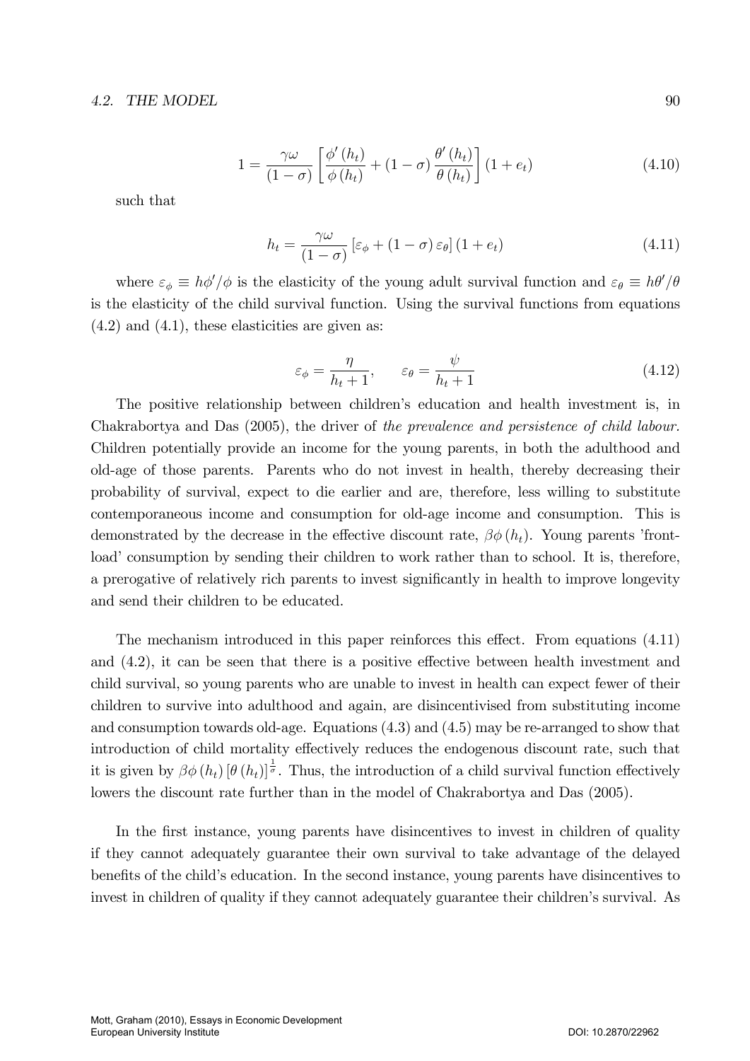$$1 = \frac{\gamma\omega}{(1-\sigma)}\left[\frac{\phi'(h_t)}{\phi(h_t)} + (1-\sigma)\frac{\theta'(h_t)}{\theta(h_t)}\right](1+e_t) \tag{4.10}$$

such that

$$h_t = \frac{\gamma\omega}{(1-\sigma)}\left[\varepsilon_\phi + (1-\sigma)\varepsilon_\theta\right](1+e_t) \tag{4.11}$$

where $\varepsilon_\phi \equiv h\phi'/\phi$ is the elasticity of the young adult survival function and $\varepsilon_\theta \equiv h\theta'/\theta$ is the elasticity of the child survival function. Using the survival functions from equations (4.2) and (4.1), these elasticities are given as:

$$\varepsilon_\phi = \frac{\eta}{h_t+1}, \qquad \varepsilon_\theta = \frac{\psi}{h_t+1} \tag{4.12}$$

The positive relationship between children's education and health investment is, in Chakrabortya and Das (2005), the driver of *the prevalence and persistence of child labour.* Children potentially provide an income for the young parents, in both the adulthood and old-age of those parents. Parents who do not invest in health, thereby decreasing their probability of survival, expect to die earlier and are, therefore, less willing to substitute contemporaneous income and consumption for old-age income and consumption. This is demonstrated by the decrease in the effective discount rate, $\beta\phi(h_t)$. Young parents 'front-load' consumption by sending their children to work rather than to school. It is, therefore, a prerogative of relatively rich parents to invest significantly in health to improve longevity and send their children to be educated.

The mechanism introduced in this paper reinforces this effect. From equations (4.11) and (4.2), it can be seen that there is a positive effective between health investment and child survival, so young parents who are unable to invest in health can expect fewer of their children to survive into adulthood and again, are disincentivised from substituting income and consumption towards old-age. Equations (4.3) and (4.5) may be re-arranged to show that introduction of child mortality effectively reduces the endogenous discount rate, such that it is given by $\beta\phi(h_t)[\theta(h_t)]^{\frac{1}{\sigma}}$. Thus, the introduction of a child survival function effectively lowers the discount rate further than in the model of Chakrabortya and Das (2005).

In the first instance, young parents have disincentives to invest in children of quality if they cannot adequately guarantee their own survival to take advantage of the delayed benefits of the child's education. In the second instance, young parents have disincentives to invest in children of quality if they cannot adequately guarantee their children's survival. As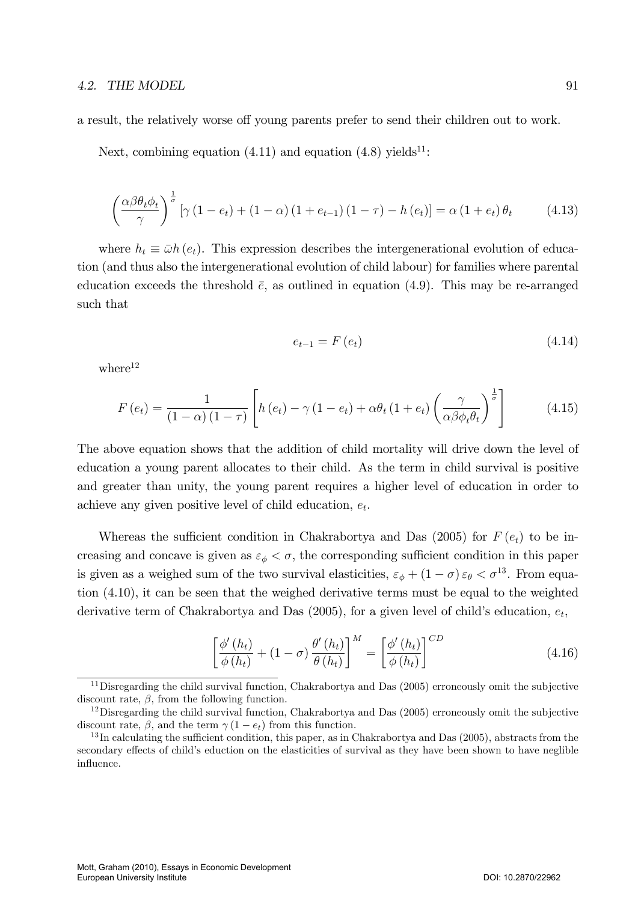a result, the relatively worse off young parents prefer to send their children out to work.

Next, combining equation (4.11) and equation (4.8) yields[11]:

$$\left(\frac{\alpha\beta\theta_t\phi_t}{\gamma}\right)^{\frac{1}{\sigma}}\left[\gamma\left(1-e_t\right)+\left(1-\alpha\right)\left(1+e_{t-1}\right)\left(1-\tau\right)-h\left(e_t\right)\right]=\alpha\left(1+e_t\right)\theta_t \tag{4.13}$$

where $h_t \equiv \bar{\omega}h\left(e_t\right)$. This expression describes the intergenerational evolution of education (and thus also the intergenerational evolution of child labour) for families where parental education exceeds the threshold $\bar{e}$, as outlined in equation (4.9). This may be re-arranged such that

$$e_{t-1}=F\left(e_t\right) \tag{4.14}$$

where[12]

$$F\left(e_t\right)=\frac{1}{\left(1-\alpha\right)\left(1-\tau\right)}\left[h\left(e_t\right)-\gamma\left(1-e_t\right)+\alpha\theta_t\left(1+e_t\right)\left(\frac{\gamma}{\alpha\beta\phi_t\theta_t}\right)^{\frac{1}{\sigma}}\right] \tag{4.15}$$

The above equation shows that the addition of child mortality will drive down the level of education a young parent allocates to their child. As the term in child survival is positive and greater than unity, the young parent requires a higher level of education in order to achieve any given positive level of child education, $e_t$.

Whereas the sufficient condition in Chakrabortya and Das (2005) for $F\left(e_t\right)$ to be increasing and concave is given as $\varepsilon_\phi < \sigma$, the corresponding sufficient condition in this paper is given as a weighed sum of the two survival elasticities, $\varepsilon_\phi + \left(1-\sigma\right)\varepsilon_\theta < \sigma$[13]. From equation (4.10), it can be seen that the weighed derivative terms must be equal to the weighted derivative term of Chakrabortya and Das (2005), for a given level of child's education, $e_t$,

$$\left[\frac{\phi'\left(h_t\right)}{\phi\left(h_t\right)}+\left(1-\sigma\right)\frac{\theta'\left(h_t\right)}{\theta\left(h_t\right)}\right]^M=\left[\frac{\phi'\left(h_t\right)}{\phi\left(h_t\right)}\right]^{CD} \tag{4.16}$$

---

[11] Disregarding the child survival function, Chakrabortya and Das (2005) erroneously omit the subjective discount rate, $\beta$, from the following function.

[12] Disregarding the child survival function, Chakrabortya and Das (2005) erroneously omit the subjective discount rate, $\beta$, and the term $\gamma\left(1-e_t\right)$ from this function.

[13] In calculating the sufficient condition, this paper, as in Chakrabortya and Das (2005), abstracts from the secondary effects of child's eduction on the elasticities of survival as they have been shown to have neglible influence.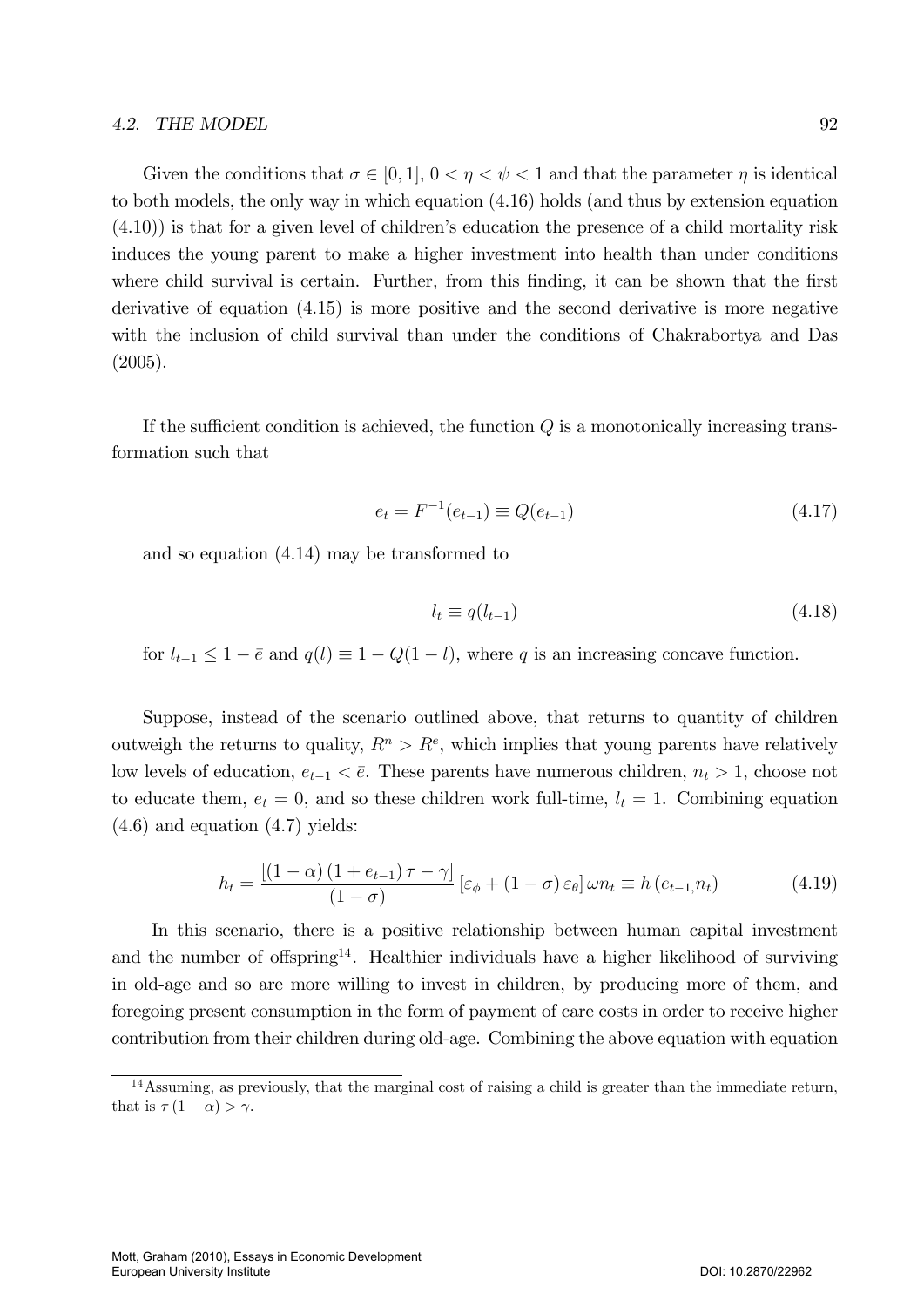Given the conditions that $\sigma \in [0,1]$, $0 < \eta < \psi < 1$ and that the parameter $\eta$ is identical to both models, the only way in which equation (4.16) holds (and thus by extension equation (4.10)) is that for a given level of children's education the presence of a child mortality risk induces the young parent to make a higher investment into health than under conditions where child survival is certain. Further, from this finding, it can be shown that the first derivative of equation (4.15) is more positive and the second derivative is more negative with the inclusion of child survival than under the conditions of Chakrabortya and Das (2005).

If the sufficient condition is achieved, the function $Q$ is a monotonically increasing transformation such that

$$e_t = F^{-1}(e_{t-1}) \equiv Q(e_{t-1}) \tag{4.17}$$

and so equation (4.14) may be transformed to

$$l_t \equiv q(l_{t-1}) \tag{4.18}$$

for $l_{t-1} \leq 1 - \bar{e}$ and $q(l) \equiv 1 - Q(1-l)$, where $q$ is an increasing concave function.

Suppose, instead of the scenario outlined above, that returns to quantity of children outweigh the returns to quality, $R^n > R^e$, which implies that young parents have relatively low levels of education, $e_{t-1} < \bar{e}$. These parents have numerous children, $n_t > 1$, choose not to educate them, $e_t = 0$, and so these children work full-time, $l_t = 1$. Combining equation (4.6) and equation (4.7) yields:

$$h_t = \frac{\left[(1-\alpha)\left(1+e_{t-1}\right)\tau - \gamma\right]}{(1-\sigma)} \left[\varepsilon_\phi + (1-\sigma)\,\varepsilon_\theta\right] \omega n_t \equiv h\left(e_{t-1,}n_t\right) \tag{4.19}$$

In this scenario, there is a positive relationship between human capital investment and the number of offspring[14]. Healthier individuals have a higher likelihood of surviving in old-age and so are more willing to invest in children, by producing more of them, and foregoing present consumption in the form of payment of care costs in order to receive higher contribution from their children during old-age. Combining the above equation with equation

[14] Assuming, as previously, that the marginal cost of raising a child is greater than the immediate return, that is $\tau(1-\alpha) > \gamma$.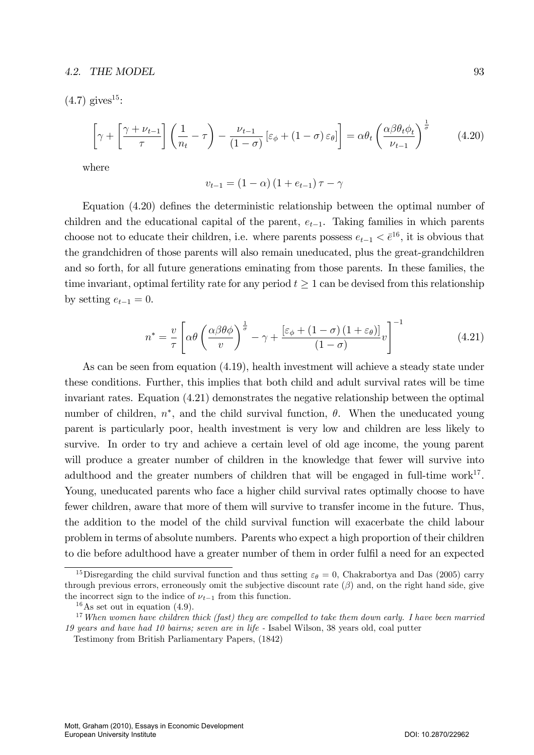(4.7) gives[15]:

$$\left[\gamma + \left[\frac{\gamma + \nu_{t-1}}{\tau}\right]\left(\frac{1}{n_t} - \tau\right) - \frac{\nu_{t-1}}{(1-\sigma)}\left[\varepsilon_\phi + (1-\sigma)\,\varepsilon_\theta\right]\right] = \alpha\theta_t\left(\frac{\alpha\beta\theta_t\phi_t}{\nu_{t-1}}\right)^{\frac{1}{\sigma}} \tag{4.20}$$

where

$$v_{t-1} = (1-\alpha)\,(1+e_{t-1})\,\tau - \gamma$$

Equation (4.20) defines the deterministic relationship between the optimal number of children and the educational capital of the parent, $e_{t-1}$. Taking families in which parents choose not to educate their children, i.e. where parents possess $e_{t-1} < \bar{e}$[16], it is obvious that the grandchidren of those parents will also remain uneducated, plus the great-grandchildren and so forth, for all future generations eminating from those parents. In these families, the time invariant, optimal fertility rate for any period $t \geq 1$ can be devised from this relationship by setting $e_{t-1} = 0$.

$$n^* = \frac{v}{\tau}\left[\alpha\theta\left(\frac{\alpha\beta\theta\phi}{v}\right)^{\frac{1}{\sigma}} - \gamma + \frac{\left[\varepsilon_\phi + (1-\sigma)\,(1+\varepsilon_\theta)\right]}{(1-\sigma)}v\right]^{-1} \tag{4.21}$$

As can be seen from equation (4.19), health investment will achieve a steady state under these conditions. Further, this implies that both child and adult survival rates will be time invariant rates. Equation (4.21) demonstrates the negative relationship between the optimal number of children, $n^*$, and the child survival function, $\theta$. When the uneducated young parent is particularly poor, health investment is very low and children are less likely to survive. In order to try and achieve a certain level of old age income, the young parent will produce a greater number of children in the knowledge that fewer will survive into adulthood and the greater numbers of children that will be engaged in full-time work[17]. Young, uneducated parents who face a higher child survival rates optimally choose to have fewer children, aware that more of them will survive to transfer income in the future. Thus, the addition to the model of the child survival function will exacerbate the child labour problem in terms of absolute numbers. Parents who expect a high proportion of their children to die before adulthood have a greater number of them in order fulfil a need for an expected

---

[15] Disregarding the child survival function and thus setting $\varepsilon_\theta = 0$, Chakrabortya and Das (2005) carry through previous errors, erroneously omit the subjective discount rate ($\beta$) and, on the right hand side, give the incorrect sign to the indice of $\nu_{t-1}$ from this function.

[16] As set out in equation (4.9).

[17] *When women have children thick (fast) they are compelled to take them down early. I have been married 19 years and have had 10 bairns; seven are in life* - Isabel Wilson, 38 years old, coal putter

Testimony from British Parliamentary Papers, (1842)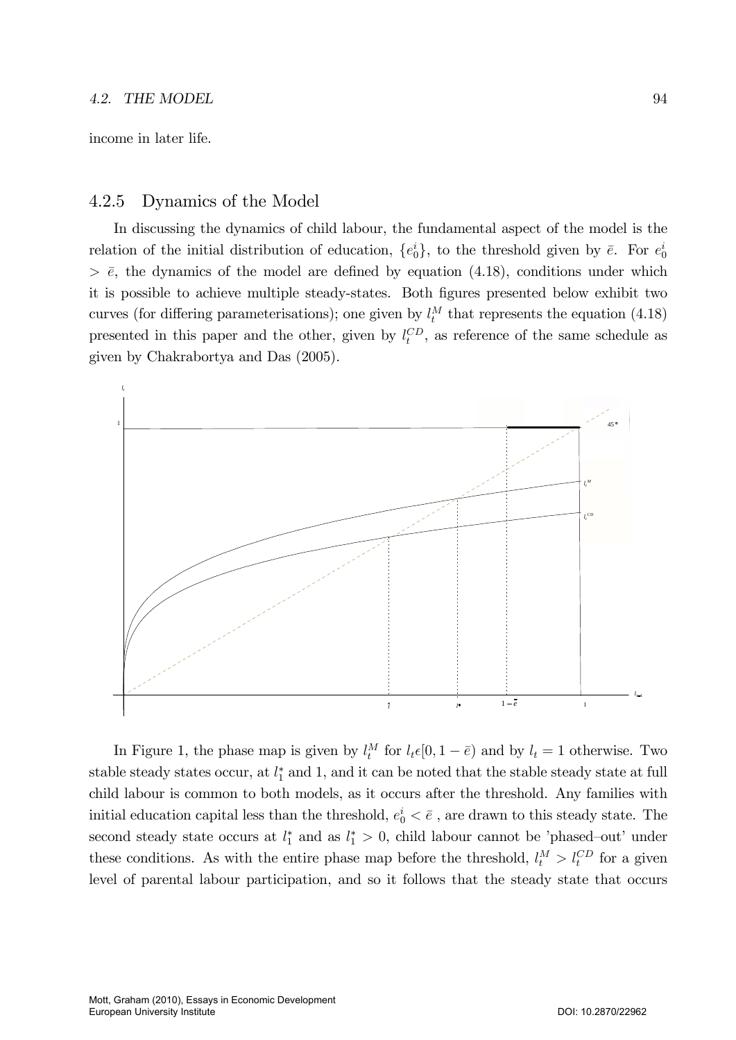income in later life.

### 4.2.5 Dynamics of the Model

In discussing the dynamics of child labour, the fundamental aspect of the model is the relation of the initial distribution of education, $\{e_0^i\}$, to the threshold given by $\bar{e}$. For $e_0^i > \bar{e}$, the dynamics of the model are defined by equation (4.18), conditions under which it is possible to achieve multiple steady-states. Both figures presented below exhibit two curves (for differing parameterisations); one given by $l_t^M$ that represents the equation (4.18) presented in this paper and the other, given by $l_t^{CD}$, as reference of the same schedule as given by Chakrabortya and Das (2005).

$l_t$

1

45°

$l_t^M$

$l_t^{CD}$

$l_{t-1}$

$\hat{l}$

$l$*

$1-\bar{e}$

1

In Figure 1, the phase map is given by $l_t^M$ for $l_t \epsilon [0, 1 - \bar{e})$ and by $l_t = 1$ otherwise. Two stable steady states occur, at $l_1^*$ and 1, and it can be noted that the stable steady state at full child labour is common to both models, as it occurs after the threshold. Any families with initial education capital less than the threshold, $e_0^i < \bar{e}$ , are drawn to this steady state. The second steady state occurs at $l_1^*$ and as $l_1^* > 0$, child labour cannot be 'phased–out' under these conditions. As with the entire phase map before the threshold, $l_t^M > l_t^{CD}$ for a given level of parental labour participation, and so it follows that the steady state that occurs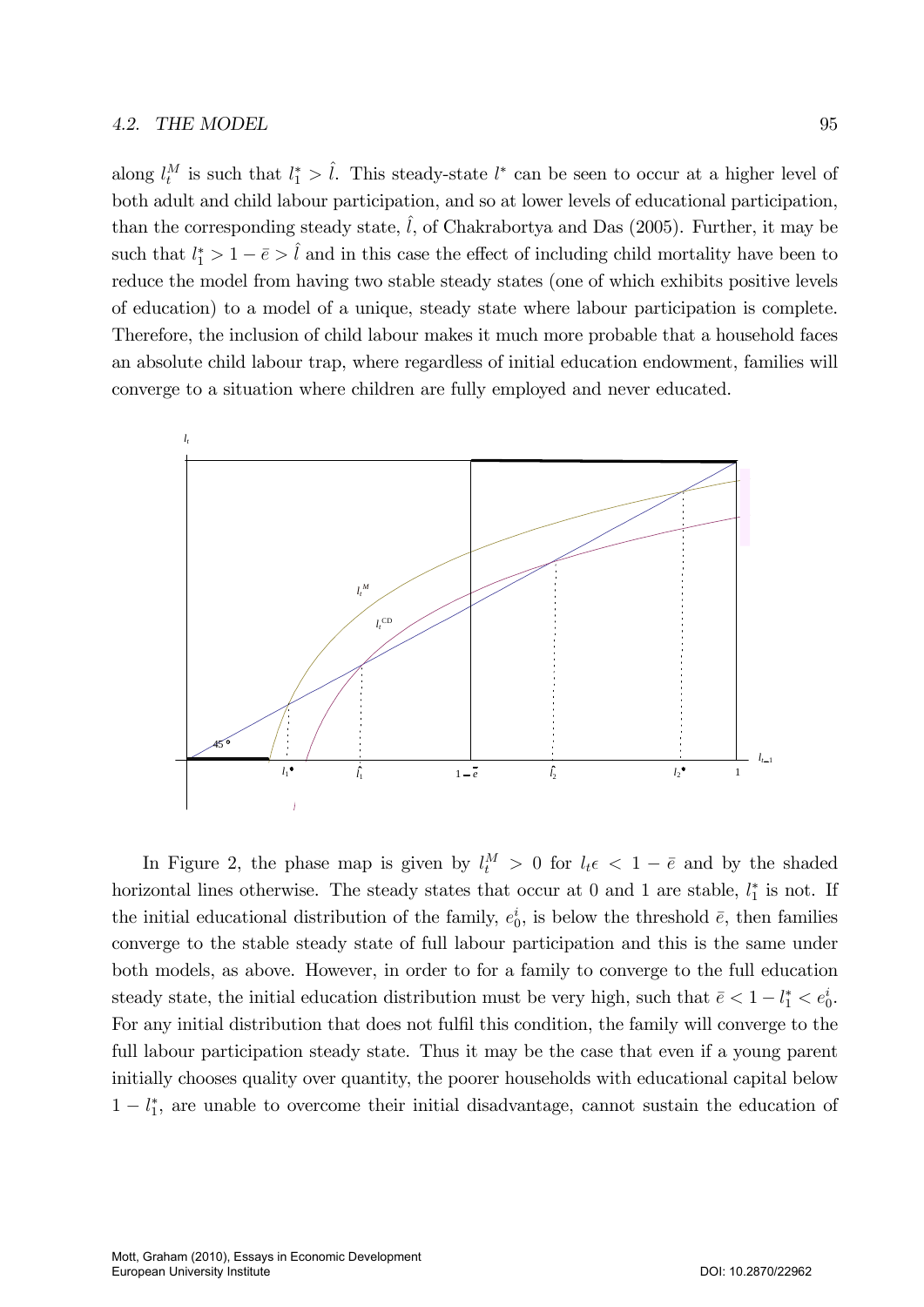along $l_t^M$ is such that $l_1^* > \hat{l}$. This steady-state $l^*$ can be seen to occur at a higher level of both adult and child labour participation, and so at lower levels of educational participation, than the corresponding steady state, $\hat{l}$, of Chakrabortya and Das (2005). Further, it may be such that $l_1^* > 1 - \bar{e} > \hat{l}$ and in this case the effect of including child mortality have been to reduce the model from having two stable steady states (one of which exhibits positive levels of education) to a model of a unique, steady state where labour participation is complete. Therefore, the inclusion of child labour makes it much more probable that a household faces an absolute child labour trap, where regardless of initial education endowment, families will converge to a situation where children are fully employed and never educated.

$l_t$

$l_t^M$

$l_t^{CD}$

45°

$l_1^*$ $\hat{l}_1$ $1-\bar{e}$ $\hat{l}_2$ $l_2^*$ 1

$l_{t-1}$

In Figure 2, the phase map is given by $l_t^M > 0$ for $l_t \epsilon < 1 - \bar{e}$ and by the shaded horizontal lines otherwise. The steady states that occur at 0 and 1 are stable, $l_1^*$ is not. If the initial educational distribution of the family, $e_0^i$, is below the threshold $\bar{e}$, then families converge to the stable steady state of full labour participation and this is the same under both models, as above. However, in order to for a family to converge to the full education steady state, the initial education distribution must be very high, such that $\bar{e} < 1 - l_1^* < e_0^i$. For any initial distribution that does not fulfil this condition, the family will converge to the full labour participation steady state. Thus it may be the case that even if a young parent initially chooses quality over quantity, the poorer households with educational capital below $1 - l_1^*$, are unable to overcome their initial disadvantage, cannot sustain the education of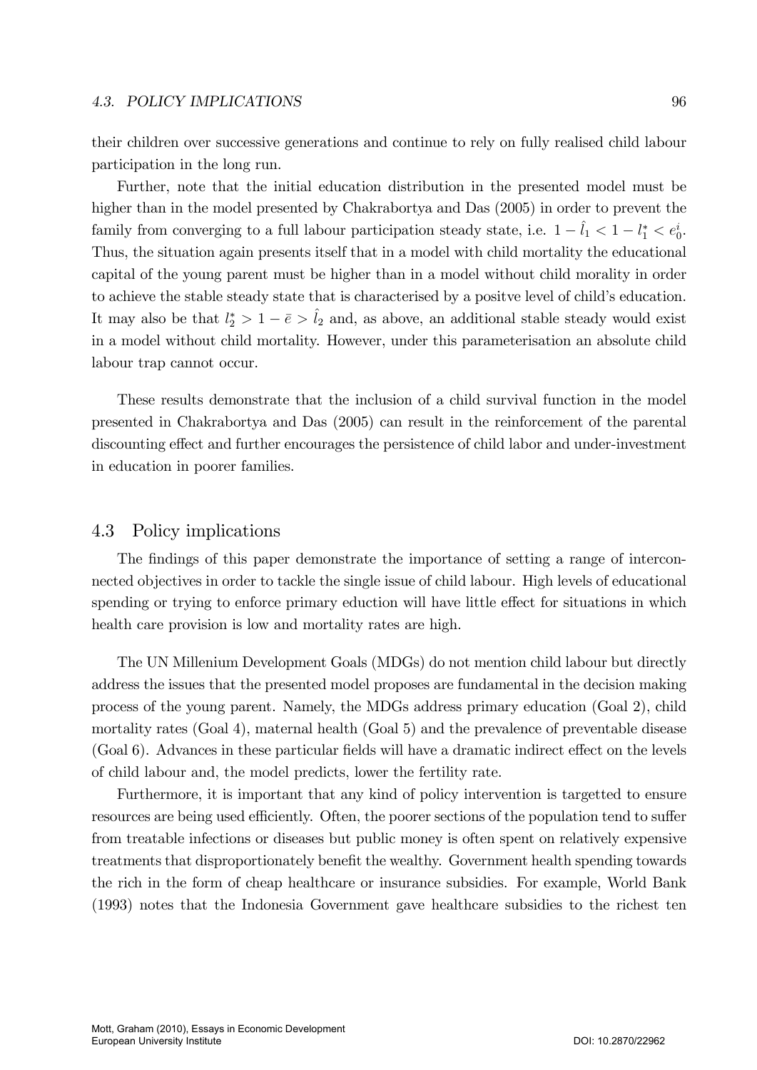their children over successive generations and continue to rely on fully realised child labour participation in the long run.

Further, note that the initial education distribution in the presented model must be higher than in the model presented by Chakrabortya and Das (2005) in order to prevent the family from converging to a full labour participation steady state, i.e. $1 - \hat{l}_1 < 1 - l_1^* < e_0^i$. Thus, the situation again presents itself that in a model with child mortality the educational capital of the young parent must be higher than in a model without child morality in order to achieve the stable steady state that is characterised by a positve level of child's education. It may also be that $l_2^* > 1 - \bar{e} > \hat{l}_2$ and, as above, an additional stable steady would exist in a model without child mortality. However, under this parameterisation an absolute child labour trap cannot occur.

These results demonstrate that the inclusion of a child survival function in the model presented in Chakrabortya and Das (2005) can result in the reinforcement of the parental discounting effect and further encourages the persistence of child labor and under-investment in education in poorer families.

## 4.3 Policy implications

The findings of this paper demonstrate the importance of setting a range of interconnected objectives in order to tackle the single issue of child labour. High levels of educational spending or trying to enforce primary eduction will have little effect for situations in which health care provision is low and mortality rates are high.

The UN Millenium Development Goals (MDGs) do not mention child labour but directly address the issues that the presented model proposes are fundamental in the decision making process of the young parent. Namely, the MDGs address primary education (Goal 2), child mortality rates (Goal 4), maternal health (Goal 5) and the prevalence of preventable disease (Goal 6). Advances in these particular fields will have a dramatic indirect effect on the levels of child labour and, the model predicts, lower the fertility rate.

Furthermore, it is important that any kind of policy intervention is targetted to ensure resources are being used efficiently. Often, the poorer sections of the population tend to suffer from treatable infections or diseases but public money is often spent on relatively expensive treatments that disproportionately benefit the wealthy. Government health spending towards the rich in the form of cheap healthcare or insurance subsidies. For example, World Bank (1993) notes that the Indonesia Government gave healthcare subsidies to the richest ten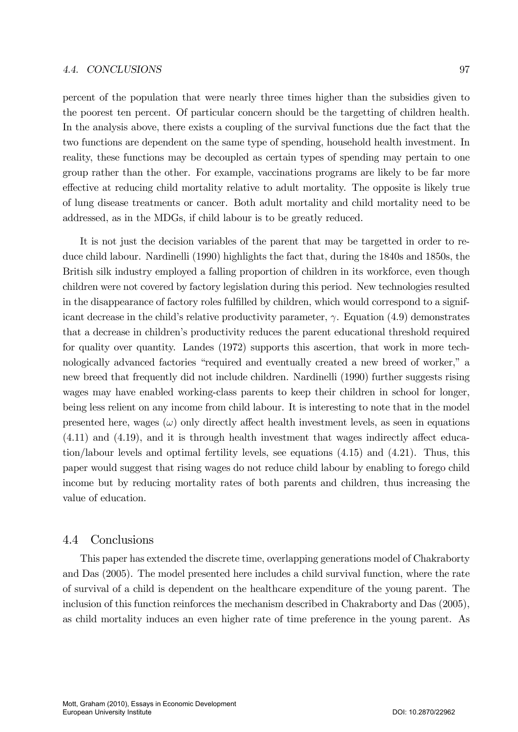percent of the population that were nearly three times higher than the subsidies given to the poorest ten percent. Of particular concern should be the targetting of children health. In the analysis above, there exists a coupling of the survival functions due the fact that the two functions are dependent on the same type of spending, household health investment. In reality, these functions may be decoupled as certain types of spending may pertain to one group rather than the other. For example, vaccinations programs are likely to be far more effective at reducing child mortality relative to adult mortality. The opposite is likely true of lung disease treatments or cancer. Both adult mortality and child mortality need to be addressed, as in the MDGs, if child labour is to be greatly reduced.

It is not just the decision variables of the parent that may be targetted in order to reduce child labour. Nardinelli (1990) highlights the fact that, during the 1840s and 1850s, the British silk industry employed a falling proportion of children in its workforce, even though children were not covered by factory legislation during this period. New technologies resulted in the disappearance of factory roles fulfilled by children, which would correspond to a significant decrease in the child's relative productivity parameter, $\gamma$. Equation (4.9) demonstrates that a decrease in children's productivity reduces the parent educational threshold required for quality over quantity. Landes (1972) supports this ascertion, that work in more technologically advanced factories "required and eventually created a new breed of worker," a new breed that frequently did not include children. Nardinelli (1990) further suggests rising wages may have enabled working-class parents to keep their children in school for longer, being less relient on any income from child labour. It is interesting to note that in the model presented here, wages ($\omega$) only directly affect health investment levels, as seen in equations (4.11) and (4.19), and it is through health investment that wages indirectly affect education/labour levels and optimal fertility levels, see equations (4.15) and (4.21). Thus, this paper would suggest that rising wages do not reduce child labour by enabling to forego child income but by reducing mortality rates of both parents and children, thus increasing the value of education.

## 4.4 Conclusions

This paper has extended the discrete time, overlapping generations model of Chakraborty and Das (2005). The model presented here includes a child survival function, where the rate of survival of a child is dependent on the healthcare expenditure of the young parent. The inclusion of this function reinforces the mechanism described in Chakraborty and Das (2005), as child mortality induces an even higher rate of time preference in the young parent. As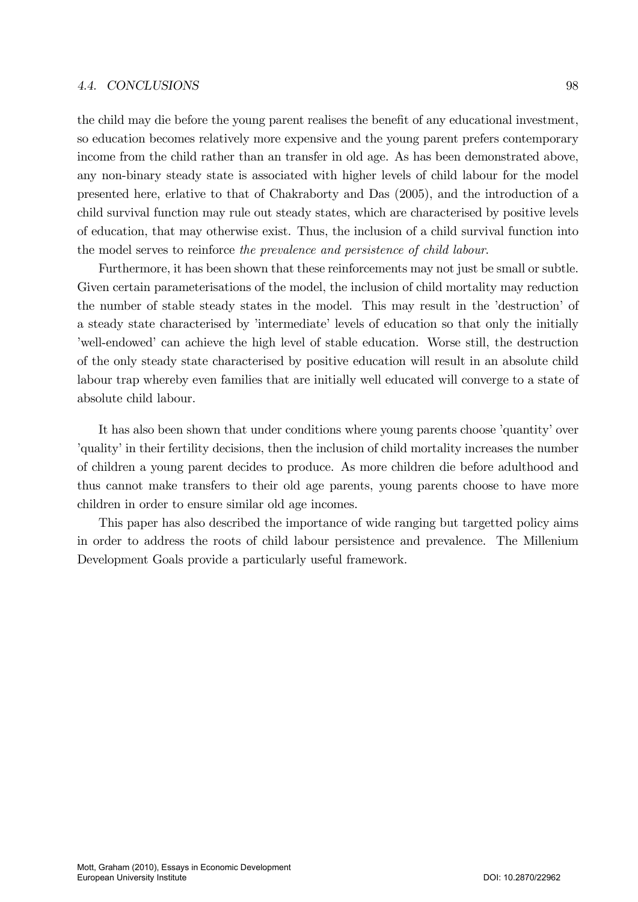the child may die before the young parent realises the benefit of any educational investment, so education becomes relatively more expensive and the young parent prefers contemporary income from the child rather than an transfer in old age. As has been demonstrated above, any non-binary steady state is associated with higher levels of child labour for the model presented here, erlative to that of Chakraborty and Das (2005), and the introduction of a child survival function may rule out steady states, which are characterised by positive levels of education, that may otherwise exist. Thus, the inclusion of a child survival function into the model serves to reinforce *the prevalence and persistence of child labour*.

Furthermore, it has been shown that these reinforcements may not just be small or subtle. Given certain parameterisations of the model, the inclusion of child mortality may reduction the number of stable steady states in the model. This may result in the 'destruction' of a steady state characterised by 'intermediate' levels of education so that only the initially 'well-endowed' can achieve the high level of stable education. Worse still, the destruction of the only steady state characterised by positive education will result in an absolute child labour trap whereby even families that are initially well educated will converge to a state of absolute child labour.

It has also been shown that under conditions where young parents choose 'quantity' over 'quality' in their fertility decisions, then the inclusion of child mortality increases the number of children a young parent decides to produce. As more children die before adulthood and thus cannot make transfers to their old age parents, young parents choose to have more children in order to ensure similar old age incomes.

This paper has also described the importance of wide ranging but targetted policy aims in order to address the roots of child labour persistence and prevalence. The Millenium Development Goals provide a particularly useful framework.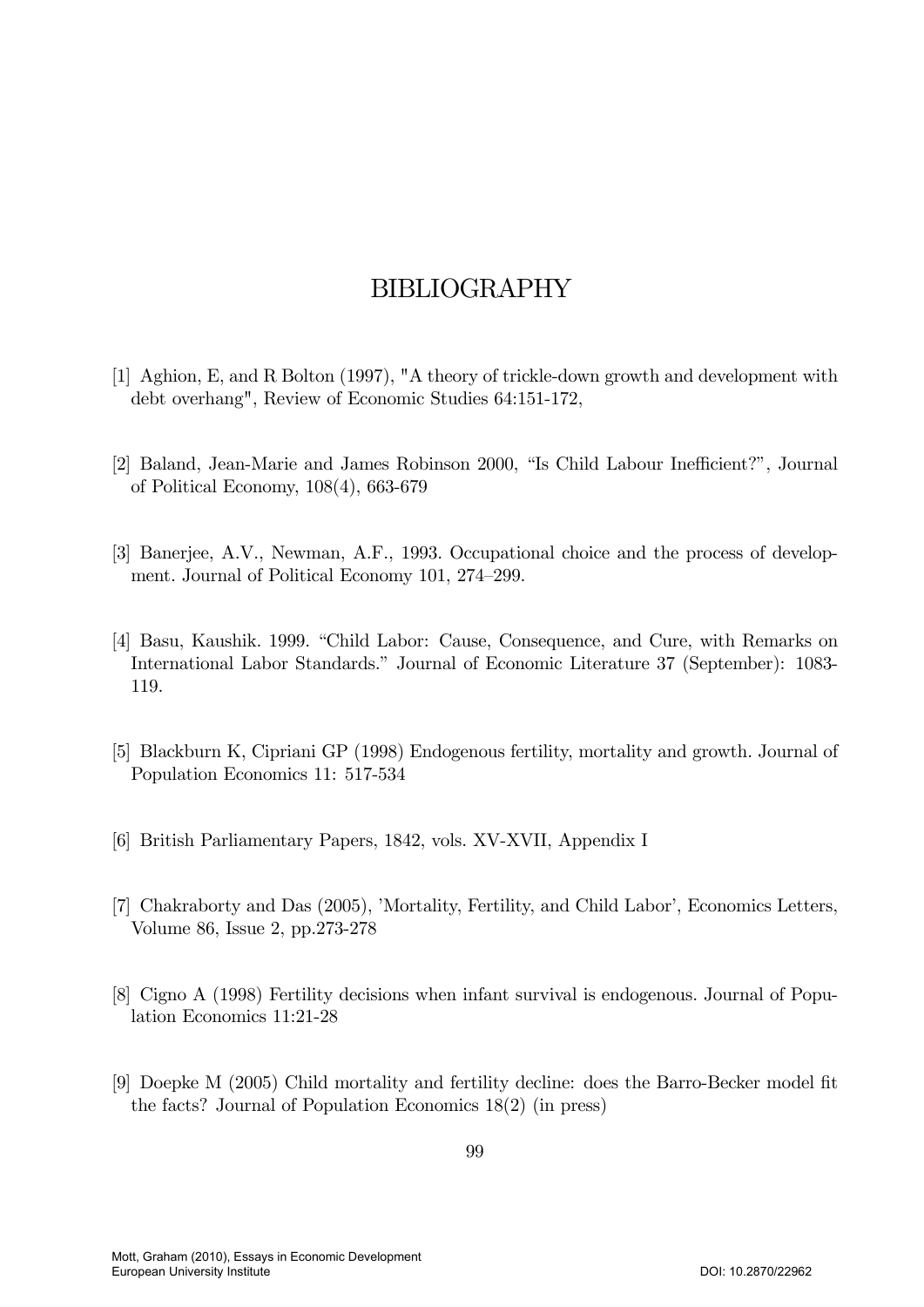# BIBLIOGRAPHY

[1] Aghion, E, and R Bolton (1997), "A theory of trickle-down growth and development with debt overhang", Review of Economic Studies 64:151-172,

[2] Baland, Jean-Marie and James Robinson 2000, "Is Child Labour Inefficient?", Journal of Political Economy, 108(4), 663-679

[3] Banerjee, A.V., Newman, A.F., 1993. Occupational choice and the process of development. Journal of Political Economy 101, 274–299.

[4] Basu, Kaushik. 1999. "Child Labor: Cause, Consequence, and Cure, with Remarks on International Labor Standards." Journal of Economic Literature 37 (September): 1083-119.

[5] Blackburn K, Cipriani GP (1998) Endogenous fertility, mortality and growth. Journal of Population Economics 11: 517-534

[6] British Parliamentary Papers, 1842, vols. XV-XVII, Appendix I

[7] Chakraborty and Das (2005), 'Mortality, Fertility, and Child Labor', Economics Letters, Volume 86, Issue 2, pp.273-278

[8] Cigno A (1998) Fertility decisions when infant survival is endogenous. Journal of Population Economics 11:21-28

[9] Doepke M (2005) Child mortality and fertility decline: does the Barro-Becker model fit the facts? Journal of Population Economics 18(2) (in press)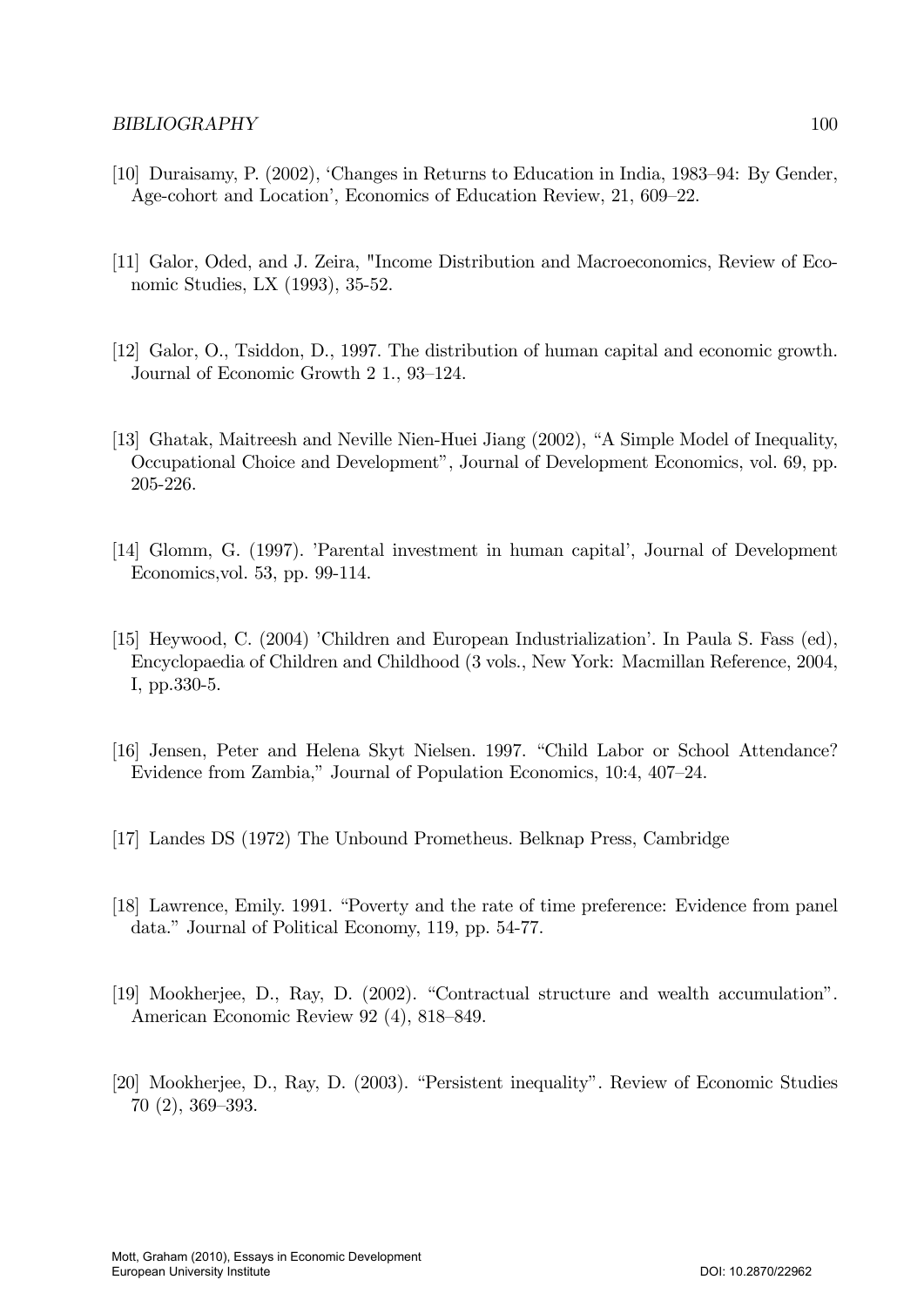[10] Duraisamy, P. (2002), 'Changes in Returns to Education in India, 1983–94: By Gender, Age-cohort and Location', Economics of Education Review, 21, 609–22.

[11] Galor, Oded, and J. Zeira, "Income Distribution and Macroeconomics, Review of Economic Studies, LX (1993), 35-52.

[12] Galor, O., Tsiddon, D., 1997. The distribution of human capital and economic growth. Journal of Economic Growth 2 1., 93–124.

[13] Ghatak, Maitreesh and Neville Nien-Huei Jiang (2002), "A Simple Model of Inequality, Occupational Choice and Development", Journal of Development Economics, vol. 69, pp. 205-226.

[14] Glomm, G. (1997). 'Parental investment in human capital', Journal of Development Economics,vol. 53, pp. 99-114.

[15] Heywood, C. (2004) 'Children and European Industrialization'. In Paula S. Fass (ed), Encyclopaedia of Children and Childhood (3 vols., New York: Macmillan Reference, 2004, I, pp.330-5.

[16] Jensen, Peter and Helena Skyt Nielsen. 1997. "Child Labor or School Attendance? Evidence from Zambia," Journal of Population Economics, 10:4, 407–24.

[17] Landes DS (1972) The Unbound Prometheus. Belknap Press, Cambridge

[18] Lawrence, Emily. 1991. "Poverty and the rate of time preference: Evidence from panel data." Journal of Political Economy, 119, pp. 54-77.

[19] Mookherjee, D., Ray, D. (2002). "Contractual structure and wealth accumulation". American Economic Review 92 (4), 818–849.

[20] Mookherjee, D., Ray, D. (2003). "Persistent inequality". Review of Economic Studies 70 (2), 369–393.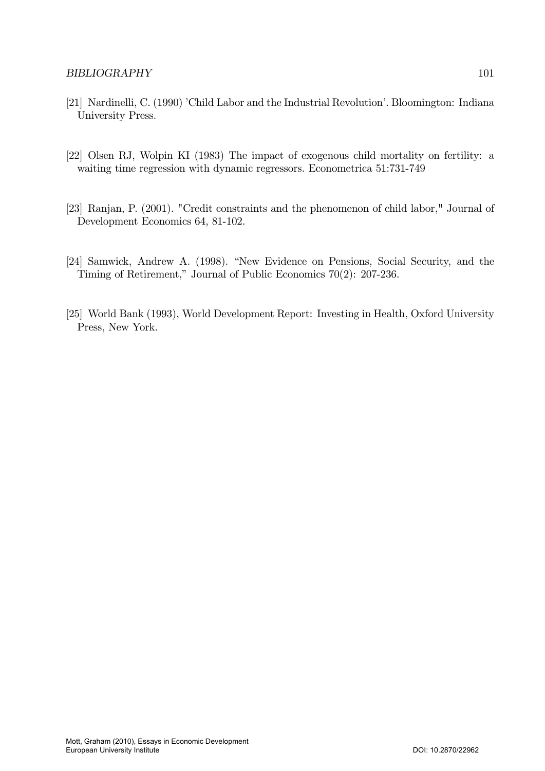[21] Nardinelli, C. (1990) 'Child Labor and the Industrial Revolution'. Bloomington: Indiana University Press.

[22] Olsen RJ, Wolpin KI (1983) The impact of exogenous child mortality on fertility: a waiting time regression with dynamic regressors. Econometrica 51:731-749

[23] Ranjan, P. (2001). "Credit constraints and the phenomenon of child labor," Journal of Development Economics 64, 81-102.

[24] Samwick, Andrew A. (1998). "New Evidence on Pensions, Social Security, and the Timing of Retirement," Journal of Public Economics 70(2): 207-236.

[25] World Bank (1993), World Development Report: Investing in Health, Oxford University Press, New York.